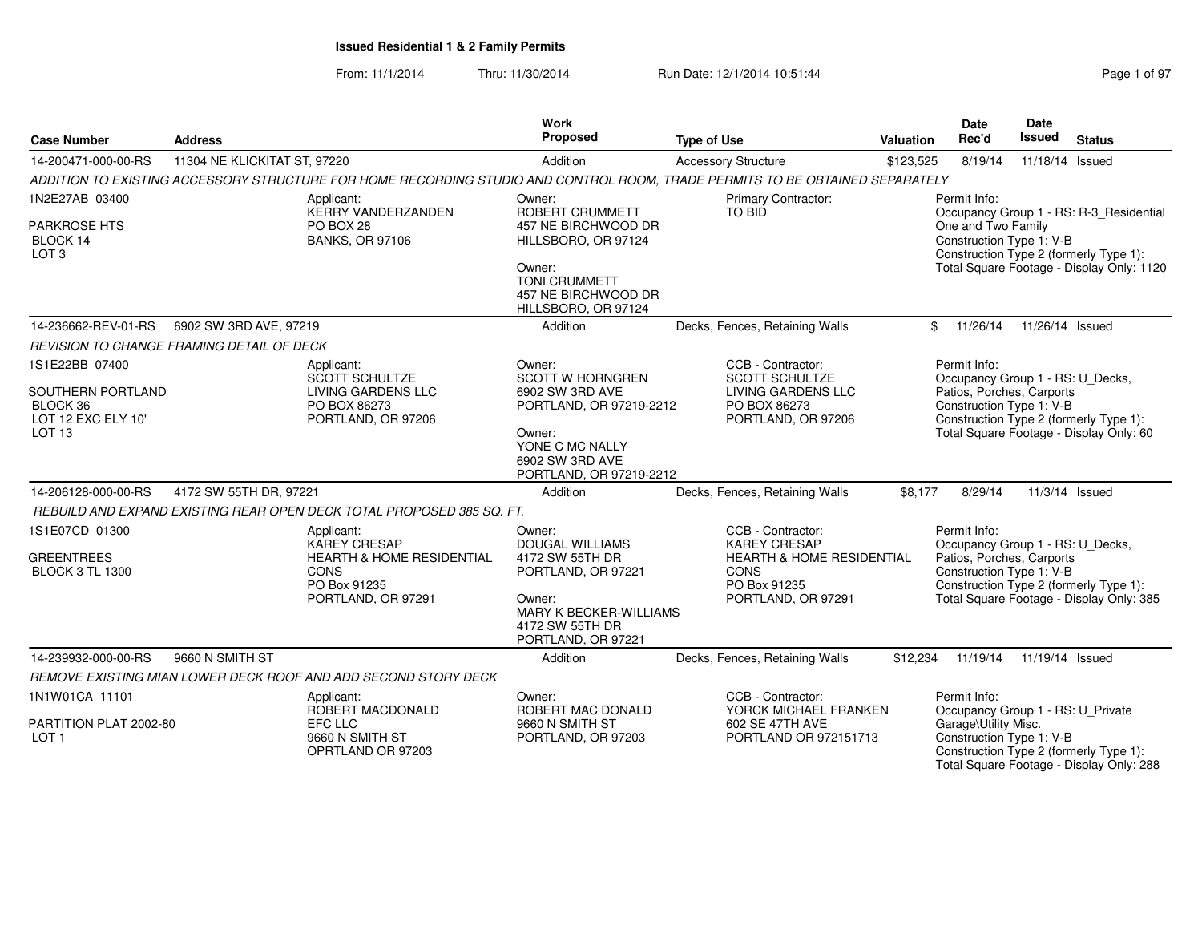# Issued Residential 1 & 2 Family Permits

From: 11/1/2014 Thru: 11/30/2014 Run Date: 12/1/2014 10:51:44

| Case Number | Address | Work Proposed | Type of Use | Valuation | Date Rec'd | Date Issued | Status |
|---|---|---|---|---|---|---|---|
| 14-200471-000-00-RS | 11304 NE KLICKITAT ST, 97220 | Addition | Accessory Structure | $123,525 | 8/19/14 | 11/18/14 | Issued |
| 14-236662-REV-01-RS | 6902 SW 3RD AVE, 97219 | Addition | Decks, Fences, Retaining Walls | $ | 11/26/14 | 11/26/14 | Issued |
| 14-206128-000-00-RS | 4172 SW 55TH DR, 97221 | Addition | Decks, Fences, Retaining Walls | $8,177 | 8/29/14 | 11/3/14 | Issued |
| 14-239932-000-00-RS | 9660 N SMITH ST | Addition | Decks, Fences, Retaining Walls | $12,234 | 11/19/14 | 11/19/14 | Issued |

## 14-200471-000-00-RS — 11304 NE KLICKITAT ST, 97220

*ADDITION TO EXISTING ACCESSORY STRUCTURE FOR HOME RECORDING STUDIO AND CONTROL ROOM, TRADE PERMITS TO BE OBTAINED SEPARATELY*

1N2E27AB 03400
PARKROSE HTS
BLOCK 14
LOT 3

Applicant:
KERRY VANDERZANDEN
PO BOX 28
BANKS, OR 97106

Owner:
ROBERT CRUMMETT
457 NE BIRCHWOOD DR
HILLSBORO, OR 97124

Owner:
TONI CRUMMETT
457 NE BIRCHWOOD DR
HILLSBORO, OR 97124

Primary Contractor:
TO BID

Permit Info:
Occupancy Group 1 - RS: R-3_Residential One and Two Family
Construction Type 1: V-B
Construction Type 2 (formerly Type 1):
Total Square Footage - Display Only: 1120

## 14-236662-REV-01-RS — 6902 SW 3RD AVE, 97219

*REVISION TO CHANGE FRAMING DETAIL OF DECK*

1S1E22BB 07400
SOUTHERN PORTLAND
BLOCK 36
LOT 12 EXC ELY 10'
LOT 13

Applicant:
SCOTT SCHULTZE
LIVING GARDENS LLC
PO BOX 86273
PORTLAND, OR 97206

Owner:
SCOTT W HORNGREN
6902 SW 3RD AVE
PORTLAND, OR 97219-2212

Owner:
YONE C MC NALLY
6902 SW 3RD AVE
PORTLAND, OR 97219-2212

CCB - Contractor:
SCOTT SCHULTZE
LIVING GARDENS LLC
PO BOX 86273
PORTLAND, OR 97206

Permit Info:
Occupancy Group 1 - RS: U_Decks, Patios, Porches, Carports
Construction Type 1: V-B
Construction Type 2 (formerly Type 1):
Total Square Footage - Display Only: 60

## 14-206128-000-00-RS — 4172 SW 55TH DR, 97221

*REBUILD AND EXPAND EXISTING REAR OPEN DECK TOTAL PROPOSED 385 SQ. FT.*

1S1E07CD 01300
GREENTREES
BLOCK 3 TL 1300

Applicant:
KAREY CRESAP
HEARTH & HOME RESIDENTIAL CONS
PO Box 91235
PORTLAND, OR 97291

Owner:
DOUGAL WILLIAMS
4172 SW 55TH DR
PORTLAND, OR 97221

Owner:
MARY K BECKER-WILLIAMS
4172 SW 55TH DR
PORTLAND, OR 97221

CCB - Contractor:
KAREY CRESAP
HEARTH & HOME RESIDENTIAL CONS
PO Box 91235
PORTLAND, OR 97291

Permit Info:
Occupancy Group 1 - RS: U_Decks, Patios, Porches, Carports
Construction Type 1: V-B
Construction Type 2 (formerly Type 1):
Total Square Footage - Display Only: 385

## 14-239932-000-00-RS — 9660 N SMITH ST

*REMOVE EXISTING MIAN LOWER DECK ROOF AND ADD SECOND STORY DECK*

1N1W01CA 11101
PARTITION PLAT 2002-80
LOT 1

Applicant:
ROBERT MACDONALD
EFC LLC
9660 N SMITH ST
OPRTLAND OR 97203

Owner:
ROBERT MAC DONALD
9660 N SMITH ST
PORTLAND, OR 97203

CCB - Contractor:
YORCK MICHAEL FRANKEN
602 SE 47TH AVE
PORTLAND OR 972151713

Permit Info:
Occupancy Group 1 - RS: U_Private Garage\Utility Misc.
Construction Type 1: V-B
Construction Type 2 (formerly Type 1):
Total Square Footage - Display Only: 288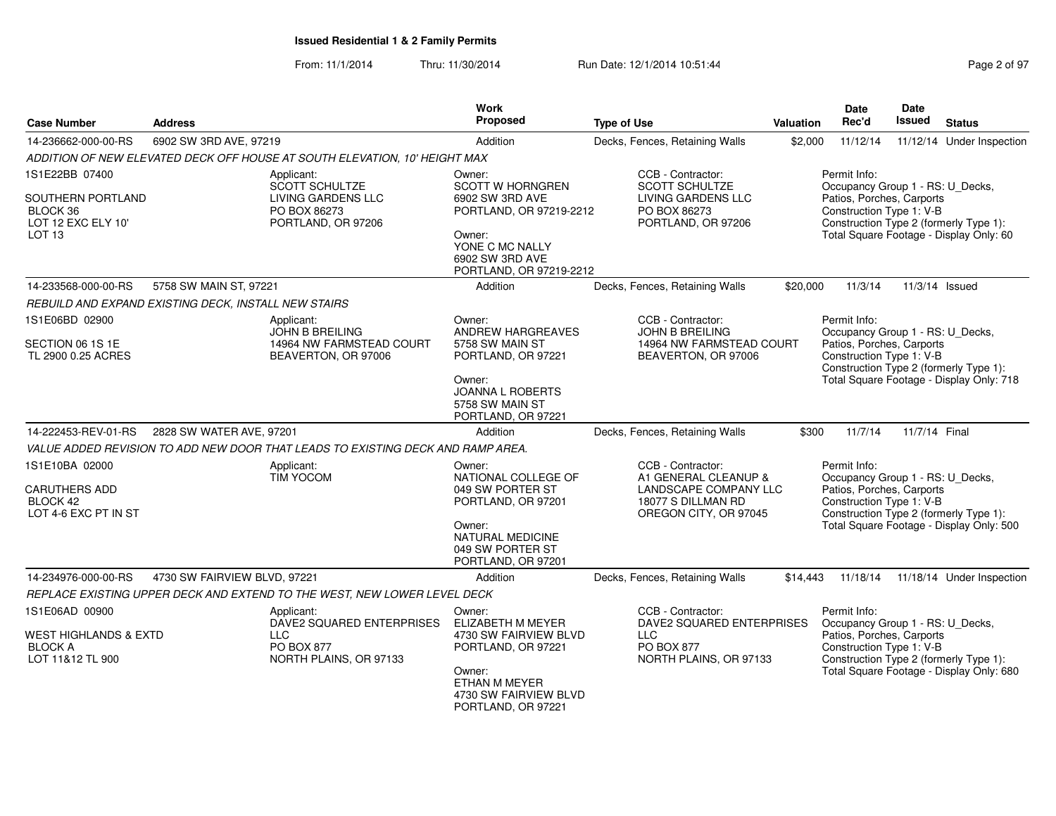# Issued Residential 1 & 2 Family Permits

From: 11/1/2014 Thru: 11/30/2014 Run Date: 12/1/2014 10:51:44

| Case Number | Address | Work Proposed | Type of Use | Valuation | Date Rec'd | Date Issued | Status |
|---|---|---|---|---|---|---|---|
| 14-236662-000-00-RS | 6902 SW 3RD AVE, 97219 | Addition | Decks, Fences, Retaining Walls | $2,000 | 11/12/14 | 11/12/14 | Under Inspection |
| 14-233568-000-00-RS | 5758 SW MAIN ST, 97221 | Addition | Decks, Fences, Retaining Walls | $20,000 | 11/3/14 | 11/3/14 | Issued |
| 14-222453-REV-01-RS | 2828 SW WATER AVE, 97201 | Addition | Decks, Fences, Retaining Walls | $300 | 11/7/14 | 11/7/14 | Final |
| 14-234976-000-00-RS | 4730 SW FAIRVIEW BLVD, 97221 | Addition | Decks, Fences, Retaining Walls | $14,443 | 11/18/14 | 11/18/14 | Under Inspection |

## 14-236662-000-00-RS — 6902 SW 3RD AVE, 97219

*ADDITION OF NEW ELEVATED DECK OFF HOUSE AT SOUTH ELEVATION, 10' HEIGHT MAX*

1S1E22BB 07400

SOUTHERN PORTLAND
BLOCK 36
LOT 12 EXC ELY 10'
LOT 13

Applicant:
SCOTT SCHULTZE
LIVING GARDENS LLC
PO BOX 86273
PORTLAND, OR 97206

Owner:
SCOTT W HORNGREN
6902 SW 3RD AVE
PORTLAND, OR 97219-2212

Owner:
YONE C MC NALLY
6902 SW 3RD AVE
PORTLAND, OR 97219-2212

CCB - Contractor:
SCOTT SCHULTZE
LIVING GARDENS LLC
PO BOX 86273
PORTLAND, OR 97206

Permit Info:
Occupancy Group 1 - RS: U_Decks, Patios, Porches, Carports
Construction Type 1: V-B
Construction Type 2 (formerly Type 1):
Total Square Footage - Display Only: 60

## 14-233568-000-00-RS — 5758 SW MAIN ST, 97221

*REBUILD AND EXPAND EXISTING DECK, INSTALL NEW STAIRS*

1S1E06BD 02900

SECTION 06 1S 1E
TL 2900 0.25 ACRES

Applicant:
JOHN B BREILING
14964 NW FARMSTEAD COURT
BEAVERTON, OR 97006

Owner:
ANDREW HARGREAVES
5758 SW MAIN ST
PORTLAND, OR 97221

Owner:
JOANNA L ROBERTS
5758 SW MAIN ST
PORTLAND, OR 97221

CCB - Contractor:
JOHN B BREILING
14964 NW FARMSTEAD COURT
BEAVERTON, OR 97006

Permit Info:
Occupancy Group 1 - RS: U_Decks, Patios, Porches, Carports
Construction Type 1: V-B
Construction Type 2 (formerly Type 1):
Total Square Footage - Display Only: 718

## 14-222453-REV-01-RS — 2828 SW WATER AVE, 97201

*VALUE ADDED REVISION TO ADD NEW DOOR THAT LEADS TO EXISTING DECK AND RAMP AREA.*

1S1E10BA 02000

CARUTHERS ADD
BLOCK 42
LOT 4-6 EXC PT IN ST

Applicant:
TIM YOCOM

Owner:
NATIONAL COLLEGE OF
049 SW PORTER ST
PORTLAND, OR 97201

Owner:
NATURAL MEDICINE
049 SW PORTER ST
PORTLAND, OR 97201

CCB - Contractor:
A1 GENERAL CLEANUP &
LANDSCAPE COMPANY LLC
18077 S DILLMAN RD
OREGON CITY, OR 97045

Permit Info:
Occupancy Group 1 - RS: U_Decks, Patios, Porches, Carports
Construction Type 1: V-B
Construction Type 2 (formerly Type 1):
Total Square Footage - Display Only: 500

## 14-234976-000-00-RS — 4730 SW FAIRVIEW BLVD, 97221

*REPLACE EXISTING UPPER DECK AND EXTEND TO THE WEST, NEW LOWER LEVEL DECK*

1S1E06AD 00900

WEST HIGHLANDS & EXTD
BLOCK A
LOT 11&12 TL 900

Applicant:
DAVE2 SQUARED ENTERPRISES
LLC
PO BOX 877
NORTH PLAINS, OR 97133

Owner:
ELIZABETH M MEYER
4730 SW FAIRVIEW BLVD
PORTLAND, OR 97221

Owner:
ETHAN M MEYER
4730 SW FAIRVIEW BLVD
PORTLAND, OR 97221

CCB - Contractor:
DAVE2 SQUARED ENTERPRISES
LLC
PO BOX 877
NORTH PLAINS, OR 97133

Permit Info:
Occupancy Group 1 - RS: U_Decks, Patios, Porches, Carports
Construction Type 1: V-B
Construction Type 2 (formerly Type 1):
Total Square Footage - Display Only: 680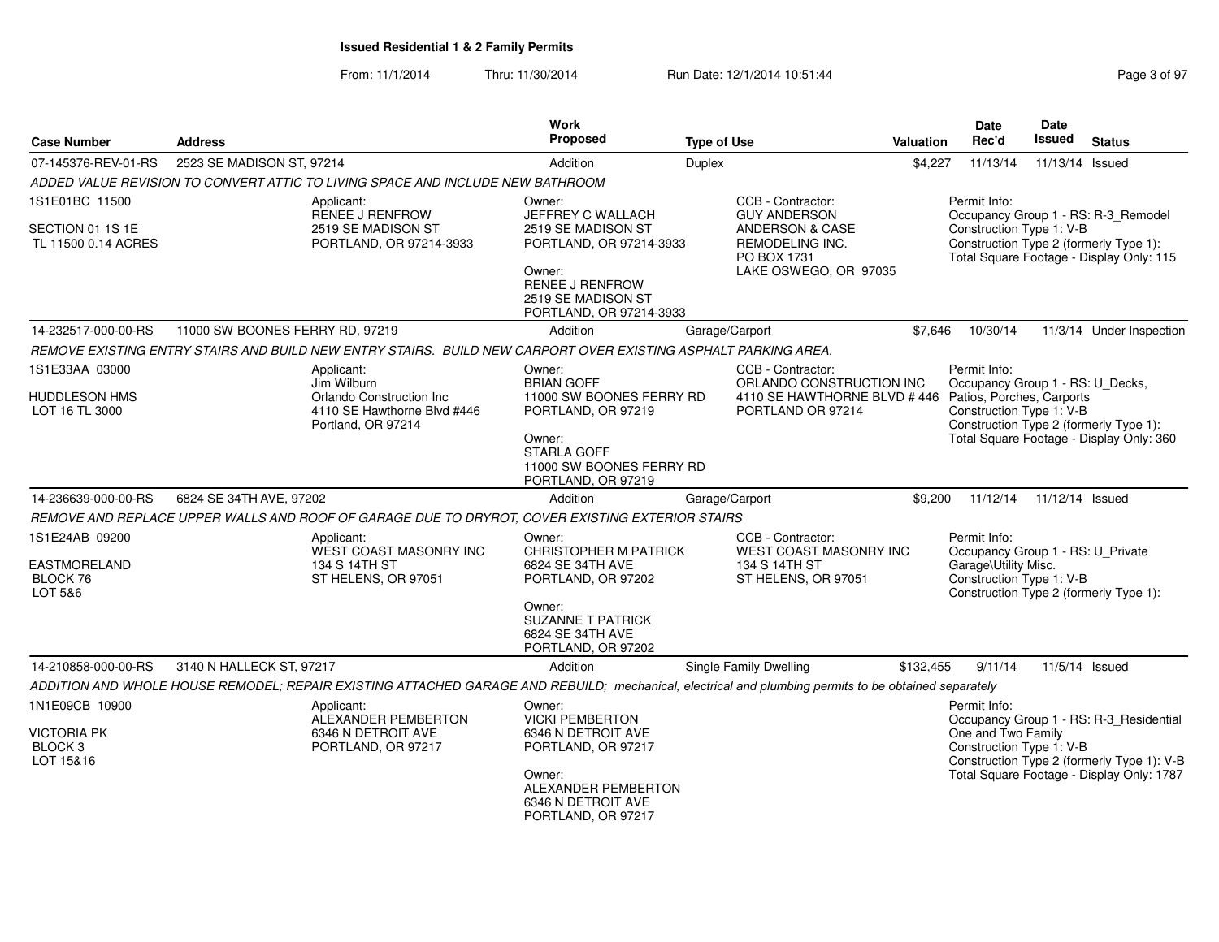## Issued Residential 1 & 2 Family Permits

From: 11/1/2014 Thru: 11/30/2014 Run Date: 12/1/2014 10:51:44

| Case Number | Address | Work Proposed | Type of Use | Valuation | Date Rec'd | Date Issued | Status |
|---|---|---|---|---|---|---|---|
| 07-145376-REV-01-RS | 2523 SE MADISON ST, 97214 | Addition | Duplex | $4,227 | 11/13/14 | 11/13/14 | Issued |

*ADDED VALUE REVISION TO CONVERT ATTIC TO LIVING SPACE AND INCLUDE NEW BATHROOM*

1S1E01BC 11500
SECTION 01 1S 1E
TL 11500 0.14 ACRES

Applicant:
RENEE J RENFROW
2519 SE MADISON ST
PORTLAND, OR 97214-3933

Owner:
JEFFREY C WALLACH
2519 SE MADISON ST
PORTLAND, OR 97214-3933

Owner:
RENEE J RENFROW
2519 SE MADISON ST
PORTLAND, OR 97214-3933

CCB - Contractor:
GUY ANDERSON
ANDERSON & CASE
REMODELING INC.
PO BOX 1731
LAKE OSWEGO, OR 97035

Permit Info:
Occupancy Group 1 - RS: R-3_Remodel
Construction Type 1: V-B
Construction Type 2 (formerly Type 1):
Total Square Footage - Display Only: 115

---

| Case Number | Address | Work Proposed | Type of Use | Valuation | Date Rec'd | Date Issued | Status |
|---|---|---|---|---|---|---|---|
| 14-232517-000-00-RS | 11000 SW BOONES FERRY RD, 97219 | Addition | Garage/Carport | $7,646 | 10/30/14 | 11/3/14 | Under Inspection |

*REMOVE EXISTING ENTRY STAIRS AND BUILD NEW ENTRY STAIRS. BUILD NEW CARPORT OVER EXISTING ASPHALT PARKING AREA.*

1S1E33AA 03000
HUDDLESON HMS
LOT 16 TL 3000

Applicant:
Jim Wilburn
Orlando Construction Inc
4110 SE Hawthorne Blvd #446
Portland, OR 97214

Owner:
BRIAN GOFF
11000 SW BOONES FERRY RD
PORTLAND, OR 97219

Owner:
STARLA GOFF
11000 SW BOONES FERRY RD
PORTLAND, OR 97219

CCB - Contractor:
ORLANDO CONSTRUCTION INC
4110 SE HAWTHORNE BLVD # 446
PORTLAND OR 97214

Permit Info:
Occupancy Group 1 - RS: U_Decks, Patios, Porches, Carports
Construction Type 1: V-B
Construction Type 2 (formerly Type 1):
Total Square Footage - Display Only: 360

---

| Case Number | Address | Work Proposed | Type of Use | Valuation | Date Rec'd | Date Issued | Status |
|---|---|---|---|---|---|---|---|
| 14-236639-000-00-RS | 6824 SE 34TH AVE, 97202 | Addition | Garage/Carport | $9,200 | 11/12/14 | 11/12/14 | Issued |

*REMOVE AND REPLACE UPPER WALLS AND ROOF OF GARAGE DUE TO DRYROT, COVER EXISTING EXTERIOR STAIRS*

1S1E24AB 09200
EASTMORELAND
BLOCK 76
LOT 5&6

Applicant:
WEST COAST MASONRY INC
134 S 14TH ST
ST HELENS, OR 97051

Owner:
CHRISTOPHER M PATRICK
6824 SE 34TH AVE
PORTLAND, OR 97202

Owner:
SUZANNE T PATRICK
6824 SE 34TH AVE
PORTLAND, OR 97202

CCB - Contractor:
WEST COAST MASONRY INC
134 S 14TH ST
ST HELENS, OR 97051

Permit Info:
Occupancy Group 1 - RS: U_Private Garage\Utility Misc.
Construction Type 1: V-B
Construction Type 2 (formerly Type 1):

---

| Case Number | Address | Work Proposed | Type of Use | Valuation | Date Rec'd | Date Issued | Status |
|---|---|---|---|---|---|---|---|
| 14-210858-000-00-RS | 3140 N HALLECK ST, 97217 | Addition | Single Family Dwelling | $132,455 | 9/11/14 | 11/5/14 | Issued |

*ADDITION AND WHOLE HOUSE REMODEL; REPAIR EXISTING ATTACHED GARAGE AND REBUILD; mechanical, electrical and plumbing permits to be obtained separately*

1N1E09CB 10900
VICTORIA PK
BLOCK 3
LOT 15&16

Applicant:
ALEXANDER PEMBERTON
6346 N DETROIT AVE
PORTLAND, OR 97217

Owner:
VICKI PEMBERTON
6346 N DETROIT AVE
PORTLAND, OR 97217

Owner:
ALEXANDER PEMBERTON
6346 N DETROIT AVE
PORTLAND, OR 97217

Permit Info:
Occupancy Group 1 - RS: R-3_Residential One and Two Family
Construction Type 1: V-B
Construction Type 2 (formerly Type 1): V-B
Total Square Footage - Display Only: 1787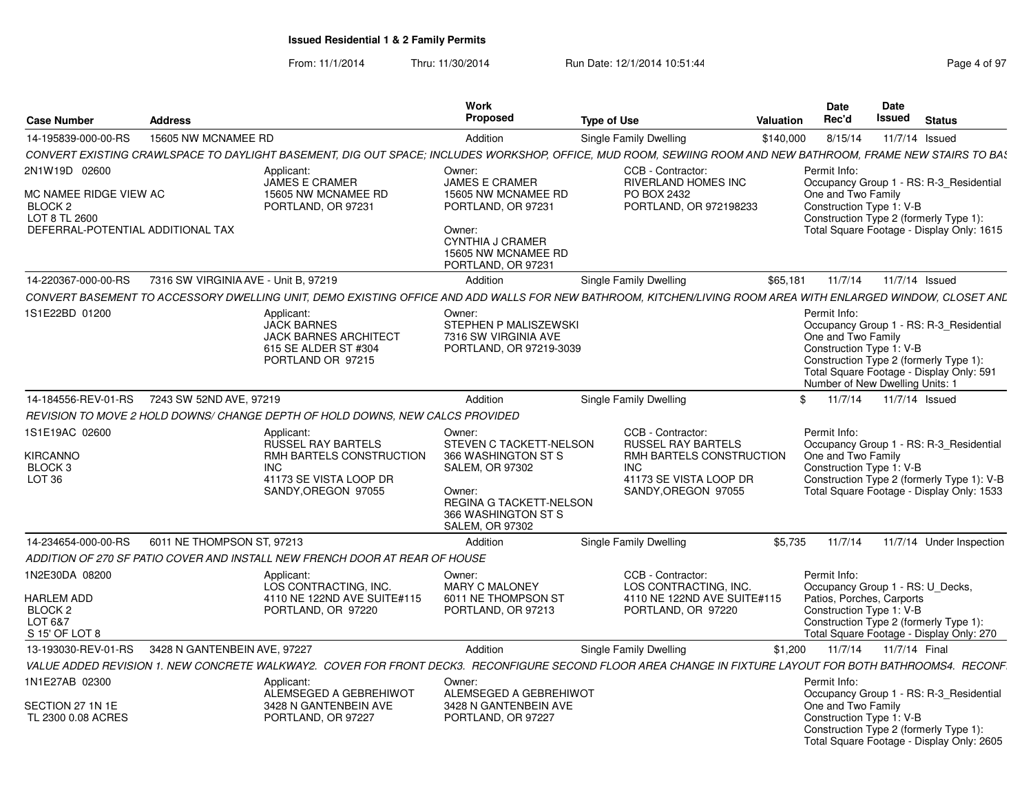# Issued Residential 1 & 2 Family Permits

From: 11/1/2014 Thru: 11/30/2014 Run Date: 12/1/2014 10:51:44

| Case Number | Address | Work Proposed | Type of Use | Valuation | Date Rec'd | Date Issued | Status |
|---|---|---|---|---|---|---|---|
| 14-195839-000-00-RS | 15605 NW MCNAMEE RD | Addition | Single Family Dwelling | $140,000 | 8/15/14 | 11/7/14 | Issued |

CONVERT EXISTING CRAWLSPACE TO DAYLIGHT BASEMENT, DIG OUT SPACE; INCLUDES WORKSHOP, OFFICE, MUD ROOM, SEWIING ROOM AND NEW BATHROOM, FRAME NEW STAIRS TO BAS

2N1W19D 02600
MC NAMEE RIDGE VIEW AC
BLOCK 2
LOT 8 TL 2600
DEFERRAL-POTENTIAL ADDITIONAL TAX

Applicant:
JAMES E CRAMER
15605 NW MCNAMEE RD
PORTLAND, OR 97231

Owner:
JAMES E CRAMER
15605 NW MCNAMEE RD
PORTLAND, OR 97231

Owner:
CYNTHIA J CRAMER
15605 NW MCNAMEE RD
PORTLAND, OR 97231

CCB - Contractor:
RIVERLAND HOMES INC
PO BOX 2432
PORTLAND, OR 972198233

Permit Info:
Occupancy Group 1 - RS: R-3_Residential One and Two Family
Construction Type 1: V-B
Construction Type 2 (formerly Type 1):
Total Square Footage - Display Only: 1615

| Case Number | Address | Work Proposed | Type of Use | Valuation | Date Rec'd | Date Issued | Status |
|---|---|---|---|---|---|---|---|
| 14-220367-000-00-RS | 7316 SW VIRGINIA AVE - Unit B, 97219 | Addition | Single Family Dwelling | $65,181 | 11/7/14 | 11/7/14 | Issued |

CONVERT BASEMENT TO ACCESSORY DWELLING UNIT, DEMO EXISTING OFFICE AND ADD WALLS FOR NEW BATHROOM, KITCHEN/LIVING ROOM AREA WITH ENLARGED WINDOW, CLOSET ANE

1S1E22BD 01200

Applicant:
JACK BARNES
JACK BARNES ARCHITECT
615 SE ALDER ST #304
PORTLAND OR 97215

Owner:
STEPHEN P MALISZEWSKI
7316 SW VIRGINIA AVE
PORTLAND, OR 97219-3039

Permit Info:
Occupancy Group 1 - RS: R-3_Residential One and Two Family
Construction Type 1: V-B
Construction Type 2 (formerly Type 1):
Total Square Footage - Display Only: 591
Number of New Dwelling Units: 1

| Case Number | Address | Work Proposed | Type of Use | Valuation | Date Rec'd | Date Issued | Status |
|---|---|---|---|---|---|---|---|
| 14-184556-REV-01-RS | 7243 SW 52ND AVE, 97219 | Addition | Single Family Dwelling | $ | 11/7/14 | 11/7/14 | Issued |

REVISION TO MOVE 2 HOLD DOWNS/ CHANGE DEPTH OF HOLD DOWNS, NEW CALCS PROVIDED

1S1E19AC 02600
KIRCANNO
BLOCK 3
LOT 36

Applicant:
RUSSEL RAY BARTELS
RMH BARTELS CONSTRUCTION INC
41173 SE VISTA LOOP DR
SANDY,OREGON 97055

Owner:
STEVEN C TACKETT-NELSON
366 WASHINGTON ST S
SALEM, OR 97302

Owner:
REGINA G TACKETT-NELSON
366 WASHINGTON ST S
SALEM, OR 97302

CCB - Contractor:
RUSSEL RAY BARTELS
RMH BARTELS CONSTRUCTION INC
41173 SE VISTA LOOP DR
SANDY,OREGON 97055

Permit Info:
Occupancy Group 1 - RS: R-3_Residential One and Two Family
Construction Type 1: V-B
Construction Type 2 (formerly Type 1): V-B
Total Square Footage - Display Only: 1533

| Case Number | Address | Work Proposed | Type of Use | Valuation | Date Rec'd | Date Issued | Status |
|---|---|---|---|---|---|---|---|
| 14-234654-000-00-RS | 6011 NE THOMPSON ST, 97213 | Addition | Single Family Dwelling | $5,735 | 11/7/14 | 11/7/14 | Under Inspection |

ADDITION OF 270 SF PATIO COVER AND INSTALL NEW FRENCH DOOR AT REAR OF HOUSE

1N2E30DA 08200
HARLEM ADD
BLOCK 2
LOT 6&7
S 15' OF LOT 8

Applicant:
LOS CONTRACTING, INC.
4110 NE 122ND AVE SUITE#115
PORTLAND, OR 97220

Owner:
MARY C MALONEY
6011 NE THOMPSON ST
PORTLAND, OR 97213

CCB - Contractor:
LOS CONTRACTING, INC.
4110 NE 122ND AVE SUITE#115
PORTLAND, OR 97220

Permit Info:
Occupancy Group 1 - RS: U_Decks, Patios, Porches, Carports
Construction Type 1: V-B
Construction Type 2 (formerly Type 1):
Total Square Footage - Display Only: 270

| Case Number | Address | Work Proposed | Type of Use | Valuation | Date Rec'd | Date Issued | Status |
|---|---|---|---|---|---|---|---|
| 13-193030-REV-01-RS | 3428 N GANTENBEIN AVE, 97227 | Addition | Single Family Dwelling | $1,200 | 11/7/14 | 11/7/14 | Final |

VALUE ADDED REVISION 1. NEW CONCRETE WALKWAY2. COVER FOR FRONT DECK3. RECONFIGURE SECOND FLOOR AREA CHANGE IN FIXTURE LAYOUT FOR BOTH BATHROOMS4. RECONF

1N1E27AB 02300
SECTION 27 1N 1E
TL 2300 0.08 ACRES

Applicant:
ALEMSEGED A GEBREHIWOT
3428 N GANTENBEIN AVE
PORTLAND, OR 97227

Owner:
ALEMSEGED A GEBREHIWOT
3428 N GANTENBEIN AVE
PORTLAND, OR 97227

Permit Info:
Occupancy Group 1 - RS: R-3_Residential One and Two Family
Construction Type 1: V-B
Construction Type 2 (formerly Type 1):
Total Square Footage - Display Only: 2605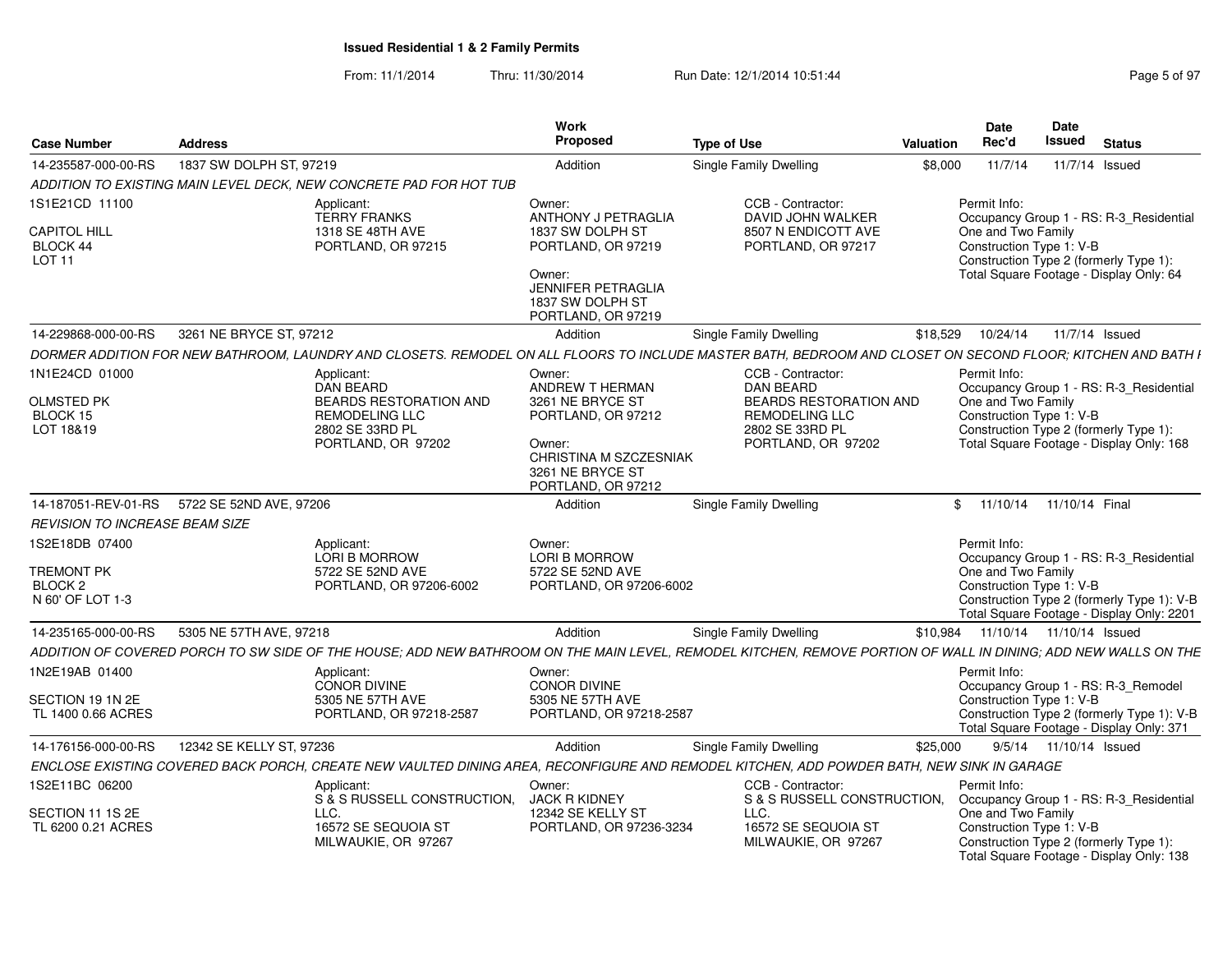# Issued Residential 1 & 2 Family Permits

From: 11/1/2014 Thru: 11/30/2014 Run Date: 12/1/2014 10:51:44

| Case Number | Address | Work Proposed | Type of Use | Valuation | Date Rec'd | Date Issued | Status |
|---|---|---|---|---|---|---|---|
| 14-235587-000-00-RS | 1837 SW DOLPH ST, 97219 | Addition | Single Family Dwelling | $8,000 | 11/7/14 | 11/7/14 | Issued |

*ADDITION TO EXISTING MAIN LEVEL DECK, NEW CONCRETE PAD FOR HOT TUB*

1S1E21CD 11100
CAPITOL HILL
BLOCK 44
LOT 11

Applicant: TERRY FRANKS, 1318 SE 48TH AVE, PORTLAND, OR 97215

Owner: ANTHONY J PETRAGLIA, 1837 SW DOLPH ST, PORTLAND, OR 97219

Owner: JENNIFER PETRAGLIA, 1837 SW DOLPH ST, PORTLAND, OR 97219

CCB - Contractor: DAVID JOHN WALKER, 8507 N ENDICOTT AVE, PORTLAND, OR 97217

Permit Info: Occupancy Group 1 - RS: R-3_Residential One and Two Family; Construction Type 1: V-B; Construction Type 2 (formerly Type 1):; Total Square Footage - Display Only: 64

---

| Case Number | Address | Work Proposed | Type of Use | Valuation | Date Rec'd | Date Issued | Status |
|---|---|---|---|---|---|---|---|
| 14-229868-000-00-RS | 3261 NE BRYCE ST, 97212 | Addition | Single Family Dwelling | $18,529 | 10/24/14 | 11/7/14 | Issued |

*DORMER ADDITION FOR NEW BATHROOM, LAUNDRY AND CLOSETS. REMODEL ON ALL FLOORS TO INCLUDE MASTER BATH, BEDROOM AND CLOSET ON SECOND FLOOR; KITCHEN AND BATH I*

1N1E24CD 01000
OLMSTED PK
BLOCK 15
LOT 18&19

Applicant: DAN BEARD, BEARDS RESTORATION AND REMODELING LLC, 2802 SE 33RD PL, PORTLAND, OR 97202

Owner: ANDREW T HERMAN, 3261 NE BRYCE ST, PORTLAND, OR 97212

Owner: CHRISTINA M SZCZESNIAK, 3261 NE BRYCE ST, PORTLAND, OR 97212

CCB - Contractor: DAN BEARD, BEARDS RESTORATION AND REMODELING LLC, 2802 SE 33RD PL, PORTLAND, OR 97202

Permit Info: Occupancy Group 1 - RS: R-3_Residential One and Two Family; Construction Type 1: V-B; Construction Type 2 (formerly Type 1):; Total Square Footage - Display Only: 168

---

| Case Number | Address | Work Proposed | Type of Use | Valuation | Date Rec'd | Date Issued | Status |
|---|---|---|---|---|---|---|---|
| 14-187051-REV-01-RS | 5722 SE 52ND AVE, 97206 | Addition | Single Family Dwelling | $ | 11/10/14 | 11/10/14 | Final |

*REVISION TO INCREASE BEAM SIZE*

1S2E18DB 07400
TREMONT PK
BLOCK 2
N 60' OF LOT 1-3

Applicant: LORI B MORROW, 5722 SE 52ND AVE, PORTLAND, OR 97206-6002

Owner: LORI B MORROW, 5722 SE 52ND AVE, PORTLAND, OR 97206-6002

Permit Info: Occupancy Group 1 - RS: R-3_Residential One and Two Family; Construction Type 1: V-B; Construction Type 2 (formerly Type 1): V-B; Total Square Footage - Display Only: 2201

---

| Case Number | Address | Work Proposed | Type of Use | Valuation | Date Rec'd | Date Issued | Status |
|---|---|---|---|---|---|---|---|
| 14-235165-000-00-RS | 5305 NE 57TH AVE, 97218 | Addition | Single Family Dwelling | $10,984 | 11/10/14 | 11/10/14 | Issued |

*ADDITION OF COVERED PORCH TO SW SIDE OF THE HOUSE; ADD NEW BATHROOM ON THE MAIN LEVEL, REMODEL KITCHEN, REMOVE PORTION OF WALL IN DINING; ADD NEW WALLS ON THE*

1N2E19AB 01400
SECTION 19 1N 2E
TL 1400 0.66 ACRES

Applicant: CONOR DIVINE, 5305 NE 57TH AVE, PORTLAND, OR 97218-2587

Owner: CONOR DIVINE, 5305 NE 57TH AVE, PORTLAND, OR 97218-2587

Permit Info: Occupancy Group 1 - RS: R-3_Remodel; Construction Type 1: V-B; Construction Type 2 (formerly Type 1): V-B; Total Square Footage - Display Only: 371

---

| Case Number | Address | Work Proposed | Type of Use | Valuation | Date Rec'd | Date Issued | Status |
|---|---|---|---|---|---|---|---|
| 14-176156-000-00-RS | 12342 SE KELLY ST, 97236 | Addition | Single Family Dwelling | $25,000 | 9/5/14 | 11/10/14 | Issued |

*ENCLOSE EXISTING COVERED BACK PORCH, CREATE NEW VAULTED DINING AREA, RECONFIGURE AND REMODEL KITCHEN, ADD POWDER BATH, NEW SINK IN GARAGE*

1S2E11BC 06200
SECTION 11 1S 2E
TL 6200 0.21 ACRES

Applicant: S & S RUSSELL CONSTRUCTION, LLC., 16572 SE SEQUOIA ST, MILWAUKIE, OR 97267

Owner: JACK R KIDNEY, 12342 SE KELLY ST, PORTLAND, OR 97236-3234

CCB - Contractor: S & S RUSSELL CONSTRUCTION, LLC., 16572 SE SEQUOIA ST, MILWAUKIE, OR 97267

Permit Info: Occupancy Group 1 - RS: R-3_Residential One and Two Family; Construction Type 1: V-B; Construction Type 2 (formerly Type 1):; Total Square Footage - Display Only: 138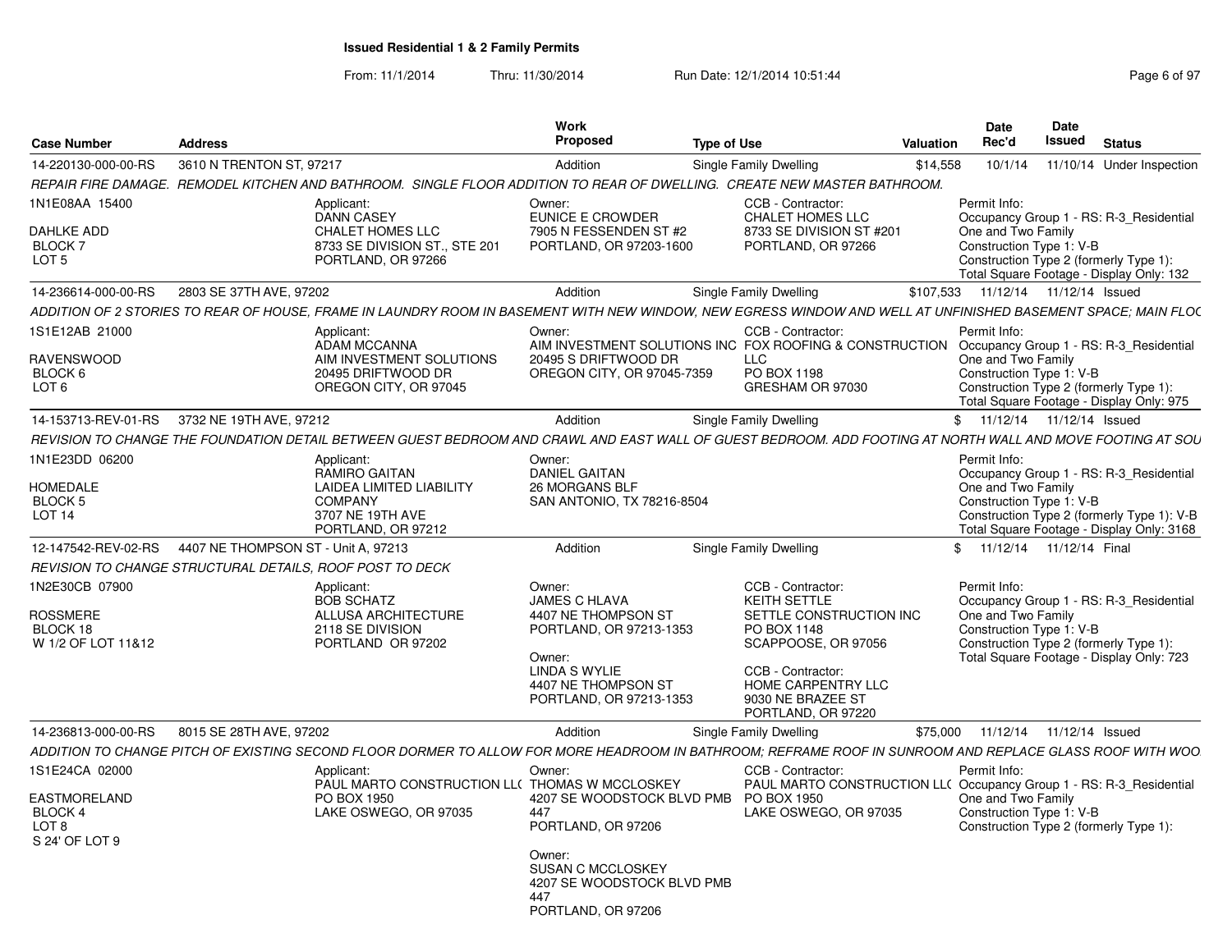## Issued Residential 1 & 2 Family Permits

From: 11/1/2014 Thru: 11/30/2014 Run Date: 12/1/2014 10:51:44

| Case Number | Address | Work Proposed | Type of Use | Valuation | Date Rec'd | Date Issued | Status |
|---|---|---|---|---|---|---|---|
| 14-220130-000-00-RS | 3610 N TRENTON ST, 97217 | Addition | Single Family Dwelling | $14,558 | 10/1/14 | 11/10/14 | Under Inspection |

REPAIR FIRE DAMAGE. REMODEL KITCHEN AND BATHROOM. SINGLE FLOOR ADDITION TO REAR OF DWELLING. CREATE NEW MASTER BATHROOM.

1N1E08AA 15400
DAHLKE ADD
BLOCK 7
LOT 5

Applicant:
DANN CASEY
CHALET HOMES LLC
8733 SE DIVISION ST., STE 201
PORTLAND, OR 97266

Owner:
EUNICE E CROWDER
7905 N FESSENDEN ST #2
PORTLAND, OR 97203-1600

CCB - Contractor:
CHALET HOMES LLC
8733 SE DIVISION ST #201
PORTLAND, OR 97266

Permit Info:
Occupancy Group 1 - RS: R-3_Residential One and Two Family
Construction Type 1: V-B
Construction Type 2 (formerly Type 1):
Total Square Footage - Display Only: 132

---

| Case Number | Address | Work Proposed | Type of Use | Valuation | Date Rec'd | Date Issued | Status |
|---|---|---|---|---|---|---|---|
| 14-236614-000-00-RS | 2803 SE 37TH AVE, 97202 | Addition | Single Family Dwelling | $107,533 | 11/12/14 | 11/12/14 | Issued |

ADDITION OF 2 STORIES TO REAR OF HOUSE, FRAME IN LAUNDRY ROOM IN BASEMENT WITH NEW WINDOW, NEW EGRESS WINDOW AND WELL AT UNFINISHED BASEMENT SPACE; MAIN FLOC

1S1E12AB 21000
RAVENSWOOD
BLOCK 6
LOT 6

Applicant:
ADAM MCCANNA
AIM INVESTMENT SOLUTIONS
20495 DRIFTWOOD DR
OREGON CITY, OR 97045

Owner:
AIM INVESTMENT SOLUTIONS INC
20495 S DRIFTWOOD DR
OREGON CITY, OR 97045-7359

CCB - Contractor:
FOX ROOFING & CONSTRUCTION LLC
PO BOX 1198
GRESHAM OR 97030

Permit Info:
Occupancy Group 1 - RS: R-3_Residential One and Two Family
Construction Type 1: V-B
Construction Type 2 (formerly Type 1):
Total Square Footage - Display Only: 975

---

| Case Number | Address | Work Proposed | Type of Use | Valuation | Date Rec'd | Date Issued | Status |
|---|---|---|---|---|---|---|---|
| 14-153713-REV-01-RS | 3732 NE 19TH AVE, 97212 | Addition | Single Family Dwelling | $ | 11/12/14 | 11/12/14 | Issued |

REVISION TO CHANGE THE FOUNDATION DETAIL BETWEEN GUEST BEDROOM AND CRAWL AND EAST WALL OF GUEST BEDROOM. ADD FOOTING AT NORTH WALL AND MOVE FOOTING AT SOU

1N1E23DD 06200
HOMEDALE
BLOCK 5
LOT 14

Applicant:
RAMIRO GAITAN
LAIDEA LIMITED LIABILITY COMPANY
3707 NE 19TH AVE
PORTLAND, OR 97212

Owner:
DANIEL GAITAN
26 MORGANS BLF
SAN ANTONIO, TX 78216-8504

Permit Info:
Occupancy Group 1 - RS: R-3_Residential One and Two Family
Construction Type 1: V-B
Construction Type 2 (formerly Type 1): V-B
Total Square Footage - Display Only: 3168

---

| Case Number | Address | Work Proposed | Type of Use | Valuation | Date Rec'd | Date Issued | Status |
|---|---|---|---|---|---|---|---|
| 12-147542-REV-02-RS | 4407 NE THOMPSON ST - Unit A, 97213 | Addition | Single Family Dwelling | $ | 11/12/14 | 11/12/14 | Final |

REVISION TO CHANGE STRUCTURAL DETAILS, ROOF POST TO DECK

1N2E30CB 07900
ROSSMERE
BLOCK 18
W 1/2 OF LOT 11&12

Applicant:
BOB SCHATZ
ALLUSA ARCHITECTURE
2118 SE DIVISION
PORTLAND OR 97202

Owner:
JAMES C HLAVA
4407 NE THOMPSON ST
PORTLAND, OR 97213-1353

Owner:
LINDA S WYLIE
4407 NE THOMPSON ST
PORTLAND, OR 97213-1353

CCB - Contractor:
KEITH SETTLE
SETTLE CONSTRUCTION INC
PO BOX 1148
SCAPPOOSE, OR 97056

CCB - Contractor:
HOME CARPENTRY LLC
9030 NE BRAZEE ST
PORTLAND, OR 97220

Permit Info:
Occupancy Group 1 - RS: R-3_Residential One and Two Family
Construction Type 1: V-B
Construction Type 2 (formerly Type 1):
Total Square Footage - Display Only: 723

---

| Case Number | Address | Work Proposed | Type of Use | Valuation | Date Rec'd | Date Issued | Status |
|---|---|---|---|---|---|---|---|
| 14-236813-000-00-RS | 8015 SE 28TH AVE, 97202 | Addition | Single Family Dwelling | $75,000 | 11/12/14 | 11/12/14 | Issued |

ADDITION TO CHANGE PITCH OF EXISTING SECOND FLOOR DORMER TO ALLOW FOR MORE HEADROOM IN BATHROOM; REFRAME ROOF IN SUNROOM AND REPLACE GLASS ROOF WITH WOO

1S1E24CA 02000
EASTMORELAND
BLOCK 4
LOT 8
S 24' OF LOT 9

Applicant:
PAUL MARTO CONSTRUCTION LLC
PO BOX 1950
LAKE OSWEGO, OR 97035

Owner:
THOMAS W MCCLOSKEY
4207 SE WOODSTOCK BLVD PMB 447
PORTLAND, OR 97206

Owner:
SUSAN C MCCLOSKEY
4207 SE WOODSTOCK BLVD PMB 447
PORTLAND, OR 97206

CCB - Contractor:
PAUL MARTO CONSTRUCTION LLC
PO BOX 1950
LAKE OSWEGO, OR 97035

Permit Info:
Occupancy Group 1 - RS: R-3_Residential One and Two Family
Construction Type 1: V-B
Construction Type 2 (formerly Type 1):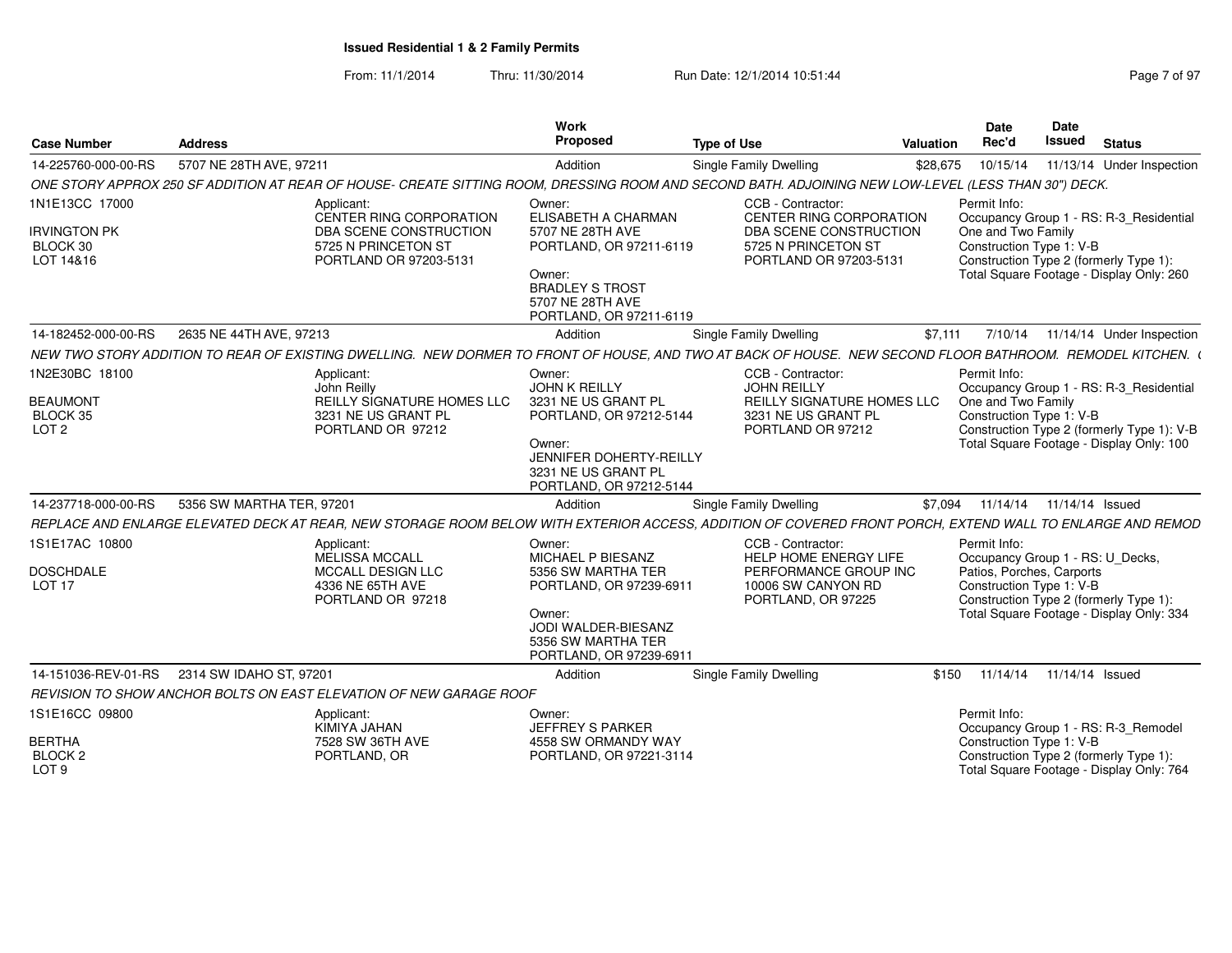## Issued Residential 1 & 2 Family Permits

From: 11/1/2014 Thru: 11/30/2014 Run Date: 12/1/2014 10:51:44

| Case Number | Address | Work Proposed | Type of Use | Valuation | Date Rec'd | Date Issued | Status |
|---|---|---|---|---|---|---|---|
| 14-225760-000-00-RS | 5707 NE 28TH AVE, 97211 | Addition | Single Family Dwelling | $28,675 | 10/15/14 | 11/13/14 | Under Inspection |

ONE STORY APPROX 250 SF ADDITION AT REAR OF HOUSE- CREATE SITTING ROOM, DRESSING ROOM AND SECOND BATH. ADJOINING NEW LOW-LEVEL (LESS THAN 30") DECK.

1N1E13CC 17000
IRVINGTON PK
BLOCK 30
LOT 14&16

Applicant:
CENTER RING CORPORATION
DBA SCENE CONSTRUCTION
5725 N PRINCETON ST
PORTLAND OR 97203-5131

Owner:
ELISABETH A CHARMAN
5707 NE 28TH AVE
PORTLAND, OR 97211-6119

Owner:
BRADLEY S TROST
5707 NE 28TH AVE
PORTLAND, OR 97211-6119

CCB - Contractor:
CENTER RING CORPORATION
DBA SCENE CONSTRUCTION
5725 N PRINCETON ST
PORTLAND OR 97203-5131

Permit Info:
Occupancy Group 1 - RS: R-3_Residential One and Two Family
Construction Type 1: V-B
Construction Type 2 (formerly Type 1):
Total Square Footage - Display Only: 260

| Case Number | Address | Work Proposed | Type of Use | Valuation | Date Rec'd | Date Issued | Status |
|---|---|---|---|---|---|---|---|
| 14-182452-000-00-RS | 2635 NE 44TH AVE, 97213 | Addition | Single Family Dwelling | $7,111 | 7/10/14 | 11/14/14 | Under Inspection |

NEW TWO STORY ADDITION TO REAR OF EXISTING DWELLING. NEW DORMER TO FRONT OF HOUSE, AND TWO AT BACK OF HOUSE. NEW SECOND FLOOR BATHROOM. REMODEL KITCHEN. (

1N2E30BC 18100
BEAUMONT
BLOCK 35
LOT 2

Applicant:
John Reilly
REILLY SIGNATURE HOMES LLC
3231 NE US GRANT PL
PORTLAND OR 97212

Owner:
JOHN K REILLY
3231 NE US GRANT PL
PORTLAND, OR 97212-5144

Owner:
JENNIFER DOHERTY-REILLY
3231 NE US GRANT PL
PORTLAND, OR 97212-5144

CCB - Contractor:
JOHN REILLY
REILLY SIGNATURE HOMES LLC
3231 NE US GRANT PL
PORTLAND OR 97212

Permit Info:
Occupancy Group 1 - RS: R-3_Residential One and Two Family
Construction Type 1: V-B
Construction Type 2 (formerly Type 1): V-B
Total Square Footage - Display Only: 100

| Case Number | Address | Work Proposed | Type of Use | Valuation | Date Rec'd | Date Issued | Status |
|---|---|---|---|---|---|---|---|
| 14-237718-000-00-RS | 5356 SW MARTHA TER, 97201 | Addition | Single Family Dwelling | $7,094 | 11/14/14 | 11/14/14 | Issued |

REPLACE AND ENLARGE ELEVATED DECK AT REAR, NEW STORAGE ROOM BELOW WITH EXTERIOR ACCESS, ADDITION OF COVERED FRONT PORCH, EXTEND WALL TO ENLARGE AND REMOD

1S1E17AC 10800
DOSCHDALE
LOT 17

Applicant:
MELISSA MCCALL
MCCALL DESIGN LLC
4336 NE 65TH AVE
PORTLAND OR 97218

Owner:
MICHAEL P BIESANZ
5356 SW MARTHA TER
PORTLAND, OR 97239-6911

Owner:
JODI WALDER-BIESANZ
5356 SW MARTHA TER
PORTLAND, OR 97239-6911

CCB - Contractor:
HELP HOME ENERGY LIFE PERFORMANCE GROUP INC
10006 SW CANYON RD
PORTLAND, OR 97225

Permit Info:
Occupancy Group 1 - RS: U_Decks, Patios, Porches, Carports
Construction Type 1: V-B
Construction Type 2 (formerly Type 1):
Total Square Footage - Display Only: 334

| Case Number | Address | Work Proposed | Type of Use | Valuation | Date Rec'd | Date Issued | Status |
|---|---|---|---|---|---|---|---|
| 14-151036-REV-01-RS | 2314 SW IDAHO ST, 97201 | Addition | Single Family Dwelling | $150 | 11/14/14 | 11/14/14 | Issued |

REVISION TO SHOW ANCHOR BOLTS ON EAST ELEVATION OF NEW GARAGE ROOF

1S1E16CC 09800
BERTHA
BLOCK 2
LOT 9

Applicant:
KIMIYA JAHAN
7528 SW 36TH AVE
PORTLAND, OR

Owner:
JEFFREY S PARKER
4558 SW ORMANDY WAY
PORTLAND, OR 97221-3114

Permit Info:
Occupancy Group 1 - RS: R-3_Remodel
Construction Type 1: V-B
Construction Type 2 (formerly Type 1):
Total Square Footage - Display Only: 764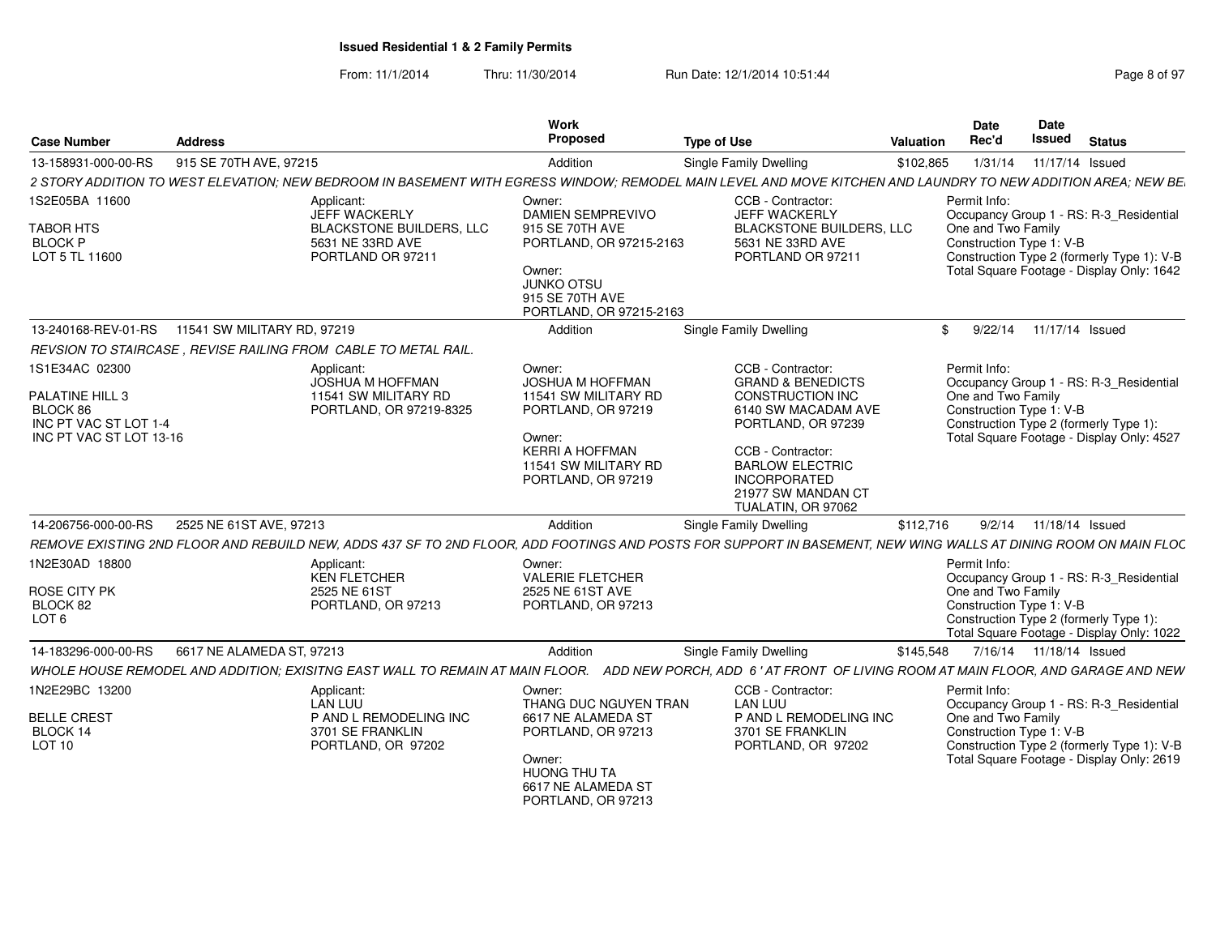**Issued Residential 1 & 2 Family Permits**

From: 11/1/2014 Thru: 11/30/2014 Run Date: 12/1/2014 10:51:44

| Case Number | Address | Work Proposed | Type of Use | Valuation | Date Rec'd | Date Issued | Status |
|---|---|---|---|---|---|---|---|
| 13-158931-000-00-RS | 915 SE 70TH AVE, 97215 | Addition | Single Family Dwelling | $102,865 | 1/31/14 | 11/17/14 | Issued |

*2 STORY ADDITION TO WEST ELEVATION; NEW BEDROOM IN BASEMENT WITH EGRESS WINDOW; REMODEL MAIN LEVEL AND MOVE KITCHEN AND LAUNDRY TO NEW ADDITION AREA; NEW BE*

1S2E05BA 11600
TABOR HTS
BLOCK P
LOT 5 TL 11600

Applicant:
JEFF WACKERLY
BLACKSTONE BUILDERS, LLC
5631 NE 33RD AVE
PORTLAND OR 97211

Owner:
DAMIEN SEMPREVIVO
915 SE 70TH AVE
PORTLAND, OR 97215-2163

Owner:
JUNKO OTSU
915 SE 70TH AVE
PORTLAND, OR 97215-2163

CCB - Contractor:
JEFF WACKERLY
BLACKSTONE BUILDERS, LLC
5631 NE 33RD AVE
PORTLAND OR 97211

Permit Info:
Occupancy Group 1 - RS: R-3_Residential One and Two Family
Construction Type 1: V-B
Construction Type 2 (formerly Type 1): V-B
Total Square Footage - Display Only: 1642

| Case Number | Address | Work Proposed | Type of Use | Valuation | Date Rec'd | Date Issued | Status |
|---|---|---|---|---|---|---|---|
| 13-240168-REV-01-RS | 11541 SW MILITARY RD, 97219 | Addition | Single Family Dwelling | $ | 9/22/14 | 11/17/14 | Issued |

*REVSION TO STAIRCASE , REVISE RAILING FROM CABLE TO METAL RAIL.*

1S1E34AC 02300
PALATINE HILL 3
BLOCK 86
INC PT VAC ST LOT 1-4
INC PT VAC ST LOT 13-16

Applicant:
JOSHUA M HOFFMAN
11541 SW MILITARY RD
PORTLAND, OR 97219-8325

Owner:
JOSHUA M HOFFMAN
11541 SW MILITARY RD
PORTLAND, OR 97219

Owner:
KERRI A HOFFMAN
11541 SW MILITARY RD
PORTLAND, OR 97219

CCB - Contractor:
GRAND & BENEDICTS CONSTRUCTION INC
6140 SW MACADAM AVE
PORTLAND, OR 97239

CCB - Contractor:
BARLOW ELECTRIC INCORPORATED
21977 SW MANDAN CT
TUALATIN, OR 97062

Permit Info:
Occupancy Group 1 - RS: R-3_Residential One and Two Family
Construction Type 1: V-B
Construction Type 2 (formerly Type 1):
Total Square Footage - Display Only: 4527

| Case Number | Address | Work Proposed | Type of Use | Valuation | Date Rec'd | Date Issued | Status |
|---|---|---|---|---|---|---|---|
| 14-206756-000-00-RS | 2525 NE 61ST AVE, 97213 | Addition | Single Family Dwelling | $112,716 | 9/2/14 | 11/18/14 | Issued |

*REMOVE EXISTING 2ND FLOOR AND REBUILD NEW, ADDS 437 SF TO 2ND FLOOR, ADD FOOTINGS AND POSTS FOR SUPPORT IN BASEMENT, NEW WING WALLS AT DINING ROOM ON MAIN FLOC*

1N2E30AD 18800
ROSE CITY PK
BLOCK 82
LOT 6

Applicant:
KEN FLETCHER
2525 NE 61ST
PORTLAND, OR 97213

Owner:
VALERIE FLETCHER
2525 NE 61ST AVE
PORTLAND, OR 97213

Permit Info:
Occupancy Group 1 - RS: R-3_Residential One and Two Family
Construction Type 1: V-B
Construction Type 2 (formerly Type 1):
Total Square Footage - Display Only: 1022

| Case Number | Address | Work Proposed | Type of Use | Valuation | Date Rec'd | Date Issued | Status |
|---|---|---|---|---|---|---|---|
| 14-183296-000-00-RS | 6617 NE ALAMEDA ST, 97213 | Addition | Single Family Dwelling | $145,548 | 7/16/14 | 11/18/14 | Issued |

*WHOLE HOUSE REMODEL AND ADDITION; EXISITNG EAST WALL TO REMAIN AT MAIN FLOOR. ADD NEW PORCH, ADD 6 ' AT FRONT OF LIVING ROOM AT MAIN FLOOR, AND GARAGE AND NEW*

1N2E29BC 13200
BELLE CREST
BLOCK 14
LOT 10

Applicant:
LAN LUU
P AND L REMODELING INC
3701 SE FRANKLIN
PORTLAND, OR 97202

Owner:
THANG DUC NGUYEN TRAN
6617 NE ALAMEDA ST
PORTLAND, OR 97213

Owner:
HUONG THU TA
6617 NE ALAMEDA ST
PORTLAND, OR 97213

CCB - Contractor:
LAN LUU
P AND L REMODELING INC
3701 SE FRANKLIN
PORTLAND, OR 97202

Permit Info:
Occupancy Group 1 - RS: R-3_Residential One and Two Family
Construction Type 1: V-B
Construction Type 2 (formerly Type 1): V-B
Total Square Footage - Display Only: 2619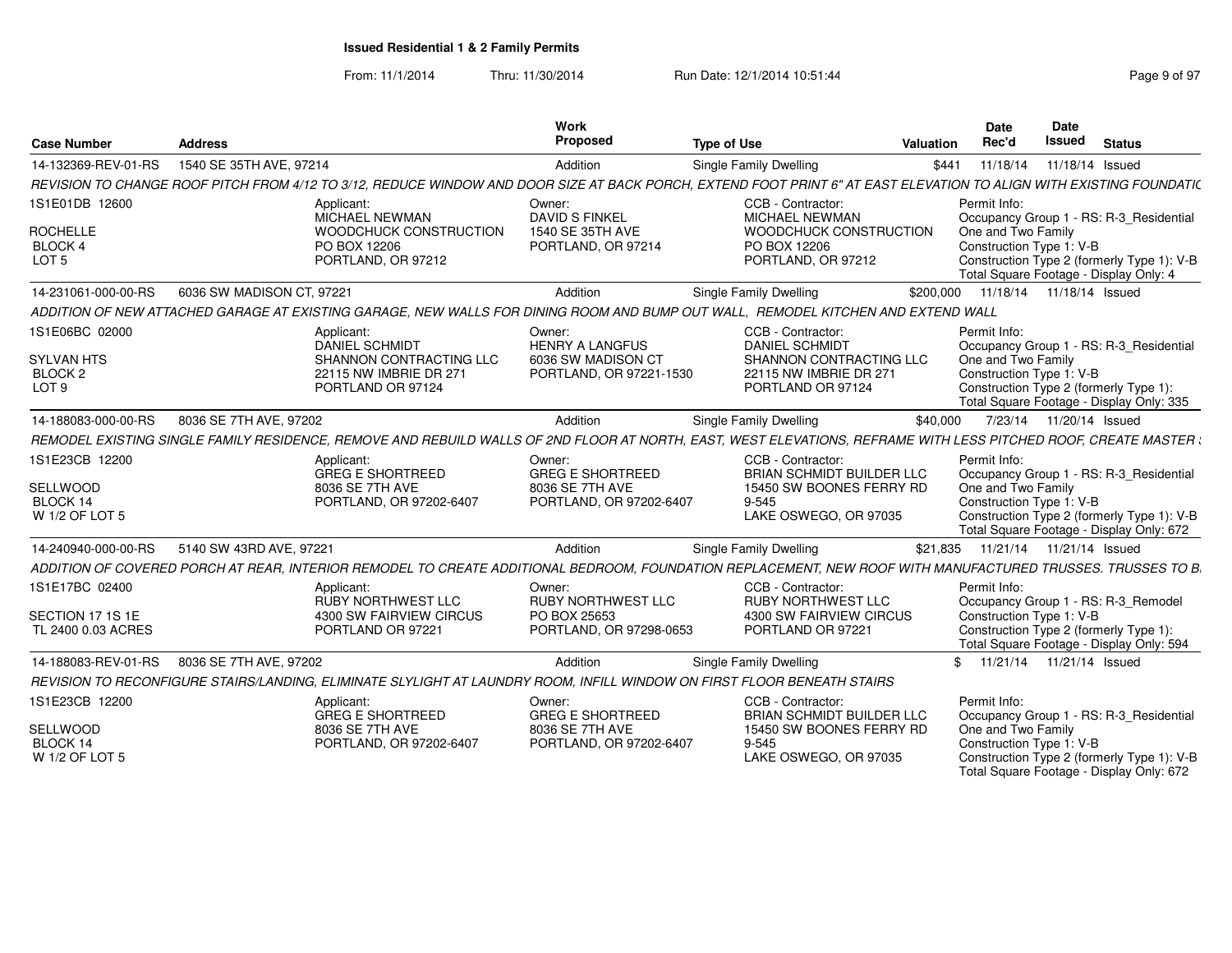**Issued Residential 1 & 2 Family Permits**

From: 11/1/2014 Thru: 11/30/2014 Run Date: 12/1/2014 10:51:44

| Case Number | Address | Work Proposed | Type of Use | Valuation | Date Rec'd | Date Issued | Status |
|---|---|---|---|---|---|---|---|
| 14-132369-REV-01-RS | 1540 SE 35TH AVE, 97214 | Addition | Single Family Dwelling | $441 | 11/18/14 | 11/18/14 | Issued |

REVISION TO CHANGE ROOF PITCH FROM 4/12 TO 3/12, REDUCE WINDOW AND DOOR SIZE AT BACK PORCH, EXTEND FOOT PRINT 6" AT EAST ELEVATION TO ALIGN WITH EXISTING FOUNDATIC

1S1E01DB 12600
ROCHELLE
BLOCK 4
LOT 5

Applicant: MICHAEL NEWMAN, WOODCHUCK CONSTRUCTION, PO BOX 12206, PORTLAND, OR 97212

Owner: DAVID S FINKEL, 1540 SE 35TH AVE, PORTLAND, OR 97214

CCB - Contractor: MICHAEL NEWMAN, WOODCHUCK CONSTRUCTION, PO BOX 12206, PORTLAND, OR 97212

Permit Info: Occupancy Group 1 - RS: R-3_Residential One and Two Family; Construction Type 1: V-B; Construction Type 2 (formerly Type 1): V-B; Total Square Footage - Display Only: 4

| Case Number | Address | Work Proposed | Type of Use | Valuation | Date Rec'd | Date Issued | Status |
|---|---|---|---|---|---|---|---|
| 14-231061-000-00-RS | 6036 SW MADISON CT, 97221 | Addition | Single Family Dwelling | $200,000 | 11/18/14 | 11/18/14 | Issued |

ADDITION OF NEW ATTACHED GARAGE AT EXISTING GARAGE, NEW WALLS FOR DINING ROOM AND BUMP OUT WALL, REMODEL KITCHEN AND EXTEND WALL

1S1E06BC 02000
SYLVAN HTS
BLOCK 2
LOT 9

Applicant: DANIEL SCHMIDT, SHANNON CONTRACTING LLC, 22115 NW IMBRIE DR 271, PORTLAND OR 97124

Owner: HENRY A LANGFUS, 6036 SW MADISON CT, PORTLAND, OR 97221-1530

CCB - Contractor: DANIEL SCHMIDT, SHANNON CONTRACTING LLC, 22115 NW IMBRIE DR 271, PORTLAND OR 97124

Permit Info: Occupancy Group 1 - RS: R-3_Residential One and Two Family; Construction Type 1: V-B; Construction Type 2 (formerly Type 1):; Total Square Footage - Display Only: 335

| Case Number | Address | Work Proposed | Type of Use | Valuation | Date Rec'd | Date Issued | Status |
|---|---|---|---|---|---|---|---|
| 14-188083-000-00-RS | 8036 SE 7TH AVE, 97202 | Addition | Single Family Dwelling | $40,000 | 7/23/14 | 11/20/14 | Issued |

REMODEL EXISTING SINGLE FAMILY RESIDENCE, REMOVE AND REBUILD WALLS OF 2ND FLOOR AT NORTH, EAST, WEST ELEVATIONS, REFRAME WITH LESS PITCHED ROOF, CREATE MASTER :

1S1E23CB 12200
SELLWOOD
BLOCK 14
W 1/2 OF LOT 5

Applicant: GREG E SHORTREED, 8036 SE 7TH AVE, PORTLAND, OR 97202-6407

Owner: GREG E SHORTREED, 8036 SE 7TH AVE, PORTLAND, OR 97202-6407

CCB - Contractor: BRIAN SCHMIDT BUILDER LLC, 15450 SW BOONES FERRY RD 9-545, LAKE OSWEGO, OR 97035

Permit Info: Occupancy Group 1 - RS: R-3_Residential One and Two Family; Construction Type 1: V-B; Construction Type 2 (formerly Type 1): V-B; Total Square Footage - Display Only: 672

| Case Number | Address | Work Proposed | Type of Use | Valuation | Date Rec'd | Date Issued | Status |
|---|---|---|---|---|---|---|---|
| 14-240940-000-00-RS | 5140 SW 43RD AVE, 97221 | Addition | Single Family Dwelling | $21,835 | 11/21/14 | 11/21/14 | Issued |

ADDITION OF COVERED PORCH AT REAR, INTERIOR REMODEL TO CREATE ADDITIONAL BEDROOM, FOUNDATION REPLACEMENT, NEW ROOF WITH MANUFACTURED TRUSSES. TRUSSES TO B.

1S1E17BC 02400
SECTION 17 1S 1E
TL 2400 0.03 ACRES

Applicant: RUBY NORTHWEST LLC, 4300 SW FAIRVIEW CIRCUS, PORTLAND OR 97221

Owner: RUBY NORTHWEST LLC, PO BOX 25653, PORTLAND, OR 97298-0653

CCB - Contractor: RUBY NORTHWEST LLC, 4300 SW FAIRVIEW CIRCUS, PORTLAND OR 97221

Permit Info: Occupancy Group 1 - RS: R-3_Remodel; Construction Type 1: V-B; Construction Type 2 (formerly Type 1):; Total Square Footage - Display Only: 594

| Case Number | Address | Work Proposed | Type of Use | Valuation | Date Rec'd | Date Issued | Status |
|---|---|---|---|---|---|---|---|
| 14-188083-REV-01-RS | 8036 SE 7TH AVE, 97202 | Addition | Single Family Dwelling | $ | 11/21/14 | 11/21/14 | Issued |

REVISION TO RECONFIGURE STAIRS/LANDING, ELIMINATE SLYLIGHT AT LAUNDRY ROOM, INFILL WINDOW ON FIRST FLOOR BENEATH STAIRS

1S1E23CB 12200
SELLWOOD
BLOCK 14
W 1/2 OF LOT 5

Applicant: GREG E SHORTREED, 8036 SE 7TH AVE, PORTLAND, OR 97202-6407

Owner: GREG E SHORTREED, 8036 SE 7TH AVE, PORTLAND, OR 97202-6407

CCB - Contractor: BRIAN SCHMIDT BUILDER LLC, 15450 SW BOONES FERRY RD 9-545, LAKE OSWEGO, OR 97035

Permit Info: Occupancy Group 1 - RS: R-3_Residential One and Two Family; Construction Type 1: V-B; Construction Type 2 (formerly Type 1): V-B; Total Square Footage - Display Only: 672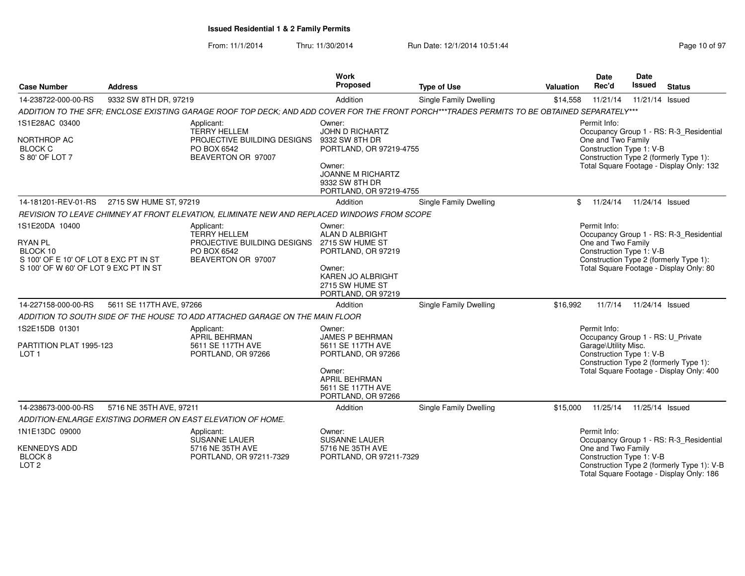**Issued Residential 1 & 2 Family Permits**

From: 11/1/2014 Thru: 11/30/2014 Run Date: 12/1/2014 10:51:44

| Case Number | Address | Work Proposed | Type of Use | Valuation | Date Rec'd | Date Issued | Status |
|---|---|---|---|---|---|---|---|
| 14-238722-000-00-RS | 9332 SW 8TH DR, 97219 | Addition | Single Family Dwelling | $14,558 | 11/21/14 | 11/21/14 | Issued |

ADDITION TO THE SFR; ENCLOSE EXISTING GARAGE ROOF TOP DECK; AND ADD COVER FOR THE FRONT PORCH***TRADES PERMITS TO BE OBTAINED SEPARATELY***

1S1E28AC 03400
NORTHROP AC
BLOCK C
S 80' OF LOT 7

Applicant:
TERRY HELLEM
PROJECTIVE BUILDING DESIGNS
PO BOX 6542
BEAVERTON OR 97007

Owner:
JOHN D RICHARTZ
9332 SW 8TH DR
PORTLAND, OR 97219-4755

Owner:
JOANNE M RICHARTZ
9332 SW 8TH DR
PORTLAND, OR 97219-4755

Permit Info:
Occupancy Group 1 - RS: R-3_Residential One and Two Family
Construction Type 1: V-B
Construction Type 2 (formerly Type 1):
Total Square Footage - Display Only: 132

| Case Number | Address | Work Proposed | Type of Use | Valuation | Date Rec'd | Date Issued | Status |
|---|---|---|---|---|---|---|---|
| 14-181201-REV-01-RS | 2715 SW HUME ST, 97219 | Addition | Single Family Dwelling | $ | 11/24/14 | 11/24/14 | Issued |

REVISION TO LEAVE CHIMNEY AT FRONT ELEVATION, ELIMINATE NEW AND REPLACED WINDOWS FROM SCOPE

1S1E20DA 10400
RYAN PL
BLOCK 10
S 100' OF E 10' OF LOT 8 EXC PT IN ST
S 100' OF W 60' OF LOT 9 EXC PT IN ST

Applicant:
TERRY HELLEM
PROJECTIVE BUILDING DESIGNS
PO BOX 6542
BEAVERTON OR 97007

Owner:
ALAN D ALBRIGHT
2715 SW HUME ST
PORTLAND, OR 97219

Owner:
KAREN JO ALBRIGHT
2715 SW HUME ST
PORTLAND, OR 97219

Permit Info:
Occupancy Group 1 - RS: R-3_Residential One and Two Family
Construction Type 1: V-B
Construction Type 2 (formerly Type 1):
Total Square Footage - Display Only: 80

| Case Number | Address | Work Proposed | Type of Use | Valuation | Date Rec'd | Date Issued | Status |
|---|---|---|---|---|---|---|---|
| 14-227158-000-00-RS | 5611 SE 117TH AVE, 97266 | Addition | Single Family Dwelling | $16,992 | 11/7/14 | 11/24/14 | Issued |

ADDITION TO SOUTH SIDE OF THE HOUSE TO ADD ATTACHED GARAGE ON THE MAIN FLOOR

1S2E15DB 01301
PARTITION PLAT 1995-123
LOT 1

Applicant:
APRIL BEHRMAN
5611 SE 117TH AVE
PORTLAND, OR 97266

Owner:
JAMES P BEHRMAN
5611 SE 117TH AVE
PORTLAND, OR 97266

Owner:
APRIL BEHRMAN
5611 SE 117TH AVE
PORTLAND, OR 97266

Permit Info:
Occupancy Group 1 - RS: U_Private Garage\Utility Misc.
Construction Type 1: V-B
Construction Type 2 (formerly Type 1):
Total Square Footage - Display Only: 400

| Case Number | Address | Work Proposed | Type of Use | Valuation | Date Rec'd | Date Issued | Status |
|---|---|---|---|---|---|---|---|
| 14-238673-000-00-RS | 5716 NE 35TH AVE, 97211 | Addition | Single Family Dwelling | $15,000 | 11/25/14 | 11/25/14 | Issued |

ADDITION-ENLARGE EXISTING DORMER ON EAST ELEVATION OF HOME.

1N1E13DC 09000
KENNEDYS ADD
BLOCK 8
LOT 2

Applicant:
SUSANNE LAUER
5716 NE 35TH AVE
PORTLAND, OR 97211-7329

Owner:
SUSANNE LAUER
5716 NE 35TH AVE
PORTLAND, OR 97211-7329

Permit Info:
Occupancy Group 1 - RS: R-3_Residential One and Two Family
Construction Type 1: V-B
Construction Type 2 (formerly Type 1): V-B
Total Square Footage - Display Only: 186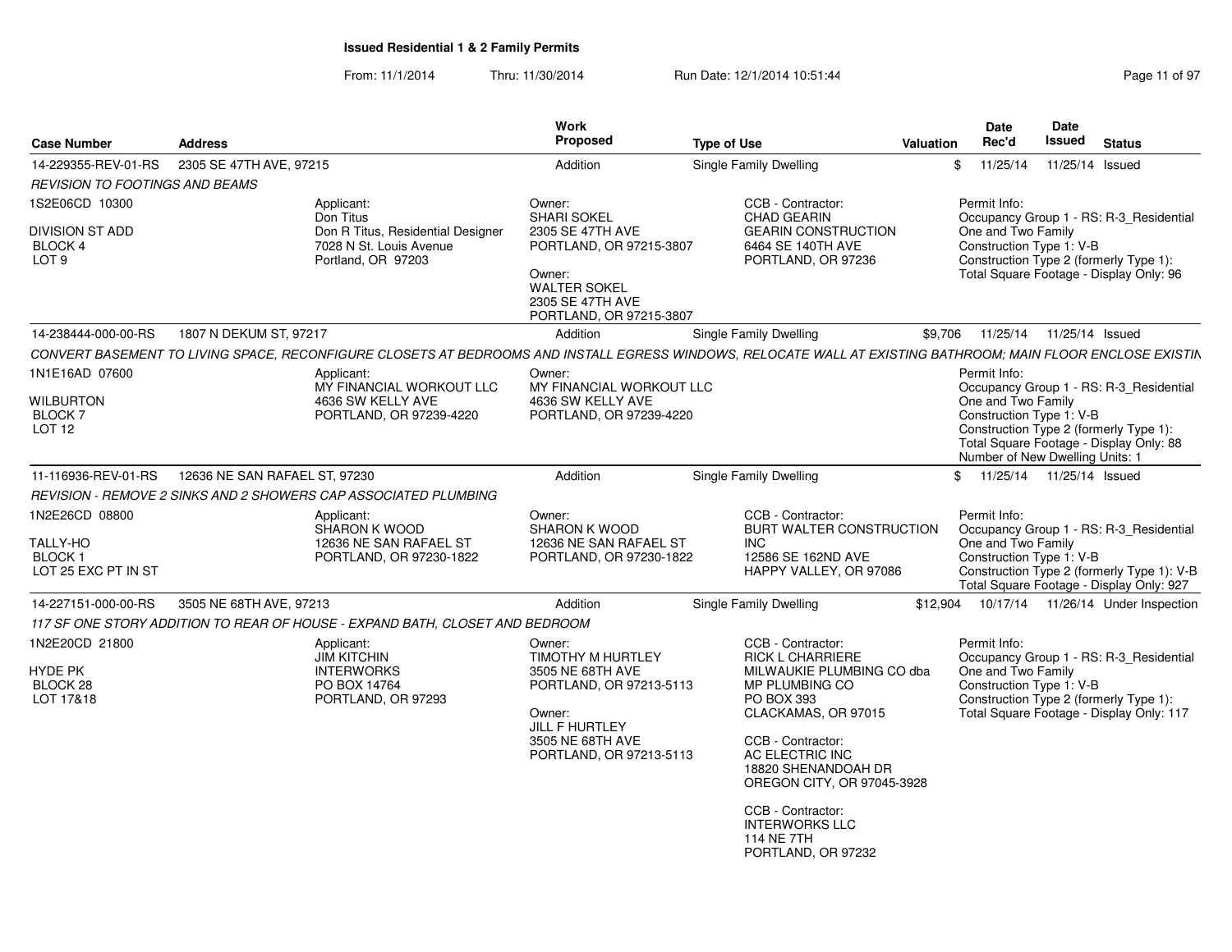# Issued Residential 1 & 2 Family Permits

From: 11/1/2014 Thru: 11/30/2014 Run Date: 12/1/2014 10:51:44

| Case Number | Address | Work Proposed | Type of Use | Valuation | Date Rec'd | Date Issued | Status |
|---|---|---|---|---|---|---|---|
| 14-229355-REV-01-RS | 2305 SE 47TH AVE, 97215 | Addition | Single Family Dwelling | $ | 11/25/14 | 11/25/14 | Issued |

*REVISION TO FOOTINGS AND BEAMS*

1S2E06CD 10300
DIVISION ST ADD
BLOCK 4
LOT 9

Applicant:
Don Titus
Don R Titus, Residential Designer
7028 N St. Louis Avenue
Portland, OR 97203

Owner:
SHARI SOKEL
2305 SE 47TH AVE
PORTLAND, OR 97215-3807

Owner:
WALTER SOKEL
2305 SE 47TH AVE
PORTLAND, OR 97215-3807

CCB - Contractor:
CHAD GEARIN
GEARIN CONSTRUCTION
6464 SE 140TH AVE
PORTLAND, OR 97236

Permit Info:
Occupancy Group 1 - RS: R-3_Residential One and Two Family
Construction Type 1: V-B
Construction Type 2 (formerly Type 1):
Total Square Footage - Display Only: 96

| Case Number | Address | Work Proposed | Type of Use | Valuation | Date Rec'd | Date Issued | Status |
|---|---|---|---|---|---|---|---|
| 14-238444-000-00-RS | 1807 N DEKUM ST, 97217 | Addition | Single Family Dwelling | $9,706 | 11/25/14 | 11/25/14 | Issued |

*CONVERT BASEMENT TO LIVING SPACE, RECONFIGURE CLOSETS AT BEDROOMS AND INSTALL EGRESS WINDOWS, RELOCATE WALL AT EXISTING BATHROOM; MAIN FLOOR ENCLOSE EXISTIN*

1N1E16AD 07600
WILBURTON
BLOCK 7
LOT 12

Applicant:
MY FINANCIAL WORKOUT LLC
4636 SW KELLY AVE
PORTLAND, OR 97239-4220

Owner:
MY FINANCIAL WORKOUT LLC
4636 SW KELLY AVE
PORTLAND, OR 97239-4220

Permit Info:
Occupancy Group 1 - RS: R-3_Residential One and Two Family
Construction Type 1: V-B
Construction Type 2 (formerly Type 1):
Total Square Footage - Display Only: 88
Number of New Dwelling Units: 1

| Case Number | Address | Work Proposed | Type of Use | Valuation | Date Rec'd | Date Issued | Status |
|---|---|---|---|---|---|---|---|
| 11-116936-REV-01-RS | 12636 NE SAN RAFAEL ST, 97230 | Addition | Single Family Dwelling | $ | 11/25/14 | 11/25/14 | Issued |

*REVISION - REMOVE 2 SINKS AND 2 SHOWERS CAP ASSOCIATED PLUMBING*

1N2E26DD 08800
TALLY-HO
BLOCK 1
LOT 25 EXC PT IN ST

Applicant:
SHARON K WOOD
12636 NE SAN RAFAEL ST
PORTLAND, OR 97230-1822

Owner:
SHARON K WOOD
12636 NE SAN RAFAEL ST
PORTLAND, OR 97230-1822

CCB - Contractor:
BURT WALTER CONSTRUCTION INC
12586 SE 162ND AVE
HAPPY VALLEY, OR 97086

Permit Info:
Occupancy Group 1 - RS: R-3_Residential One and Two Family
Construction Type 1: V-B
Construction Type 2 (formerly Type 1): V-B
Total Square Footage - Display Only: 927

| Case Number | Address | Work Proposed | Type of Use | Valuation | Date Rec'd | Date Issued | Status |
|---|---|---|---|---|---|---|---|
| 14-227151-000-00-RS | 3505 NE 68TH AVE, 97213 | Addition | Single Family Dwelling | $12,904 | 10/17/14 | 11/26/14 | Under Inspection |

*117 SF ONE STORY ADDITION TO REAR OF HOUSE - EXPAND BATH, CLOSET AND BEDROOM*

1N2E20CD 21800
HYDE PK
BLOCK 28
LOT 17&18

Applicant:
JIM KITCHIN
INTERWORKS
PO BOX 14764
PORTLAND, OR 97293

Owner:
TIMOTHY M HURTLEY
3505 NE 68TH AVE
PORTLAND, OR 97213-5113

Owner:
JILL F HURTLEY
3505 NE 68TH AVE
PORTLAND, OR 97213-5113

CCB - Contractor:
RICK L CHARRIERE
MILWAUKIE PLUMBING CO dba MP PLUMBING CO
PO BOX 393
CLACKAMAS, OR 97015

CCB - Contractor:
AC ELECTRIC INC
18820 SHENANDOAH DR
OREGON CITY, OR 97045-3928

CCB - Contractor:
INTERWORKS LLC
114 NE 7TH
PORTLAND, OR 97232

Permit Info:
Occupancy Group 1 - RS: R-3_Residential One and Two Family
Construction Type 1: V-B
Construction Type 2 (formerly Type 1):
Total Square Footage - Display Only: 117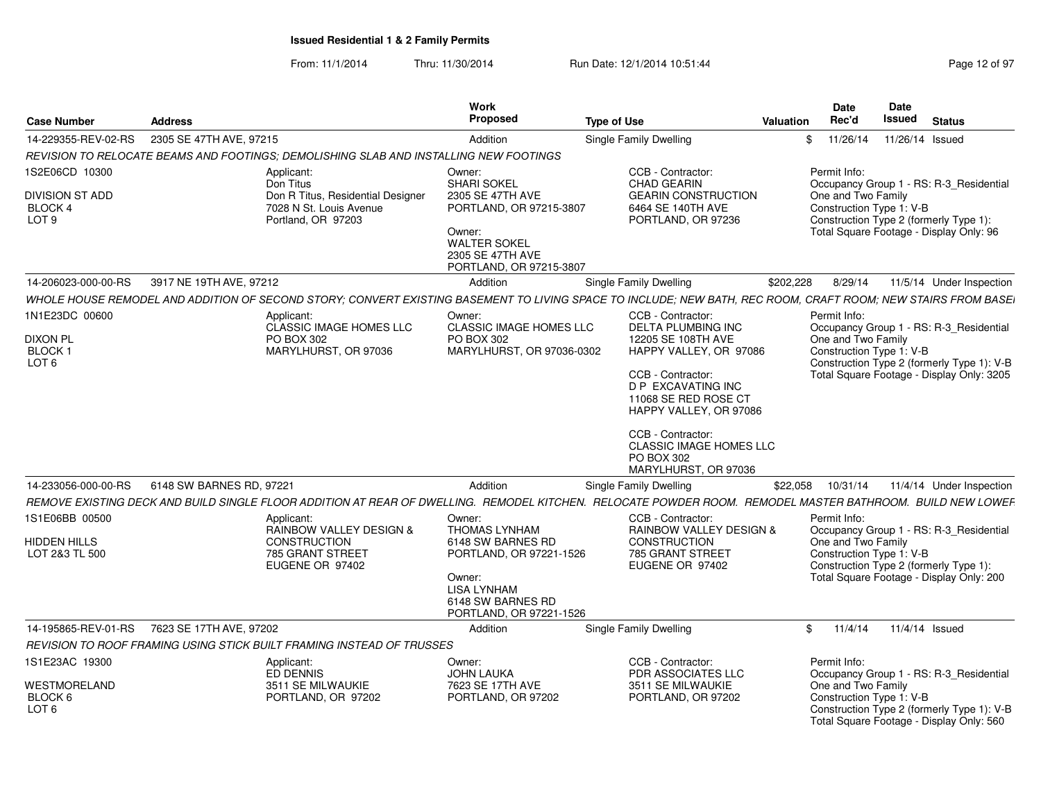# Issued Residential 1 & 2 Family Permits

From: 11/1/2014 Thru: 11/30/2014 Run Date: 12/1/2014 10:51:44

| Case Number | Address | Work Proposed | Type of Use | Valuation | Date Rec'd | Date Issued | Status |
|---|---|---|---|---|---|---|---|
| 14-229355-REV-02-RS | 2305 SE 47TH AVE, 97215 | Addition | Single Family Dwelling | $ | 11/26/14 | 11/26/14 | Issued |

*REVISION TO RELOCATE BEAMS AND FOOTINGS; DEMOLISHING SLAB AND INSTALLING NEW FOOTINGS*

1S2E06CD 10300
DIVISION ST ADD
BLOCK 4
LOT 9

Applicant:
Don Titus
Don R Titus, Residential Designer
7028 N St. Louis Avenue
Portland, OR 97203

Owner:
SHARI SOKEL
2305 SE 47TH AVE
PORTLAND, OR 97215-3807

Owner:
WALTER SOKEL
2305 SE 47TH AVE
PORTLAND, OR 97215-3807

CCB - Contractor:
CHAD GEARIN
GEARIN CONSTRUCTION
6464 SE 140TH AVE
PORTLAND, OR 97236

Permit Info:
Occupancy Group 1 - RS: R-3_Residential One and Two Family
Construction Type 1: V-B
Construction Type 2 (formerly Type 1):
Total Square Footage - Display Only: 96

---

| Case Number | Address | Work Proposed | Type of Use | Valuation | Date Rec'd | Date Issued | Status |
|---|---|---|---|---|---|---|---|
| 14-206023-000-00-RS | 3917 NE 19TH AVE, 97212 | Addition | Single Family Dwelling | $202,228 | 8/29/14 | 11/5/14 | Under Inspection |

*WHOLE HOUSE REMODEL AND ADDITION OF SECOND STORY; CONVERT EXISTING BASEMENT TO LIVING SPACE TO INCLUDE; NEW BATH, REC ROOM, CRAFT ROOM; NEW STAIRS FROM BASEI*

1N1E23DC 00600
DIXON PL
BLOCK 1
LOT 6

Applicant:
CLASSIC IMAGE HOMES LLC
PO BOX 302
MARYLHURST, OR 97036

Owner:
CLASSIC IMAGE HOMES LLC
PO BOX 302
MARYLHURST, OR 97036-0302

CCB - Contractor:
DELTA PLUMBING INC
12205 SE 108TH AVE
HAPPY VALLEY, OR 97086

CCB - Contractor:
D P EXCAVATING INC
11068 SE RED ROSE CT
HAPPY VALLEY, OR 97086

CCB - Contractor:
CLASSIC IMAGE HOMES LLC
PO BOX 302
MARYLHURST, OR 97036

Permit Info:
Occupancy Group 1 - RS: R-3_Residential One and Two Family
Construction Type 1: V-B
Construction Type 2 (formerly Type 1): V-B
Total Square Footage - Display Only: 3205

---

| Case Number | Address | Work Proposed | Type of Use | Valuation | Date Rec'd | Date Issued | Status |
|---|---|---|---|---|---|---|---|
| 14-233056-000-00-RS | 6148 SW BARNES RD, 97221 | Addition | Single Family Dwelling | $22,058 | 10/31/14 | 11/4/14 | Under Inspection |

*REMOVE EXISTING DECK AND BUILD SINGLE FLOOR ADDITION AT REAR OF DWELLING. REMODEL KITCHEN. RELOCATE POWDER ROOM. REMODEL MASTER BATHROOM. BUILD NEW LOWEF*

1S1E06BB 00500
HIDDEN HILLS
LOT 2&3 TL 500

Applicant:
RAINBOW VALLEY DESIGN & CONSTRUCTION
785 GRANT STREET
EUGENE OR 97402

Owner:
THOMAS LYNHAM
6148 SW BARNES RD
PORTLAND, OR 97221-1526

Owner:
LISA LYNHAM
6148 SW BARNES RD
PORTLAND, OR 97221-1526

CCB - Contractor:
RAINBOW VALLEY DESIGN & CONSTRUCTION
785 GRANT STREET
EUGENE OR 97402

Permit Info:
Occupancy Group 1 - RS: R-3_Residential One and Two Family
Construction Type 1: V-B
Construction Type 2 (formerly Type 1):
Total Square Footage - Display Only: 200

---

| Case Number | Address | Work Proposed | Type of Use | Valuation | Date Rec'd | Date Issued | Status |
|---|---|---|---|---|---|---|---|
| 14-195865-REV-01-RS | 7623 SE 17TH AVE, 97202 | Addition | Single Family Dwelling | $ | 11/4/14 | 11/4/14 | Issued |

*REVISION TO ROOF FRAMING USING STICK BUILT FRAMING INSTEAD OF TRUSSES*

1S1E23AC 19300
WESTMORELAND
BLOCK 6
LOT 6

Applicant:
ED DENNIS
3511 SE MILWAUKIE
PORTLAND, OR 97202

Owner:
JOHN LAUKA
7623 SE 17TH AVE
PORTLAND, OR 97202

CCB - Contractor:
PDR ASSOCIATES LLC
3511 SE MILWAUKIE
PORTLAND, OR 97202

Permit Info:
Occupancy Group 1 - RS: R-3_Residential One and Two Family
Construction Type 1: V-B
Construction Type 2 (formerly Type 1): V-B
Total Square Footage - Display Only: 560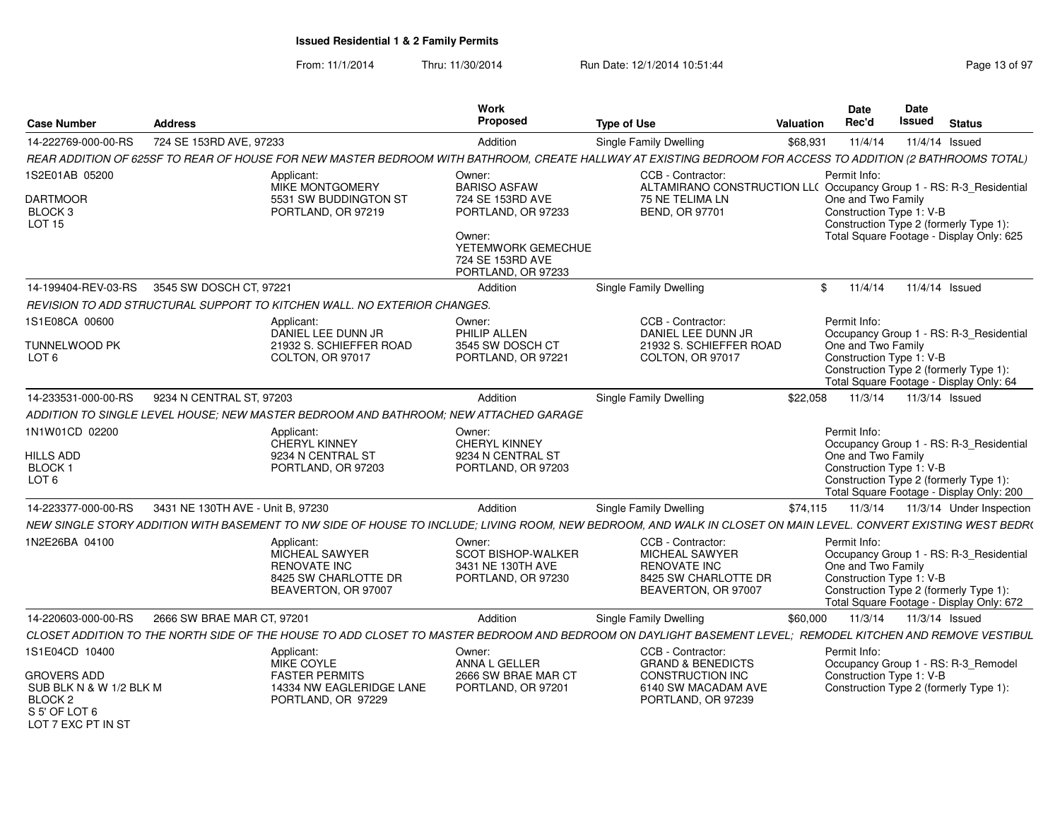**Issued Residential 1 & 2 Family Permits**

From: 11/1/2014 Thru: 11/30/2014 Run Date: 12/1/2014 10:51:44

| Case Number | Address | Work Proposed | Type of Use | Valuation | Date Rec'd | Date Issued | Status |
|---|---|---|---|---|---|---|---|
| 14-222769-000-00-RS | 724 SE 153RD AVE, 97233 | Addition | Single Family Dwelling | $68,931 | 11/4/14 | 11/4/14 | Issued |

*REAR ADDITION OF 625SF TO REAR OF HOUSE FOR NEW MASTER BEDROOM WITH BATHROOM, CREATE HALLWAY AT EXISTING BEDROOM FOR ACCESS TO ADDITION (2 BATHROOMS TOTAL)*

1S2E01AB 05200
DARTMOOR
BLOCK 3
LOT 15

Applicant: MIKE MONTGOMERY, 5531 SW BUDDINGTON ST, PORTLAND, OR 97219

Owner: BARISO ASFAW, 724 SE 153RD AVE, PORTLAND, OR 97233

Owner: YETEMWORK GEMECHUE, 724 SE 153RD AVE, PORTLAND, OR 97233

CCB - Contractor: ALTAMIRANO CONSTRUCTION LL(, 75 NE TELIMA LN, BEND, OR 97701

Permit Info:
Occupancy Group 1 - RS: R-3_Residential One and Two Family
Construction Type 1: V-B
Construction Type 2 (formerly Type 1):
Total Square Footage - Display Only: 625

| Case Number | Address | Work Proposed | Type of Use | Valuation | Date Rec'd | Date Issued | Status |
|---|---|---|---|---|---|---|---|
| 14-199404-REV-03-RS | 3545 SW DOSCH CT, 97221 | Addition | Single Family Dwelling | $ | 11/4/14 | 11/4/14 | Issued |

*REVISION TO ADD STRUCTURAL SUPPORT TO KITCHEN WALL. NO EXTERIOR CHANGES.*

1S1E08CA 00600
TUNNELWOOD PK
LOT 6

Applicant: DANIEL LEE DUNN JR, 21932 S. SCHIEFFER ROAD, COLTON, OR 97017

Owner: PHILIP ALLEN, 3545 SW DOSCH CT, PORTLAND, OR 97221

CCB - Contractor: DANIEL LEE DUNN JR, 21932 S. SCHIEFFER ROAD, COLTON, OR 97017

Permit Info:
Occupancy Group 1 - RS: R-3_Residential One and Two Family
Construction Type 1: V-B
Construction Type 2 (formerly Type 1):
Total Square Footage - Display Only: 64

| Case Number | Address | Work Proposed | Type of Use | Valuation | Date Rec'd | Date Issued | Status |
|---|---|---|---|---|---|---|---|
| 14-233531-000-00-RS | 9234 N CENTRAL ST, 97203 | Addition | Single Family Dwelling | $22,058 | 11/3/14 | 11/3/14 | Issued |

*ADDITION TO SINGLE LEVEL HOUSE; NEW MASTER BEDROOM AND BATHROOM; NEW ATTACHED GARAGE*

1N1W01CD 02200
HILLS ADD
BLOCK 1
LOT 6

Applicant: CHERYL KINNEY, 9234 N CENTRAL ST, PORTLAND, OR 97203

Owner: CHERYL KINNEY, 9234 N CENTRAL ST, PORTLAND, OR 97203

Permit Info:
Occupancy Group 1 - RS: R-3_Residential One and Two Family
Construction Type 1: V-B
Construction Type 2 (formerly Type 1):
Total Square Footage - Display Only: 200

| Case Number | Address | Work Proposed | Type of Use | Valuation | Date Rec'd | Date Issued | Status |
|---|---|---|---|---|---|---|---|
| 14-223377-000-00-RS | 3431 NE 130TH AVE - Unit B, 97230 | Addition | Single Family Dwelling | $74,115 | 11/3/14 | 11/3/14 | Under Inspection |

*NEW SINGLE STORY ADDITION WITH BASEMENT TO NW SIDE OF HOUSE TO INCLUDE; LIVING ROOM, NEW BEDROOM, AND WALK IN CLOSET ON MAIN LEVEL. CONVERT EXISTING WEST BEDR(*

1N2E26BA 04100

Applicant: MICHEAL SAWYER, RENOVATE INC, 8425 SW CHARLOTTE DR, BEAVERTON, OR 97007

Owner: SCOT BISHOP-WALKER, 3431 NE 130TH AVE, PORTLAND, OR 97230

CCB - Contractor: MICHEAL SAWYER, RENOVATE INC, 8425 SW CHARLOTTE DR, BEAVERTON, OR 97007

Permit Info:
Occupancy Group 1 - RS: R-3_Residential One and Two Family
Construction Type 1: V-B
Construction Type 2 (formerly Type 1):
Total Square Footage - Display Only: 672

| Case Number | Address | Work Proposed | Type of Use | Valuation | Date Rec'd | Date Issued | Status |
|---|---|---|---|---|---|---|---|
| 14-220603-000-00-RS | 2666 SW BRAE MAR CT, 97201 | Addition | Single Family Dwelling | $60,000 | 11/3/14 | 11/3/14 | Issued |

*CLOSET ADDITION TO THE NORTH SIDE OF THE HOUSE TO ADD CLOSET TO MASTER BEDROOM AND BEDROOM ON DAYLIGHT BASEMENT LEVEL; REMODEL KITCHEN AND REMOVE VESTIBUL*

1S1E04CD 10400
GROVERS ADD
SUB BLK N & W 1/2 BLK M
BLOCK 2
S 5' OF LOT 6
LOT 7 EXC PT IN ST

Applicant: MIKE COYLE, FASTER PERMITS, 14334 NW EAGLERIDGE LANE, PORTLAND, OR 97229

Owner: ANNA L GELLER, 2666 SW BRAE MAR CT, PORTLAND, OR 97201

CCB - Contractor: GRAND & BENEDICTS CONSTRUCTION INC, 6140 SW MACADAM AVE, PORTLAND, OR 97239

Permit Info:
Occupancy Group 1 - RS: R-3_Remodel
Construction Type 1: V-B
Construction Type 2 (formerly Type 1):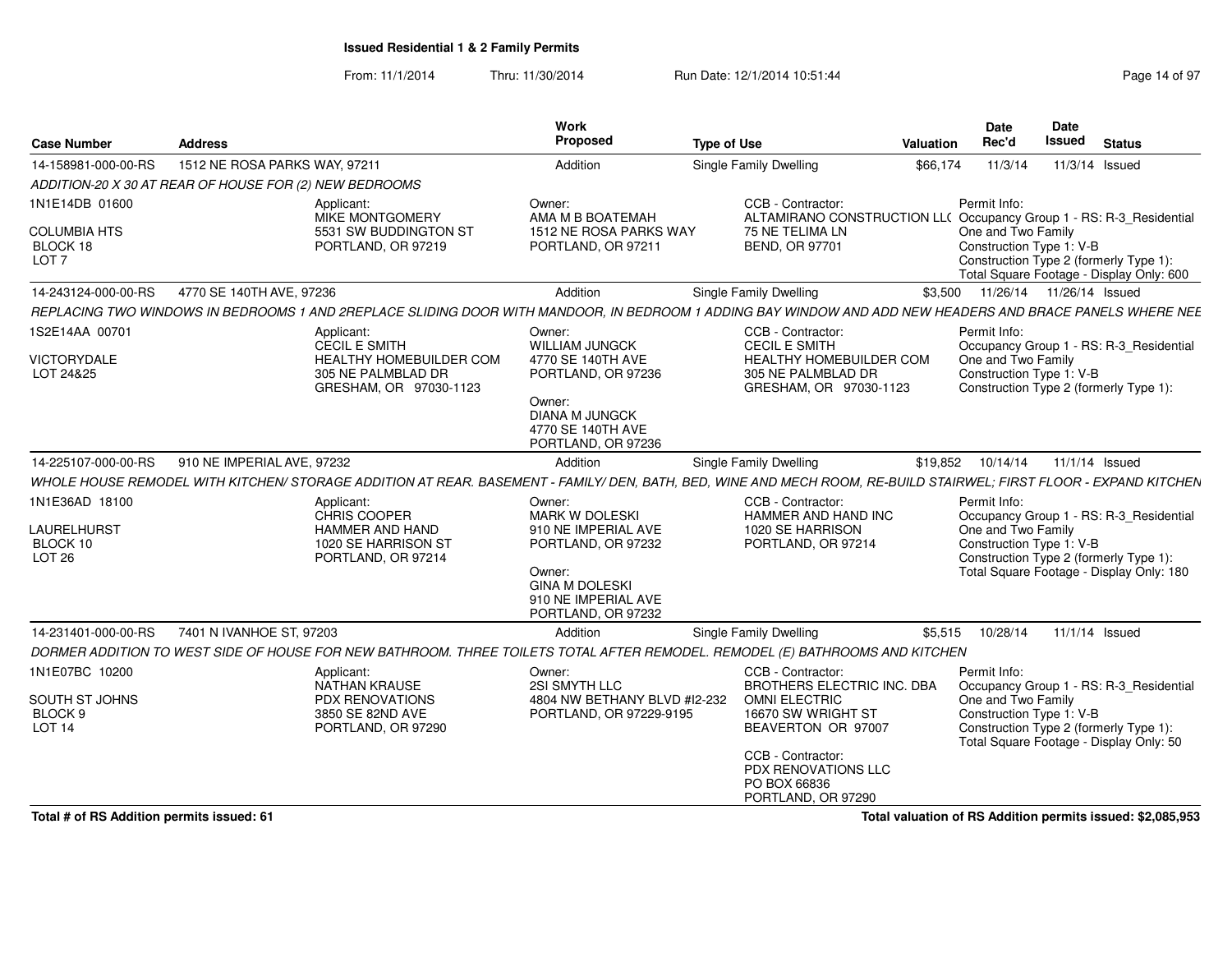**Issued Residential 1 & 2 Family Permits**

From: 11/1/2014 Thru: 11/30/2014 Run Date: 12/1/2014 10:51:44

| Case Number | Address | Work Proposed | Type of Use | Valuation | Date Rec'd | Date Issued | Status |
|---|---|---|---|---|---|---|---|
| 14-158981-000-00-RS | 1512 NE ROSA PARKS WAY, 97211 | Addition | Single Family Dwelling | $66,174 | 11/3/14 | 11/3/14 | Issued |

ADDITION-20 X 30 AT REAR OF HOUSE FOR (2) NEW BEDROOMS

1N1E14DB 01600
COLUMBIA HTS
BLOCK 18
LOT 7

Applicant:
MIKE MONTGOMERY
5531 SW BUDDINGTON ST
PORTLAND, OR 97219

Owner:
AMA M B BOATEMAH
1512 NE ROSA PARKS WAY
PORTLAND, OR 97211

CCB - Contractor:
ALTAMIRANO CONSTRUCTION LL(
75 NE TELIMA LN
BEND, OR 97701

Permit Info:
Occupancy Group 1 - RS: R-3_Residential One and Two Family
Construction Type 1: V-B
Construction Type 2 (formerly Type 1):
Total Square Footage - Display Only: 600

| Case Number | Address | Work Proposed | Type of Use | Valuation | Date Rec'd | Date Issued | Status |
|---|---|---|---|---|---|---|---|
| 14-243124-000-00-RS | 4770 SE 140TH AVE, 97236 | Addition | Single Family Dwelling | $3,500 | 11/26/14 | 11/26/14 | Issued |

REPLACING TWO WINDOWS IN BEDROOMS 1 AND 2REPLACE SLIDING DOOR WITH MANDOOR, IN BEDROOM 1 ADDING BAY WINDOW AND ADD NEW HEADERS AND BRACE PANELS WHERE NEE

1S2E14AA 00701
VICTORYDALE
LOT 24&25

Applicant:
CECIL E SMITH
HEALTHY HOMEBUILDER COM
305 NE PALMBLAD DR
GRESHAM, OR 97030-1123

Owner:
WILLIAM JUNGCK
4770 SE 140TH AVE
PORTLAND, OR 97236

Owner:
DIANA M JUNGCK
4770 SE 140TH AVE
PORTLAND, OR 97236

CCB - Contractor:
CECIL E SMITH
HEALTHY HOMEBUILDER COM
305 NE PALMBLAD DR
GRESHAM, OR 97030-1123

Permit Info:
Occupancy Group 1 - RS: R-3_Residential One and Two Family
Construction Type 1: V-B
Construction Type 2 (formerly Type 1):

| Case Number | Address | Work Proposed | Type of Use | Valuation | Date Rec'd | Date Issued | Status |
|---|---|---|---|---|---|---|---|
| 14-225107-000-00-RS | 910 NE IMPERIAL AVE, 97232 | Addition | Single Family Dwelling | $19,852 | 10/14/14 | 11/1/14 | Issued |

WHOLE HOUSE REMODEL WITH KITCHEN/ STORAGE ADDITION AT REAR. BASEMENT - FAMILY/ DEN, BATH, BED, WINE AND MECH ROOM, RE-BUILD STAIRWEL; FIRST FLOOR - EXPAND KITCHEN

1N1E36AD 18100
LAURELHURST
BLOCK 10
LOT 26

Applicant:
CHRIS COOPER
HAMMER AND HAND
1020 SE HARRISON ST
PORTLAND, OR 97214

Owner:
MARK W DOLESKI
910 NE IMPERIAL AVE
PORTLAND, OR 97232

Owner:
GINA M DOLESKI
910 NE IMPERIAL AVE
PORTLAND, OR 97232

CCB - Contractor:
HAMMER AND HAND INC
1020 SE HARRISON
PORTLAND, OR 97214

Permit Info:
Occupancy Group 1 - RS: R-3_Residential One and Two Family
Construction Type 1: V-B
Construction Type 2 (formerly Type 1):
Total Square Footage - Display Only: 180

| Case Number | Address | Work Proposed | Type of Use | Valuation | Date Rec'd | Date Issued | Status |
|---|---|---|---|---|---|---|---|
| 14-231401-000-00-RS | 7401 N IVANHOE ST, 97203 | Addition | Single Family Dwelling | $5,515 | 10/28/14 | 11/1/14 | Issued |

DORMER ADDITION TO WEST SIDE OF HOUSE FOR NEW BATHROOM. THREE TOILETS TOTAL AFTER REMODEL. REMODEL (E) BATHROOMS AND KITCHEN

1N1E07BC 10200
SOUTH ST JOHNS
BLOCK 9
LOT 14

Applicant:
NATHAN KRAUSE
PDX RENOVATIONS
3850 SE 82ND AVE
PORTLAND, OR 97290

Owner:
2SI SMYTH LLC
4804 NW BETHANY BLVD #I2-232
PORTLAND, OR 97229-9195

CCB - Contractor:
BROTHERS ELECTRIC INC. DBA OMNI ELECTRIC
16670 SW WRIGHT ST
BEAVERTON OR 97007

CCB - Contractor:
PDX RENOVATIONS LLC
PO BOX 66836
PORTLAND, OR 97290

Permit Info:
Occupancy Group 1 - RS: R-3_Residential One and Two Family
Construction Type 1: V-B
Construction Type 2 (formerly Type 1):
Total Square Footage - Display Only: 50

**Total # of RS Addition permits issued: 61**

**Total valuation of RS Addition permits issued: $2,085,953**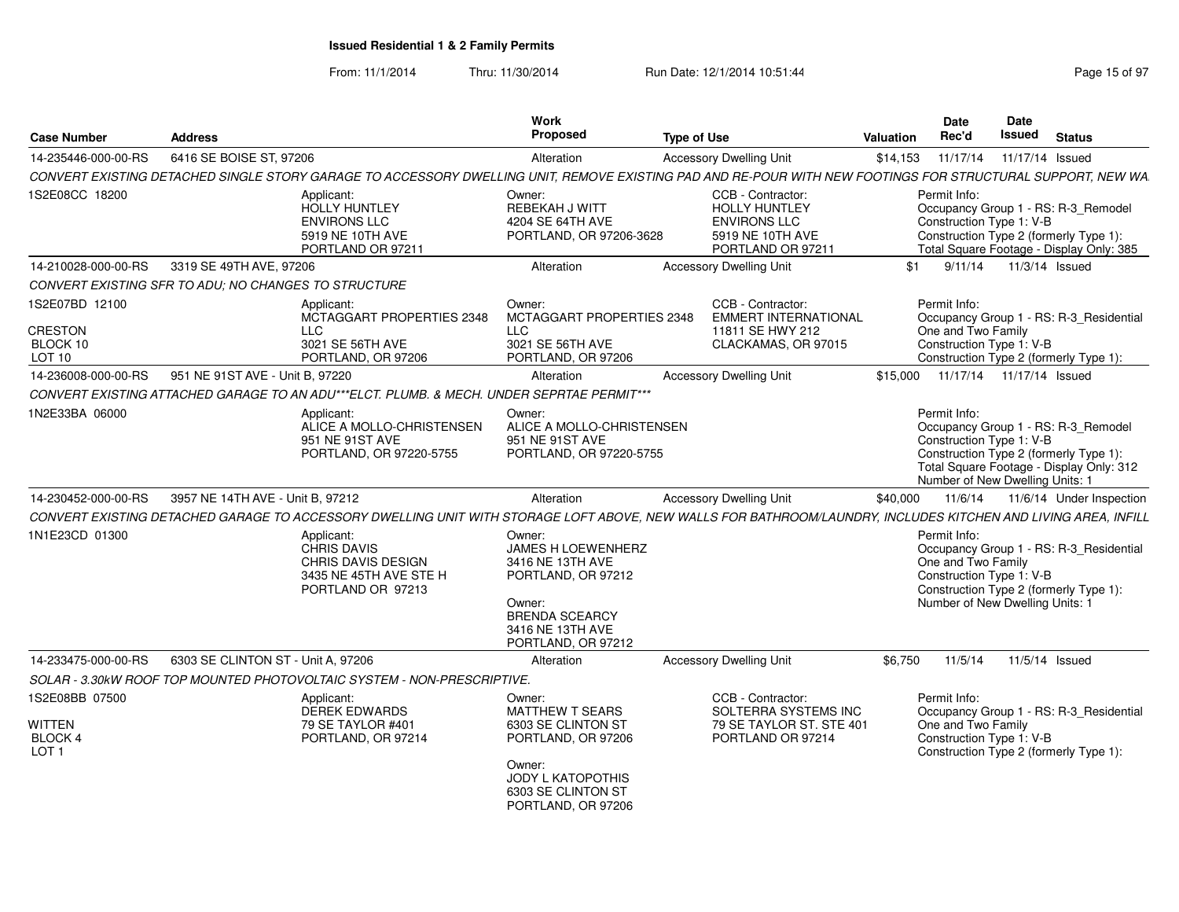## Issued Residential 1 & 2 Family Permits

From: 11/1/2014 Thru: 11/30/2014 Run Date: 12/1/2014 10:51:44

| Case Number | Address | Work Proposed | Type of Use | Valuation | Date Rec'd | Date Issued | Status |
|---|---|---|---|---|---|---|---|
| 14-235446-000-00-RS | 6416 SE BOISE ST, 97206 | Alteration | Accessory Dwelling Unit | $14,153 | 11/17/14 | 11/17/14 | Issued |

CONVERT EXISTING DETACHED SINGLE STORY GARAGE TO ACCESSORY DWELLING UNIT, REMOVE EXISTING PAD AND RE-POUR WITH NEW FOOTINGS FOR STRUCTURAL SUPPORT, NEW WA

1S2E08CC 18200

Applicant: HOLLY HUNTLEY, ENVIRONS LLC, 5919 NE 10TH AVE, PORTLAND OR 97211

Owner: REBEKAH J WITT, 4204 SE 64TH AVE, PORTLAND, OR 97206-3628

CCB - Contractor: HOLLY HUNTLEY, ENVIRONS LLC, 5919 NE 10TH AVE, PORTLAND OR 97211

Permit Info: Occupancy Group 1 - RS: R-3_Remodel; Construction Type 1: V-B; Construction Type 2 (formerly Type 1):; Total Square Footage - Display Only: 385

| Case Number | Address | Work Proposed | Type of Use | Valuation | Date Rec'd | Date Issued | Status |
|---|---|---|---|---|---|---|---|
| 14-210028-000-00-RS | 3319 SE 49TH AVE, 97206 | Alteration | Accessory Dwelling Unit | $1 | 9/11/14 | 11/3/14 | Issued |

CONVERT EXISTING SFR TO ADU; NO CHANGES TO STRUCTURE

1S2E07BD 12100, CRESTON, BLOCK 10, LOT 10

Applicant: MCTAGGART PROPERTIES 2348 LLC, 3021 SE 56TH AVE, PORTLAND, OR 97206

Owner: MCTAGGART PROPERTIES 2348 LLC, 3021 SE 56TH AVE, PORTLAND, OR 97206

CCB - Contractor: EMMERT INTERNATIONAL, 11811 SE HWY 212, CLACKAMAS, OR 97015

Permit Info: Occupancy Group 1 - RS: R-3_Residential One and Two Family; Construction Type 1: V-B; Construction Type 2 (formerly Type 1):

| Case Number | Address | Work Proposed | Type of Use | Valuation | Date Rec'd | Date Issued | Status |
|---|---|---|---|---|---|---|---|
| 14-236008-000-00-RS | 951 NE 91ST AVE - Unit B, 97220 | Alteration | Accessory Dwelling Unit | $15,000 | 11/17/14 | 11/17/14 | Issued |

CONVERT EXISTING ATTACHED GARAGE TO AN ADU***ELCT. PLUMB. & MECH. UNDER SEPRTAE PERMIT***

1N2E33BA 06000

Applicant: ALICE A MOLLO-CHRISTENSEN, 951 NE 91ST AVE, PORTLAND, OR 97220-5755

Owner: ALICE A MOLLO-CHRISTENSEN, 951 NE 91ST AVE, PORTLAND, OR 97220-5755

Permit Info: Occupancy Group 1 - RS: R-3_Remodel; Construction Type 1: V-B; Construction Type 2 (formerly Type 1):; Total Square Footage - Display Only: 312; Number of New Dwelling Units: 1

| Case Number | Address | Work Proposed | Type of Use | Valuation | Date Rec'd | Date Issued | Status |
|---|---|---|---|---|---|---|---|
| 14-230452-000-00-RS | 3957 NE 14TH AVE - Unit B, 97212 | Alteration | Accessory Dwelling Unit | $40,000 | 11/6/14 | 11/6/14 | Under Inspection |

CONVERT EXISTING DETACHED GARAGE TO ACCESSORY DWELLING UNIT WITH STORAGE LOFT ABOVE, NEW WALLS FOR BATHROOM/LAUNDRY, INCLUDES KITCHEN AND LIVING AREA, INFILL

1N1E23CD 01300

Applicant: CHRIS DAVIS, CHRIS DAVIS DESIGN, 3435 NE 45TH AVE STE H, PORTLAND OR 97213

Owner: JAMES H LOEWENHERZ, 3416 NE 13TH AVE, PORTLAND, OR 97212

Owner: BRENDA SCEARCY, 3416 NE 13TH AVE, PORTLAND, OR 97212

Permit Info: Occupancy Group 1 - RS: R-3_Residential One and Two Family; Construction Type 1: V-B; Construction Type 2 (formerly Type 1):; Number of New Dwelling Units: 1

| Case Number | Address | Work Proposed | Type of Use | Valuation | Date Rec'd | Date Issued | Status |
|---|---|---|---|---|---|---|---|
| 14-233475-000-00-RS | 6303 SE CLINTON ST - Unit A, 97206 | Alteration | Accessory Dwelling Unit | $6,750 | 11/5/14 | 11/5/14 | Issued |

SOLAR - 3.30kW ROOF TOP MOUNTED PHOTOVOLTAIC SYSTEM - NON-PRESCRIPTIVE.

1S2E08BB 07500, WITTEN, BLOCK 4, LOT 1

Applicant: DEREK EDWARDS, 79 SE TAYLOR #401, PORTLAND, OR 97214

Owner: MATTHEW T SEARS, 6303 SE CLINTON ST, PORTLAND, OR 97206

Owner: JODY L KATOPOTHIS, 6303 SE CLINTON ST, PORTLAND, OR 97206

CCB - Contractor: SOLTERRA SYSTEMS INC, 79 SE TAYLOR ST. STE 401, PORTLAND OR 97214

Permit Info: Occupancy Group 1 - RS: R-3_Residential One and Two Family; Construction Type 1: V-B; Construction Type 2 (formerly Type 1):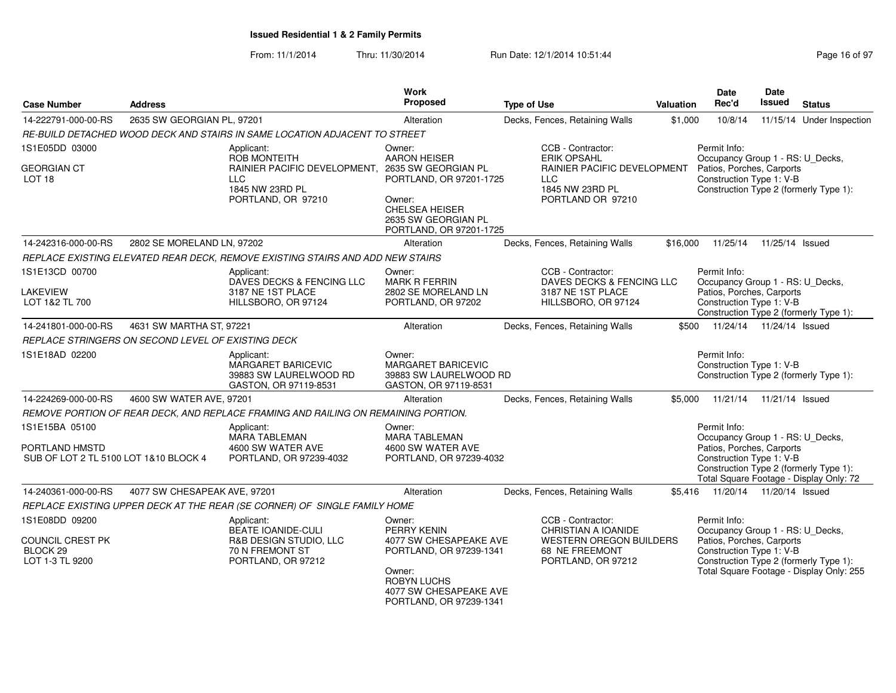# Issued Residential 1 & 2 Family Permits

From: 11/1/2014 Thru: 11/30/2014 Run Date: 12/1/2014 10:51:44

| Case Number | Address | Work Proposed | Type of Use | Valuation | Date Rec'd | Date Issued | Status |
|---|---|---|---|---|---|---|---|
| 14-222791-000-00-RS | 2635 SW GEORGIAN PL, 97201 | Alteration | Decks, Fences, Retaining Walls | $1,000 | 10/8/14 | 11/15/14 | Under Inspection |

RE-BUILD DETACHED WOOD DECK AND STAIRS IN SAME LOCATION ADJACENT TO STREET

- 1S1E05DD 03000
- GEORGIAN CT
- LOT 18

Applicant: ROB MONTEITH, RAINIER PACIFIC DEVELOPMENT, LLC, 1845 NW 23RD PL, PORTLAND, OR 97210

Owner: AARON HEISER, 2635 SW GEORGIAN PL, PORTLAND, OR 97201-1725

Owner: CHELSEA HEISER, 2635 SW GEORGIAN PL, PORTLAND, OR 97201-1725

CCB - Contractor: ERIK OPSAHL, RAINIER PACIFIC DEVELOPMENT LLC, 1845 NW 23RD PL, PORTLAND OR 97210

Permit Info: Occupancy Group 1 - RS: U_Decks, Patios, Porches, Carports; Construction Type 1: V-B; Construction Type 2 (formerly Type 1):

| Case Number | Address | Work Proposed | Type of Use | Valuation | Date Rec'd | Date Issued | Status |
|---|---|---|---|---|---|---|---|
| 14-242316-000-00-RS | 2802 SE MORELAND LN, 97202 | Alteration | Decks, Fences, Retaining Walls | $16,000 | 11/25/14 | 11/25/14 | Issued |

REPLACE EXISTING ELEVATED REAR DECK, REMOVE EXISTING STAIRS AND ADD NEW STAIRS

- 1S1E13CD 00700
- LAKEVIEW
- LOT 1&2 TL 700

Applicant: DAVES DECKS & FENCING LLC, 3187 NE 1ST PLACE, HILLSBORO, OR 97124

Owner: MARK R FERRIN, 2802 SE MORELAND LN, PORTLAND, OR 97202

CCB - Contractor: DAVES DECKS & FENCING LLC, 3187 NE 1ST PLACE, HILLSBORO, OR 97124

Permit Info: Occupancy Group 1 - RS: U_Decks, Patios, Porches, Carports; Construction Type 1: V-B; Construction Type 2 (formerly Type 1):

| Case Number | Address | Work Proposed | Type of Use | Valuation | Date Rec'd | Date Issued | Status |
|---|---|---|---|---|---|---|---|
| 14-241801-000-00-RS | 4631 SW MARTHA ST, 97221 | Alteration | Decks, Fences, Retaining Walls | $500 | 11/24/14 | 11/24/14 | Issued |

REPLACE STRINGERS ON SECOND LEVEL OF EXISTING DECK

- 1S1E18AD 02200

Applicant: MARGARET BARICEVIC, 39883 SW LAURELWOOD RD, GASTON, OR 97119-8531

Owner: MARGARET BARICEVIC, 39883 SW LAURELWOOD RD, GASTON, OR 97119-8531

Permit Info: Construction Type 1: V-B; Construction Type 2 (formerly Type 1):

| Case Number | Address | Work Proposed | Type of Use | Valuation | Date Rec'd | Date Issued | Status |
|---|---|---|---|---|---|---|---|
| 14-224269-000-00-RS | 4600 SW WATER AVE, 97201 | Alteration | Decks, Fences, Retaining Walls | $5,000 | 11/21/14 | 11/21/14 | Issued |

REMOVE PORTION OF REAR DECK, AND REPLACE FRAMING AND RAILING ON REMAINING PORTION.

- 1S1E15BA 05100
- PORTLAND HMSTD
- SUB OF LOT 2 TL 5100 LOT 1&10 BLOCK 4

Applicant: MARA TABLEMAN, 4600 SW WATER AVE, PORTLAND, OR 97239-4032

Owner: MARA TABLEMAN, 4600 SW WATER AVE, PORTLAND, OR 97239-4032

Permit Info: Occupancy Group 1 - RS: U_Decks, Patios, Porches, Carports; Construction Type 1: V-B; Construction Type 2 (formerly Type 1):; Total Square Footage - Display Only: 72

| Case Number | Address | Work Proposed | Type of Use | Valuation | Date Rec'd | Date Issued | Status |
|---|---|---|---|---|---|---|---|
| 14-240361-000-00-RS | 4077 SW CHESAPEAK AVE, 97201 | Alteration | Decks, Fences, Retaining Walls | $5,416 | 11/20/14 | 11/20/14 | Issued |

REPLACE EXISTING UPPER DECK AT THE REAR (SE CORNER) OF SINGLE FAMILY HOME

- 1S1E08DD 09200
- COUNCIL CREST PK
- BLOCK 29
- LOT 1-3 TL 9200

Applicant: BEATE IOANIDE-CULI, R&B DESIGN STUDIO, LLC, 70 N FREMONT ST, PORTLAND, OR 97212

Owner: PERRY KENIN, 4077 SW CHESAPEAKE AVE, PORTLAND, OR 97239-1341

Owner: ROBYN LUCHS, 4077 SW CHESAPEAKE AVE, PORTLAND, OR 97239-1341

CCB - Contractor: CHRISTIAN A IOANIDE, WESTERN OREGON BUILDERS, 68 NE FREEMONT, PORTLAND, OR 97212

Permit Info: Occupancy Group 1 - RS: U_Decks, Patios, Porches, Carports; Construction Type 1: V-B; Construction Type 2 (formerly Type 1):; Total Square Footage - Display Only: 255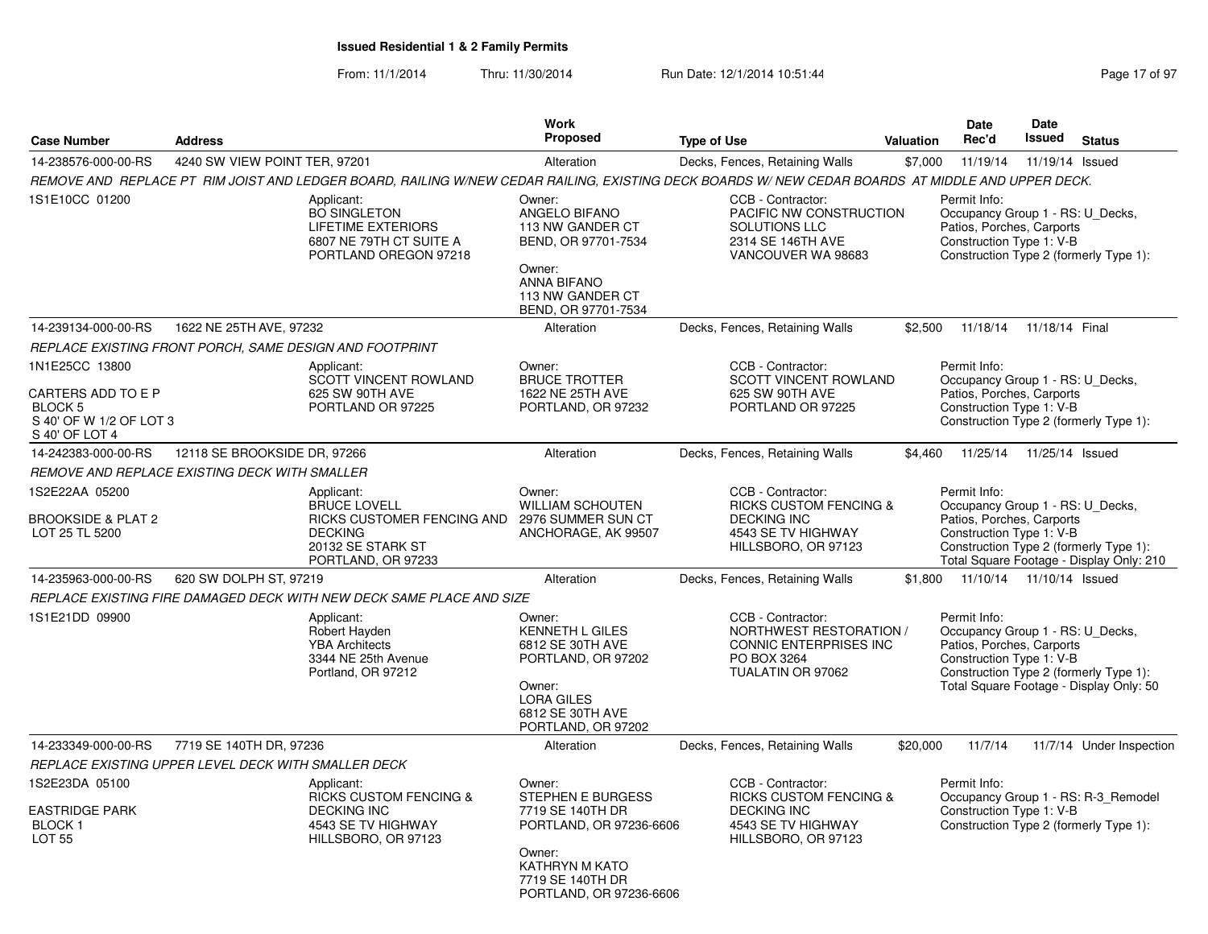## Issued Residential 1 & 2 Family Permits

From: 11/1/2014 Thru: 11/30/2014 Run Date: 12/1/2014 10:51:44

| Case Number | Address | Work Proposed | Type of Use | Valuation | Date Rec'd | Date Issued | Status |
|---|---|---|---|---|---|---|---|
| 14-238576-000-00-RS | 4240 SW VIEW POINT TER, 97201 | Alteration | Decks, Fences, Retaining Walls | $7,000 | 11/19/14 | 11/19/14 | Issued |

*REMOVE AND REPLACE PT RIM JOIST AND LEDGER BOARD, RAILING W/NEW CEDAR RAILING, EXISTING DECK BOARDS W/ NEW CEDAR BOARDS AT MIDDLE AND UPPER DECK.*

1S1E10CC 01200

Applicant: BO SINGLETON, LIFETIME EXTERIORS, 6807 NE 79TH CT SUITE A, PORTLAND OREGON 97218

Owner: ANGELO BIFANO, 113 NW GANDER CT, BEND, OR 97701-7534

Owner: ANNA BIFANO, 113 NW GANDER CT, BEND, OR 97701-7534

CCB - Contractor: PACIFIC NW CONSTRUCTION SOLUTIONS LLC, 2314 SE 146TH AVE, VANCOUVER WA 98683

Permit Info: Occupancy Group 1 - RS: U_Decks, Patios, Porches, Carports; Construction Type 1: V-B; Construction Type 2 (formerly Type 1):

| Case Number | Address | Work Proposed | Type of Use | Valuation | Date Rec'd | Date Issued | Status |
|---|---|---|---|---|---|---|---|
| 14-239134-000-00-RS | 1622 NE 25TH AVE, 97232 | Alteration | Decks, Fences, Retaining Walls | $2,500 | 11/18/14 | 11/18/14 | Final |

*REPLACE EXISTING FRONT PORCH, SAME DESIGN AND FOOTPRINT*

1N1E25CC 13800

CARTERS ADD TO E P
BLOCK 5
S 40' OF W 1/2 OF LOT 3
S 40' OF LOT 4

Applicant: SCOTT VINCENT ROWLAND, 625 SW 90TH AVE, PORTLAND OR 97225

Owner: BRUCE TROTTER, 1622 NE 25TH AVE, PORTLAND, OR 97232

CCB - Contractor: SCOTT VINCENT ROWLAND, 625 SW 90TH AVE, PORTLAND OR 97225

Permit Info: Occupancy Group 1 - RS: U_Decks, Patios, Porches, Carports; Construction Type 1: V-B; Construction Type 2 (formerly Type 1):

| Case Number | Address | Work Proposed | Type of Use | Valuation | Date Rec'd | Date Issued | Status |
|---|---|---|---|---|---|---|---|
| 14-242383-000-00-RS | 12118 SE BROOKSIDE DR, 97266 | Alteration | Decks, Fences, Retaining Walls | $4,460 | 11/25/14 | 11/25/14 | Issued |

*REMOVE AND REPLACE EXISTING DECK WITH SMALLER*

1S2E22AA 05200

BROOKSIDE & PLAT 2
LOT 25 TL 5200

Applicant: BRUCE LOVELL, RICKS CUSTOMER FENCING AND DECKING, 20132 SE STARK ST, PORTLAND, OR 97233

Owner: WILLIAM SCHOUTEN, 2976 SUMMER SUN CT, ANCHORAGE, AK 99507

CCB - Contractor: RICKS CUSTOM FENCING & DECKING INC, 4543 SE TV HIGHWAY, HILLSBORO, OR 97123

Permit Info: Occupancy Group 1 - RS: U_Decks, Patios, Porches, Carports; Construction Type 1: V-B; Construction Type 2 (formerly Type 1):; Total Square Footage - Display Only: 210

| Case Number | Address | Work Proposed | Type of Use | Valuation | Date Rec'd | Date Issued | Status |
|---|---|---|---|---|---|---|---|
| 14-235963-000-00-RS | 620 SW DOLPH ST, 97219 | Alteration | Decks, Fences, Retaining Walls | $1,800 | 11/10/14 | 11/10/14 | Issued |

*REPLACE EXISTING FIRE DAMAGED DECK WITH NEW DECK SAME PLACE AND SIZE*

1S1E21DD 09900

Applicant: Robert Hayden, YBA Architects, 3344 NE 25th Avenue, Portland, OR 97212

Owner: KENNETH L GILES, 6812 SE 30TH AVE, PORTLAND, OR 97202

Owner: LORA GILES, 6812 SE 30TH AVE, PORTLAND, OR 97202

CCB - Contractor: NORTHWEST RESTORATION / CONNIC ENTERPRISES INC, PO BOX 3264, TUALATIN OR 97062

Permit Info: Occupancy Group 1 - RS: U_Decks, Patios, Porches, Carports; Construction Type 1: V-B; Construction Type 2 (formerly Type 1):; Total Square Footage - Display Only: 50

| Case Number | Address | Work Proposed | Type of Use | Valuation | Date Rec'd | Date Issued | Status |
|---|---|---|---|---|---|---|---|
| 14-233349-000-00-RS | 7719 SE 140TH DR, 97236 | Alteration | Decks, Fences, Retaining Walls | $20,000 | 11/7/14 | 11/7/14 | Under Inspection |

*REPLACE EXISTING UPPER LEVEL DECK WITH SMALLER DECK*

1S2E23DA 05100

EASTRIDGE PARK
BLOCK 1
LOT 55

Applicant: RICKS CUSTOM FENCING & DECKING INC, 4543 SE TV HIGHWAY, HILLSBORO, OR 97123

Owner: STEPHEN E BURGESS, 7719 SE 140TH DR, PORTLAND, OR 97236-6606

Owner: KATHRYN M KATO, 7719 SE 140TH DR, PORTLAND, OR 97236-6606

CCB - Contractor: RICKS CUSTOM FENCING & DECKING INC, 4543 SE TV HIGHWAY, HILLSBORO, OR 97123

Permit Info: Occupancy Group 1 - RS: R-3_Remodel; Construction Type 1: V-B; Construction Type 2 (formerly Type 1):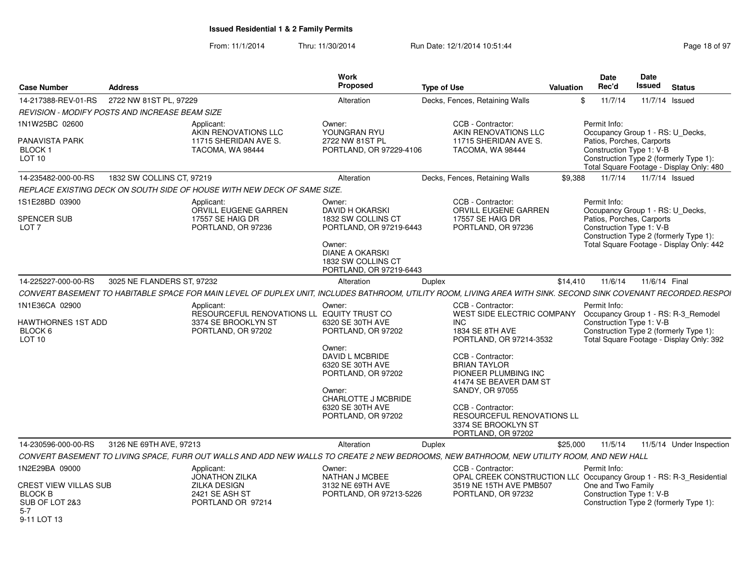**Issued Residential 1 & 2 Family Permits**

From: 11/1/2014 Thru: 11/30/2014 Run Date: 12/1/2014 10:51:44

| Case Number | Address | Work Proposed | Type of Use | Valuation | Date Rec'd | Date Issued | Status |
|---|---|---|---|---|---|---|---|
| 14-217388-REV-01-RS | 2722 NW 81ST PL, 97229 | Alteration | Decks, Fences, Retaining Walls | $ | 11/7/14 | 11/7/14 | Issued |

*REVISION - MODIFY POSTS AND INCREASE BEAM SIZE*

1N1W25BC 02600
PANAVISTA PARK
BLOCK 1
LOT 10

Applicant:
AKIN RENOVATIONS LLC
11715 SHERIDAN AVE S.
TACOMA, WA 98444

Owner:
YOUNGRAN RYU
2722 NW 81ST PL
PORTLAND, OR 97229-4106

CCB - Contractor:
AKIN RENOVATIONS LLC
11715 SHERIDAN AVE S.
TACOMA, WA 98444

Permit Info:
Occupancy Group 1 - RS: U_Decks, Patios, Porches, Carports
Construction Type 1: V-B
Construction Type 2 (formerly Type 1):
Total Square Footage - Display Only: 480

| Case Number | Address | Work Proposed | Type of Use | Valuation | Date Rec'd | Date Issued | Status |
|---|---|---|---|---|---|---|---|
| 14-235482-000-00-RS | 1832 SW COLLINS CT, 97219 | Alteration | Decks, Fences, Retaining Walls | $9,388 | 11/7/14 | 11/7/14 | Issued |

*REPLACE EXISTING DECK ON SOUTH SIDE OF HOUSE WITH NEW DECK OF SAME SIZE.*

1S1E28BD 03900
SPENCER SUB
LOT 7

Applicant:
ORVILL EUGENE GARREN
17557 SE HAIG DR
PORTLAND, OR 97236

Owner:
DAVID H OKARSKI
1832 SW COLLINS CT
PORTLAND, OR 97219-6443

Owner:
DIANE A OKARSKI
1832 SW COLLINS CT
PORTLAND, OR 97219-6443

CCB - Contractor:
ORVILL EUGENE GARREN
17557 SE HAIG DR
PORTLAND, OR 97236

Permit Info:
Occupancy Group 1 - RS: U_Decks, Patios, Porches, Carports
Construction Type 1: V-B
Construction Type 2 (formerly Type 1):
Total Square Footage - Display Only: 442

| Case Number | Address | Work Proposed | Type of Use | Valuation | Date Rec'd | Date Issued | Status |
|---|---|---|---|---|---|---|---|
| 14-225227-000-00-RS | 3025 NE FLANDERS ST, 97232 | Alteration | Duplex | $14,410 | 11/6/14 | 11/6/14 | Final |

*CONVERT BASEMENT TO HABITABLE SPACE FOR MAIN LEVEL OF DUPLEX UNIT, INCLUDES BATHROOM, UTILITY ROOM, LIVING AREA WITH SINK. SECOND SINK COVENANT RECORDED.RESPO*

1N1E36CA 02900
HAWTHORNES 1ST ADD
BLOCK 6
LOT 10

Applicant:
RESOURCEFUL RENOVATIONS LL
3374 SE BROOKLYN ST
PORTLAND, OR 97202

Owner:
EQUITY TRUST CO
6320 SE 30TH AVE
PORTLAND, OR 97202

Owner:
DAVID L MCBRIDE
6320 SE 30TH AVE
PORTLAND, OR 97202

Owner:
CHARLOTTE J MCBRIDE
6320 SE 30TH AVE
PORTLAND, OR 97202

CCB - Contractor:
WEST SIDE ELECTRIC COMPANY INC
1834 SE 8TH AVE
PORTLAND, OR 97214-3532

CCB - Contractor:
BRIAN TAYLOR
PIONEER PLUMBING INC
41474 SE BEAVER DAM ST
SANDY, OR 97055

CCB - Contractor:
RESOURCEFUL RENOVATIONS LL
3374 SE BROOKLYN ST
PORTLAND, OR 97202

Permit Info:
Occupancy Group 1 - RS: R-3_Remodel
Construction Type 1: V-B
Construction Type 2 (formerly Type 1):
Total Square Footage - Display Only: 392

| Case Number | Address | Work Proposed | Type of Use | Valuation | Date Rec'd | Date Issued | Status |
|---|---|---|---|---|---|---|---|
| 14-230596-000-00-RS | 3126 NE 69TH AVE, 97213 | Alteration | Duplex | $25,000 | 11/5/14 | 11/5/14 | Under Inspection |

*CONVERT BASEMENT TO LIVING SPACE, FURR OUT WALLS AND ADD NEW WALLS TO CREATE 2 NEW BEDROOMS, NEW BATHROOM, NEW UTILITY ROOM, AND NEW HALL*

1N2E29BA 09000
CREST VIEW VILLAS SUB
BLOCK B
SUB OF LOT 2&3
5-7
9-11 LOT 13

Applicant:
JONATHON ZILKA
ZILKA DESIGN
2421 SE ASH ST
PORTLAND OR 97214

Owner:
NATHAN J MCBEE
3132 NE 69TH AVE
PORTLAND, OR 97213-5226

CCB - Contractor:
OPAL CREEK CONSTRUCTION LLC
3519 NE 15TH AVE PMB507
PORTLAND, OR 97232

Permit Info:
Occupancy Group 1 - RS: R-3_Residential One and Two Family
Construction Type 1: V-B
Construction Type 2 (formerly Type 1):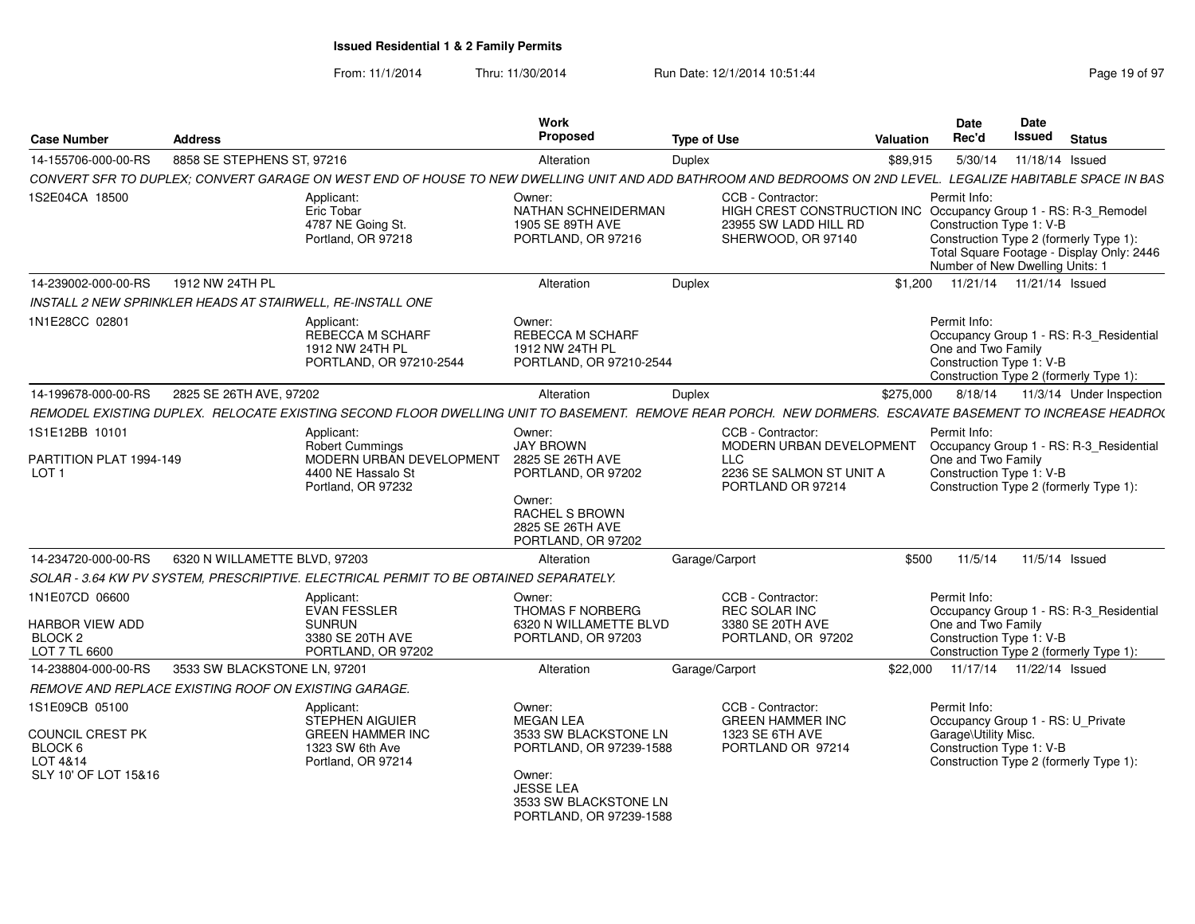**Issued Residential 1 & 2 Family Permits**

From: 11/1/2014 Thru: 11/30/2014 Run Date: 12/1/2014 10:51:44

| Case Number | Address | Work Proposed | Type of Use | Valuation | Date Rec'd | Date Issued | Status |
|---|---|---|---|---|---|---|---|
| 14-155706-000-00-RS | 8858 SE STEPHENS ST, 97216 | Alteration | Duplex | $89,915 | 5/30/14 | 11/18/14 | Issued |

*CONVERT SFR TO DUPLEX; CONVERT GARAGE ON WEST END OF HOUSE TO NEW DWELLING UNIT AND ADD BATHROOM AND BEDROOMS ON 2ND LEVEL. LEGALIZE HABITABLE SPACE IN BAS*

1S2E04CA 18500

Applicant: Eric Tobar, 4787 NE Going St., Portland, OR 97218

Owner: NATHAN SCHNEIDERMAN, 1905 SE 89TH AVE, PORTLAND, OR 97216

CCB - Contractor: HIGH CREST CONSTRUCTION INC, 23955 SW LADD HILL RD, SHERWOOD, OR 97140

Permit Info: Occupancy Group 1 - RS: R-3_Remodel; Construction Type 1: V-B; Construction Type 2 (formerly Type 1):; Total Square Footage - Display Only: 2446; Number of New Dwelling Units: 1

| Case Number | Address | Work Proposed | Type of Use | Valuation | Date Rec'd | Date Issued | Status |
|---|---|---|---|---|---|---|---|
| 14-239002-000-00-RS | 1912 NW 24TH PL | Alteration | Duplex | $1,200 | 11/21/14 | 11/21/14 | Issued |

*INSTALL 2 NEW SPRINKLER HEADS AT STAIRWELL, RE-INSTALL ONE*

1N1E28CC 02801

Applicant: REBECCA M SCHARF, 1912 NW 24TH PL, PORTLAND, OR 97210-2544

Owner: REBECCA M SCHARF, 1912 NW 24TH PL, PORTLAND, OR 97210-2544

Permit Info: Occupancy Group 1 - RS: R-3_Residential One and Two Family; Construction Type 1: V-B; Construction Type 2 (formerly Type 1):

| Case Number | Address | Work Proposed | Type of Use | Valuation | Date Rec'd | Date Issued | Status |
|---|---|---|---|---|---|---|---|
| 14-199678-000-00-RS | 2825 SE 26TH AVE, 97202 | Alteration | Duplex | $275,000 | 8/18/14 | 11/3/14 | Under Inspection |

*REMODEL EXISTING DUPLEX. RELOCATE EXISTING SECOND FLOOR DWELLING UNIT TO BASEMENT. REMOVE REAR PORCH. NEW DORMERS. ESCAVATE BASEMENT TO INCREASE HEADRO(*

1S1E12BB 10101
PARTITION PLAT 1994-149
LOT 1

Applicant: Robert Cummings, MODERN URBAN DEVELOPMENT, 4400 NE Hassalo St, Portland, OR 97232

Owner: JAY BROWN, 2825 SE 26TH AVE, PORTLAND, OR 97202

Owner: RACHEL S BROWN, 2825 SE 26TH AVE, PORTLAND, OR 97202

CCB - Contractor: MODERN URBAN DEVELOPMENT LLC, 2236 SE SALMON ST UNIT A, PORTLAND OR 97214

Permit Info: Occupancy Group 1 - RS: R-3_Residential One and Two Family; Construction Type 1: V-B; Construction Type 2 (formerly Type 1):

| Case Number | Address | Work Proposed | Type of Use | Valuation | Date Rec'd | Date Issued | Status |
|---|---|---|---|---|---|---|---|
| 14-234720-000-00-RS | 6320 N WILLAMETTE BLVD, 97203 | Alteration | Garage/Carport | $500 | 11/5/14 | 11/5/14 | Issued |

*SOLAR - 3.64 KW PV SYSTEM, PRESCRIPTIVE. ELECTRICAL PERMIT TO BE OBTAINED SEPARATELY.*

1N1E07CD 06600
HARBOR VIEW ADD
BLOCK 2
LOT 7 TL 6600

Applicant: EVAN FESSLER, SUNRUN, 3380 SE 20TH AVE, PORTLAND, OR 97202

Owner: THOMAS F NORBERG, 6320 N WILLAMETTE BLVD, PORTLAND, OR 97203

CCB - Contractor: REC SOLAR INC, 3380 SE 20TH AVE, PORTLAND, OR 97202

Permit Info: Occupancy Group 1 - RS: R-3_Residential One and Two Family; Construction Type 1: V-B; Construction Type 2 (formerly Type 1):

| Case Number | Address | Work Proposed | Type of Use | Valuation | Date Rec'd | Date Issued | Status |
|---|---|---|---|---|---|---|---|
| 14-238804-000-00-RS | 3533 SW BLACKSTONE LN, 97201 | Alteration | Garage/Carport | $22,000 | 11/17/14 | 11/22/14 | Issued |

*REMOVE AND REPLACE EXISTING ROOF ON EXISTING GARAGE.*

1S1E09CB 05100
COUNCIL CREST PK
BLOCK 6
LOT 4&14
SLY 10' OF LOT 15&16

Applicant: STEPHEN AIGUIER, GREEN HAMMER INC, 1323 SW 6th Ave, Portland, OR 97214

Owner: MEGAN LEA, 3533 SW BLACKSTONE LN, PORTLAND, OR 97239-1588

Owner: JESSE LEA, 3533 SW BLACKSTONE LN, PORTLAND, OR 97239-1588

CCB - Contractor: GREEN HAMMER INC, 1323 SE 6TH AVE, PORTLAND OR 97214

Permit Info: Occupancy Group 1 - RS: U_Private Garage\Utility Misc.; Construction Type 1: V-B; Construction Type 2 (formerly Type 1):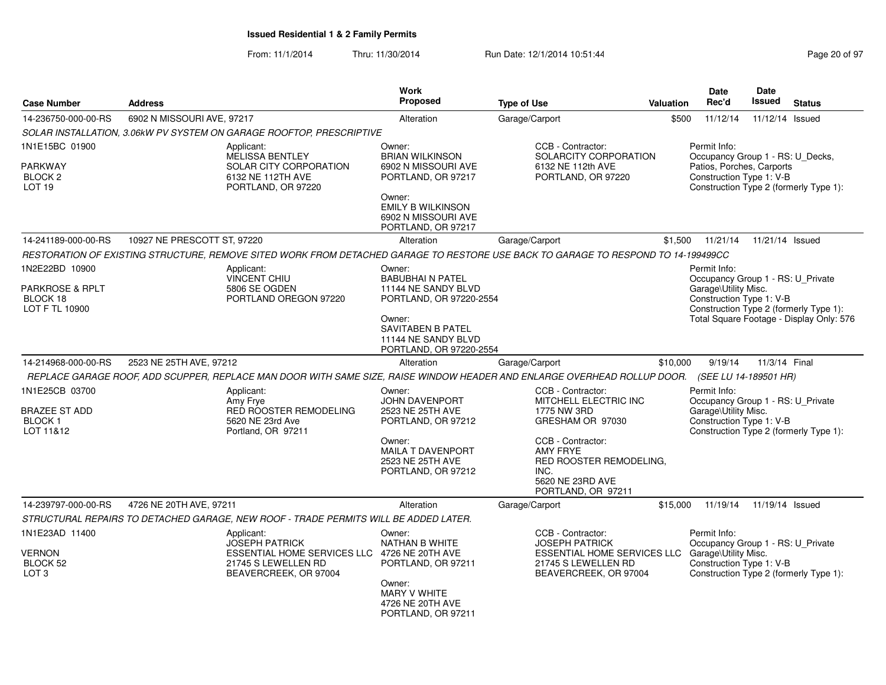**Issued Residential 1 & 2 Family Permits**

From: 11/1/2014 Thru: 11/30/2014 Run Date: 12/1/2014 10:51:44

| Case Number | Address | Work Proposed | Type of Use | Valuation | Date Rec'd | Date Issued | Status |
|---|---|---|---|---|---|---|---|
| 14-236750-000-00-RS | 6902 N MISSOURI AVE, 97217 | Alteration | Garage/Carport | $500 | 11/12/14 | 11/12/14 | Issued |

SOLAR INSTALLATION, 3.06kW PV SYSTEM ON GARAGE ROOFTOP, PRESCRIPTIVE

1N1E15BC 01900
PARKWAY
BLOCK 2
LOT 19

Applicant:
MELISSA BENTLEY
SOLAR CITY CORPORATION
6132 NE 112TH AVE
PORTLAND, OR 97220

Owner:
BRIAN WILKINSON
6902 N MISSOURI AVE
PORTLAND, OR 97217

Owner:
EMILY B WILKINSON
6902 N MISSOURI AVE
PORTLAND, OR 97217

CCB - Contractor:
SOLARCITY CORPORATION
6132 NE 112th AVE
PORTLAND, OR 97220

Permit Info:
Occupancy Group 1 - RS: U_Decks, Patios, Porches, Carports
Construction Type 1: V-B
Construction Type 2 (formerly Type 1):

| Case Number | Address | Work Proposed | Type of Use | Valuation | Date Rec'd | Date Issued | Status |
|---|---|---|---|---|---|---|---|
| 14-241189-000-00-RS | 10927 NE PRESCOTT ST, 97220 | Alteration | Garage/Carport | $1,500 | 11/21/14 | 11/21/14 | Issued |

RESTORATION OF EXISTING STRUCTURE, REMOVE SITED WORK FROM DETACHED GARAGE TO RESTORE USE BACK TO GARAGE TO RESPOND TO 14-199499CC

1N2E22BD 10900
PARKROSE & RPLT
BLOCK 18
LOT F TL 10900

Applicant:
VINCENT CHIU
5806 SE OGDEN
PORTLAND OREGON 97220

Owner:
BABUBHAI N PATEL
11144 NE SANDY BLVD
PORTLAND, OR 97220-2554

Owner:
SAVITABEN B PATEL
11144 NE SANDY BLVD
PORTLAND, OR 97220-2554

Permit Info:
Occupancy Group 1 - RS: U_Private Garage\Utility Misc.
Construction Type 1: V-B
Construction Type 2 (formerly Type 1):
Total Square Footage - Display Only: 576

| Case Number | Address | Work Proposed | Type of Use | Valuation | Date Rec'd | Date Issued | Status |
|---|---|---|---|---|---|---|---|
| 14-214968-000-00-RS | 2523 NE 25TH AVE, 97212 | Alteration | Garage/Carport | $10,000 | 9/19/14 | 11/3/14 | Final |

REPLACE GARAGE ROOF, ADD SCUPPER, REPLACE MAN DOOR WITH SAME SIZE, RAISE WINDOW HEADER AND ENLARGE OVERHEAD ROLLUP DOOR. (SEE LU 14-189501 HR)

1N1E25CB 03700
BRAZEE ST ADD
BLOCK 1
LOT 11&12

Applicant:
Amy Frye
RED ROOSTER REMODELING
5620 NE 23rd Ave
Portland, OR 97211

Owner:
JOHN DAVENPORT
2523 NE 25TH AVE
PORTLAND, OR 97212

Owner:
MAILA T DAVENPORT
2523 NE 25TH AVE
PORTLAND, OR 97212

CCB - Contractor:
MITCHELL ELECTRIC INC
1775 NW 3RD
GRESHAM OR 97030

CCB - Contractor:
AMY FRYE
RED ROOSTER REMODELING, INC.
5620 NE 23RD AVE
PORTLAND, OR 97211

Permit Info:
Occupancy Group 1 - RS: U_Private Garage\Utility Misc.
Construction Type 1: V-B
Construction Type 2 (formerly Type 1):

| Case Number | Address | Work Proposed | Type of Use | Valuation | Date Rec'd | Date Issued | Status |
|---|---|---|---|---|---|---|---|
| 14-239797-000-00-RS | 4726 NE 20TH AVE, 97211 | Alteration | Garage/Carport | $15,000 | 11/19/14 | 11/19/14 | Issued |

STRUCTURAL REPAIRS TO DETACHED GARAGE, NEW ROOF - TRADE PERMITS WILL BE ADDED LATER.

1N1E23AD 11400
VERNON
BLOCK 52
LOT 3

Applicant:
JOSEPH PATRICK
ESSENTIAL HOME SERVICES LLC
21745 S LEWELLEN RD
BEAVERCREEK, OR 97004

Owner:
NATHAN B WHITE
4726 NE 20TH AVE
PORTLAND, OR 97211

Owner:
MARY V WHITE
4726 NE 20TH AVE
PORTLAND, OR 97211

CCB - Contractor:
JOSEPH PATRICK
ESSENTIAL HOME SERVICES LLC
21745 S LEWELLEN RD
BEAVERCREEK, OR 97004

Permit Info:
Occupancy Group 1 - RS: U_Private Garage\Utility Misc.
Construction Type 1: V-B
Construction Type 2 (formerly Type 1):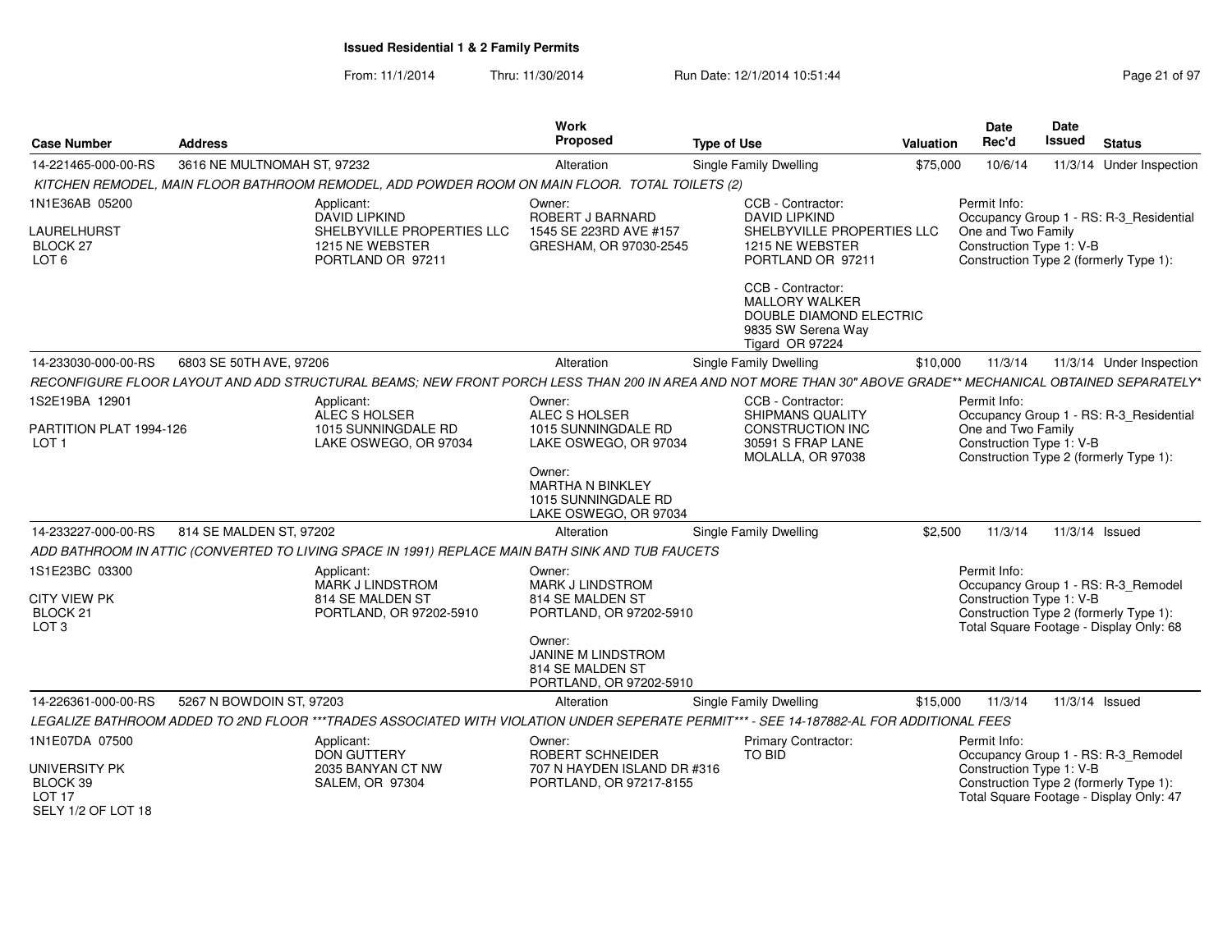# Issued Residential 1 & 2 Family Permits

From: 11/1/2014 Thru: 11/30/2014 Run Date: 12/1/2014 10:51:44

| Case Number | Address | Work Proposed | Type of Use | Valuation | Date Rec'd | Date Issued | Status |
|---|---|---|---|---|---|---|---|
| 14-221465-000-00-RS | 3616 NE MULTNOMAH ST, 97232 | Alteration | Single Family Dwelling | $75,000 | 10/6/14 | 11/3/14 | Under Inspection |

*KITCHEN REMODEL, MAIN FLOOR BATHROOM REMODEL, ADD POWDER ROOM ON MAIN FLOOR. TOTAL TOILETS (2)*

1N1E36AB 05200
LAURELHURST
BLOCK 27
LOT 6

Applicant:
DAVID LIPKIND
SHELBYVILLE PROPERTIES LLC
1215 NE WEBSTER
PORTLAND OR 97211

Owner:
ROBERT J BARNARD
1545 SE 223RD AVE #157
GRESHAM, OR 97030-2545

CCB - Contractor:
DAVID LIPKIND
SHELBYVILLE PROPERTIES LLC
1215 NE WEBSTER
PORTLAND OR 97211

CCB - Contractor:
MALLORY WALKER
DOUBLE DIAMOND ELECTRIC
9835 SW Serena Way
Tigard OR 97224

Permit Info:
Occupancy Group 1 - RS: R-3_Residential One and Two Family
Construction Type 1: V-B
Construction Type 2 (formerly Type 1):

---

| Case Number | Address | Work Proposed | Type of Use | Valuation | Date Rec'd | Date Issued | Status |
|---|---|---|---|---|---|---|---|
| 14-233030-000-00-RS | 6803 SE 50TH AVE, 97206 | Alteration | Single Family Dwelling | $10,000 | 11/3/14 | 11/3/14 | Under Inspection |

*RECONFIGURE FLOOR LAYOUT AND ADD STRUCTURAL BEAMS; NEW FRONT PORCH LESS THAN 200 IN AREA AND NOT MORE THAN 30" ABOVE GRADE** MECHANICAL OBTAINED SEPARATELY**

1S2E19BA 12901
PARTITION PLAT 1994-126
LOT 1

Applicant:
ALEC S HOLSER
1015 SUNNINGDALE RD
LAKE OSWEGO, OR 97034

Owner:
ALEC S HOLSER
1015 SUNNINGDALE RD
LAKE OSWEGO, OR 97034

Owner:
MARTHA N BINKLEY
1015 SUNNINGDALE RD
LAKE OSWEGO, OR 97034

CCB - Contractor:
SHIPMANS QUALITY
CONSTRUCTION INC
30591 S FRAP LANE
MOLALLA, OR 97038

Permit Info:
Occupancy Group 1 - RS: R-3_Residential One and Two Family
Construction Type 1: V-B
Construction Type 2 (formerly Type 1):

---

| Case Number | Address | Work Proposed | Type of Use | Valuation | Date Rec'd | Date Issued | Status |
|---|---|---|---|---|---|---|---|
| 14-233227-000-00-RS | 814 SE MALDEN ST, 97202 | Alteration | Single Family Dwelling | $2,500 | 11/3/14 | 11/3/14 | Issued |

*ADD BATHROOM IN ATTIC (CONVERTED TO LIVING SPACE IN 1991) REPLACE MAIN BATH SINK AND TUB FAUCETS*

1S1E23BC 03300
CITY VIEW PK
BLOCK 21
LOT 3

Applicant:
MARK J LINDSTROM
814 SE MALDEN ST
PORTLAND, OR 97202-5910

Owner:
MARK J LINDSTROM
814 SE MALDEN ST
PORTLAND, OR 97202-5910

Owner:
JANINE M LINDSTROM
814 SE MALDEN ST
PORTLAND, OR 97202-5910

Permit Info:
Occupancy Group 1 - RS: R-3_Remodel
Construction Type 1: V-B
Construction Type 2 (formerly Type 1):
Total Square Footage - Display Only: 68

---

| Case Number | Address | Work Proposed | Type of Use | Valuation | Date Rec'd | Date Issued | Status |
|---|---|---|---|---|---|---|---|
| 14-226361-000-00-RS | 5267 N BOWDOIN ST, 97203 | Alteration | Single Family Dwelling | $15,000 | 11/3/14 | 11/3/14 | Issued |

*LEGALIZE BATHROOM ADDED TO 2ND FLOOR ***TRADES ASSOCIATED WITH VIOLATION UNDER SEPERATE PERMIT*** - SEE 14-187882-AL FOR ADDITIONAL FEES*

1N1E07DA 07500
UNIVERSITY PK
BLOCK 39
LOT 17
SELY 1/2 OF LOT 18

Applicant:
DON GUTTERY
2035 BANYAN CT NW
SALEM, OR 97304

Owner:
ROBERT SCHNEIDER
707 N HAYDEN ISLAND DR #316
PORTLAND, OR 97217-8155

Primary Contractor:
TO BID

Permit Info:
Occupancy Group 1 - RS: R-3_Remodel
Construction Type 1: V-B
Construction Type 2 (formerly Type 1):
Total Square Footage - Display Only: 47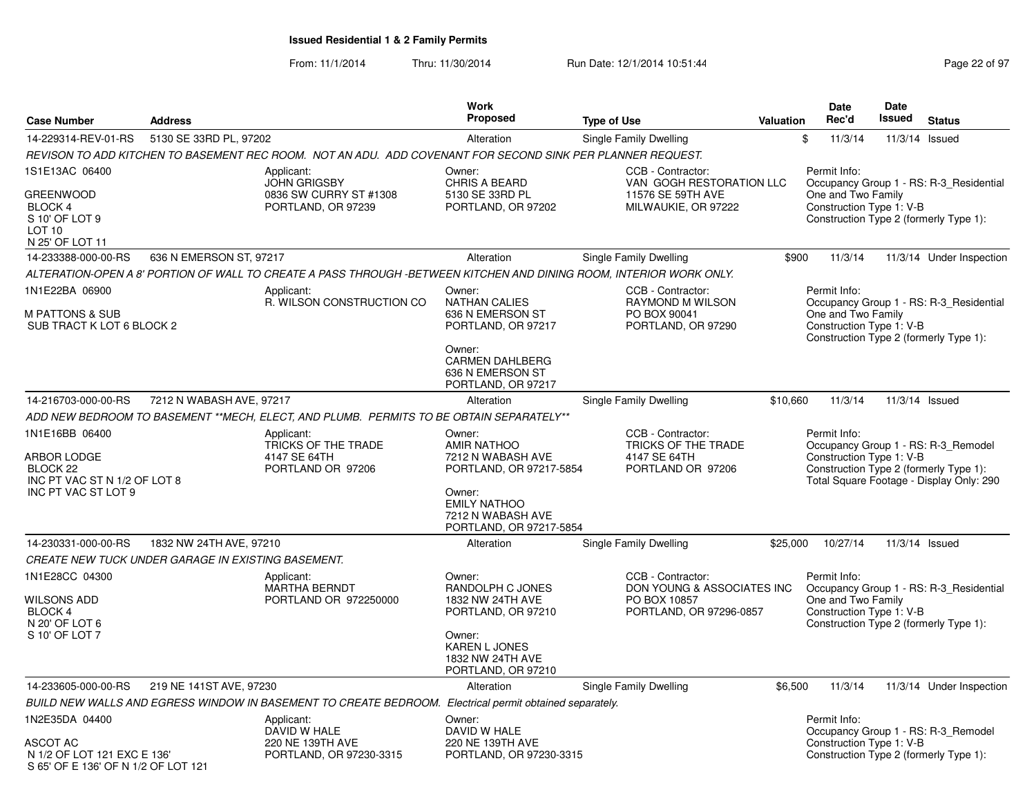**Issued Residential 1 & 2 Family Permits**

From: 11/1/2014 Thru: 11/30/2014 Run Date: 12/1/2014 10:51:44

| Case Number | Address | Work Proposed | Type of Use | Valuation | Date Rec'd | Date Issued | Status |
|---|---|---|---|---|---|---|---|
| 14-229314-REV-01-RS | 5130 SE 33RD PL, 97202 | Alteration | Single Family Dwelling | $ | 11/3/14 | 11/3/14 | Issued |

*REVISON TO ADD KITCHEN TO BASEMENT REC ROOM. NOT AN ADU. ADD COVENANT FOR SECOND SINK PER PLANNER REQUEST.*

1S1E13AC 06400
GREENWOOD
BLOCK 4
S 10' OF LOT 9
LOT 10
N 25' OF LOT 11

Applicant: JOHN GRIGSBY, 0836 SW CURRY ST #1308, PORTLAND, OR 97239

Owner: CHRIS A BEARD, 5130 SE 33RD PL, PORTLAND, OR 97202

CCB - Contractor: VAN GOGH RESTORATION LLC, 11576 SE 59TH AVE, MILWAUKIE, OR 97222

Permit Info:
Occupancy Group 1 - RS: R-3_Residential One and Two Family
Construction Type 1: V-B
Construction Type 2 (formerly Type 1):

---

| Case Number | Address | Work Proposed | Type of Use | Valuation | Date Rec'd | Date Issued | Status |
|---|---|---|---|---|---|---|---|
| 14-233388-000-00-RS | 636 N EMERSON ST, 97217 | Alteration | Single Family Dwelling | $900 | 11/3/14 | 11/3/14 | Under Inspection |

*ALTERATION-OPEN A 8' PORTION OF WALL TO CREATE A PASS THROUGH -BETWEEN KITCHEN AND DINING ROOM, INTERIOR WORK ONLY.*

1N1E22BA 06900
M PATTONS & SUB
SUB TRACT K LOT 6 BLOCK 2

Applicant: R. WILSON CONSTRUCTION CO

Owner: NATHAN CALIES, 636 N EMERSON ST, PORTLAND, OR 97217

Owner: CARMEN DAHLBERG, 636 N EMERSON ST, PORTLAND, OR 97217

CCB - Contractor: RAYMOND M WILSON, PO BOX 90041, PORTLAND, OR 97290

Permit Info:
Occupancy Group 1 - RS: R-3_Residential One and Two Family
Construction Type 1: V-B
Construction Type 2 (formerly Type 1):

---

| Case Number | Address | Work Proposed | Type of Use | Valuation | Date Rec'd | Date Issued | Status |
|---|---|---|---|---|---|---|---|
| 14-216703-000-00-RS | 7212 N WABASH AVE, 97217 | Alteration | Single Family Dwelling | $10,660 | 11/3/14 | 11/3/14 | Issued |

*ADD NEW BEDROOM TO BASEMENT **MECH, ELECT, AND PLUMB. PERMITS TO BE OBTAIN SEPARATELY***

1N1E16BB 06400
ARBOR LODGE
BLOCK 22
INC PT VAC ST N 1/2 OF LOT 8
INC PT VAC ST LOT 9

Applicant: TRICKS OF THE TRADE, 4147 SE 64TH, PORTLAND OR 97206

Owner: AMIR NATHOO, 7212 N WABASH AVE, PORTLAND, OR 97217-5854

Owner: EMILY NATHOO, 7212 N WABASH AVE, PORTLAND, OR 97217-5854

CCB - Contractor: TRICKS OF THE TRADE, 4147 SE 64TH, PORTLAND OR 97206

Permit Info:
Occupancy Group 1 - RS: R-3_Remodel
Construction Type 1: V-B
Construction Type 2 (formerly Type 1):
Total Square Footage - Display Only: 290

---

| Case Number | Address | Work Proposed | Type of Use | Valuation | Date Rec'd | Date Issued | Status |
|---|---|---|---|---|---|---|---|
| 14-230331-000-00-RS | 1832 NW 24TH AVE, 97210 | Alteration | Single Family Dwelling | $25,000 | 10/27/14 | 11/3/14 | Issued |

*CREATE NEW TUCK UNDER GARAGE IN EXISTING BASEMENT.*

1N1E28CC 04300
WILSONS ADD
BLOCK 4
N 20' OF LOT 6
S 10' OF LOT 7

Applicant: MARTHA BERNDT, PORTLAND OR 972250000

Owner: RANDOLPH C JONES, 1832 NW 24TH AVE, PORTLAND, OR 97210

Owner: KAREN L JONES, 1832 NW 24TH AVE, PORTLAND, OR 97210

CCB - Contractor: DON YOUNG & ASSOCIATES INC, PO BOX 10857, PORTLAND, OR 97296-0857

Permit Info:
Occupancy Group 1 - RS: R-3_Residential One and Two Family
Construction Type 1: V-B
Construction Type 2 (formerly Type 1):

---

| Case Number | Address | Work Proposed | Type of Use | Valuation | Date Rec'd | Date Issued | Status |
|---|---|---|---|---|---|---|---|
| 14-233605-000-00-RS | 219 NE 141ST AVE, 97230 | Alteration | Single Family Dwelling | $6,500 | 11/3/14 | 11/3/14 | Under Inspection |

*BUILD NEW WALLS AND EGRESS WINDOW IN BASEMENT TO CREATE BEDROOM. Electrical permit obtained separately.*

1N2E35DA 04400
ASCOT AC
N 1/2 OF LOT 121 EXC E 136'
S 65' OF E 136' OF N 1/2 OF LOT 121

Applicant: DAVID W HALE, 220 NE 139TH AVE, PORTLAND, OR 97230-3315

Owner: DAVID W HALE, 220 NE 139TH AVE, PORTLAND, OR 97230-3315

Permit Info:
Occupancy Group 1 - RS: R-3_Remodel
Construction Type 1: V-B
Construction Type 2 (formerly Type 1):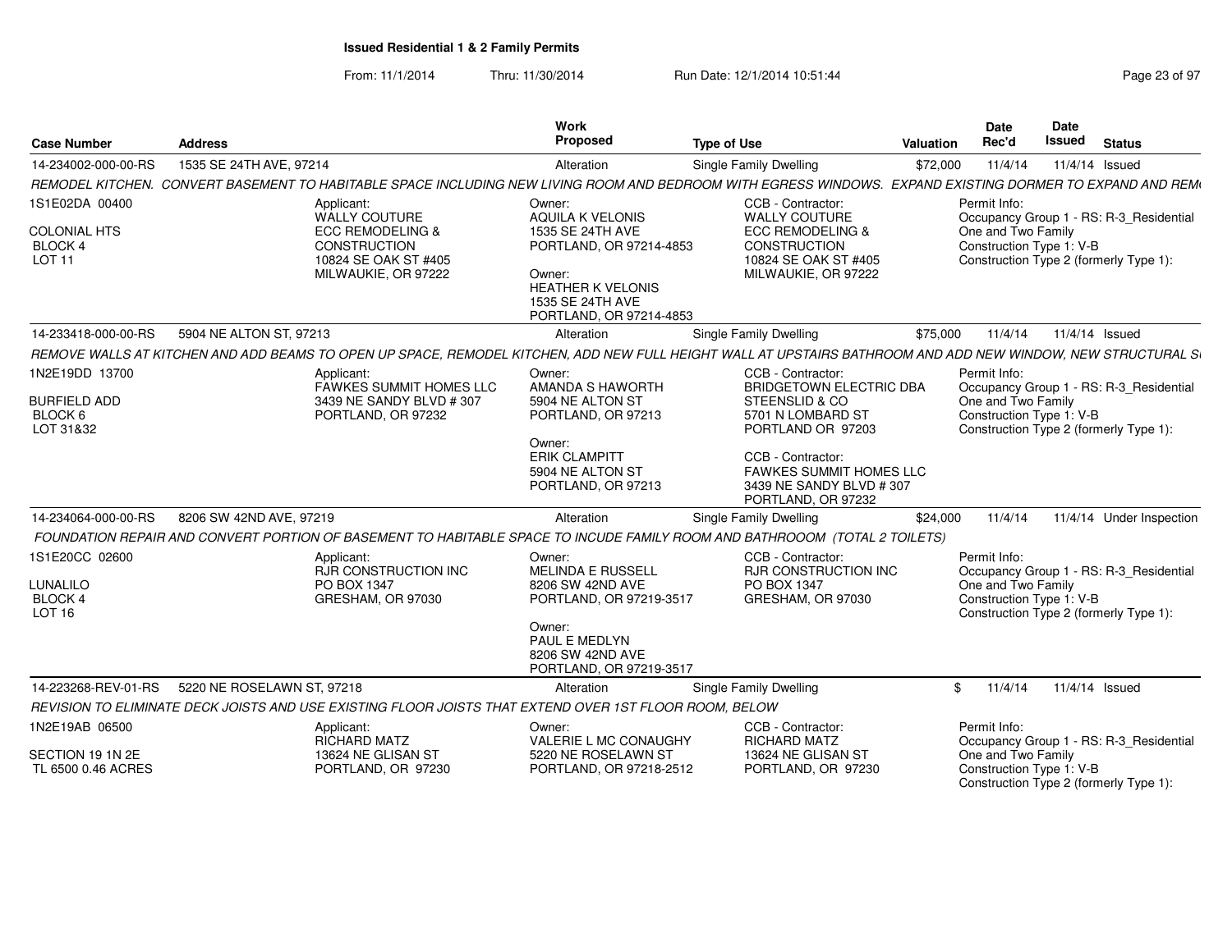**Issued Residential 1 & 2 Family Permits**

From: 11/1/2014 Thru: 11/30/2014 Run Date: 12/1/2014 10:51:44

| Case Number | Address | Work Proposed | Type of Use | Valuation | Date Rec'd | Date Issued | Status |
|---|---|---|---|---|---|---|---|
| 14-234002-000-00-RS | 1535 SE 24TH AVE, 97214 | Alteration | Single Family Dwelling | $72,000 | 11/4/14 | 11/4/14 | Issued |

REMODEL KITCHEN. CONVERT BASEMENT TO HABITABLE SPACE INCLUDING NEW LIVING ROOM AND BEDROOM WITH EGRESS WINDOWS. EXPAND EXISTING DORMER TO EXPAND AND REM

1S1E02DA 00400
COLONIAL HTS
BLOCK 4
LOT 11

Applicant:
WALLY COUTURE
ECC REMODELING & CONSTRUCTION
10824 SE OAK ST #405
MILWAUKIE, OR 97222

Owner:
AQUILA K VELONIS
1535 SE 24TH AVE
PORTLAND, OR 97214-4853

Owner:
HEATHER K VELONIS
1535 SE 24TH AVE
PORTLAND, OR 97214-4853

CCB - Contractor:
WALLY COUTURE
ECC REMODELING & CONSTRUCTION
10824 SE OAK ST #405
MILWAUKIE, OR 97222

Permit Info:
Occupancy Group 1 - RS: R-3_Residential One and Two Family
Construction Type 1: V-B
Construction Type 2 (formerly Type 1):

| Case Number | Address | Work Proposed | Type of Use | Valuation | Date Rec'd | Date Issued | Status |
|---|---|---|---|---|---|---|---|
| 14-233418-000-00-RS | 5904 NE ALTON ST, 97213 | Alteration | Single Family Dwelling | $75,000 | 11/4/14 | 11/4/14 | Issued |

REMOVE WALLS AT KITCHEN AND ADD BEAMS TO OPEN UP SPACE, REMODEL KITCHEN, ADD NEW FULL HEIGHT WALL AT UPSTAIRS BATHROOM AND ADD NEW WINDOW, NEW STRUCTURAL S

1N2E19DD 13700
BURFIELD ADD
BLOCK 6
LOT 31&32

Applicant:
FAWKES SUMMIT HOMES LLC
3439 NE SANDY BLVD # 307
PORTLAND, OR 97232

Owner:
AMANDA S HAWORTH
5904 NE ALTON ST
PORTLAND, OR 97213

Owner:
ERIK CLAMPITT
5904 NE ALTON ST
PORTLAND, OR 97213

CCB - Contractor:
BRIDGETOWN ELECTRIC DBA STEENSLID & CO
5701 N LOMBARD ST
PORTLAND OR 97203

CCB - Contractor:
FAWKES SUMMIT HOMES LLC
3439 NE SANDY BLVD # 307
PORTLAND, OR 97232

Permit Info:
Occupancy Group 1 - RS: R-3_Residential One and Two Family
Construction Type 1: V-B
Construction Type 2 (formerly Type 1):

| Case Number | Address | Work Proposed | Type of Use | Valuation | Date Rec'd | Date Issued | Status |
|---|---|---|---|---|---|---|---|
| 14-234064-000-00-RS | 8206 SW 42ND AVE, 97219 | Alteration | Single Family Dwelling | $24,000 | 11/4/14 | 11/4/14 | Under Inspection |

FOUNDATION REPAIR AND CONVERT PORTION OF BASEMENT TO HABITABLE SPACE TO INCUDE FAMILY ROOM AND BATHROOOM (TOTAL 2 TOILETS)

1S1E20CC 02600
LUNALILO
BLOCK 4
LOT 16

Applicant:
RJR CONSTRUCTION INC
PO BOX 1347
GRESHAM, OR 97030

Owner:
MELINDA E RUSSELL
8206 SW 42ND AVE
PORTLAND, OR 97219-3517

Owner:
PAUL E MEDLYN
8206 SW 42ND AVE
PORTLAND, OR 97219-3517

CCB - Contractor:
RJR CONSTRUCTION INC
PO BOX 1347
GRESHAM, OR 97030

Permit Info:
Occupancy Group 1 - RS: R-3_Residential One and Two Family
Construction Type 1: V-B
Construction Type 2 (formerly Type 1):

| Case Number | Address | Work Proposed | Type of Use | Valuation | Date Rec'd | Date Issued | Status |
|---|---|---|---|---|---|---|---|
| 14-223268-REV-01-RS | 5220 NE ROSELAWN ST, 97218 | Alteration | Single Family Dwelling | $ | 11/4/14 | 11/4/14 | Issued |

REVISION TO ELIMINATE DECK JOISTS AND USE EXISTING FLOOR JOISTS THAT EXTEND OVER 1ST FLOOR ROOM, BELOW

1N2E19AB 06500
SECTION 19 1N 2E
TL 6500 0.46 ACRES

Applicant:
RICHARD MATZ
13624 NE GLISAN ST
PORTLAND, OR 97230

Owner:
VALERIE L MC CONAUGHY
5220 NE ROSELAWN ST
PORTLAND, OR 97218-2512

CCB - Contractor:
RICHARD MATZ
13624 NE GLISAN ST
PORTLAND, OR 97230

Permit Info:
Occupancy Group 1 - RS: R-3_Residential One and Two Family
Construction Type 1: V-B
Construction Type 2 (formerly Type 1):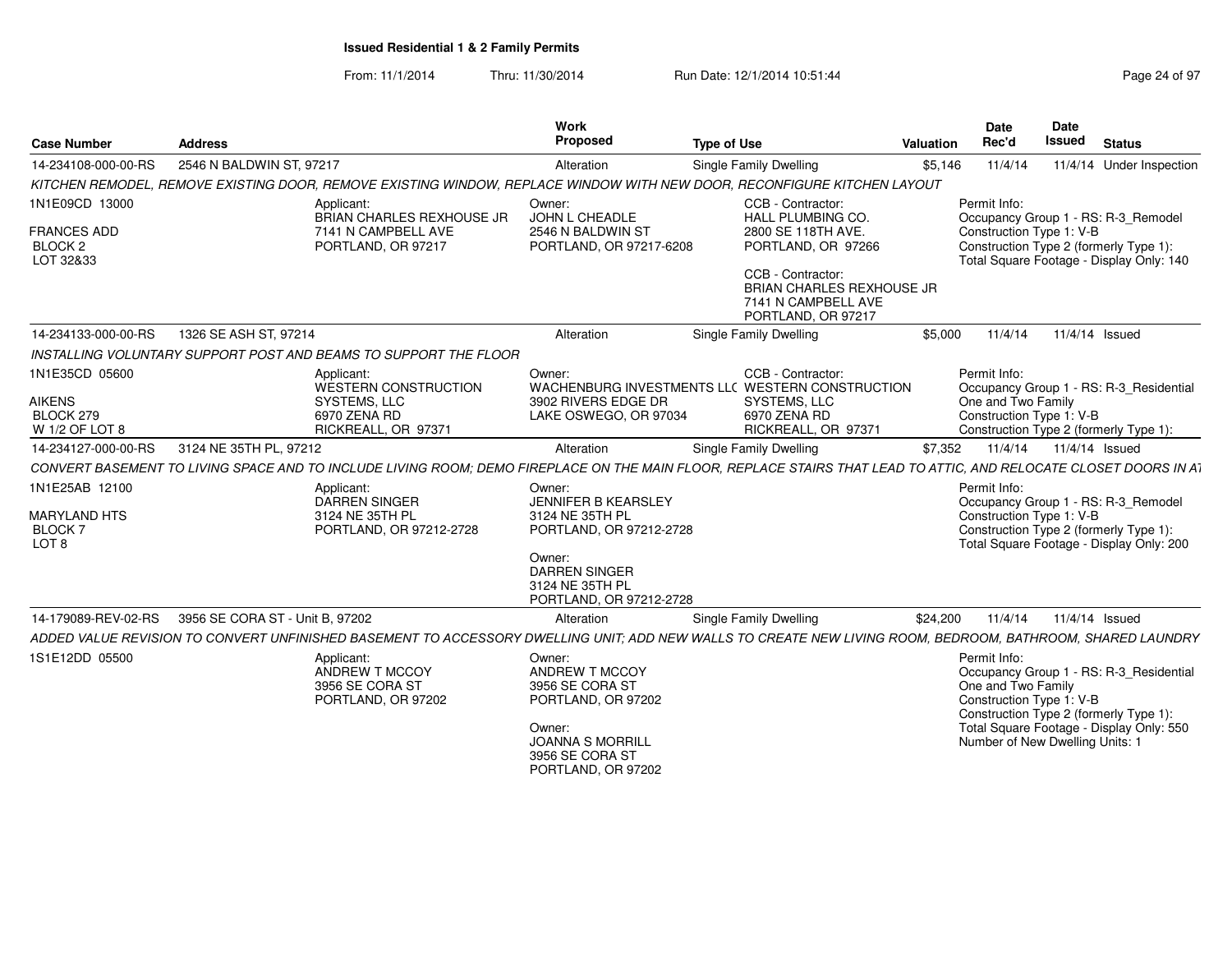**Issued Residential 1 & 2 Family Permits**

From: 11/1/2014 Thru: 11/30/2014 Run Date: 12/1/2014 10:51:44

| Case Number | Address | Work Proposed | Type of Use | Valuation | Date Rec'd | Date Issued | Status |
|---|---|---|---|---|---|---|---|
| 14-234108-000-00-RS | 2546 N BALDWIN ST, 97217 | Alteration | Single Family Dwelling | $5,146 | 11/4/14 | 11/4/14 | Under Inspection |

*KITCHEN REMODEL, REMOVE EXISTING DOOR, REMOVE EXISTING WINDOW, REPLACE WINDOW WITH NEW DOOR, RECONFIGURE KITCHEN LAYOUT*

1N1E09CD 13000
FRANCES ADD
BLOCK 2
LOT 32&33

Applicant:
BRIAN CHARLES REXHOUSE JR
7141 N CAMPBELL AVE
PORTLAND, OR 97217

Owner:
JOHN L CHEADLE
2546 N BALDWIN ST
PORTLAND, OR 97217-6208

CCB - Contractor:
HALL PLUMBING CO.
2800 SE 118TH AVE.
PORTLAND, OR 97266

CCB - Contractor:
BRIAN CHARLES REXHOUSE JR
7141 N CAMPBELL AVE
PORTLAND, OR 97217

Permit Info:
Occupancy Group 1 - RS: R-3_Remodel
Construction Type 1: V-B
Construction Type 2 (formerly Type 1):
Total Square Footage - Display Only: 140

| Case Number | Address | Work Proposed | Type of Use | Valuation | Date Rec'd | Date Issued | Status |
|---|---|---|---|---|---|---|---|
| 14-234133-000-00-RS | 1326 SE ASH ST, 97214 | Alteration | Single Family Dwelling | $5,000 | 11/4/14 | 11/4/14 | Issued |

*INSTALLING VOLUNTARY SUPPORT POST AND BEAMS TO SUPPORT THE FLOOR*

1N1E35CD 05600
AIKENS
BLOCK 279
W 1/2 OF LOT 8

Applicant:
WESTERN CONSTRUCTION SYSTEMS, LLC
6970 ZENA RD
RICKREALL, OR 97371

Owner:
WACHENBURG INVESTMENTS LLC
3902 RIVERS EDGE DR
LAKE OSWEGO, OR 97034

CCB - Contractor:
WESTERN CONSTRUCTION SYSTEMS, LLC
6970 ZENA RD
RICKREALL, OR 97371

Permit Info:
Occupancy Group 1 - RS: R-3_Residential One and Two Family
Construction Type 1: V-B
Construction Type 2 (formerly Type 1):

| Case Number | Address | Work Proposed | Type of Use | Valuation | Date Rec'd | Date Issued | Status |
|---|---|---|---|---|---|---|---|
| 14-234127-000-00-RS | 3124 NE 35TH PL, 97212 | Alteration | Single Family Dwelling | $7,352 | 11/4/14 | 11/4/14 | Issued |

*CONVERT BASEMENT TO LIVING SPACE AND TO INCLUDE LIVING ROOM; DEMO FIREPLACE ON THE MAIN FLOOR, REPLACE STAIRS THAT LEAD TO ATTIC, AND RELOCATE CLOSET DOORS IN AT*

1N1E25AB 12100
MARYLAND HTS
BLOCK 7
LOT 8

Applicant:
DARREN SINGER
3124 NE 35TH PL
PORTLAND, OR 97212-2728

Owner:
JENNIFER B KEARSLEY
3124 NE 35TH PL
PORTLAND, OR 97212-2728

Owner:
DARREN SINGER
3124 NE 35TH PL
PORTLAND, OR 97212-2728

Permit Info:
Occupancy Group 1 - RS: R-3_Remodel
Construction Type 1: V-B
Construction Type 2 (formerly Type 1):
Total Square Footage - Display Only: 200

| Case Number | Address | Work Proposed | Type of Use | Valuation | Date Rec'd | Date Issued | Status |
|---|---|---|---|---|---|---|---|
| 14-179089-REV-02-RS | 3956 SE CORA ST - Unit B, 97202 | Alteration | Single Family Dwelling | $24,200 | 11/4/14 | 11/4/14 | Issued |

*ADDED VALUE REVISION TO CONVERT UNFINISHED BASEMENT TO ACCESSORY DWELLING UNIT; ADD NEW WALLS TO CREATE NEW LIVING ROOM, BEDROOM, BATHROOM, SHARED LAUNDRY*

1S1E12DD 05500

Applicant:
ANDREW T MCCOY
3956 SE CORA ST
PORTLAND, OR 97202

Owner:
ANDREW T MCCOY
3956 SE CORA ST
PORTLAND, OR 97202

Owner:
JOANNA S MORRILL
3956 SE CORA ST
PORTLAND, OR 97202

Permit Info:
Occupancy Group 1 - RS: R-3_Residential One and Two Family
Construction Type 1: V-B
Construction Type 2 (formerly Type 1):
Total Square Footage - Display Only: 550
Number of New Dwelling Units: 1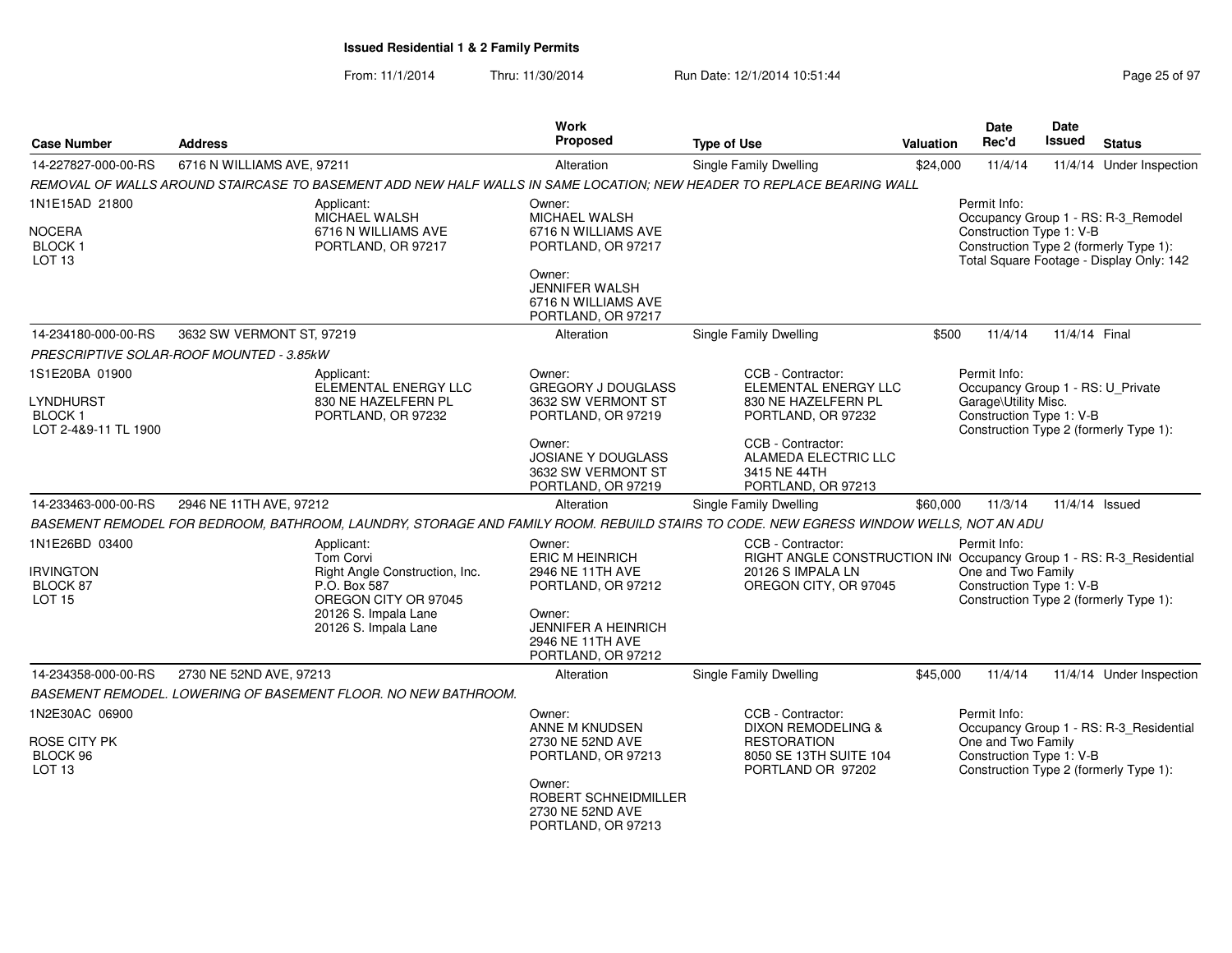# Issued Residential 1 & 2 Family Permits

From: 11/1/2014 Thru: 11/30/2014 Run Date: 12/1/2014 10:51:44

| Case Number | Address | Work Proposed | Type of Use | Valuation | Date Rec'd | Date Issued | Status |
|---|---|---|---|---|---|---|---|
| 14-227827-000-00-RS | 6716 N WILLIAMS AVE, 97211 | Alteration | Single Family Dwelling | $24,000 | 11/4/14 | 11/4/14 | Under Inspection |

*REMOVAL OF WALLS AROUND STAIRCASE TO BASEMENT ADD NEW HALF WALLS IN SAME LOCATION; NEW HEADER TO REPLACE BEARING WALL*

1N1E15AD 21800
NOCERA
BLOCK 1
LOT 13

Applicant:
MICHAEL WALSH
6716 N WILLIAMS AVE
PORTLAND, OR 97217

Owner:
MICHAEL WALSH
6716 N WILLIAMS AVE
PORTLAND, OR 97217

Owner:
JENNIFER WALSH
6716 N WILLIAMS AVE
PORTLAND, OR 97217

Permit Info:
Occupancy Group 1 - RS: R-3_Remodel
Construction Type 1: V-B
Construction Type 2 (formerly Type 1):
Total Square Footage - Display Only: 142

| Case Number | Address | Work Proposed | Type of Use | Valuation | Date Rec'd | Date Issued | Status |
|---|---|---|---|---|---|---|---|
| 14-234180-000-00-RS | 3632 SW VERMONT ST, 97219 | Alteration | Single Family Dwelling | $500 | 11/4/14 | 11/4/14 | Final |

*PRESCRIPTIVE SOLAR-ROOF MOUNTED - 3.85kW*

1S1E20BA 01900
LYNDHURST
BLOCK 1
LOT 2-4&9-11 TL 1900

Applicant:
ELEMENTAL ENERGY LLC
830 NE HAZELFERN PL
PORTLAND, OR 97232

Owner:
GREGORY J DOUGLASS
3632 SW VERMONT ST
PORTLAND, OR 97219

Owner:
JOSIANE Y DOUGLASS
3632 SW VERMONT ST
PORTLAND, OR 97219

CCB - Contractor:
ELEMENTAL ENERGY LLC
830 NE HAZELFERN PL
PORTLAND, OR 97232

CCB - Contractor:
ALAMEDA ELECTRIC LLC
3415 NE 44TH
PORTLAND, OR 97213

Permit Info:
Occupancy Group 1 - RS: U_Private Garage\Utility Misc.
Construction Type 1: V-B
Construction Type 2 (formerly Type 1):

| Case Number | Address | Work Proposed | Type of Use | Valuation | Date Rec'd | Date Issued | Status |
|---|---|---|---|---|---|---|---|
| 14-233463-000-00-RS | 2946 NE 11TH AVE, 97212 | Alteration | Single Family Dwelling | $60,000 | 11/3/14 | 11/4/14 | Issued |

*BASEMENT REMODEL FOR BEDROOM, BATHROOM, LAUNDRY, STORAGE AND FAMILY ROOM. REBUILD STAIRS TO CODE. NEW EGRESS WINDOW WELLS, NOT AN ADU*

1N1E26BD 03400
IRVINGTON
BLOCK 87
LOT 15

Applicant:
Tom Corvi
Right Angle Construction, Inc.
P.O. Box 587
OREGON CITY OR 97045
20126 S. Impala Lane
20126 S. Impala Lane

Owner:
ERIC M HEINRICH
2946 NE 11TH AVE
PORTLAND, OR 97212

Owner:
JENNIFER A HEINRICH
2946 NE 11TH AVE
PORTLAND, OR 97212

CCB - Contractor:
RIGHT ANGLE CONSTRUCTION IN(
20126 S IMPALA LN
OREGON CITY, OR 97045

Permit Info:
Occupancy Group 1 - RS: R-3_Residential One and Two Family
Construction Type 1: V-B
Construction Type 2 (formerly Type 1):

| Case Number | Address | Work Proposed | Type of Use | Valuation | Date Rec'd | Date Issued | Status |
|---|---|---|---|---|---|---|---|
| 14-234358-000-00-RS | 2730 NE 52ND AVE, 97213 | Alteration | Single Family Dwelling | $45,000 | 11/4/14 | 11/4/14 | Under Inspection |

*BASEMENT REMODEL. LOWERING OF BASEMENT FLOOR. NO NEW BATHROOM.*

1N2E30AC 06900
ROSE CITY PK
BLOCK 96
LOT 13

Owner:
ANNE M KNUDSEN
2730 NE 52ND AVE
PORTLAND, OR 97213

Owner:
ROBERT SCHNEIDMILLER
2730 NE 52ND AVE
PORTLAND, OR 97213

CCB - Contractor:
DIXON REMODELING & RESTORATION
8050 SE 13TH SUITE 104
PORTLAND OR 97202

Permit Info:
Occupancy Group 1 - RS: R-3_Residential One and Two Family
Construction Type 1: V-B
Construction Type 2 (formerly Type 1):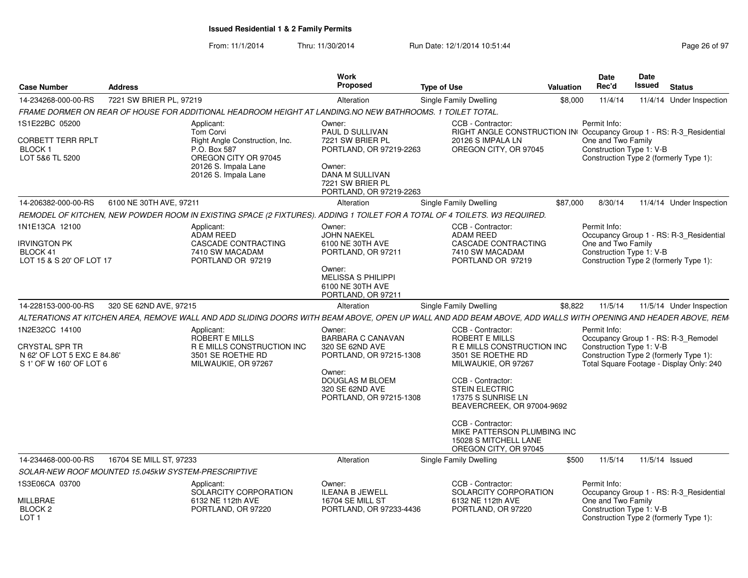**Issued Residential 1 & 2 Family Permits**

From: 11/1/2014 Thru: 11/30/2014 Run Date: 12/1/2014 10:51:44

| Case Number | Address | Work Proposed | Type of Use | Valuation | Date Rec'd | Date Issued | Status |
|---|---|---|---|---|---|---|---|
| 14-234268-000-00-RS | 7221 SW BRIER PL, 97219 | Alteration | Single Family Dwelling | $8,000 | 11/4/14 | 11/4/14 | Under Inspection |

*FRAME DORMER ON REAR OF HOUSE FOR ADDITIONAL HEADROOM HEIGHT AT LANDING.NO NEW BATHROOMS. 1 TOILET TOTAL.*

1S1E22BC 05200
CORBETT TERR RPLT
BLOCK 1
LOT 5&6 TL 5200

Applicant:
Tom Corvi
Right Angle Construction, Inc.
P.O. Box 587
OREGON CITY OR 97045
20126 S. Impala Lane
20126 S. Impala Lane

Owner:
PAUL D SULLIVAN
7221 SW BRIER PL
PORTLAND, OR 97219-2263

Owner:
DANA M SULLIVAN
7221 SW BRIER PL
PORTLAND, OR 97219-2263

CCB - Contractor:
RIGHT ANGLE CONSTRUCTION IN
20126 S IMPALA LN
OREGON CITY, OR 97045

Permit Info:
Occupancy Group 1 - RS: R-3_Residential One and Two Family
Construction Type 1: V-B
Construction Type 2 (formerly Type 1):

| Case Number | Address | Work Proposed | Type of Use | Valuation | Date Rec'd | Date Issued | Status |
|---|---|---|---|---|---|---|---|
| 14-206382-000-00-RS | 6100 NE 30TH AVE, 97211 | Alteration | Single Family Dwelling | $87,000 | 8/30/14 | 11/4/14 | Under Inspection |

*REMODEL OF KITCHEN, NEW POWDER ROOM IN EXISTING SPACE (2 FIXTURES). ADDING 1 TOILET FOR A TOTAL OF 4 TOILETS. W3 REQUIRED.*

1N1E13CA 12100
IRVINGTON PK
BLOCK 41
LOT 15 & S 20' OF LOT 17

Applicant:
ADAM REED
CASCADE CONTRACTING
7410 SW MACADAM
PORTLAND OR 97219

Owner:
JOHN NAEKEL
6100 NE 30TH AVE
PORTLAND, OR 97211

Owner:
MELISSA S PHILIPPI
6100 NE 30TH AVE
PORTLAND, OR 97211

CCB - Contractor:
ADAM REED
CASCADE CONTRACTING
7410 SW MACADAM
PORTLAND OR 97219

Permit Info:
Occupancy Group 1 - RS: R-3_Residential One and Two Family
Construction Type 1: V-B
Construction Type 2 (formerly Type 1):

| Case Number | Address | Work Proposed | Type of Use | Valuation | Date Rec'd | Date Issued | Status |
|---|---|---|---|---|---|---|---|
| 14-228153-000-00-RS | 320 SE 62ND AVE, 97215 | Alteration | Single Family Dwelling | $8,822 | 11/5/14 | 11/5/14 | Under Inspection |

*ALTERATIONS AT KITCHEN AREA, REMOVE WALL AND ADD SLIDING DOORS WITH BEAM ABOVE, OPEN UP WALL AND ADD BEAM ABOVE, ADD WALLS WITH OPENING AND HEADER ABOVE, REM*

1N2E32CC 14100
CRYSTAL SPR TR
N 62' OF LOT 5 EXC E 84.86'
S 1' OF W 160' OF LOT 6

Applicant:
ROBERT E MILLS
R E MILLS CONSTRUCTION INC
3501 SE ROETHE RD
MILWAUKIE, OR 97267

Owner:
BARBARA C CANAVAN
320 SE 62ND AVE
PORTLAND, OR 97215-1308

Owner:
DOUGLAS M BLOEM
320 SE 62ND AVE
PORTLAND, OR 97215-1308

CCB - Contractor:
ROBERT E MILLS
R E MILLS CONSTRUCTION INC
3501 SE ROETHE RD
MILWAUKIE, OR 97267

CCB - Contractor:
STEIN ELECTRIC
17375 S SUNRISE LN
BEAVERCREEK, OR 97004-9692

CCB - Contractor:
MIKE PATTERSON PLUMBING INC
15028 S MITCHELL LANE
OREGON CITY, OR 97045

Permit Info:
Occupancy Group 1 - RS: R-3_Remodel
Construction Type 1: V-B
Construction Type 2 (formerly Type 1):
Total Square Footage - Display Only: 240

| Case Number | Address | Work Proposed | Type of Use | Valuation | Date Rec'd | Date Issued | Status |
|---|---|---|---|---|---|---|---|
| 14-234468-000-00-RS | 16704 SE MILL ST, 97233 | Alteration | Single Family Dwelling | $500 | 11/5/14 | 11/5/14 | Issued |

*SOLAR-NEW ROOF MOUNTED 15.045kW SYSTEM-PRESCRIPTIVE*

1S3E06CA 03700
MILLBRAE
BLOCK 2
LOT 1

Applicant:
SOLARCITY CORPORATION
6132 NE 112th AVE
PORTLAND, OR 97220

Owner:
ILEANA B JEWELL
16704 SE MILL ST
PORTLAND, OR 97233-4436

CCB - Contractor:
SOLARCITY CORPORATION
6132 NE 112th AVE
PORTLAND, OR 97220

Permit Info:
Occupancy Group 1 - RS: R-3_Residential One and Two Family
Construction Type 1: V-B
Construction Type 2 (formerly Type 1):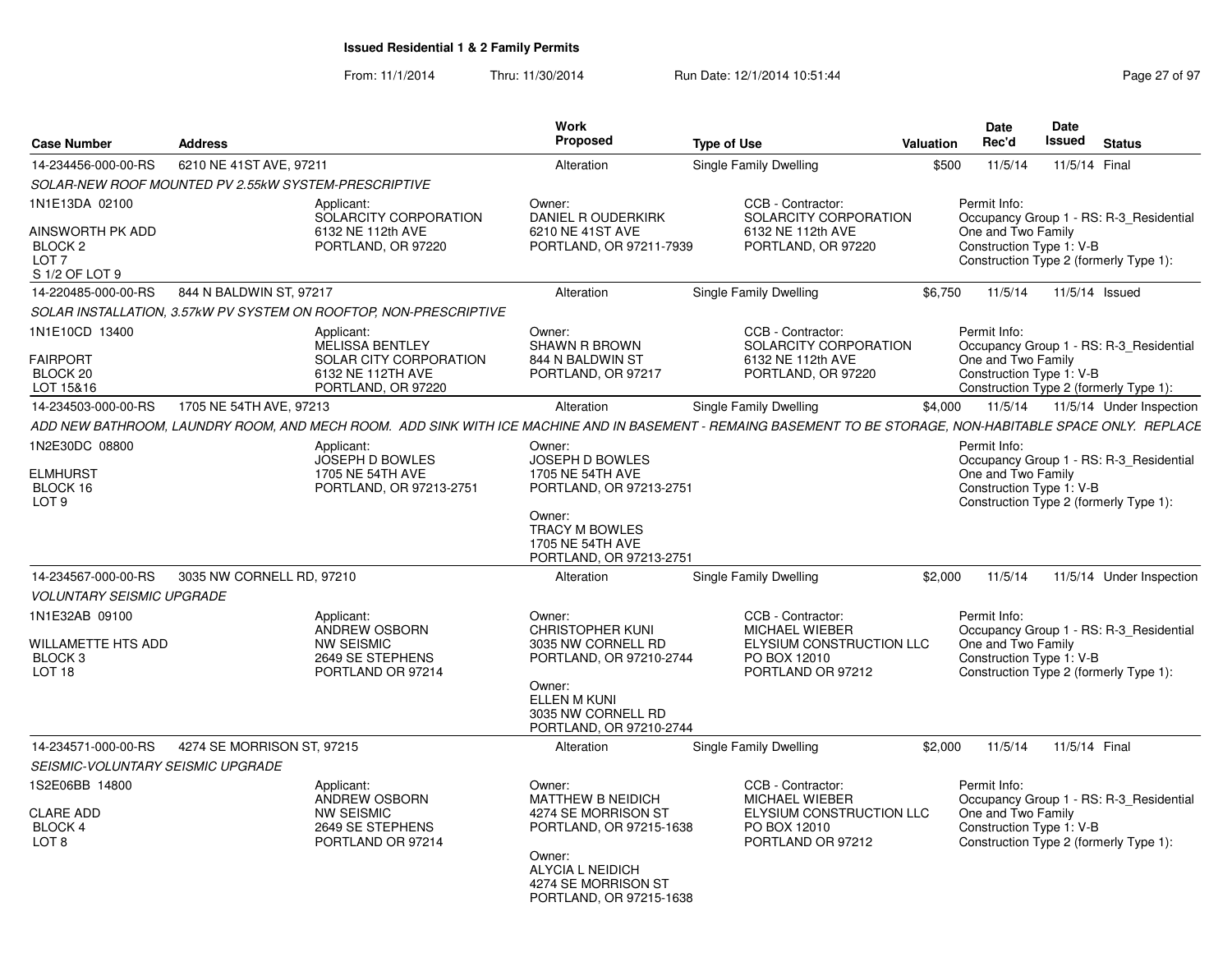## Issued Residential 1 & 2 Family Permits

From: 11/1/2014 Thru: 11/30/2014 Run Date: 12/1/2014 10:51:44

| Case Number | Address | Work Proposed | Type of Use | Valuation | Date Rec'd | Date Issued | Status |
|---|---|---|---|---|---|---|---|
| 14-234456-000-00-RS | 6210 NE 41ST AVE, 97211 | Alteration | Single Family Dwelling | $500 | 11/5/14 | 11/5/14 | Final |

*SOLAR-NEW ROOF MOUNTED PV 2.55kW SYSTEM-PRESCRIPTIVE*

1N1E13DA 02100
AINSWORTH PK ADD
BLOCK 2
LOT 7
S 1/2 OF LOT 9

Applicant: SOLARCITY CORPORATION, 6132 NE 112th AVE, PORTLAND, OR 97220

Owner: DANIEL R OUDERKIRK, 6210 NE 41ST AVE, PORTLAND, OR 97211-7939

CCB - Contractor: SOLARCITY CORPORATION, 6132 NE 112th AVE, PORTLAND, OR 97220

Permit Info: Occupancy Group 1 - RS: R-3_Residential One and Two Family; Construction Type 1: V-B; Construction Type 2 (formerly Type 1):

| Case Number | Address | Work Proposed | Type of Use | Valuation | Date Rec'd | Date Issued | Status |
|---|---|---|---|---|---|---|---|
| 14-220485-000-00-RS | 844 N BALDWIN ST, 97217 | Alteration | Single Family Dwelling | $6,750 | 11/5/14 | 11/5/14 | Issued |

*SOLAR INSTALLATION, 3.57kW PV SYSTEM ON ROOFTOP, NON-PRESCRIPTIVE*

1N1E10CD 13400
FAIRPORT
BLOCK 20
LOT 15&16

Applicant: MELISSA BENTLEY, SOLAR CITY CORPORATION, 6132 NE 112TH AVE, PORTLAND, OR 97220

Owner: SHAWN R BROWN, 844 N BALDWIN ST, PORTLAND, OR 97217

CCB - Contractor: SOLARCITY CORPORATION, 6132 NE 112th AVE, PORTLAND, OR 97220

Permit Info: Occupancy Group 1 - RS: R-3_Residential One and Two Family; Construction Type 1: V-B; Construction Type 2 (formerly Type 1):

| Case Number | Address | Work Proposed | Type of Use | Valuation | Date Rec'd | Date Issued | Status |
|---|---|---|---|---|---|---|---|
| 14-234503-000-00-RS | 1705 NE 54TH AVE, 97213 | Alteration | Single Family Dwelling | $4,000 | 11/5/14 | 11/5/14 | Under Inspection |

*ADD NEW BATHROOM, LAUNDRY ROOM, AND MECH ROOM. ADD SINK WITH ICE MACHINE AND IN BASEMENT - REMAING BASEMENT TO BE STORAGE, NON-HABITABLE SPACE ONLY. REPLACE*

1N2E30DC 08800
ELMHURST
BLOCK 16
LOT 9

Applicant: JOSEPH D BOWLES, 1705 NE 54TH AVE, PORTLAND, OR 97213-2751

Owner: JOSEPH D BOWLES, 1705 NE 54TH AVE, PORTLAND, OR 97213-2751

Owner: TRACY M BOWLES, 1705 NE 54TH AVE, PORTLAND, OR 97213-2751

Permit Info: Occupancy Group 1 - RS: R-3_Residential One and Two Family; Construction Type 1: V-B; Construction Type 2 (formerly Type 1):

| Case Number | Address | Work Proposed | Type of Use | Valuation | Date Rec'd | Date Issued | Status |
|---|---|---|---|---|---|---|---|
| 14-234567-000-00-RS | 3035 NW CORNELL RD, 97210 | Alteration | Single Family Dwelling | $2,000 | 11/5/14 | 11/5/14 | Under Inspection |

*VOLUNTARY SEISMIC UPGRADE*

1N1E32AB 09100
WILLAMETTE HTS ADD
BLOCK 3
LOT 18

Applicant: ANDREW OSBORN, NW SEISMIC, 2649 SE STEPHENS, PORTLAND OR 97214

Owner: CHRISTOPHER KUNI, 3035 NW CORNELL RD, PORTLAND, OR 97210-2744

Owner: ELLEN M KUNI, 3035 NW CORNELL RD, PORTLAND, OR 97210-2744

CCB - Contractor: MICHAEL WIEBER, ELYSIUM CONSTRUCTION LLC, PO BOX 12010, PORTLAND OR 97212

Permit Info: Occupancy Group 1 - RS: R-3_Residential One and Two Family; Construction Type 1: V-B; Construction Type 2 (formerly Type 1):

| Case Number | Address | Work Proposed | Type of Use | Valuation | Date Rec'd | Date Issued | Status |
|---|---|---|---|---|---|---|---|
| 14-234571-000-00-RS | 4274 SE MORRISON ST, 97215 | Alteration | Single Family Dwelling | $2,000 | 11/5/14 | 11/5/14 | Final |

*SEISMIC-VOLUNTARY SEISMIC UPGRADE*

1S2E06BB 14800
CLARE ADD
BLOCK 4
LOT 8

Applicant: ANDREW OSBORN, NW SEISMIC, 2649 SE STEPHENS, PORTLAND OR 97214

Owner: MATTHEW B NEIDICH, 4274 SE MORRISON ST, PORTLAND, OR 97215-1638

Owner: ALYCIA L NEIDICH, 4274 SE MORRISON ST, PORTLAND, OR 97215-1638

CCB - Contractor: MICHAEL WIEBER, ELYSIUM CONSTRUCTION LLC, PO BOX 12010, PORTLAND OR 97212

Permit Info: Occupancy Group 1 - RS: R-3_Residential One and Two Family; Construction Type 1: V-B; Construction Type 2 (formerly Type 1):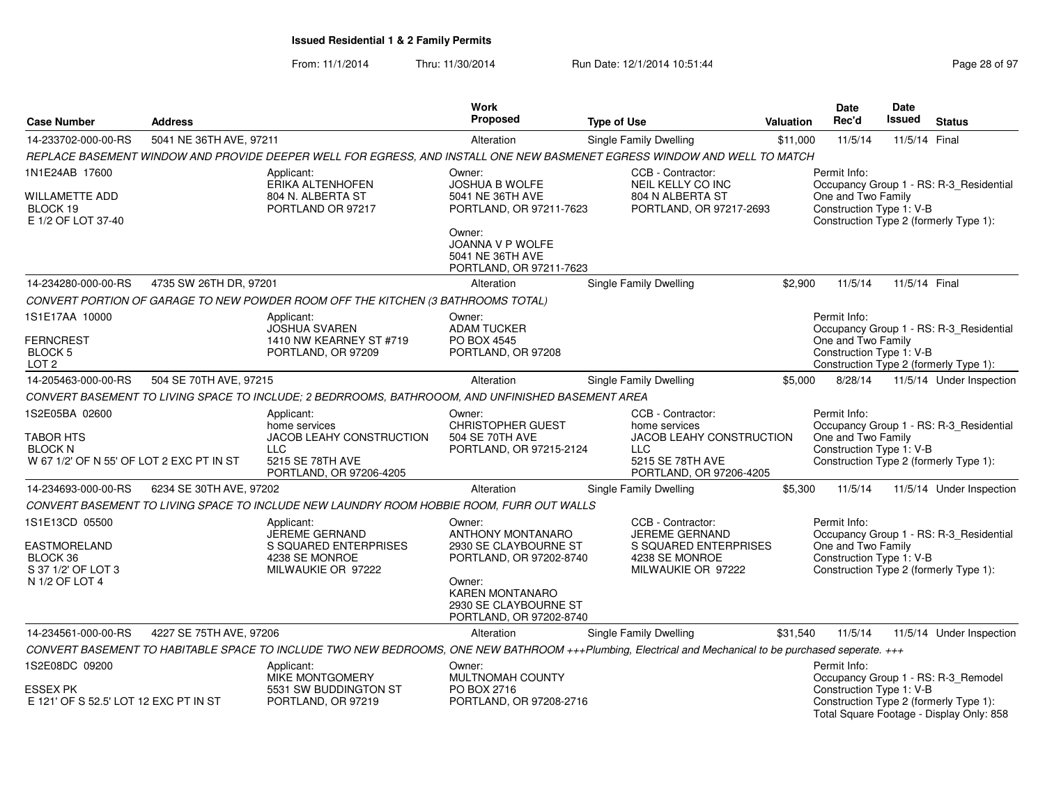# Issued Residential 1 & 2 Family Permits

From: 11/1/2014 Thru: 11/30/2014 Run Date: 12/1/2014 10:51:44

| Case Number | Address | Work Proposed | Type of Use | Valuation | Date Rec'd | Date Issued | Status |
|---|---|---|---|---|---|---|---|
| 14-233702-000-00-RS | 5041 NE 36TH AVE, 97211 | Alteration | Single Family Dwelling | $11,000 | 11/5/14 | 11/5/14 | Final |

REPLACE BASEMENT WINDOW AND PROVIDE DEEPER WELL FOR EGRESS, AND INSTALL ONE NEW BASMENET EGRESS WINDOW AND WELL TO MATCH

1N1E24AB 17600
WILLAMETTE ADD
BLOCK 19
E 1/2 OF LOT 37-40

Applicant:
ERIKA ALTENHOFEN
804 N. ALBERTA ST
PORTLAND OR 97217

Owner:
JOSHUA B WOLFE
5041 NE 36TH AVE
PORTLAND, OR 97211-7623

Owner:
JOANNA V P WOLFE
5041 NE 36TH AVE
PORTLAND, OR 97211-7623

CCB - Contractor:
NEIL KELLY CO INC
804 N ALBERTA ST
PORTLAND, OR 97217-2693

Permit Info:
Occupancy Group 1 - RS: R-3_Residential One and Two Family
Construction Type 1: V-B
Construction Type 2 (formerly Type 1):

| Case Number | Address | Work Proposed | Type of Use | Valuation | Date Rec'd | Date Issued | Status |
|---|---|---|---|---|---|---|---|
| 14-234280-000-00-RS | 4735 SW 26TH DR, 97201 | Alteration | Single Family Dwelling | $2,900 | 11/5/14 | 11/5/14 | Final |

CONVERT PORTION OF GARAGE TO NEW POWDER ROOM OFF THE KITCHEN (3 BATHROOMS TOTAL)

1S1E17AA 10000
FERNCREST
BLOCK 5
LOT 2

Applicant:
JOSHUA SVAREN
1410 NW KEARNEY ST #719
PORTLAND, OR 97209

Owner:
ADAM TUCKER
PO BOX 4545
PORTLAND, OR 97208

Permit Info:
Occupancy Group 1 - RS: R-3_Residential One and Two Family
Construction Type 1: V-B
Construction Type 2 (formerly Type 1):

| Case Number | Address | Work Proposed | Type of Use | Valuation | Date Rec'd | Date Issued | Status |
|---|---|---|---|---|---|---|---|
| 14-205463-000-00-RS | 504 SE 70TH AVE, 97215 | Alteration | Single Family Dwelling | $5,000 | 8/28/14 | 11/5/14 | Under Inspection |

CONVERT BASEMENT TO LIVING SPACE TO INCLUDE; 2 BEDRROOMS, BATHROOOM, AND UNFINISHED BASEMENT AREA

1S2E05BA 02600
TABOR HTS
BLOCK N
W 67 1/2' OF N 55' OF LOT 2 EXC PT IN ST

Applicant:
home services
JACOB LEAHY CONSTRUCTION LLC
5215 SE 78TH AVE
PORTLAND, OR 97206-4205

Owner:
CHRISTOPHER GUEST
504 SE 70TH AVE
PORTLAND, OR 97215-2124

CCB - Contractor:
home services
JACOB LEAHY CONSTRUCTION LLC
5215 SE 78TH AVE
PORTLAND, OR 97206-4205

Permit Info:
Occupancy Group 1 - RS: R-3_Residential One and Two Family
Construction Type 1: V-B
Construction Type 2 (formerly Type 1):

| Case Number | Address | Work Proposed | Type of Use | Valuation | Date Rec'd | Date Issued | Status |
|---|---|---|---|---|---|---|---|
| 14-234693-000-00-RS | 6234 SE 30TH AVE, 97202 | Alteration | Single Family Dwelling | $5,300 | 11/5/14 | 11/5/14 | Under Inspection |

CONVERT BASEMENT TO LIVING SPACE TO INCLUDE NEW LAUNDRY ROOM HOBBIE ROOM, FURR OUT WALLS

1S1E13CD 05500
EASTMORELAND
BLOCK 36
S 37 1/2' OF LOT 3
N 1/2 OF LOT 4

Applicant:
JEREME GERNAND
S SQUARED ENTERPRISES
4238 SE MONROE
MILWAUKIE OR 97222

Owner:
ANTHONY MONTANARO
2930 SE CLAYBOURNE ST
PORTLAND, OR 97202-8740

Owner:
KAREN MONTANARO
2930 SE CLAYBOURNE ST
PORTLAND, OR 97202-8740

CCB - Contractor:
JEREME GERNAND
S SQUARED ENTERPRISES
4238 SE MONROE
MILWAUKIE OR 97222

Permit Info:
Occupancy Group 1 - RS: R-3_Residential One and Two Family
Construction Type 1: V-B
Construction Type 2 (formerly Type 1):

| Case Number | Address | Work Proposed | Type of Use | Valuation | Date Rec'd | Date Issued | Status |
|---|---|---|---|---|---|---|---|
| 14-234561-000-00-RS | 4227 SE 75TH AVE, 97206 | Alteration | Single Family Dwelling | $31,540 | 11/5/14 | 11/5/14 | Under Inspection |

CONVERT BASEMENT TO HABITABLE SPACE TO INCLUDE TWO NEW BEDROOMS, ONE NEW BATHROOM +++Plumbing, Electrical and Mechanical to be purchased seperate. +++

1S2E08DC 09200
ESSEX PK
E 121' OF S 52.5' LOT 12 EXC PT IN ST

Applicant:
MIKE MONTGOMERY
5531 SW BUDDINGTON ST
PORTLAND, OR 97219

Owner:
MULTNOMAH COUNTY
PO BOX 2716
PORTLAND, OR 97208-2716

Permit Info:
Occupancy Group 1 - RS: R-3_Remodel
Construction Type 1: V-B
Construction Type 2 (formerly Type 1):
Total Square Footage - Display Only: 858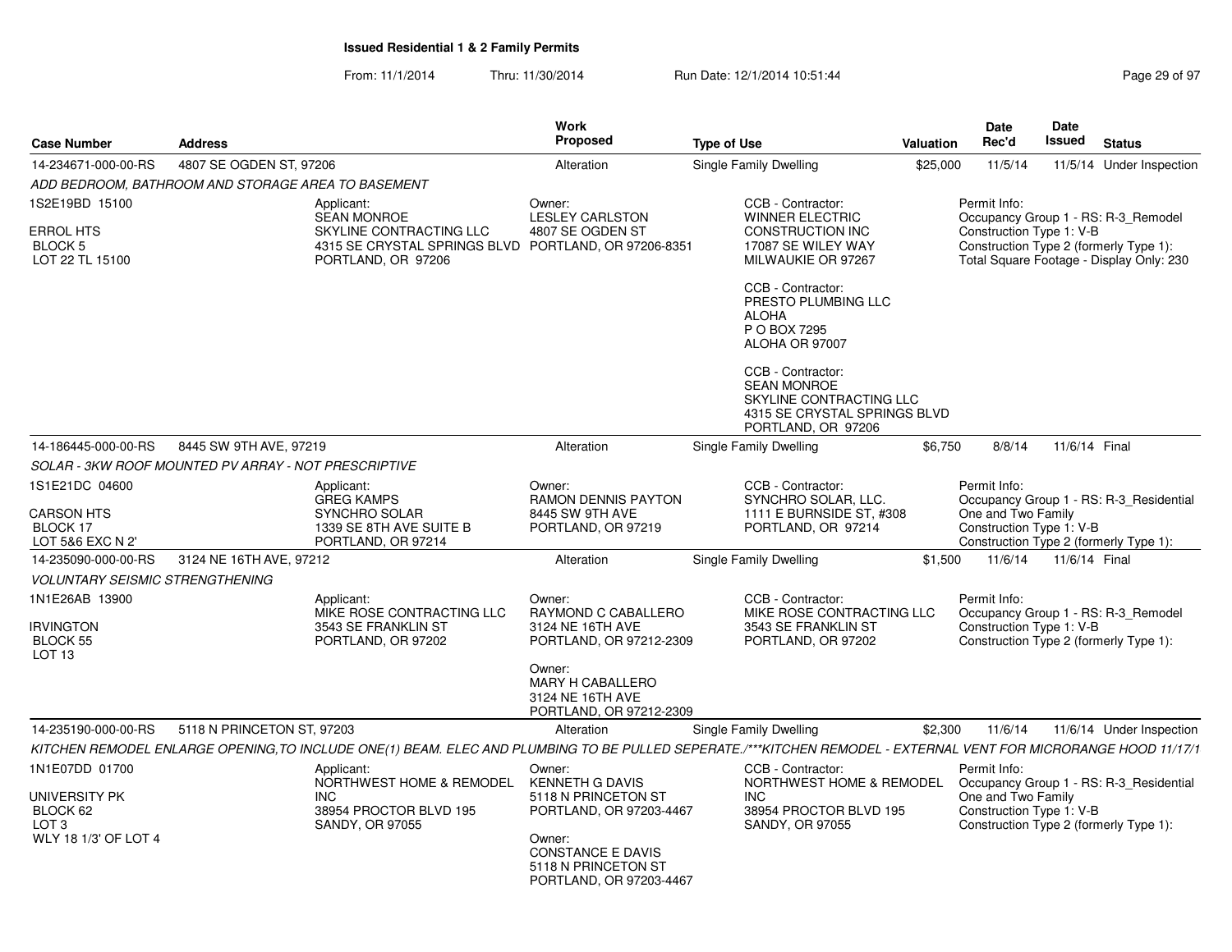# Issued Residential 1 & 2 Family Permits

From: 11/1/2014 Thru: 11/30/2014 Run Date: 12/1/2014 10:51:44

| Case Number | Address | Work Proposed | Type of Use | Valuation | Date Rec'd | Date Issued | Status |
|---|---|---|---|---|---|---|---|
| 14-234671-000-00-RS | 4807 SE OGDEN ST, 97206 | Alteration | Single Family Dwelling | $25,000 | 11/5/14 | 11/5/14 | Under Inspection |

*ADD BEDROOM, BATHROOM AND STORAGE AREA TO BASEMENT*

1S2E19BD 15100
ERROL HTS
BLOCK 5
LOT 22 TL 15100

Applicant:
SEAN MONROE
SKYLINE CONTRACTING LLC
4315 SE CRYSTAL SPRINGS BLVD
PORTLAND, OR 97206

Owner:
LESLEY CARLSTON
4807 SE OGDEN ST
PORTLAND, OR 97206-8351

CCB - Contractor:
WINNER ELECTRIC CONSTRUCTION INC
17087 SE WILEY WAY
MILWAUKIE OR 97267

CCB - Contractor:
PRESTO PLUMBING LLC
ALOHA
P O BOX 7295
ALOHA OR 97007

CCB - Contractor:
SEAN MONROE
SKYLINE CONTRACTING LLC
4315 SE CRYSTAL SPRINGS BLVD
PORTLAND, OR 97206

Permit Info:
Occupancy Group 1 - RS: R-3_Remodel
Construction Type 1: V-B
Construction Type 2 (formerly Type 1):
Total Square Footage - Display Only: 230

---

| Case Number | Address | Work Proposed | Type of Use | Valuation | Date Rec'd | Date Issued | Status |
|---|---|---|---|---|---|---|---|
| 14-186445-000-00-RS | 8445 SW 9TH AVE, 97219 | Alteration | Single Family Dwelling | $6,750 | 8/8/14 | 11/6/14 | Final |

*SOLAR - 3KW ROOF MOUNTED PV ARRAY - NOT PRESCRIPTIVE*

1S1E21DC 04600
CARSON HTS
BLOCK 17
LOT 5&6 EXC N 2'

Applicant:
GREG KAMPS
SYNCHRO SOLAR
1339 SE 8TH AVE SUITE B
PORTLAND, OR 97214

Owner:
RAMON DENNIS PAYTON
8445 SW 9TH AVE
PORTLAND, OR 97219

CCB - Contractor:
SYNCHRO SOLAR, LLC.
1111 E BURNSIDE ST, #308
PORTLAND, OR 97214

Permit Info:
Occupancy Group 1 - RS: R-3_Residential One and Two Family
Construction Type 1: V-B
Construction Type 2 (formerly Type 1):

---

| Case Number | Address | Work Proposed | Type of Use | Valuation | Date Rec'd | Date Issued | Status |
|---|---|---|---|---|---|---|---|
| 14-235090-000-00-RS | 3124 NE 16TH AVE, 97212 | Alteration | Single Family Dwelling | $1,500 | 11/6/14 | 11/6/14 | Final |

*VOLUNTARY SEISMIC STRENGTHENING*

1N1E26AB 13900
IRVINGTON
BLOCK 55
LOT 13

Applicant:
MIKE ROSE CONTRACTING LLC
3543 SE FRANKLIN ST
PORTLAND, OR 97202

Owner:
RAYMOND C CABALLERO
3124 NE 16TH AVE
PORTLAND, OR 97212-2309

Owner:
MARY H CABALLERO
3124 NE 16TH AVE
PORTLAND, OR 97212-2309

CCB - Contractor:
MIKE ROSE CONTRACTING LLC
3543 SE FRANKLIN ST
PORTLAND, OR 97202

Permit Info:
Occupancy Group 1 - RS: R-3_Remodel
Construction Type 1: V-B
Construction Type 2 (formerly Type 1):

---

| Case Number | Address | Work Proposed | Type of Use | Valuation | Date Rec'd | Date Issued | Status |
|---|---|---|---|---|---|---|---|
| 14-235190-000-00-RS | 5118 N PRINCETON ST, 97203 | Alteration | Single Family Dwelling | $2,300 | 11/6/14 | 11/6/14 | Under Inspection |

*KITCHEN REMODEL ENLARGE OPENING,TO INCLUDE ONE(1) BEAM. ELEC AND PLUMBING TO BE PULLED SEPERATE./***KITCHEN REMODEL - EXTERNAL VENT FOR MICRORANGE HOOD 11/17/1*

1N1E07DD 01700
UNIVERSITY PK
BLOCK 62
LOT 3
WLY 18 1/3' OF LOT 4

Applicant:
NORTHWEST HOME & REMODEL INC
38954 PROCTOR BLVD 195
SANDY, OR 97055

Owner:
KENNETH G DAVIS
5118 N PRINCETON ST
PORTLAND, OR 97203-4467

Owner:
CONSTANCE E DAVIS
5118 N PRINCETON ST
PORTLAND, OR 97203-4467

CCB - Contractor:
NORTHWEST HOME & REMODEL INC
38954 PROCTOR BLVD 195
SANDY, OR 97055

Permit Info:
Occupancy Group 1 - RS: R-3_Residential One and Two Family
Construction Type 1: V-B
Construction Type 2 (formerly Type 1):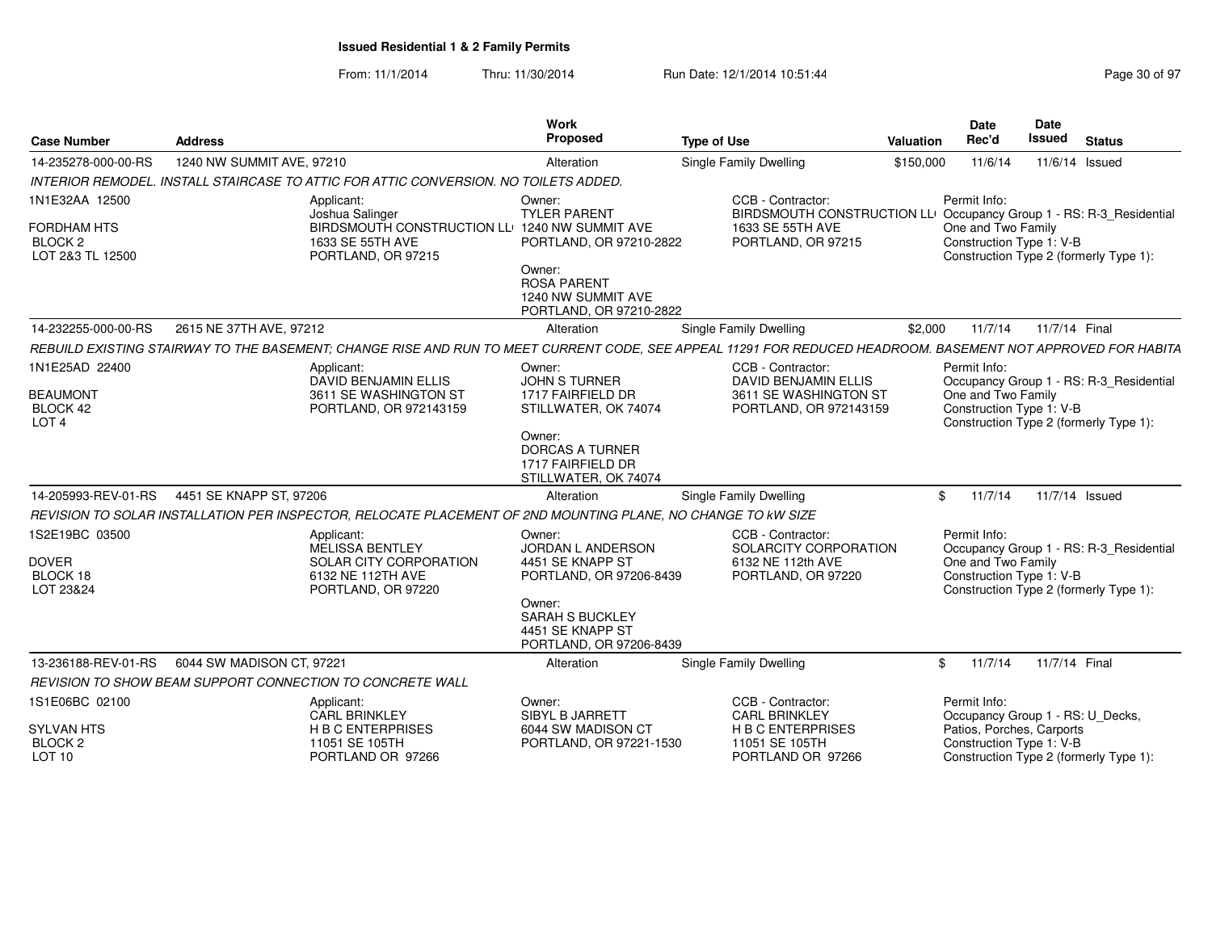## Issued Residential 1 & 2 Family Permits

From: 11/1/2014 Thru: 11/30/2014 Run Date: 12/1/2014 10:51:44

| Case Number | Address | Work Proposed | Type of Use | Valuation | Date Rec'd | Date Issued | Status |
|---|---|---|---|---|---|---|---|
| 14-235278-000-00-RS | 1240 NW SUMMIT AVE, 97210 | Alteration | Single Family Dwelling | $150,000 | 11/6/14 | 11/6/14 | Issued |

*INTERIOR REMODEL. INSTALL STAIRCASE TO ATTIC FOR ATTIC CONVERSION. NO TOILETS ADDED.*

1N1E32AA 12500
FORDHAM HTS
BLOCK 2
LOT 2&3 TL 12500

Applicant: Joshua Salinger, BIRDSMOUTH CONSTRUCTION LL(, 1633 SE 55TH AVE, PORTLAND, OR 97215

Owner: TYLER PARENT, 1240 NW SUMMIT AVE, PORTLAND, OR 97210-2822

Owner: ROSA PARENT, 1240 NW SUMMIT AVE, PORTLAND, OR 97210-2822

CCB - Contractor: BIRDSMOUTH CONSTRUCTION LL(, 1633 SE 55TH AVE, PORTLAND, OR 97215

Permit Info: Occupancy Group 1 - RS: R-3_Residential One and Two Family; Construction Type 1: V-B; Construction Type 2 (formerly Type 1):

| Case Number | Address | Work Proposed | Type of Use | Valuation | Date Rec'd | Date Issued | Status |
|---|---|---|---|---|---|---|---|
| 14-232255-000-00-RS | 2615 NE 37TH AVE, 97212 | Alteration | Single Family Dwelling | $2,000 | 11/7/14 | 11/7/14 | Final |

*REBUILD EXISTING STAIRWAY TO THE BASEMENT; CHANGE RISE AND RUN TO MEET CURRENT CODE, SEE APPEAL 11291 FOR REDUCED HEADROOM. BASEMENT NOT APPROVED FOR HABITA*

1N1E25AD 22400
BEAUMONT
BLOCK 42
LOT 4

Applicant: DAVID BENJAMIN ELLIS, 3611 SE WASHINGTON ST, PORTLAND, OR 972143159

Owner: JOHN S TURNER, 1717 FAIRFIELD DR, STILLWATER, OK 74074

Owner: DORCAS A TURNER, 1717 FAIRFIELD DR, STILLWATER, OK 74074

CCB - Contractor: DAVID BENJAMIN ELLIS, 3611 SE WASHINGTON ST, PORTLAND, OR 972143159

Permit Info: Occupancy Group 1 - RS: R-3_Residential One and Two Family; Construction Type 1: V-B; Construction Type 2 (formerly Type 1):

| Case Number | Address | Work Proposed | Type of Use | Valuation | Date Rec'd | Date Issued | Status |
|---|---|---|---|---|---|---|---|
| 14-205993-REV-01-RS | 4451 SE KNAPP ST, 97206 | Alteration | Single Family Dwelling | $ | 11/7/14 | 11/7/14 | Issued |

*REVISION TO SOLAR INSTALLATION PER INSPECTOR, RELOCATE PLACEMENT OF 2ND MOUNTING PLANE, NO CHANGE TO kW SIZE*

1S2E19BC 03500
DOVER
BLOCK 18
LOT 23&24

Applicant: MELISSA BENTLEY, SOLAR CITY CORPORATION, 6132 NE 112TH AVE, PORTLAND, OR 97220

Owner: JORDAN L ANDERSON, 4451 SE KNAPP ST, PORTLAND, OR 97206-8439

Owner: SARAH S BUCKLEY, 4451 SE KNAPP ST, PORTLAND, OR 97206-8439

CCB - Contractor: SOLARCITY CORPORATION, 6132 NE 112th AVE, PORTLAND, OR 97220

Permit Info: Occupancy Group 1 - RS: R-3_Residential One and Two Family; Construction Type 1: V-B; Construction Type 2 (formerly Type 1):

| Case Number | Address | Work Proposed | Type of Use | Valuation | Date Rec'd | Date Issued | Status |
|---|---|---|---|---|---|---|---|
| 13-236188-REV-01-RS | 6044 SW MADISON CT, 97221 | Alteration | Single Family Dwelling | $ | 11/7/14 | 11/7/14 | Final |

*REVISION TO SHOW BEAM SUPPORT CONNECTION TO CONCRETE WALL*

1S1E06BC 02100
SYLVAN HTS
BLOCK 2
LOT 10

Applicant: CARL BRINKLEY, H B C ENTERPRISES, 11051 SE 105TH, PORTLAND OR 97266

Owner: SIBYL B JARRETT, 6044 SW MADISON CT, PORTLAND, OR 97221-1530

CCB - Contractor: CARL BRINKLEY, H B C ENTERPRISES, 11051 SE 105TH, PORTLAND OR 97266

Permit Info: Occupancy Group 1 - RS: U_Decks, Patios, Porches, Carports; Construction Type 1: V-B; Construction Type 2 (formerly Type 1):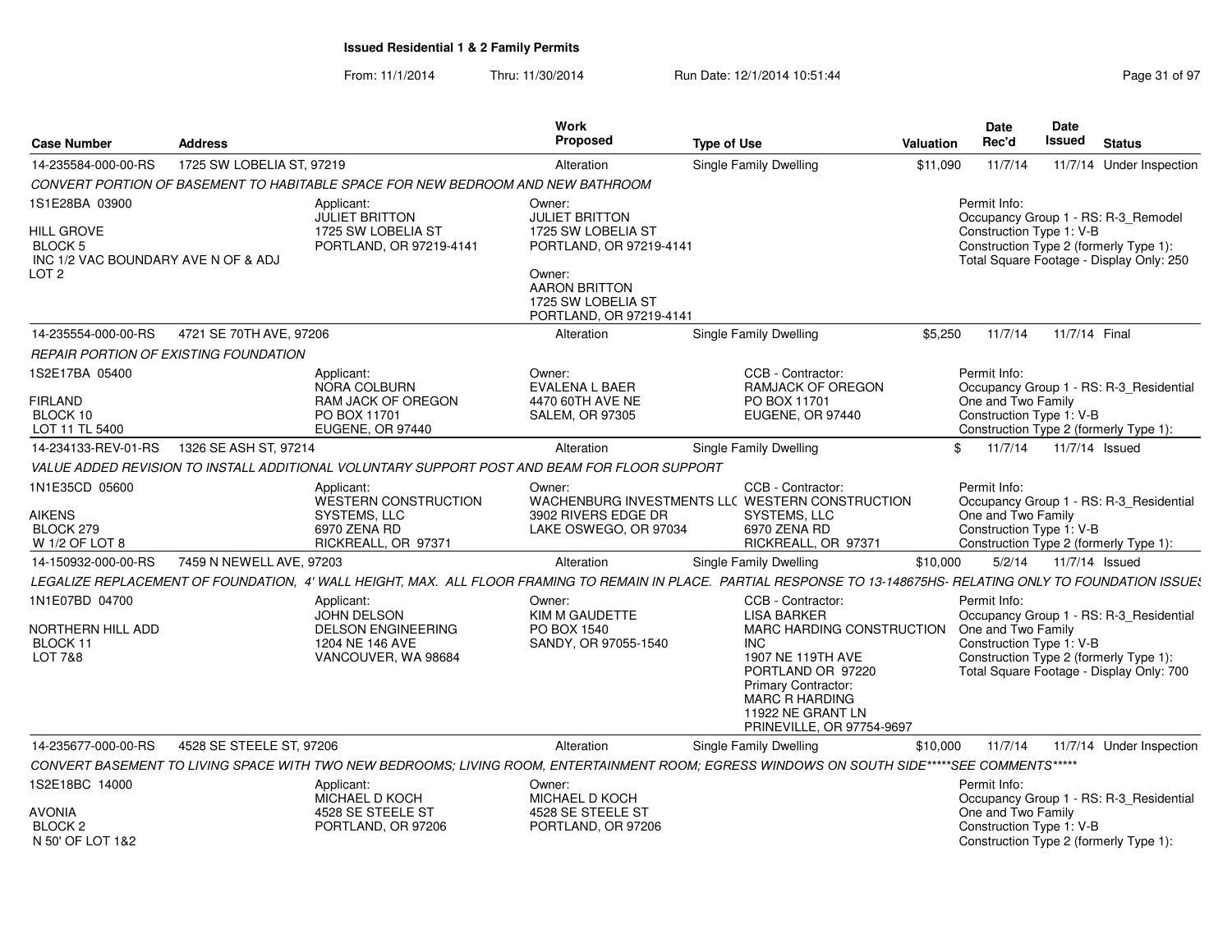**Issued Residential 1 & 2 Family Permits**

From: 11/1/2014 Thru: 11/30/2014 Run Date: 12/1/2014 10:51:44

| Case Number | Address | Work Proposed | Type of Use | Valuation | Date Rec'd | Date Issued | Status |
|---|---|---|---|---|---|---|---|
| 14-235584-000-00-RS | 1725 SW LOBELIA ST, 97219 | Alteration | Single Family Dwelling | $11,090 | 11/7/14 | 11/7/14 | Under Inspection |

*CONVERT PORTION OF BASEMENT TO HABITABLE SPACE FOR NEW BEDROOM AND NEW BATHROOM*

1S1E28BA 03900
HILL GROVE
BLOCK 5
INC 1/2 VAC BOUNDARY AVE N OF & ADJ
LOT 2

Applicant:
JULIET BRITTON
1725 SW LOBELIA ST
PORTLAND, OR 97219-4141

Owner:
JULIET BRITTON
1725 SW LOBELIA ST
PORTLAND, OR 97219-4141

Owner:
AARON BRITTON
1725 SW LOBELIA ST
PORTLAND, OR 97219-4141

Permit Info:
Occupancy Group 1 - RS: R-3_Remodel
Construction Type 1: V-B
Construction Type 2 (formerly Type 1):
Total Square Footage - Display Only: 250

| Case Number | Address | Work Proposed | Type of Use | Valuation | Date Rec'd | Date Issued | Status |
|---|---|---|---|---|---|---|---|
| 14-235554-000-00-RS | 4721 SE 70TH AVE, 97206 | Alteration | Single Family Dwelling | $5,250 | 11/7/14 | 11/7/14 | Final |

*REPAIR PORTION OF EXISTING FOUNDATION*

1S2E17BA 05400
FIRLAND
BLOCK 10
LOT 11 TL 5400

Applicant:
NORA COLBURN
RAM JACK OF OREGON
PO BOX 11701
EUGENE, OR 97440

Owner:
EVALENA L BAER
4470 60TH AVE NE
SALEM, OR 97305

CCB - Contractor:
RAMJACK OF OREGON
PO BOX 11701
EUGENE, OR 97440

Permit Info:
Occupancy Group 1 - RS: R-3_Residential One and Two Family
Construction Type 1: V-B
Construction Type 2 (formerly Type 1):

| Case Number | Address | Work Proposed | Type of Use | Valuation | Date Rec'd | Date Issued | Status |
|---|---|---|---|---|---|---|---|
| 14-234133-REV-01-RS | 1326 SE ASH ST, 97214 | Alteration | Single Family Dwelling | $ | 11/7/14 | 11/7/14 | Issued |

*VALUE ADDED REVISION TO INSTALL ADDITIONAL VOLUNTARY SUPPORT POST AND BEAM FOR FLOOR SUPPORT*

1N1E35CD 05600
AIKENS
BLOCK 279
W 1/2 OF LOT 8

Applicant:
WESTERN CONSTRUCTION SYSTEMS, LLC
6970 ZENA RD
RICKREALL, OR 97371

Owner:
WACHENBURG INVESTMENTS LLC
3902 RIVERS EDGE DR
LAKE OSWEGO, OR 97034

CCB - Contractor:
WESTERN CONSTRUCTION SYSTEMS, LLC
6970 ZENA RD
RICKREALL, OR 97371

Permit Info:
Occupancy Group 1 - RS: R-3_Residential One and Two Family
Construction Type 1: V-B
Construction Type 2 (formerly Type 1):

| Case Number | Address | Work Proposed | Type of Use | Valuation | Date Rec'd | Date Issued | Status |
|---|---|---|---|---|---|---|---|
| 14-150932-000-00-RS | 7459 N NEWELL AVE, 97203 | Alteration | Single Family Dwelling | $10,000 | 5/2/14 | 11/7/14 | Issued |

*LEGALIZE REPLACEMENT OF FOUNDATION, 4' WALL HEIGHT, MAX. ALL FLOOR FRAMING TO REMAIN IN PLACE. PARTIAL RESPONSE TO 13-148675HS- RELATING ONLY TO FOUNDATION ISSUES*

1N1E07BD 04700
NORTHERN HILL ADD
BLOCK 11
LOT 7&8

Applicant:
JOHN DELSON
DELSON ENGINEERING
1204 NE 146 AVE
VANCOUVER, WA 98684

Owner:
KIM M GAUDETTE
PO BOX 1540
SANDY, OR 97055-1540

CCB - Contractor:
LISA BARKER
MARC HARDING CONSTRUCTION INC
1907 NE 119TH AVE
PORTLAND OR 97220

Primary Contractor:
MARC R HARDING
11922 NE GRANT LN
PRINEVILLE, OR 97754-9697

Permit Info:
Occupancy Group 1 - RS: R-3_Residential One and Two Family
Construction Type 1: V-B
Construction Type 2 (formerly Type 1):
Total Square Footage - Display Only: 700

| Case Number | Address | Work Proposed | Type of Use | Valuation | Date Rec'd | Date Issued | Status |
|---|---|---|---|---|---|---|---|
| 14-235677-000-00-RS | 4528 SE STEELE ST, 97206 | Alteration | Single Family Dwelling | $10,000 | 11/7/14 | 11/7/14 | Under Inspection |

*CONVERT BASEMENT TO LIVING SPACE WITH TWO NEW BEDROOMS; LIVING ROOM, ENTERTAINMENT ROOM; EGRESS WINDOWS ON SOUTH SIDE*****SEE COMMENTS*****

1S2E18BC 14000
AVONIA
BLOCK 2
N 50' OF LOT 1&2

Applicant:
MICHAEL D KOCH
4528 SE STEELE ST
PORTLAND, OR 97206

Owner:
MICHAEL D KOCH
4528 SE STEELE ST
PORTLAND, OR 97206

Permit Info:
Occupancy Group 1 - RS: R-3_Residential One and Two Family
Construction Type 1: V-B
Construction Type 2 (formerly Type 1):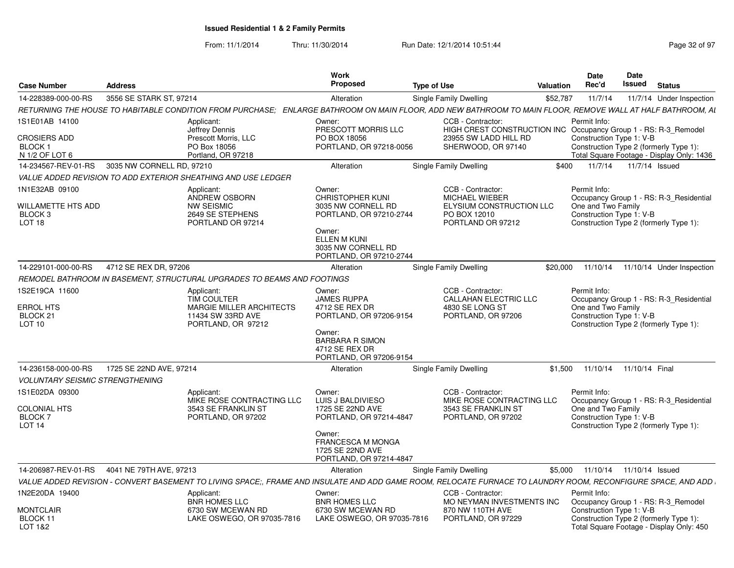# Issued Residential 1 & 2 Family Permits

From: 11/1/2014 Thru: 11/30/2014 Run Date: 12/1/2014 10:51:44

| Case Number | Address | Work Proposed | Type of Use | Valuation | Date Rec'd | Date Issued | Status |
|---|---|---|---|---|---|---|---|
| 14-228389-000-00-RS | 3556 SE STARK ST, 97214 | Alteration | Single Family Dwelling | $52,787 | 11/7/14 | 11/7/14 | Under Inspection |

RETURNING THE HOUSE TO HABITABLE CONDITION FROM PURCHASE; ENLARGE BATHROOM ON MAIN FLOOR, ADD NEW BATHROOM TO MAIN FLOOR, REMOVE WALL AT HALF BATHROOM, AI

1S1E01AB 14100
CROSIERS ADD
BLOCK 1
N 1/2 OF LOT 6

Applicant: Jeffrey Dennis, Prescott Morris, LLC, PO Box 18056, Portland, OR 97218

Owner: PRESCOTT MORRIS LLC, PO BOX 18056, PORTLAND, OR 97218-0056

CCB - Contractor: HIGH CREST CONSTRUCTION INC, 23955 SW LADD HILL RD, SHERWOOD, OR 97140

Permit Info: Occupancy Group 1 - RS: R-3_Remodel; Construction Type 1: V-B; Construction Type 2 (formerly Type 1):; Total Square Footage - Display Only: 1436

| Case Number | Address | Work Proposed | Type of Use | Valuation | Date Rec'd | Date Issued | Status |
|---|---|---|---|---|---|---|---|
| 14-234567-REV-01-RS | 3035 NW CORNELL RD, 97210 | Alteration | Single Family Dwelling | $400 | 11/7/14 | 11/7/14 | Issued |

VALUE ADDED REVISION TO ADD EXTERIOR SHEATHING AND USE LEDGER

1N1E32AB 09100
WILLAMETTE HTS ADD
BLOCK 3
LOT 18

Applicant: ANDREW OSBORN, NW SEISMIC, 2649 SE STEPHENS, PORTLAND OR 97214

Owner: CHRISTOPHER KUNI, 3035 NW CORNELL RD, PORTLAND, OR 97210-2744

Owner: ELLEN M KUNI, 3035 NW CORNELL RD, PORTLAND, OR 97210-2744

CCB - Contractor: MICHAEL WIEBER, ELYSIUM CONSTRUCTION LLC, PO BOX 12010, PORTLAND OR 97212

Permit Info: Occupancy Group 1 - RS: R-3_Residential One and Two Family; Construction Type 1: V-B; Construction Type 2 (formerly Type 1):

| Case Number | Address | Work Proposed | Type of Use | Valuation | Date Rec'd | Date Issued | Status |
|---|---|---|---|---|---|---|---|
| 14-229101-000-00-RS | 4712 SE REX DR, 97206 | Alteration | Single Family Dwelling | $20,000 | 11/10/14 | 11/10/14 | Under Inspection |

REMODEL BATHROOM IN BASEMENT, STRUCTURAL UPGRADES TO BEAMS AND FOOTINGS

1S2E19CA 11600
ERROL HTS
BLOCK 21
LOT 10

Applicant: TIM COULTER, MARGIE MILLER ARCHITECTS, 11434 SW 33RD AVE, PORTLAND, OR 97212

Owner: JAMES RUPPA, 4712 SE REX DR, PORTLAND, OR 97206-9154

Owner: BARBARA R SIMON, 4712 SE REX DR, PORTLAND, OR 97206-9154

CCB - Contractor: CALLAHAN ELECTRIC LLC, 4830 SE LONG ST, PORTLAND, OR 97206

Permit Info: Occupancy Group 1 - RS: R-3_Residential One and Two Family; Construction Type 1: V-B; Construction Type 2 (formerly Type 1):

| Case Number | Address | Work Proposed | Type of Use | Valuation | Date Rec'd | Date Issued | Status |
|---|---|---|---|---|---|---|---|
| 14-236158-000-00-RS | 1725 SE 22ND AVE, 97214 | Alteration | Single Family Dwelling | $1,500 | 11/10/14 | 11/10/14 | Final |

VOLUNTARY SEISMIC STRENGTHENING

1S1E02DA 09300
COLONIAL HTS
BLOCK 7
LOT 14

Applicant: MIKE ROSE CONTRACTING LLC, 3543 SE FRANKLIN ST, PORTLAND, OR 97202

Owner: LUIS J BALDIVIESO, 1725 SE 22ND AVE, PORTLAND, OR 97214-4847

Owner: FRANCESCA M MONGA, 1725 SE 22ND AVE, PORTLAND, OR 97214-4847

CCB - Contractor: MIKE ROSE CONTRACTING LLC, 3543 SE FRANKLIN ST, PORTLAND, OR 97202

Permit Info: Occupancy Group 1 - RS: R-3_Residential One and Two Family; Construction Type 1: V-B; Construction Type 2 (formerly Type 1):

| Case Number | Address | Work Proposed | Type of Use | Valuation | Date Rec'd | Date Issued | Status |
|---|---|---|---|---|---|---|---|
| 14-206987-REV-01-RS | 4041 NE 79TH AVE, 97213 | Alteration | Single Family Dwelling | $5,000 | 11/10/14 | 11/10/14 | Issued |

VALUE ADDED REVISION - CONVERT BASEMENT TO LIVING SPACE;, FRAME AND INSULATE AND ADD GAME ROOM, RELOCATE FURNACE TO LAUNDRY ROOM, RECONFIGURE SPACE, AND ADD

1N2E20DA 19400
MONTCLAIR
BLOCK 11
LOT 1&2

Applicant: BNR HOMES LLC, 6730 SW MCEWAN RD, LAKE OSWEGO, OR 97035-7816

Owner: BNR HOMES LLC, 6730 SW MCEWAN RD, LAKE OSWEGO, OR 97035-7816

CCB - Contractor: MO NEYMAN INVESTMENTS INC, 870 NW 110TH AVE, PORTLAND, OR 97229

Permit Info: Occupancy Group 1 - RS: R-3_Remodel; Construction Type 1: V-B; Construction Type 2 (formerly Type 1):; Total Square Footage - Display Only: 450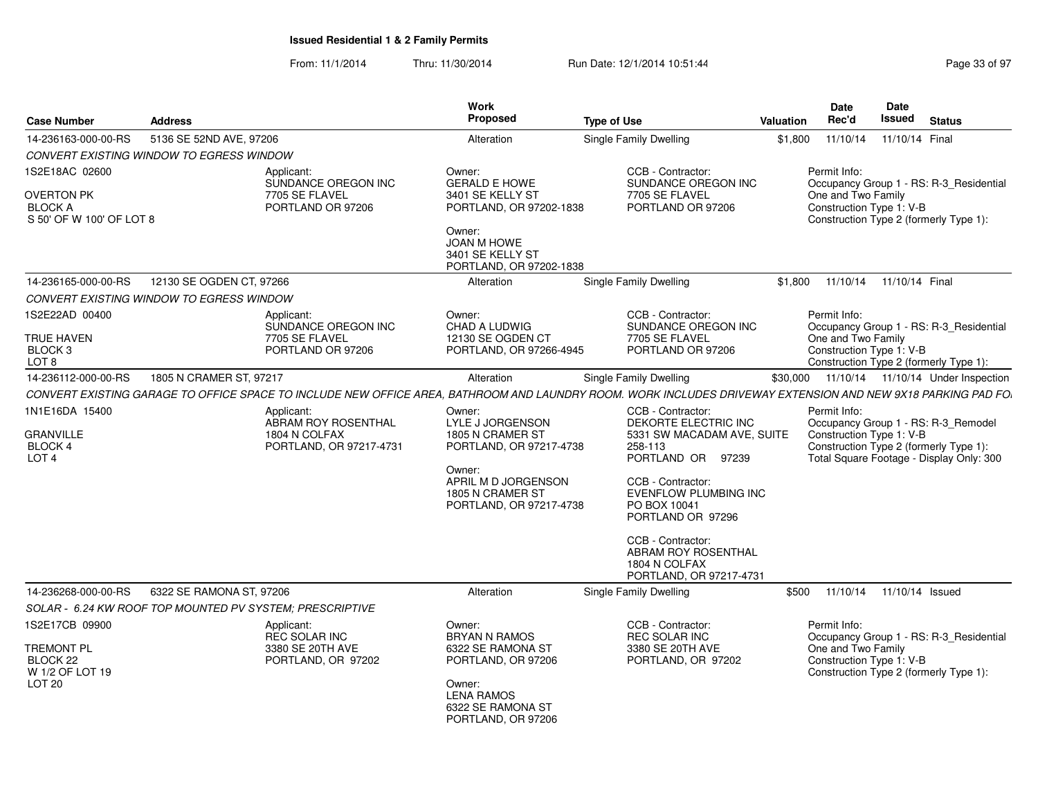# Issued Residential 1 & 2 Family Permits

From: 11/1/2014 Thru: 11/30/2014 Run Date: 12/1/2014 10:51:44

| Case Number | Address | Work Proposed | Type of Use | Valuation | Date Rec'd | Date Issued | Status |
|---|---|---|---|---|---|---|---|
| 14-236163-000-00-RS | 5136 SE 52ND AVE, 97206 | Alteration | Single Family Dwelling | $1,800 | 11/10/14 | 11/10/14 | Final |

*CONVERT EXISTING WINDOW TO EGRESS WINDOW*

1S2E18AC 02600

OVERTON PK
BLOCK A
S 50' OF W 100' OF LOT 8

Applicant:
SUNDANCE OREGON INC
7705 SE FLAVEL
PORTLAND OR 97206

Owner:
GERALD E HOWE
3401 SE KELLY ST
PORTLAND, OR 97202-1838

Owner:
JOAN M HOWE
3401 SE KELLY ST
PORTLAND, OR 97202-1838

CCB - Contractor:
SUNDANCE OREGON INC
7705 SE FLAVEL
PORTLAND OR 97206

Permit Info:
Occupancy Group 1 - RS: R-3_Residential One and Two Family
Construction Type 1: V-B
Construction Type 2 (formerly Type 1):

| Case Number | Address | Work Proposed | Type of Use | Valuation | Date Rec'd | Date Issued | Status |
|---|---|---|---|---|---|---|---|
| 14-236165-000-00-RS | 12130 SE OGDEN CT, 97266 | Alteration | Single Family Dwelling | $1,800 | 11/10/14 | 11/10/14 | Final |

*CONVERT EXISTING WINDOW TO EGRESS WINDOW*

1S2E22AD 00400

TRUE HAVEN
BLOCK 3
LOT 8

Applicant:
SUNDANCE OREGON INC
7705 SE FLAVEL
PORTLAND OR 97206

Owner:
CHAD A LUDWIG
12130 SE OGDEN CT
PORTLAND, OR 97266-4945

CCB - Contractor:
SUNDANCE OREGON INC
7705 SE FLAVEL
PORTLAND OR 97206

Permit Info:
Occupancy Group 1 - RS: R-3_Residential One and Two Family
Construction Type 1: V-B
Construction Type 2 (formerly Type 1):

| Case Number | Address | Work Proposed | Type of Use | Valuation | Date Rec'd | Date Issued | Status |
|---|---|---|---|---|---|---|---|
| 14-236112-000-00-RS | 1805 N CRAMER ST, 97217 | Alteration | Single Family Dwelling | $30,000 | 11/10/14 | 11/10/14 | Under Inspection |

*CONVERT EXISTING GARAGE TO OFFICE SPACE TO INCLUDE NEW OFFICE AREA, BATHROOM AND LAUNDRY ROOM. WORK INCLUDES DRIVEWAY EXTENSION AND NEW 9X18 PARKING PAD FO*

1N1E16DA 15400

GRANVILLE
BLOCK 4
LOT 4

Applicant:
ABRAM ROY ROSENTHAL
1804 N COLFAX
PORTLAND, OR 97217-4731

Owner:
LYLE J JORGENSON
1805 N CRAMER ST
PORTLAND, OR 97217-4738

Owner:
APRIL M D JORGENSON
1805 N CRAMER ST
PORTLAND, OR 97217-4738

CCB - Contractor:
DEKORTE ELECTRIC INC
5331 SW MACADAM AVE, SUITE 258-113
PORTLAND OR 97239

CCB - Contractor:
EVENFLOW PLUMBING INC
PO BOX 10041
PORTLAND OR 97296

CCB - Contractor:
ABRAM ROY ROSENTHAL
1804 N COLFAX
PORTLAND, OR 97217-4731

Permit Info:
Occupancy Group 1 - RS: R-3_Remodel
Construction Type 1: V-B
Construction Type 2 (formerly Type 1):
Total Square Footage - Display Only: 300

| Case Number | Address | Work Proposed | Type of Use | Valuation | Date Rec'd | Date Issued | Status |
|---|---|---|---|---|---|---|---|
| 14-236268-000-00-RS | 6322 SE RAMONA ST, 97206 | Alteration | Single Family Dwelling | $500 | 11/10/14 | 11/10/14 | Issued |

*SOLAR - 6.24 KW ROOF TOP MOUNTED PV SYSTEM; PRESCRIPTIVE*

1S2E17CB 09900

TREMONT PL
BLOCK 22
W 1/2 OF LOT 19
LOT 20

Applicant:
REC SOLAR INC
3380 SE 20TH AVE
PORTLAND, OR 97202

Owner:
BRYAN N RAMOS
6322 SE RAMONA ST
PORTLAND, OR 97206

Owner:
LENA RAMOS
6322 SE RAMONA ST
PORTLAND, OR 97206

CCB - Contractor:
REC SOLAR INC
3380 SE 20TH AVE
PORTLAND, OR 97202

Permit Info:
Occupancy Group 1 - RS: R-3_Residential One and Two Family
Construction Type 1: V-B
Construction Type 2 (formerly Type 1):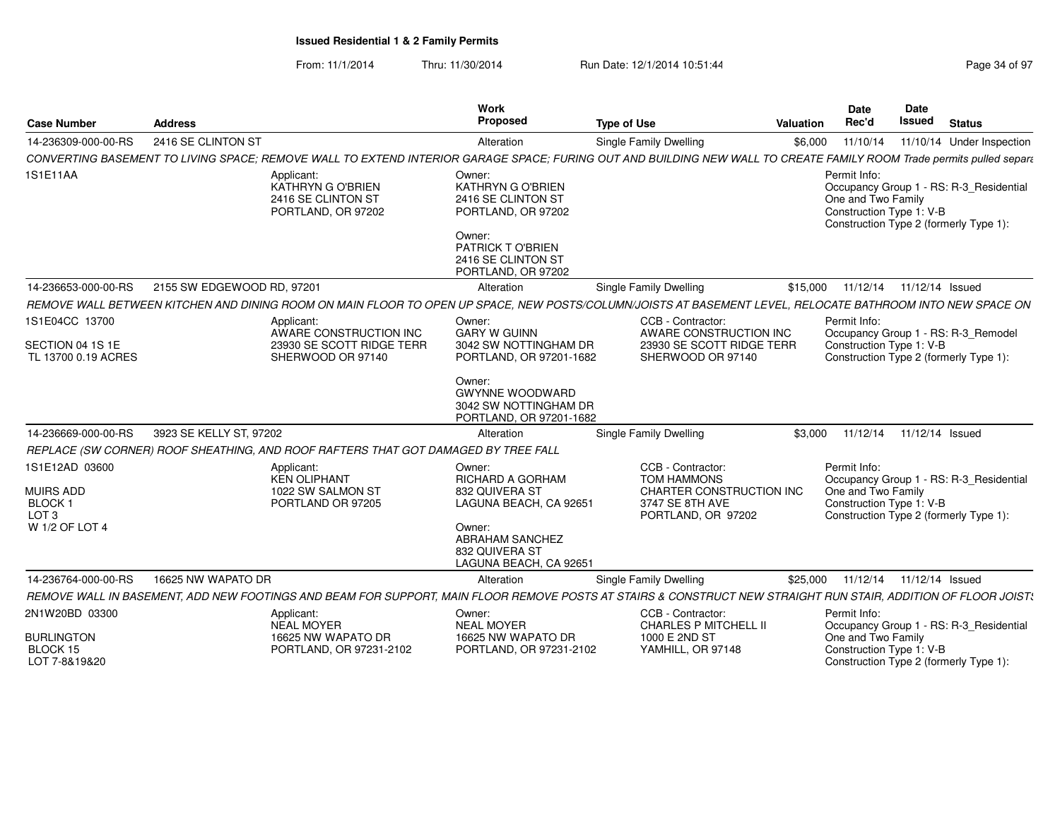# Issued Residential 1 & 2 Family Permits

From: 11/1/2014 Thru: 11/30/2014 Run Date: 12/1/2014 10:51:44

| Case Number | Address | Work Proposed | Type of Use | Valuation | Date Rec'd | Date Issued | Status |
|---|---|---|---|---|---|---|---|
| 14-236309-000-00-RS | 2416 SE CLINTON ST | Alteration | Single Family Dwelling | $6,000 | 11/10/14 | 11/10/14 | Under Inspection |
| 14-236653-000-00-RS | 2155 SW EDGEWOOD RD, 97201 | Alteration | Single Family Dwelling | $15,000 | 11/12/14 | 11/12/14 | Issued |
| 14-236669-000-00-RS | 3923 SE KELLY ST, 97202 | Alteration | Single Family Dwelling | $3,000 | 11/12/14 | 11/12/14 | Issued |
| 14-236764-000-00-RS | 16625 NW WAPATO DR | Alteration | Single Family Dwelling | $25,000 | 11/12/14 | 11/12/14 | Issued |

## 14-236309-000-00-RS — 2416 SE CLINTON ST

*CONVERTING BASEMENT TO LIVING SPACE; REMOVE WALL TO EXTEND INTERIOR GARAGE SPACE; FURING OUT AND BUILDING NEW WALL TO CREATE FAMILY ROOM Trade permits pulled separa*

1S1E11AA

Applicant:
KATHRYN G O'BRIEN
2416 SE CLINTON ST
PORTLAND, OR 97202

Owner:
KATHRYN G O'BRIEN
2416 SE CLINTON ST
PORTLAND, OR 97202

Owner:
PATRICK T O'BRIEN
2416 SE CLINTON ST
PORTLAND, OR 97202

Permit Info:
Occupancy Group 1 - RS: R-3_Residential One and Two Family
Construction Type 1: V-B
Construction Type 2 (formerly Type 1):

## 14-236653-000-00-RS — 2155 SW EDGEWOOD RD, 97201

*REMOVE WALL BETWEEN KITCHEN AND DINING ROOM ON MAIN FLOOR TO OPEN UP SPACE, NEW POSTS/COLUMN/JOISTS AT BASEMENT LEVEL, RELOCATE BATHROOM INTO NEW SPACE ON*

1S1E04CC 13700
SECTION 04 1S 1E
TL 13700 0.19 ACRES

Applicant:
AWARE CONSTRUCTION INC
23930 SE SCOTT RIDGE TERR
SHERWOOD OR 97140

Owner:
GARY W GUINN
3042 SW NOTTINGHAM DR
PORTLAND, OR 97201-1682

Owner:
GWYNNE WOODWARD
3042 SW NOTTINGHAM DR
PORTLAND, OR 97201-1682

CCB - Contractor:
AWARE CONSTRUCTION INC
23930 SE SCOTT RIDGE TERR
SHERWOOD OR 97140

Permit Info:
Occupancy Group 1 - RS: R-3_Remodel
Construction Type 1: V-B
Construction Type 2 (formerly Type 1):

## 14-236669-000-00-RS — 3923 SE KELLY ST, 97202

*REPLACE (SW CORNER) ROOF SHEATHING, AND ROOF RAFTERS THAT GOT DAMAGED BY TREE FALL*

1S1E12AD 03600
MUIRS ADD
BLOCK 1
LOT 3
W 1/2 OF LOT 4

Applicant:
KEN OLIPHANT
1022 SW SALMON ST
PORTLAND OR 97205

Owner:
RICHARD A GORHAM
832 QUIVERA ST
LAGUNA BEACH, CA 92651

Owner:
ABRAHAM SANCHEZ
832 QUIVERA ST
LAGUNA BEACH, CA 92651

CCB - Contractor:
TOM HAMMONS
CHARTER CONSTRUCTION INC
3747 SE 8TH AVE
PORTLAND, OR 97202

Permit Info:
Occupancy Group 1 - RS: R-3_Residential One and Two Family
Construction Type 1: V-B
Construction Type 2 (formerly Type 1):

## 14-236764-000-00-RS — 16625 NW WAPATO DR

*REMOVE WALL IN BASEMENT, ADD NEW FOOTINGS AND BEAM FOR SUPPORT, MAIN FLOOR REMOVE POSTS AT STAIRS & CONSTRUCT NEW STRAIGHT RUN STAIR, ADDITION OF FLOOR JOISTS*

2N1W20BD 03300
BURLINGTON
BLOCK 15
LOT 7-8&19&20

Applicant:
NEAL MOYER
16625 NW WAPATO DR
PORTLAND, OR 97231-2102

Owner:
NEAL MOYER
16625 NW WAPATO DR
PORTLAND, OR 97231-2102

CCB - Contractor:
CHARLES P MITCHELL II
1000 E 2ND ST
YAMHILL, OR 97148

Permit Info:
Occupancy Group 1 - RS: R-3_Residential One and Two Family
Construction Type 1: V-B
Construction Type 2 (formerly Type 1):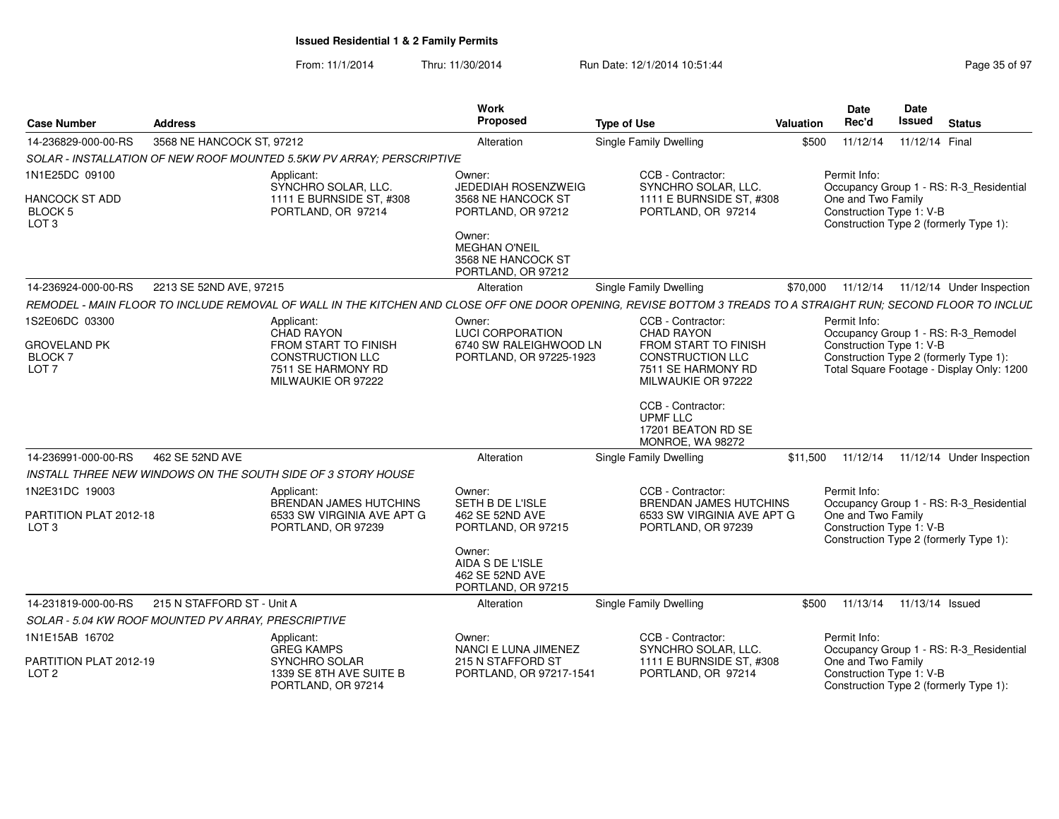# Issued Residential 1 & 2 Family Permits

From: 11/1/2014 Thru: 11/30/2014 Run Date: 12/1/2014 10:51:44

| Case Number | Address | Work Proposed | Type of Use | Valuation | Date Rec'd | Date Issued | Status |
|---|---|---|---|---|---|---|---|
| 14-236829-000-00-RS | 3568 NE HANCOCK ST, 97212 | Alteration | Single Family Dwelling | $500 | 11/12/14 | 11/12/14 | Final |

SOLAR - INSTALLATION OF NEW ROOF MOUNTED 5.5KW PV ARRAY; PERSCRIPTIVE

1N1E25DC 09100
HANCOCK ST ADD
BLOCK 5
LOT 3

Applicant:
SYNCHRO SOLAR, LLC.
1111 E BURNSIDE ST, #308
PORTLAND, OR 97214

Owner:
JEDEDIAH ROSENZWEIG
3568 NE HANCOCK ST
PORTLAND, OR 97212

Owner:
MEGHAN O'NEIL
3568 NE HANCOCK ST
PORTLAND, OR 97212

CCB - Contractor:
SYNCHRO SOLAR, LLC.
1111 E BURNSIDE ST, #308
PORTLAND, OR 97214

Permit Info:
Occupancy Group 1 - RS: R-3_Residential One and Two Family
Construction Type 1: V-B
Construction Type 2 (formerly Type 1):

| Case Number | Address | Work Proposed | Type of Use | Valuation | Date Rec'd | Date Issued | Status |
|---|---|---|---|---|---|---|---|
| 14-236924-000-00-RS | 2213 SE 52ND AVE, 97215 | Alteration | Single Family Dwelling | $70,000 | 11/12/14 | 11/12/14 | Under Inspection |

REMODEL - MAIN FLOOR TO INCLUDE REMOVAL OF WALL IN THE KITCHEN AND CLOSE OFF ONE DOOR OPENING, REVISE BOTTOM 3 TREADS TO A STRAIGHT RUN; SECOND FLOOR TO INCLUD

1S2E06DC 03300
GROVELAND PK
BLOCK 7
LOT 7

Applicant:
CHAD RAYON
FROM START TO FINISH CONSTRUCTION LLC
7511 SE HARMONY RD
MILWAUKIE OR 97222

Owner:
LUCI CORPORATION
6740 SW RALEIGHWOOD LN
PORTLAND, OR 97225-1923

CCB - Contractor:
CHAD RAYON
FROM START TO FINISH CONSTRUCTION LLC
7511 SE HARMONY RD
MILWAUKIE OR 97222

CCB - Contractor:
UPMF LLC
17201 BEATON RD SE
MONROE, WA 98272

Permit Info:
Occupancy Group 1 - RS: R-3_Remodel
Construction Type 1: V-B
Construction Type 2 (formerly Type 1):
Total Square Footage - Display Only: 1200

| Case Number | Address | Work Proposed | Type of Use | Valuation | Date Rec'd | Date Issued | Status |
|---|---|---|---|---|---|---|---|
| 14-236991-000-00-RS | 462 SE 52ND AVE | Alteration | Single Family Dwelling | $11,500 | 11/12/14 | 11/12/14 | Under Inspection |

INSTALL THREE NEW WINDOWS ON THE SOUTH SIDE OF 3 STORY HOUSE

1N2E31DC 19003
PARTITION PLAT 2012-18
LOT 3

Applicant:
BRENDAN JAMES HUTCHINS
6533 SW VIRGINIA AVE APT G
PORTLAND, OR 97239

Owner:
SETH B DE L'ISLE
462 SE 52ND AVE
PORTLAND, OR 97215

Owner:
AIDA S DE L'ISLE
462 SE 52ND AVE
PORTLAND, OR 97215

CCB - Contractor:
BRENDAN JAMES HUTCHINS
6533 SW VIRGINIA AVE APT G
PORTLAND, OR 97239

Permit Info:
Occupancy Group 1 - RS: R-3_Residential One and Two Family
Construction Type 1: V-B
Construction Type 2 (formerly Type 1):

| Case Number | Address | Work Proposed | Type of Use | Valuation | Date Rec'd | Date Issued | Status |
|---|---|---|---|---|---|---|---|
| 14-231819-000-00-RS | 215 N STAFFORD ST - Unit A | Alteration | Single Family Dwelling | $500 | 11/13/14 | 11/13/14 | Issued |

SOLAR - 5.04 KW ROOF MOUNTED PV ARRAY, PRESCRIPTIVE

1N1E15AB 16702
PARTITION PLAT 2012-19
LOT 2

Applicant:
GREG KAMPS
SYNCHRO SOLAR
1339 SE 8TH AVE SUITE B
PORTLAND, OR 97214

Owner:
NANCI E LUNA JIMENEZ
215 N STAFFORD ST
PORTLAND, OR 97217-1541

CCB - Contractor:
SYNCHRO SOLAR, LLC.
1111 E BURNSIDE ST, #308
PORTLAND, OR 97214

Permit Info:
Occupancy Group 1 - RS: R-3_Residential One and Two Family
Construction Type 1: V-B
Construction Type 2 (formerly Type 1):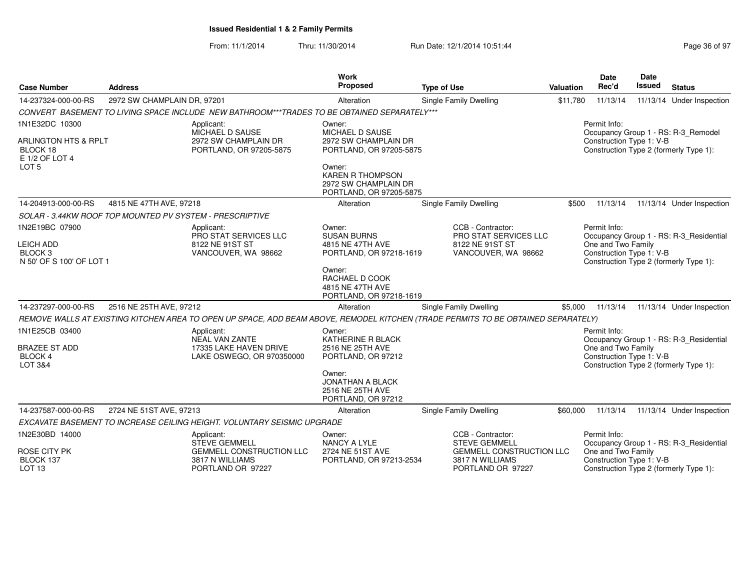**Issued Residential 1 & 2 Family Permits**

From: 11/1/2014 Thru: 11/30/2014 Run Date: 12/1/2014 10:51:44

| Case Number | Address | Work Proposed | Type of Use | Valuation | Date Rec'd | Date Issued | Status |
|---|---|---|---|---|---|---|---|
| 14-237324-000-00-RS | 2972 SW CHAMPLAIN DR, 97201 | Alteration | Single Family Dwelling | $11,780 | 11/13/14 | 11/13/14 | Under Inspection |

*CONVERT BASEMENT TO LIVING SPACE INCLUDE NEW BATHROOM***TRADES TO BE OBTAINED SEPARATELY****

1N1E32DC 10300
ARLINGTON HTS & RPLT
BLOCK 18
E 1/2 OF LOT 4
LOT 5

Applicant:
MICHAEL D SAUSE
2972 SW CHAMPLAIN DR
PORTLAND, OR 97205-5875

Owner:
MICHAEL D SAUSE
2972 SW CHAMPLAIN DR
PORTLAND, OR 97205-5875

Owner:
KAREN R THOMPSON
2972 SW CHAMPLAIN DR
PORTLAND, OR 97205-5875

Permit Info:
Occupancy Group 1 - RS: R-3_Remodel
Construction Type 1: V-B
Construction Type 2 (formerly Type 1):

| Case Number | Address | Work Proposed | Type of Use | Valuation | Date Rec'd | Date Issued | Status |
|---|---|---|---|---|---|---|---|
| 14-204913-000-00-RS | 4815 NE 47TH AVE, 97218 | Alteration | Single Family Dwelling | $500 | 11/13/14 | 11/13/14 | Under Inspection |

*SOLAR - 3.44KW ROOF TOP MOUNTED PV SYSTEM - PRESCRIPTIVE*

1N2E19BC 07900
LEICH ADD
BLOCK 3
N 50' OF S 100' OF LOT 1

Applicant:
PRO STAT SERVICES LLC
8122 NE 91ST ST
VANCOUVER, WA 98662

Owner:
SUSAN BURNS
4815 NE 47TH AVE
PORTLAND, OR 97218-1619

Owner:
RACHAEL D COOK
4815 NE 47TH AVE
PORTLAND, OR 97218-1619

CCB - Contractor:
PRO STAT SERVICES LLC
8122 NE 91ST ST
VANCOUVER, WA 98662

Permit Info:
Occupancy Group 1 - RS: R-3_Residential One and Two Family
Construction Type 1: V-B
Construction Type 2 (formerly Type 1):

| Case Number | Address | Work Proposed | Type of Use | Valuation | Date Rec'd | Date Issued | Status |
|---|---|---|---|---|---|---|---|
| 14-237297-000-00-RS | 2516 NE 25TH AVE, 97212 | Alteration | Single Family Dwelling | $5,000 | 11/13/14 | 11/13/14 | Under Inspection |

*REMOVE WALLS AT EXISTING KITCHEN AREA TO OPEN UP SPACE, ADD BEAM ABOVE, REMODEL KITCHEN (TRADE PERMITS TO BE OBTAINED SEPARATELY)*

1N1E25CB 03400
BRAZEE ST ADD
BLOCK 4
LOT 3&4

Applicant:
NEAL VAN ZANTE
17335 LAKE HAVEN DRIVE
LAKE OSWEGO, OR 970350000

Owner:
KATHERINE R BLACK
2516 NE 25TH AVE
PORTLAND, OR 97212

Owner:
JONATHAN A BLACK
2516 NE 25TH AVE
PORTLAND, OR 97212

Permit Info:
Occupancy Group 1 - RS: R-3_Residential One and Two Family
Construction Type 1: V-B
Construction Type 2 (formerly Type 1):

| Case Number | Address | Work Proposed | Type of Use | Valuation | Date Rec'd | Date Issued | Status |
|---|---|---|---|---|---|---|---|
| 14-237587-000-00-RS | 2724 NE 51ST AVE, 97213 | Alteration | Single Family Dwelling | $60,000 | 11/13/14 | 11/13/14 | Under Inspection |

*EXCAVATE BASEMENT TO INCREASE CEILING HEIGHT. VOLUNTARY SEISMIC UPGRADE*

1N2E30BD 14000
ROSE CITY PK
BLOCK 137
LOT 13

Applicant:
STEVE GEMMELL
GEMMELL CONSTRUCTION LLC
3817 N WILLIAMS
PORTLAND OR 97227

Owner:
NANCY A LYLE
2724 NE 51ST AVE
PORTLAND, OR 97213-2534

CCB - Contractor:
STEVE GEMMELL
GEMMELL CONSTRUCTION LLC
3817 N WILLIAMS
PORTLAND OR 97227

Permit Info:
Occupancy Group 1 - RS: R-3_Residential One and Two Family
Construction Type 1: V-B
Construction Type 2 (formerly Type 1):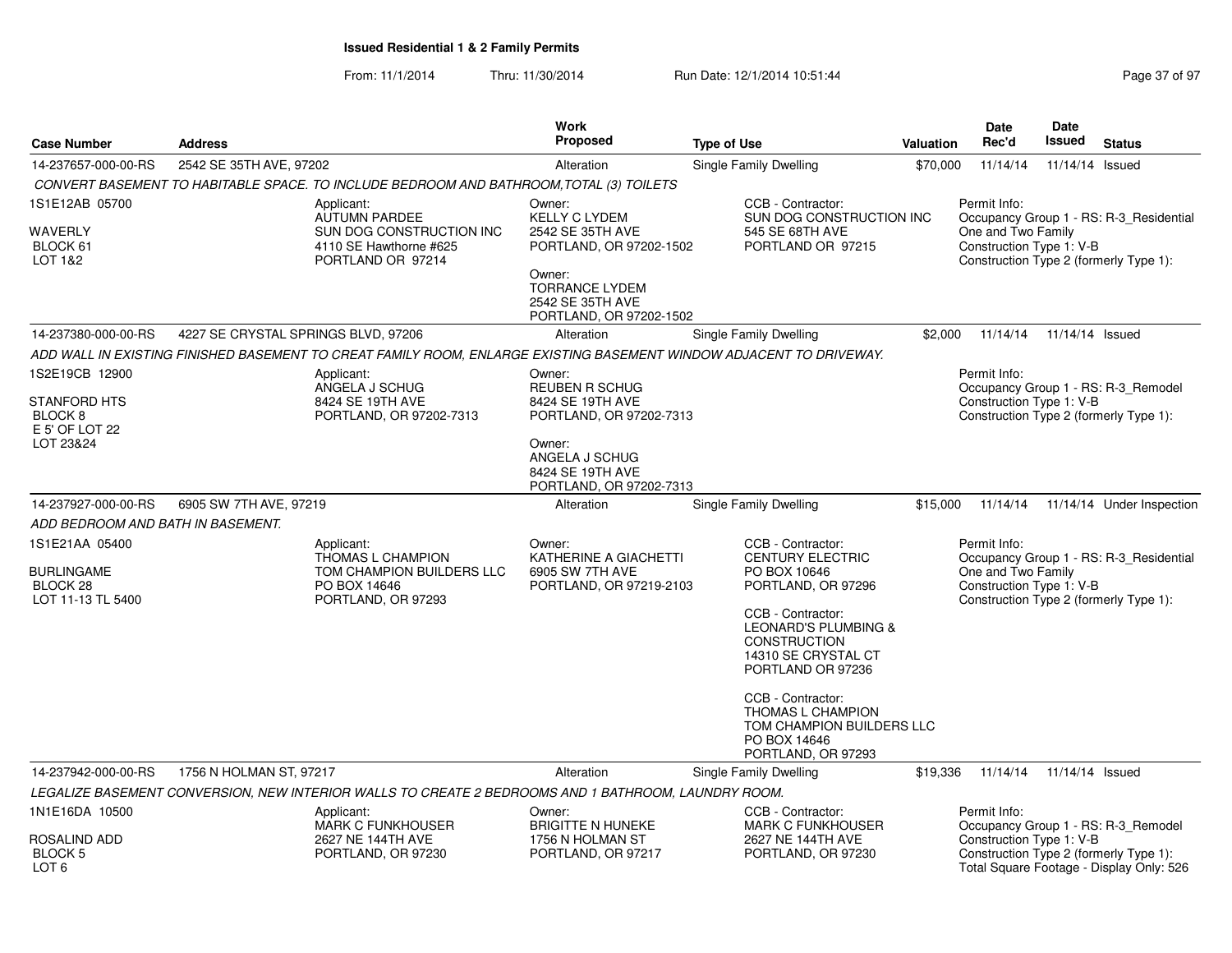# Issued Residential 1 & 2 Family Permits

From: 11/1/2014 Thru: 11/30/2014 Run Date: 12/1/2014 10:51:44

| Case Number | Address | Work Proposed | Type of Use | Valuation | Date Rec'd | Date Issued | Status |
|---|---|---|---|---|---|---|---|
| 14-237657-000-00-RS | 2542 SE 35TH AVE, 97202 | Alteration | Single Family Dwelling | $70,000 | 11/14/14 | 11/14/14 | Issued |

*CONVERT BASEMENT TO HABITABLE SPACE. TO INCLUDE BEDROOM AND BATHROOM,TOTAL (3) TOILETS*

1S1E12AB 05700
WAVERLY
BLOCK 61
LOT 1&2

Applicant:
AUTUMN PARDEE
SUN DOG CONSTRUCTION INC
4110 SE Hawthorne #625
PORTLAND OR 97214

Owner:
KELLY C LYDEM
2542 SE 35TH AVE
PORTLAND, OR 97202-1502

Owner:
TORRANCE LYDEM
2542 SE 35TH AVE
PORTLAND, OR 97202-1502

CCB - Contractor:
SUN DOG CONSTRUCTION INC
545 SE 68TH AVE
PORTLAND OR 97215

Permit Info:
Occupancy Group 1 - RS: R-3_Residential One and Two Family
Construction Type 1: V-B
Construction Type 2 (formerly Type 1):

| Case Number | Address | Work Proposed | Type of Use | Valuation | Date Rec'd | Date Issued | Status |
|---|---|---|---|---|---|---|---|
| 14-237380-000-00-RS | 4227 SE CRYSTAL SPRINGS BLVD, 97206 | Alteration | Single Family Dwelling | $2,000 | 11/14/14 | 11/14/14 | Issued |

*ADD WALL IN EXISTING FINISHED BASEMENT TO CREAT FAMILY ROOM, ENLARGE EXISTING BASEMENT WINDOW ADJACENT TO DRIVEWAY.*

1S2E19CB 12900
STANFORD HTS
BLOCK 8
E 5' OF LOT 22
LOT 23&24

Applicant:
ANGELA J SCHUG
8424 SE 19TH AVE
PORTLAND, OR 97202-7313

Owner:
REUBEN R SCHUG
8424 SE 19TH AVE
PORTLAND, OR 97202-7313

Owner:
ANGELA J SCHUG
8424 SE 19TH AVE
PORTLAND, OR 97202-7313

Permit Info:
Occupancy Group 1 - RS: R-3_Remodel
Construction Type 1: V-B
Construction Type 2 (formerly Type 1):

| Case Number | Address | Work Proposed | Type of Use | Valuation | Date Rec'd | Date Issued | Status |
|---|---|---|---|---|---|---|---|
| 14-237927-000-00-RS | 6905 SW 7TH AVE, 97219 | Alteration | Single Family Dwelling | $15,000 | 11/14/14 | 11/14/14 | Under Inspection |

*ADD BEDROOM AND BATH IN BASEMENT.*

1S1E21AA 05400
BURLINGAME
BLOCK 28
LOT 11-13 TL 5400

Applicant:
THOMAS L CHAMPION
TOM CHAMPION BUILDERS LLC
PO BOX 14646
PORTLAND, OR 97293

Owner:
KATHERINE A GIACHETTI
6905 SW 7TH AVE
PORTLAND, OR 97219-2103

CCB - Contractor:
CENTURY ELECTRIC
PO BOX 10646
PORTLAND, OR 97296

CCB - Contractor:
LEONARD'S PLUMBING & CONSTRUCTION
14310 SE CRYSTAL CT
PORTLAND OR 97236

CCB - Contractor:
THOMAS L CHAMPION
TOM CHAMPION BUILDERS LLC
PO BOX 14646
PORTLAND, OR 97293

Permit Info:
Occupancy Group 1 - RS: R-3_Residential One and Two Family
Construction Type 1: V-B
Construction Type 2 (formerly Type 1):

| Case Number | Address | Work Proposed | Type of Use | Valuation | Date Rec'd | Date Issued | Status |
|---|---|---|---|---|---|---|---|
| 14-237942-000-00-RS | 1756 N HOLMAN ST, 97217 | Alteration | Single Family Dwelling | $19,336 | 11/14/14 | 11/14/14 | Issued |

*LEGALIZE BASEMENT CONVERSION, NEW INTERIOR WALLS TO CREATE 2 BEDROOMS AND 1 BATHROOM, LAUNDRY ROOM.*

1N1E16DA 10500
ROSALIND ADD
BLOCK 5
LOT 6

Applicant:
MARK C FUNKHOUSER
2627 NE 144TH AVE
PORTLAND, OR 97230

Owner:
BRIGITTE N HUNEKE
1756 N HOLMAN ST
PORTLAND, OR 97217

CCB - Contractor:
MARK C FUNKHOUSER
2627 NE 144TH AVE
PORTLAND, OR 97230

Permit Info:
Occupancy Group 1 - RS: R-3_Remodel
Construction Type 1: V-B
Construction Type 2 (formerly Type 1):
Total Square Footage - Display Only: 526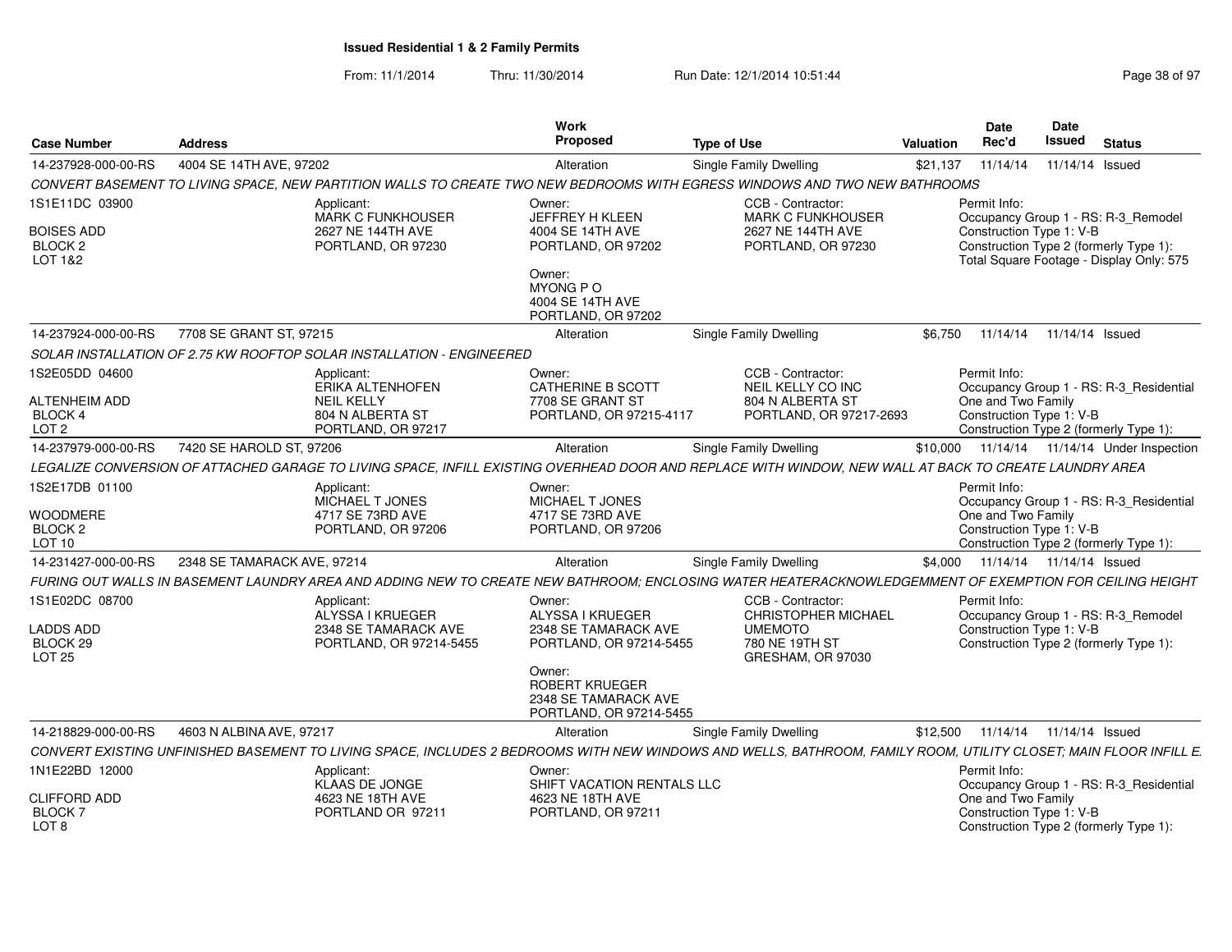**Issued Residential 1 & 2 Family Permits**

From: 11/1/2014 Thru: 11/30/2014 Run Date: 12/1/2014 10:51:44

| Case Number | Address | Work Proposed | Type of Use | Valuation | Date Rec'd | Date Issued | Status |
|---|---|---|---|---|---|---|---|
| 14-237928-000-00-RS | 4004 SE 14TH AVE, 97202 | Alteration | Single Family Dwelling | $21,137 | 11/14/14 | 11/14/14 | Issued |

*CONVERT BASEMENT TO LIVING SPACE, NEW PARTITION WALLS TO CREATE TWO NEW BEDROOMS WITH EGRESS WINDOWS AND TWO NEW BATHROOMS*

1S1E11DC 03900
BOISES ADD
BLOCK 2
LOT 1&2

Applicant: MARK C FUNKHOUSER, 2627 NE 144TH AVE, PORTLAND, OR 97230

Owner: JEFFREY H KLEEN, 4004 SE 14TH AVE, PORTLAND, OR 97202

Owner: MYONG P O, 4004 SE 14TH AVE, PORTLAND, OR 97202

CCB - Contractor: MARK C FUNKHOUSER, 2627 NE 144TH AVE, PORTLAND, OR 97230

Permit Info:
Occupancy Group 1 - RS: R-3_Remodel
Construction Type 1: V-B
Construction Type 2 (formerly Type 1):
Total Square Footage - Display Only: 575

| Case Number | Address | Work Proposed | Type of Use | Valuation | Date Rec'd | Date Issued | Status |
|---|---|---|---|---|---|---|---|
| 14-237924-000-00-RS | 7708 SE GRANT ST, 97215 | Alteration | Single Family Dwelling | $6,750 | 11/14/14 | 11/14/14 | Issued |

*SOLAR INSTALLATION OF 2.75 KW ROOFTOP SOLAR INSTALLATION - ENGINEERED*

1S2E05DD 04600
ALTENHEIM ADD
BLOCK 4
LOT 2

Applicant: ERIKA ALTENHOFEN, NEIL KELLY, 804 N ALBERTA ST, PORTLAND, OR 97217

Owner: CATHERINE B SCOTT, 7708 SE GRANT ST, PORTLAND, OR 97215-4117

CCB - Contractor: NEIL KELLY CO INC, 804 N ALBERTA ST, PORTLAND, OR 97217-2693

Permit Info:
Occupancy Group 1 - RS: R-3_Residential One and Two Family
Construction Type 1: V-B
Construction Type 2 (formerly Type 1):

| Case Number | Address | Work Proposed | Type of Use | Valuation | Date Rec'd | Date Issued | Status |
|---|---|---|---|---|---|---|---|
| 14-237979-000-00-RS | 7420 SE HAROLD ST, 97206 | Alteration | Single Family Dwelling | $10,000 | 11/14/14 | 11/14/14 | Under Inspection |

*LEGALIZE CONVERSION OF ATTACHED GARAGE TO LIVING SPACE, INFILL EXISTING OVERHEAD DOOR AND REPLACE WITH WINDOW, NEW WALL AT BACK TO CREATE LAUNDRY AREA*

1S2E17DB 01100
WOODMERE
BLOCK 2
LOT 10

Applicant: MICHAEL T JONES, 4717 SE 73RD AVE, PORTLAND, OR 97206

Owner: MICHAEL T JONES, 4717 SE 73RD AVE, PORTLAND, OR 97206

Permit Info:
Occupancy Group 1 - RS: R-3_Residential One and Two Family
Construction Type 1: V-B
Construction Type 2 (formerly Type 1):

| Case Number | Address | Work Proposed | Type of Use | Valuation | Date Rec'd | Date Issued | Status |
|---|---|---|---|---|---|---|---|
| 14-231427-000-00-RS | 2348 SE TAMARACK AVE, 97214 | Alteration | Single Family Dwelling | $4,000 | 11/14/14 | 11/14/14 | Issued |

*FURING OUT WALLS IN BASEMENT LAUNDRY AREA AND ADDING NEW TO CREATE NEW BATHROOM; ENCLOSING WATER HEATERACKNOWLEDGEMMENT OF EXEMPTION FOR CEILING HEIGHT*

1S1E02DC 08700
LADDS ADD
BLOCK 29
LOT 25

Applicant: ALYSSA I KRUEGER, 2348 SE TAMARACK AVE, PORTLAND, OR 97214-5455

Owner: ALYSSA I KRUEGER, 2348 SE TAMARACK AVE, PORTLAND, OR 97214-5455

Owner: ROBERT KRUEGER, 2348 SE TAMARACK AVE, PORTLAND, OR 97214-5455

CCB - Contractor: CHRISTOPHER MICHAEL UMEMOTO, 780 NE 19TH ST, GRESHAM, OR 97030

Permit Info:
Occupancy Group 1 - RS: R-3_Remodel
Construction Type 1: V-B
Construction Type 2 (formerly Type 1):

| Case Number | Address | Work Proposed | Type of Use | Valuation | Date Rec'd | Date Issued | Status |
|---|---|---|---|---|---|---|---|
| 14-218829-000-00-RS | 4603 N ALBINA AVE, 97217 | Alteration | Single Family Dwelling | $12,500 | 11/14/14 | 11/14/14 | Issued |

*CONVERT EXISTING UNFINISHED BASEMENT TO LIVING SPACE, INCLUDES 2 BEDROOMS WITH NEW WINDOWS AND WELLS, BATHROOM, FAMILY ROOM, UTILITY CLOSET; MAIN FLOOR INFILL E.*

1N1E22BD 12000
CLIFFORD ADD
BLOCK 7
LOT 8

Applicant: KLAAS DE JONGE, 4623 NE 18TH AVE, PORTLAND OR 97211

Owner: SHIFT VACATION RENTALS LLC, 4623 NE 18TH AVE, PORTLAND, OR 97211

Permit Info:
Occupancy Group 1 - RS: R-3_Residential One and Two Family
Construction Type 1: V-B
Construction Type 2 (formerly Type 1):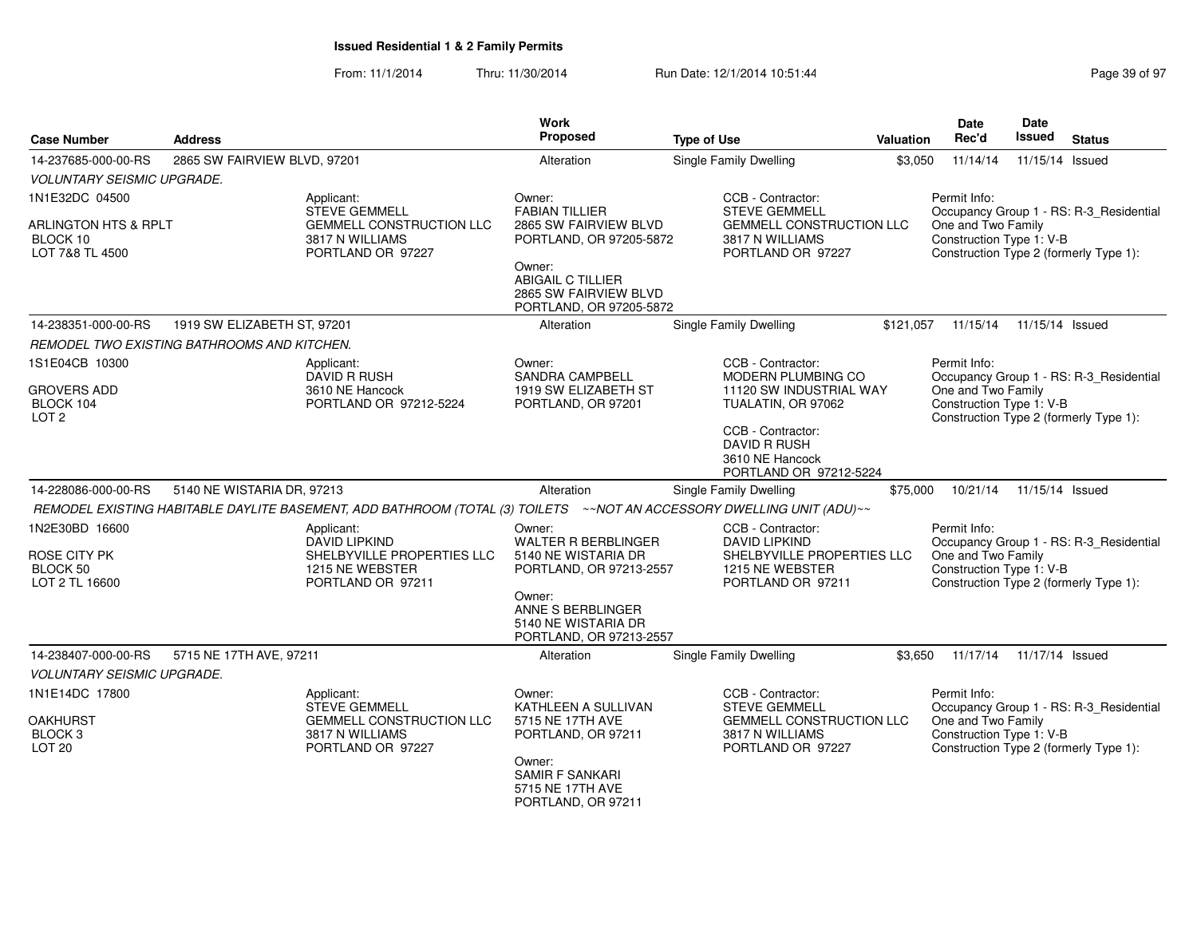**Issued Residential 1 & 2 Family Permits**

From: 11/1/2014 Thru: 11/30/2014 Run Date: 12/1/2014 10:51:44

| Case Number | Address | Work Proposed | Type of Use | Valuation | Date Rec'd | Date Issued | Status |
|---|---|---|---|---|---|---|---|
| 14-237685-000-00-RS | 2865 SW FAIRVIEW BLVD, 97201 | Alteration | Single Family Dwelling | $3,050 | 11/14/14 | 11/15/14 | Issued |

*VOLUNTARY SEISMIC UPGRADE.*

1N1E32DC 04500

ARLINGTON HTS & RPLT
BLOCK 10
LOT 7&8 TL 4500

Applicant:
STEVE GEMMELL
GEMMELL CONSTRUCTION LLC
3817 N WILLIAMS
PORTLAND OR 97227

Owner:
FABIAN TILLIER
2865 SW FAIRVIEW BLVD
PORTLAND, OR 97205-5872

Owner:
ABIGAIL C TILLIER
2865 SW FAIRVIEW BLVD
PORTLAND, OR 97205-5872

CCB - Contractor:
STEVE GEMMELL
GEMMELL CONSTRUCTION LLC
3817 N WILLIAMS
PORTLAND OR 97227

Permit Info:
Occupancy Group 1 - RS: R-3_Residential One and Two Family
Construction Type 1: V-B
Construction Type 2 (formerly Type 1):

| Case Number | Address | Work Proposed | Type of Use | Valuation | Date Rec'd | Date Issued | Status |
|---|---|---|---|---|---|---|---|
| 14-238351-000-00-RS | 1919 SW ELIZABETH ST, 97201 | Alteration | Single Family Dwelling | $121,057 | 11/15/14 | 11/15/14 | Issued |

*REMODEL TWO EXISTING BATHROOMS AND KITCHEN.*

1S1E04CB 10300

GROVERS ADD
BLOCK 104
LOT 2

Applicant:
DAVID R RUSH
3610 NE Hancock
PORTLAND OR 97212-5224

Owner:
SANDRA CAMPBELL
1919 SW ELIZABETH ST
PORTLAND, OR 97201

CCB - Contractor:
MODERN PLUMBING CO
11120 SW INDUSTRIAL WAY
TUALATIN, OR 97062

CCB - Contractor:
DAVID R RUSH
3610 NE Hancock
PORTLAND OR 97212-5224

Permit Info:
Occupancy Group 1 - RS: R-3_Residential One and Two Family
Construction Type 1: V-B
Construction Type 2 (formerly Type 1):

| Case Number | Address | Work Proposed | Type of Use | Valuation | Date Rec'd | Date Issued | Status |
|---|---|---|---|---|---|---|---|
| 14-228086-000-00-RS | 5140 NE WISTARIA DR, 97213 | Alteration | Single Family Dwelling | $75,000 | 10/21/14 | 11/15/14 | Issued |

*REMODEL EXISTING HABITABLE DAYLITE BASEMENT, ADD BATHROOM (TOTAL (3) TOILETS ~~NOT AN ACCESSORY DWELLING UNIT (ADU)~~*

1N2E30BD 16600

ROSE CITY PK
BLOCK 50
LOT 2 TL 16600

Applicant:
DAVID LIPKIND
SHELBYVILLE PROPERTIES LLC
1215 NE WEBSTER
PORTLAND OR 97211

Owner:
WALTER R BERBLINGER
5140 NE WISTARIA DR
PORTLAND, OR 97213-2557

Owner:
ANNE S BERBLINGER
5140 NE WISTARIA DR
PORTLAND, OR 97213-2557

CCB - Contractor:
DAVID LIPKIND
SHELBYVILLE PROPERTIES LLC
1215 NE WEBSTER
PORTLAND OR 97211

Permit Info:
Occupancy Group 1 - RS: R-3_Residential One and Two Family
Construction Type 1: V-B
Construction Type 2 (formerly Type 1):

| Case Number | Address | Work Proposed | Type of Use | Valuation | Date Rec'd | Date Issued | Status |
|---|---|---|---|---|---|---|---|
| 14-238407-000-00-RS | 5715 NE 17TH AVE, 97211 | Alteration | Single Family Dwelling | $3,650 | 11/17/14 | 11/17/14 | Issued |

*VOLUNTARY SEISMIC UPGRADE.*

1N1E14DC 17800

OAKHURST
BLOCK 3
LOT 20

Applicant:
STEVE GEMMELL
GEMMELL CONSTRUCTION LLC
3817 N WILLIAMS
PORTLAND OR 97227

Owner:
KATHLEEN A SULLIVAN
5715 NE 17TH AVE
PORTLAND, OR 97211

Owner:
SAMIR F SANKARI
5715 NE 17TH AVE
PORTLAND, OR 97211

CCB - Contractor:
STEVE GEMMELL
GEMMELL CONSTRUCTION LLC
3817 N WILLIAMS
PORTLAND OR 97227

Permit Info:
Occupancy Group 1 - RS: R-3_Residential One and Two Family
Construction Type 1: V-B
Construction Type 2 (formerly Type 1):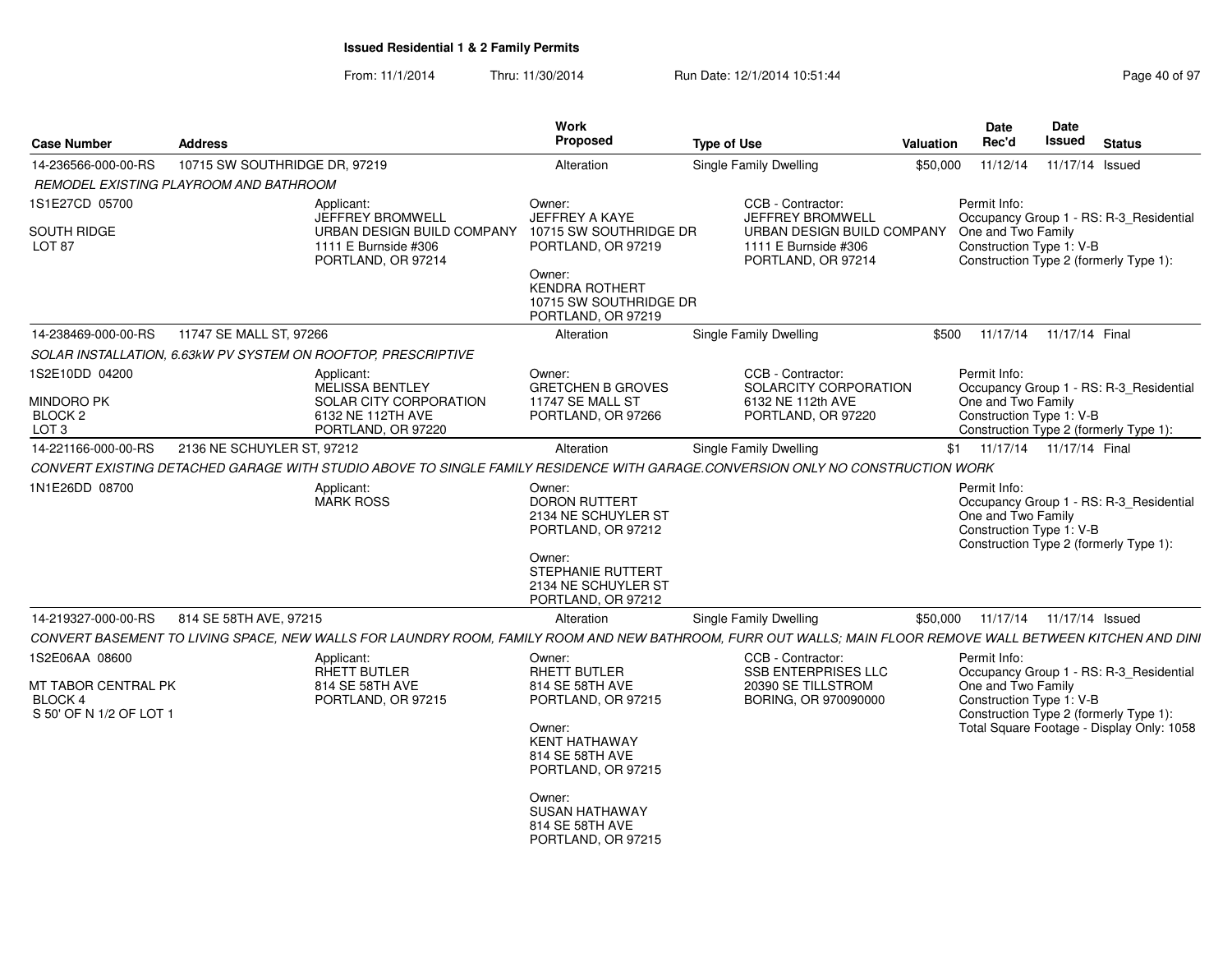# Issued Residential 1 & 2 Family Permits

From: 11/1/2014 Thru: 11/30/2014 Run Date: 12/1/2014 10:51:44

| Case Number | Address | Work Proposed | Type of Use | Valuation | Date Rec'd | Date Issued | Status |
|---|---|---|---|---|---|---|---|
| 14-236566-000-00-RS | 10715 SW SOUTHRIDGE DR, 97219 | Alteration | Single Family Dwelling | $50,000 | 11/12/14 | 11/17/14 | Issued |

*REMODEL EXISTING PLAYROOM AND BATHROOM*

1S1E27CD 05700
SOUTH RIDGE
LOT 87

Applicant:
JEFFREY BROMWELL
URBAN DESIGN BUILD COMPANY
1111 E Burnside #306
PORTLAND, OR 97214

Owner:
JEFFREY A KAYE
10715 SW SOUTHRIDGE DR
PORTLAND, OR 97219

Owner:
KENDRA ROTHERT
10715 SW SOUTHRIDGE DR
PORTLAND, OR 97219

CCB - Contractor:
JEFFREY BROMWELL
URBAN DESIGN BUILD COMPANY
1111 E Burnside #306
PORTLAND, OR 97214

Permit Info:
Occupancy Group 1 - RS: R-3_Residential One and Two Family
Construction Type 1: V-B
Construction Type 2 (formerly Type 1):

| Case Number | Address | Work Proposed | Type of Use | Valuation | Date Rec'd | Date Issued | Status |
|---|---|---|---|---|---|---|---|
| 14-238469-000-00-RS | 11747 SE MALL ST, 97266 | Alteration | Single Family Dwelling | $500 | 11/17/14 | 11/17/14 | Final |

*SOLAR INSTALLATION, 6.63kW PV SYSTEM ON ROOFTOP, PRESCRIPTIVE*

1S2E10DD 04200
MINDORO PK
BLOCK 2
LOT 3

Applicant:
MELISSA BENTLEY
SOLAR CITY CORPORATION
6132 NE 112TH AVE
PORTLAND, OR 97220

Owner:
GRETCHEN B GROVES
11747 SE MALL ST
PORTLAND, OR 97266

CCB - Contractor:
SOLARCITY CORPORATION
6132 NE 112th AVE
PORTLAND, OR 97220

Permit Info:
Occupancy Group 1 - RS: R-3_Residential One and Two Family
Construction Type 1: V-B
Construction Type 2 (formerly Type 1):

| Case Number | Address | Work Proposed | Type of Use | Valuation | Date Rec'd | Date Issued | Status |
|---|---|---|---|---|---|---|---|
| 14-221166-000-00-RS | 2136 NE SCHUYLER ST, 97212 | Alteration | Single Family Dwelling | $1 | 11/17/14 | 11/17/14 | Final |

*CONVERT EXISTING DETACHED GARAGE WITH STUDIO ABOVE TO SINGLE FAMILY RESIDENCE WITH GARAGE.CONVERSION ONLY NO CONSTRUCTION WORK*

1N1E26DD 08700

Applicant:
MARK ROSS

Owner:
DORON RUTTERT
2134 NE SCHUYLER ST
PORTLAND, OR 97212

Owner:
STEPHANIE RUTTERT
2134 NE SCHUYLER ST
PORTLAND, OR 97212

Permit Info:
Occupancy Group 1 - RS: R-3_Residential One and Two Family
Construction Type 1: V-B
Construction Type 2 (formerly Type 1):

| Case Number | Address | Work Proposed | Type of Use | Valuation | Date Rec'd | Date Issued | Status |
|---|---|---|---|---|---|---|---|
| 14-219327-000-00-RS | 814 SE 58TH AVE, 97215 | Alteration | Single Family Dwelling | $50,000 | 11/17/14 | 11/17/14 | Issued |

*CONVERT BASEMENT TO LIVING SPACE, NEW WALLS FOR LAUNDRY ROOM, FAMILY ROOM AND NEW BATHROOM, FURR OUT WALLS; MAIN FLOOR REMOVE WALL BETWEEN KITCHEN AND DINI*

1S2E06AA 08600
MT TABOR CENTRAL PK
BLOCK 4
S 50' OF N 1/2 OF LOT 1

Applicant:
RHETT BUTLER
814 SE 58TH AVE
PORTLAND, OR 97215

Owner:
RHETT BUTLER
814 SE 58TH AVE
PORTLAND, OR 97215

Owner:
KENT HATHAWAY
814 SE 58TH AVE
PORTLAND, OR 97215

Owner:
SUSAN HATHAWAY
814 SE 58TH AVE
PORTLAND, OR 97215

CCB - Contractor:
SSB ENTERPRISES LLC
20390 SE TILLSTROM
BORING, OR 970090000

Permit Info:
Occupancy Group 1 - RS: R-3_Residential One and Two Family
Construction Type 1: V-B
Construction Type 2 (formerly Type 1):
Total Square Footage - Display Only: 1058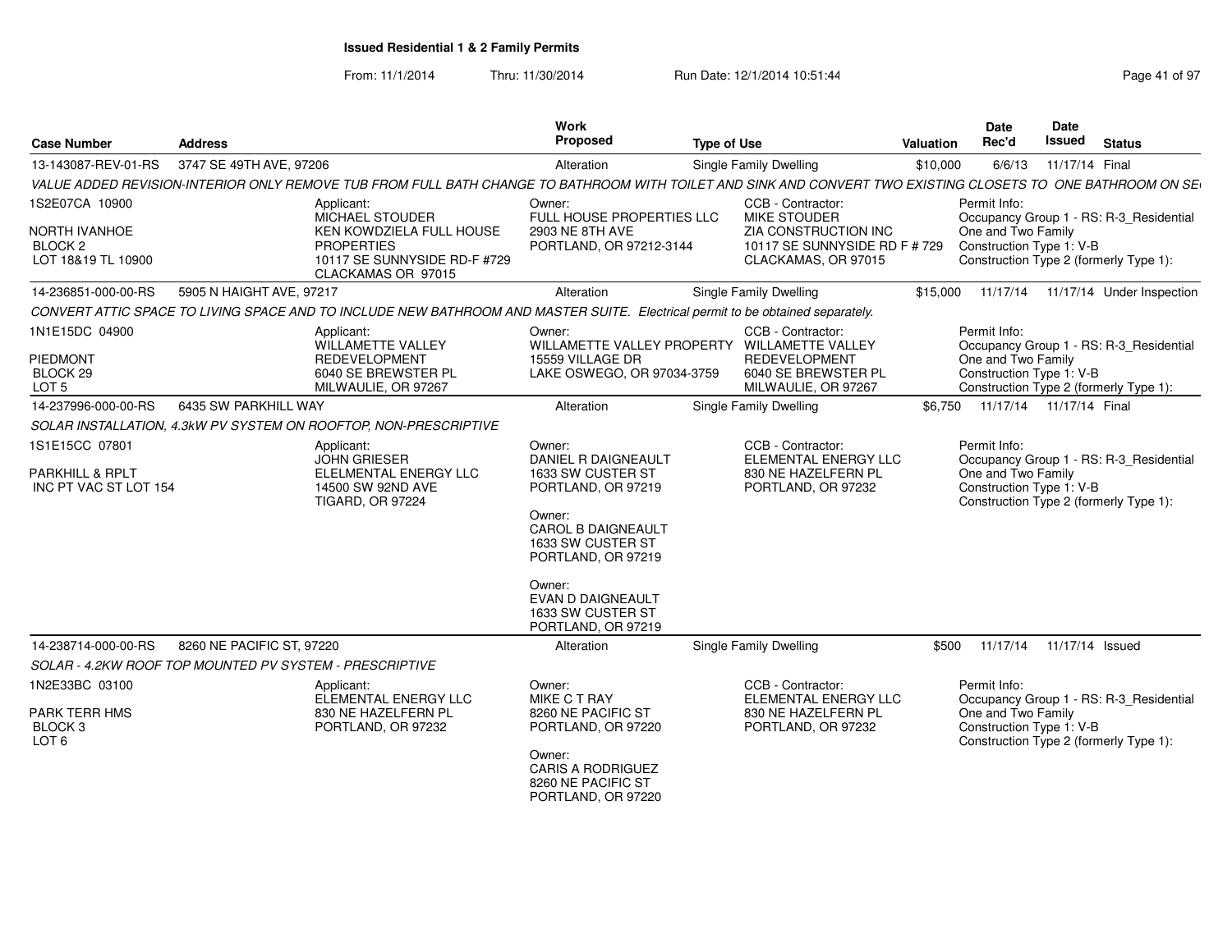**Issued Residential 1 & 2 Family Permits**

From: 11/1/2014 Thru: 11/30/2014 Run Date: 12/1/2014 10:51:44

| Case Number | Address | Work Proposed | Type of Use | Valuation | Date Rec'd | Date Issued | Status |
|---|---|---|---|---|---|---|---|
| 13-143087-REV-01-RS | 3747 SE 49TH AVE, 97206 | Alteration | Single Family Dwelling | $10,000 | 6/6/13 | 11/17/14 | Final |

VALUE ADDED REVISION-INTERIOR ONLY REMOVE TUB FROM FULL BATH CHANGE TO BATHROOM WITH TOILET AND SINK AND CONVERT TWO EXISTING CLOSETS TO ONE BATHROOM ON SE

1S2E07CA 10900
NORTH IVANHOE
BLOCK 2
LOT 18&19 TL 10900

Applicant:
MICHAEL STOUDER
KEN KOWDZIELA FULL HOUSE PROPERTIES
10117 SE SUNNYSIDE RD-F #729
CLACKAMAS OR 97015

Owner:
FULL HOUSE PROPERTIES LLC
2903 NE 8TH AVE
PORTLAND, OR 97212-3144

CCB - Contractor:
MIKE STOUDER
ZIA CONSTRUCTION INC
10117 SE SUNNYSIDE RD F # 729
CLACKAMAS, OR 97015

Permit Info:
Occupancy Group 1 - RS: R-3_Residential One and Two Family
Construction Type 1: V-B
Construction Type 2 (formerly Type 1):

| Case Number | Address | Work Proposed | Type of Use | Valuation | Date Rec'd | Date Issued | Status |
|---|---|---|---|---|---|---|---|
| 14-236851-000-00-RS | 5905 N HAIGHT AVE, 97217 | Alteration | Single Family Dwelling | $15,000 | 11/17/14 | 11/17/14 | Under Inspection |

CONVERT ATTIC SPACE TO LIVING SPACE AND TO INCLUDE NEW BATHROOM AND MASTER SUITE. Electrical permit to be obtained separately.

1N1E15DC 04900
PIEDMONT
BLOCK 29
LOT 5

Applicant:
WILLAMETTE VALLEY REDEVELOPMENT
6040 SE BREWSTER PL
MILWAULIE, OR 97267

Owner:
WILLAMETTE VALLEY PROPERTY
15559 VILLAGE DR
LAKE OSWEGO, OR 97034-3759

CCB - Contractor:
WILLAMETTE VALLEY REDEVELOPMENT
6040 SE BREWSTER PL
MILWAULIE, OR 97267

Permit Info:
Occupancy Group 1 - RS: R-3_Residential One and Two Family
Construction Type 1: V-B
Construction Type 2 (formerly Type 1):

| Case Number | Address | Work Proposed | Type of Use | Valuation | Date Rec'd | Date Issued | Status |
|---|---|---|---|---|---|---|---|
| 14-237996-000-00-RS | 6435 SW PARKHILL WAY | Alteration | Single Family Dwelling | $6,750 | 11/17/14 | 11/17/14 | Final |

SOLAR INSTALLATION, 4.3kW PV SYSTEM ON ROOFTOP, NON-PRESCRIPTIVE

1S1E15CC 07801
PARKHILL & RPLT
INC PT VAC ST LOT 154

Applicant:
JOHN GRIESER
ELELMENTAL ENERGY LLC
14500 SW 92ND AVE
TIGARD, OR 97224

Owner:
DANIEL R DAIGNEAULT
1633 SW CUSTER ST
PORTLAND, OR 97219

Owner:
CAROL B DAIGNEAULT
1633 SW CUSTER ST
PORTLAND, OR 97219

Owner:
EVAN D DAIGNEAULT
1633 SW CUSTER ST
PORTLAND, OR 97219

CCB - Contractor:
ELEMENTAL ENERGY LLC
830 NE HAZELFERN PL
PORTLAND, OR 97232

Permit Info:
Occupancy Group 1 - RS: R-3_Residential One and Two Family
Construction Type 1: V-B
Construction Type 2 (formerly Type 1):

| Case Number | Address | Work Proposed | Type of Use | Valuation | Date Rec'd | Date Issued | Status |
|---|---|---|---|---|---|---|---|
| 14-238714-000-00-RS | 8260 NE PACIFIC ST, 97220 | Alteration | Single Family Dwelling | $500 | 11/17/14 | 11/17/14 | Issued |

SOLAR - 4.2KW ROOF TOP MOUNTED PV SYSTEM - PRESCRIPTIVE

1N2E33BC 03100
PARK TERR HMS
BLOCK 3
LOT 6

Applicant:
ELEMENTAL ENERGY LLC
830 NE HAZELFERN PL
PORTLAND, OR 97232

Owner:
MIKE C T RAY
8260 NE PACIFIC ST
PORTLAND, OR 97220

Owner:
CARIS A RODRIGUEZ
8260 NE PACIFIC ST
PORTLAND, OR 97220

CCB - Contractor:
ELEMENTAL ENERGY LLC
830 NE HAZELFERN PL
PORTLAND, OR 97232

Permit Info:
Occupancy Group 1 - RS: R-3_Residential One and Two Family
Construction Type 1: V-B
Construction Type 2 (formerly Type 1):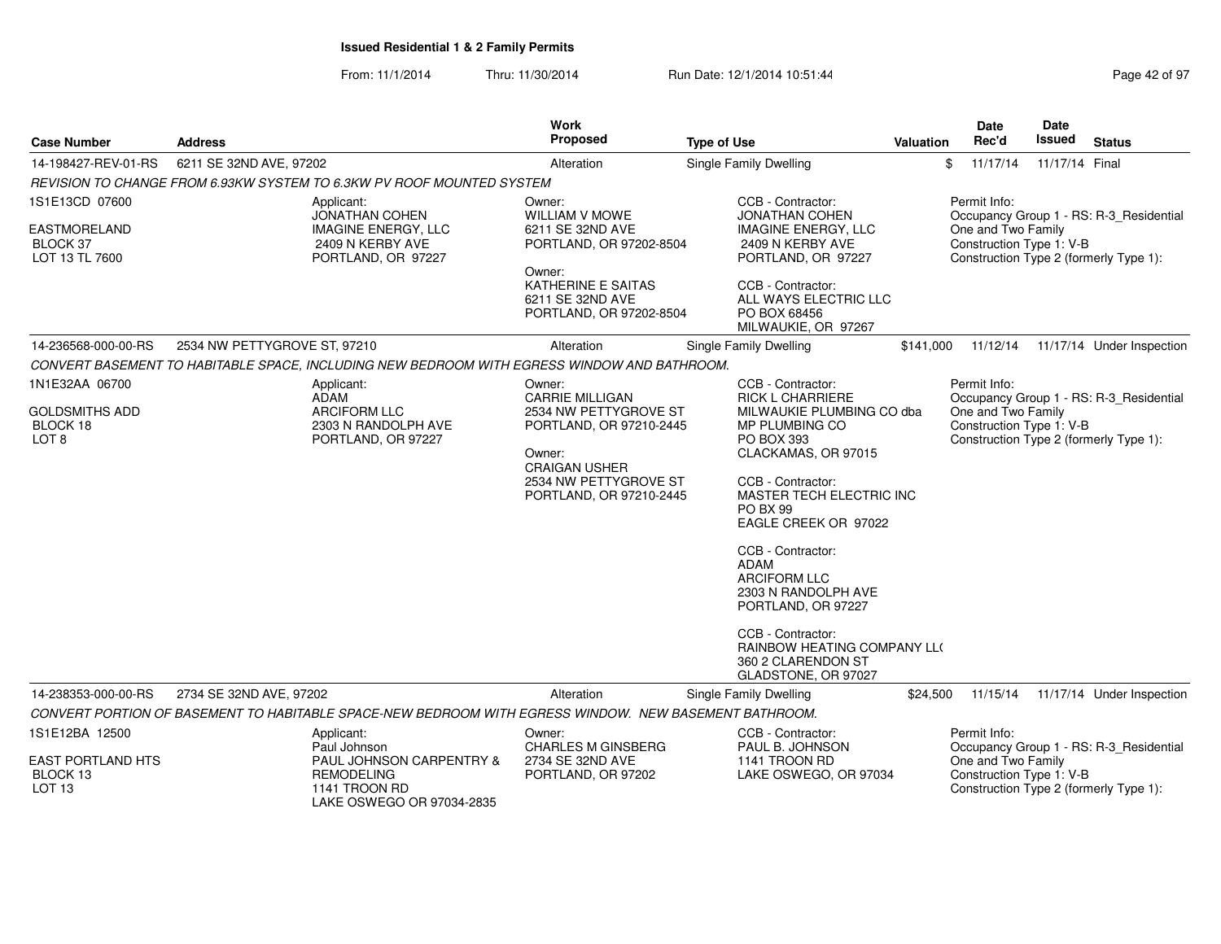## Issued Residential 1 & 2 Family Permits

From: 11/1/2014 Thru: 11/30/2014 Run Date: 12/1/2014 10:51:44

| Case Number | Address | Work Proposed | Type of Use | Valuation | Date Rec'd | Date Issued | Status |
|---|---|---|---|---|---|---|---|
| 14-198427-REV-01-RS | 6211 SE 32ND AVE, 97202 | Alteration | Single Family Dwelling | $ | 11/17/14 | 11/17/14 | Final |

*REVISION TO CHANGE FROM 6.93KW SYSTEM TO 6.3KW PV ROOF MOUNTED SYSTEM*

1S1E13CD 07600
EASTMORELAND
BLOCK 37
LOT 13 TL 7600

Applicant:
JONATHAN COHEN
IMAGINE ENERGY, LLC
2409 N KERBY AVE
PORTLAND, OR 97227

Owner:
WILLIAM V MOWE
6211 SE 32ND AVE
PORTLAND, OR 97202-8504

Owner:
KATHERINE E SAITAS
6211 SE 32ND AVE
PORTLAND, OR 97202-8504

CCB - Contractor:
JONATHAN COHEN
IMAGINE ENERGY, LLC
2409 N KERBY AVE
PORTLAND, OR 97227

CCB - Contractor:
ALL WAYS ELECTRIC LLC
PO BOX 68456
MILWAUKIE, OR 97267

Permit Info:
Occupancy Group 1 - RS: R-3_Residential One and Two Family
Construction Type 1: V-B
Construction Type 2 (formerly Type 1):

| Case Number | Address | Work Proposed | Type of Use | Valuation | Date Rec'd | Date Issued | Status |
|---|---|---|---|---|---|---|---|
| 14-236568-000-00-RS | 2534 NW PETTYGROVE ST, 97210 | Alteration | Single Family Dwelling | $141,000 | 11/12/14 | 11/17/14 | Under Inspection |

*CONVERT BASEMENT TO HABITABLE SPACE, INCLUDING NEW BEDROOM WITH EGRESS WINDOW AND BATHROOM.*

1N1E32AA 06700
GOLDSMITHS ADD
BLOCK 18
LOT 8

Applicant:
ADAM
ARCIFORM LLC
2303 N RANDOLPH AVE
PORTLAND, OR 97227

Owner:
CARRIE MILLIGAN
2534 NW PETTYGROVE ST
PORTLAND, OR 97210-2445

Owner:
CRAIGAN USHER
2534 NW PETTYGROVE ST
PORTLAND, OR 97210-2445

CCB - Contractor:
RICK L CHARRIERE
MILWAUKIE PLUMBING CO dba
MP PLUMBING CO
PO BOX 393
CLACKAMAS, OR 97015

CCB - Contractor:
MASTER TECH ELECTRIC INC
PO BX 99
EAGLE CREEK OR 97022

CCB - Contractor:
ADAM
ARCIFORM LLC
2303 N RANDOLPH AVE
PORTLAND, OR 97227

CCB - Contractor:
RAINBOW HEATING COMPANY LL(
360 2 CLARENDON ST
GLADSTONE, OR 97027

Permit Info:
Occupancy Group 1 - RS: R-3_Residential One and Two Family
Construction Type 1: V-B
Construction Type 2 (formerly Type 1):

| Case Number | Address | Work Proposed | Type of Use | Valuation | Date Rec'd | Date Issued | Status |
|---|---|---|---|---|---|---|---|
| 14-238353-000-00-RS | 2734 SE 32ND AVE, 97202 | Alteration | Single Family Dwelling | $24,500 | 11/15/14 | 11/17/14 | Under Inspection |

*CONVERT PORTION OF BASEMENT TO HABITABLE SPACE-NEW BEDROOM WITH EGRESS WINDOW. NEW BASEMENT BATHROOM.*

1S1E12BA 12500
EAST PORTLAND HTS
BLOCK 13
LOT 13

Applicant:
Paul Johnson
PAUL JOHNSON CARPENTRY & REMODELING
1141 TROON RD
LAKE OSWEGO OR 97034-2835

Owner:
CHARLES M GINSBERG
2734 SE 32ND AVE
PORTLAND, OR 97202

CCB - Contractor:
PAUL B. JOHNSON
1141 TROON RD
LAKE OSWEGO, OR 97034

Permit Info:
Occupancy Group 1 - RS: R-3_Residential One and Two Family
Construction Type 1: V-B
Construction Type 2 (formerly Type 1):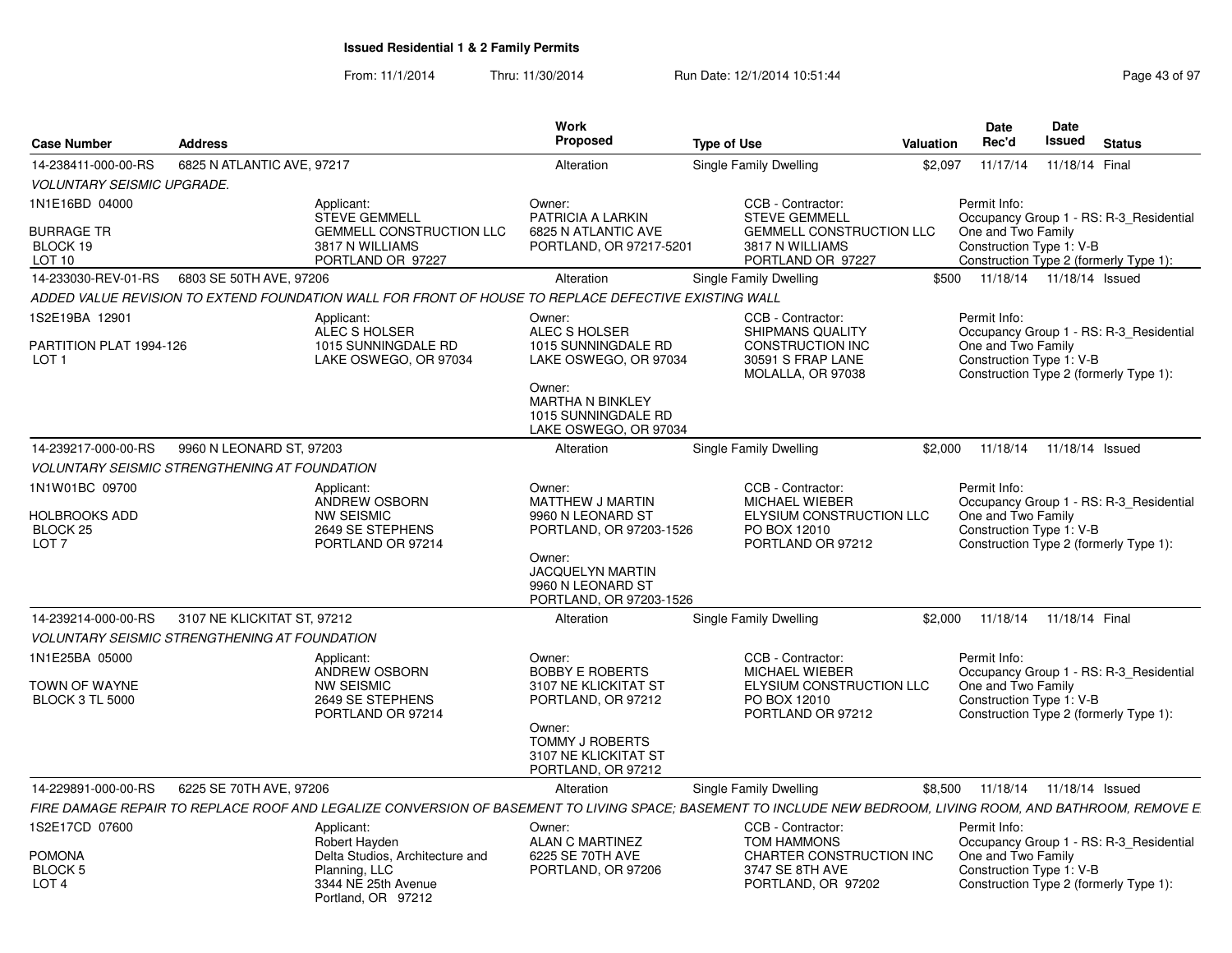## Issued Residential 1 & 2 Family Permits

From: 11/1/2014 Thru: 11/30/2014 Run Date: 12/1/2014 10:51:44

| Case Number | Address | Work Proposed | Type of Use | Valuation | Date Rec'd | Date Issued | Status |
|---|---|---|---|---|---|---|---|
| 14-238411-000-00-RS | 6825 N ATLANTIC AVE, 97217 | Alteration | Single Family Dwelling | $2,097 | 11/17/14 | 11/18/14 | Final |

*VOLUNTARY SEISMIC UPGRADE.*

1N1E16BD 04000

BURRAGE TR
BLOCK 19
LOT 10

Applicant:
STEVE GEMMELL
GEMMELL CONSTRUCTION LLC
3817 N WILLIAMS
PORTLAND OR 97227

Owner:
PATRICIA A LARKIN
6825 N ATLANTIC AVE
PORTLAND, OR 97217-5201

CCB - Contractor:
STEVE GEMMELL
GEMMELL CONSTRUCTION LLC
3817 N WILLIAMS
PORTLAND OR 97227

Permit Info:
Occupancy Group 1 - RS: R-3_Residential One and Two Family
Construction Type 1: V-B
Construction Type 2 (formerly Type 1):

| Case Number | Address | Work Proposed | Type of Use | Valuation | Date Rec'd | Date Issued | Status |
|---|---|---|---|---|---|---|---|
| 14-233030-REV-01-RS | 6803 SE 50TH AVE, 97206 | Alteration | Single Family Dwelling | $500 | 11/18/14 | 11/18/14 | Issued |

*ADDED VALUE REVISION TO EXTEND FOUNDATION WALL FOR FRONT OF HOUSE TO REPLACE DEFECTIVE EXISTING WALL*

1S2E19BA 12901

PARTITION PLAT 1994-126
LOT 1

Applicant:
ALEC S HOLSER
1015 SUNNINGDALE RD
LAKE OSWEGO, OR 97034

Owner:
ALEC S HOLSER
1015 SUNNINGDALE RD
LAKE OSWEGO, OR 97034

Owner:
MARTHA N BINKLEY
1015 SUNNINGDALE RD
LAKE OSWEGO, OR 97034

CCB - Contractor:
SHIPMANS QUALITY CONSTRUCTION INC
30591 S FRAP LANE
MOLALLA, OR 97038

Permit Info:
Occupancy Group 1 - RS: R-3_Residential One and Two Family
Construction Type 1: V-B
Construction Type 2 (formerly Type 1):

| Case Number | Address | Work Proposed | Type of Use | Valuation | Date Rec'd | Date Issued | Status |
|---|---|---|---|---|---|---|---|
| 14-239217-000-00-RS | 9960 N LEONARD ST, 97203 | Alteration | Single Family Dwelling | $2,000 | 11/18/14 | 11/18/14 | Issued |

*VOLUNTARY SEISMIC STRENGTHENING AT FOUNDATION*

1N1W01BC 09700

HOLBROOKS ADD
BLOCK 25
LOT 7

Applicant:
ANDREW OSBORN
NW SEISMIC
2649 SE STEPHENS
PORTLAND OR 97214

Owner:
MATTHEW J MARTIN
9960 N LEONARD ST
PORTLAND, OR 97203-1526

Owner:
JACQUELYN MARTIN
9960 N LEONARD ST
PORTLAND, OR 97203-1526

CCB - Contractor:
MICHAEL WIEBER
ELYSIUM CONSTRUCTION LLC
PO BOX 12010
PORTLAND OR 97212

Permit Info:
Occupancy Group 1 - RS: R-3_Residential One and Two Family
Construction Type 1: V-B
Construction Type 2 (formerly Type 1):

| Case Number | Address | Work Proposed | Type of Use | Valuation | Date Rec'd | Date Issued | Status |
|---|---|---|---|---|---|---|---|
| 14-239214-000-00-RS | 3107 NE KLICKITAT ST, 97212 | Alteration | Single Family Dwelling | $2,000 | 11/18/14 | 11/18/14 | Final |

*VOLUNTARY SEISMIC STRENGTHENING AT FOUNDATION*

1N1E25BA 05000

TOWN OF WAYNE
BLOCK 3 TL 5000

Applicant:
ANDREW OSBORN
NW SEISMIC
2649 SE STEPHENS
PORTLAND OR 97214

Owner:
BOBBY E ROBERTS
3107 NE KLICKITAT ST
PORTLAND, OR 97212

Owner:
TOMMY J ROBERTS
3107 NE KLICKITAT ST
PORTLAND, OR 97212

CCB - Contractor:
MICHAEL WIEBER
ELYSIUM CONSTRUCTION LLC
PO BOX 12010
PORTLAND OR 97212

Permit Info:
Occupancy Group 1 - RS: R-3_Residential One and Two Family
Construction Type 1: V-B
Construction Type 2 (formerly Type 1):

| Case Number | Address | Work Proposed | Type of Use | Valuation | Date Rec'd | Date Issued | Status |
|---|---|---|---|---|---|---|---|
| 14-229891-000-00-RS | 6225 SE 70TH AVE, 97206 | Alteration | Single Family Dwelling | $8,500 | 11/18/14 | 11/18/14 | Issued |

*FIRE DAMAGE REPAIR TO REPLACE ROOF AND LEGALIZE CONVERSION OF BASEMENT TO LIVING SPACE; BASEMENT TO INCLUDE NEW BEDROOM, LIVING ROOM, AND BATHROOM, REMOVE E*

1S2E17CD 07600

POMONA
BLOCK 5
LOT 4

Applicant:
Robert Hayden
Delta Studios, Architecture and Planning, LLC
3344 NE 25th Avenue
Portland, OR 97212

Owner:
ALAN C MARTINEZ
6225 SE 70TH AVE
PORTLAND, OR 97206

CCB - Contractor:
TOM HAMMONS
CHARTER CONSTRUCTION INC
3747 SE 8TH AVE
PORTLAND, OR 97202

Permit Info:
Occupancy Group 1 - RS: R-3_Residential One and Two Family
Construction Type 1: V-B
Construction Type 2 (formerly Type 1):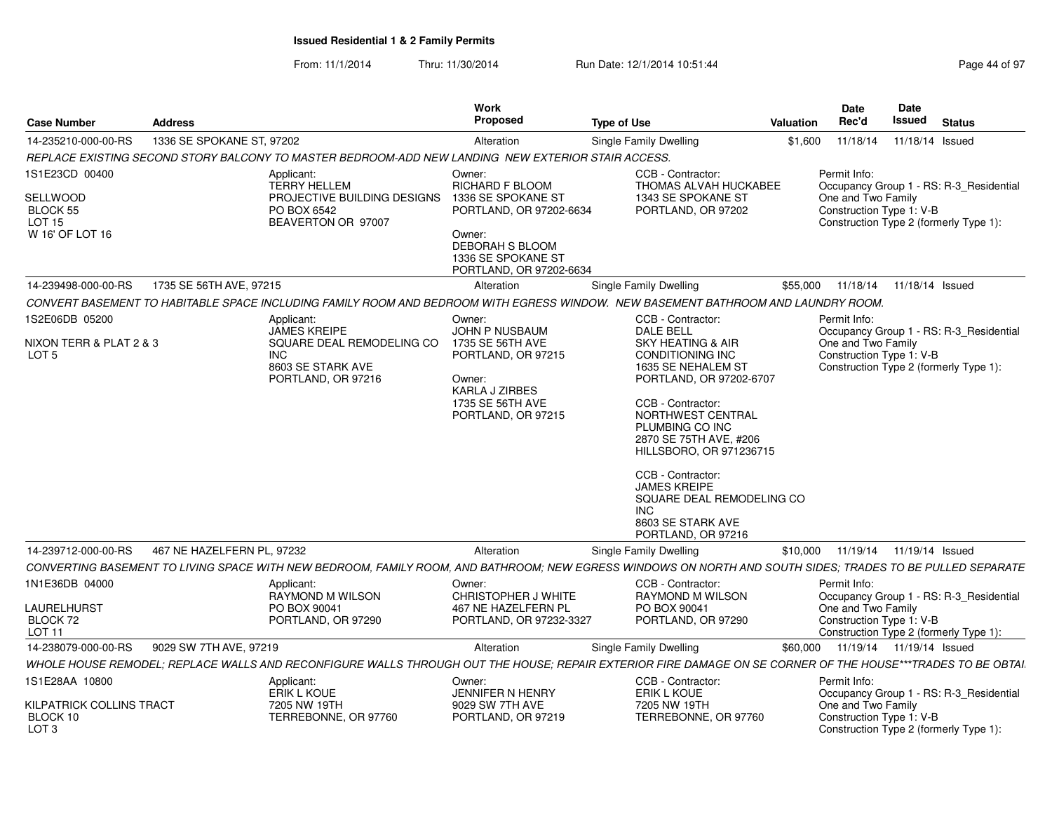**Issued Residential 1 & 2 Family Permits**

From: 11/1/2014 Thru: 11/30/2014 Run Date: 12/1/2014 10:51:44

| Case Number | Address | Work Proposed | Type of Use | Valuation | Date Rec'd | Date Issued | Status |
|---|---|---|---|---|---|---|---|
| 14-235210-000-00-RS | 1336 SE SPOKANE ST, 97202 | Alteration | Single Family Dwelling | $1,600 | 11/18/14 | 11/18/14 | Issued |

*REPLACE EXISTING SECOND STORY BALCONY TO MASTER BEDROOM-ADD NEW LANDING NEW EXTERIOR STAIR ACCESS.*

1S1E23CD 00400
SELLWOOD
BLOCK 55
LOT 15
W 16' OF LOT 16

Applicant:
TERRY HELLEM
PROJECTIVE BUILDING DESIGNS
PO BOX 6542
BEAVERTON OR 97007

Owner:
RICHARD F BLOOM
1336 SE SPOKANE ST
PORTLAND, OR 97202-6634

Owner:
DEBORAH S BLOOM
1336 SE SPOKANE ST
PORTLAND, OR 97202-6634

CCB - Contractor:
THOMAS ALVAH HUCKABEE
1343 SE SPOKANE ST
PORTLAND, OR 97202

Permit Info:
Occupancy Group 1 - RS: R-3_Residential One and Two Family
Construction Type 1: V-B
Construction Type 2 (formerly Type 1):

| Case Number | Address | Work Proposed | Type of Use | Valuation | Date Rec'd | Date Issued | Status |
|---|---|---|---|---|---|---|---|
| 14-239498-000-00-RS | 1735 SE 56TH AVE, 97215 | Alteration | Single Family Dwelling | $55,000 | 11/18/14 | 11/18/14 | Issued |

*CONVERT BASEMENT TO HABITABLE SPACE INCLUDING FAMILY ROOM AND BEDROOM WITH EGRESS WINDOW. NEW BASEMENT BATHROOM AND LAUNDRY ROOM.*

1S2E06DB 05200
NIXON TERR & PLAT 2 & 3
LOT 5

Applicant:
JAMES KREIPE
SQUARE DEAL REMODELING CO INC
8603 SE STARK AVE
PORTLAND, OR 97216

Owner:
JOHN P NUSBAUM
1735 SE 56TH AVE
PORTLAND, OR 97215

Owner:
KARLA J ZIRBES
1735 SE 56TH AVE
PORTLAND, OR 97215

CCB - Contractor:
DALE BELL
SKY HEATING & AIR CONDITIONING INC
1635 SE NEHALEM ST
PORTLAND, OR 97202-6707

CCB - Contractor:
NORTHWEST CENTRAL PLUMBING CO INC
2870 SE 75TH AVE, #206
HILLSBORO, OR 971236715

CCB - Contractor:
JAMES KREIPE
SQUARE DEAL REMODELING CO INC
8603 SE STARK AVE
PORTLAND, OR 97216

Permit Info:
Occupancy Group 1 - RS: R-3_Residential One and Two Family
Construction Type 1: V-B
Construction Type 2 (formerly Type 1):

| Case Number | Address | Work Proposed | Type of Use | Valuation | Date Rec'd | Date Issued | Status |
|---|---|---|---|---|---|---|---|
| 14-239712-000-00-RS | 467 NE HAZELFERN PL, 97232 | Alteration | Single Family Dwelling | $10,000 | 11/19/14 | 11/19/14 | Issued |

*CONVERTING BASEMENT TO LIVING SPACE WITH NEW BEDROOM, FAMILY ROOM, AND BATHROOM; NEW EGRESS WINDOWS ON NORTH AND SOUTH SIDES; TRADES TO BE PULLED SEPARATE*

1N1E36DB 04000
LAURELHURST
BLOCK 72
LOT 11

Applicant:
RAYMOND M WILSON
PO BOX 90041
PORTLAND, OR 97290

Owner:
CHRISTOPHER J WHITE
467 NE HAZELFERN PL
PORTLAND, OR 97232-3327

CCB - Contractor:
RAYMOND M WILSON
PO BOX 90041
PORTLAND, OR 97290

Permit Info:
Occupancy Group 1 - RS: R-3_Residential One and Two Family
Construction Type 1: V-B
Construction Type 2 (formerly Type 1):

| Case Number | Address | Work Proposed | Type of Use | Valuation | Date Rec'd | Date Issued | Status |
|---|---|---|---|---|---|---|---|
| 14-238079-000-00-RS | 9029 SW 7TH AVE, 97219 | Alteration | Single Family Dwelling | $60,000 | 11/19/14 | 11/19/14 | Issued |

*WHOLE HOUSE REMODEL; REPLACE WALLS AND RECONFIGURE WALLS THROUGH OUT THE HOUSE; REPAIR EXTERIOR FIRE DAMAGE ON SE CORNER OF THE HOUSE***TRADES TO BE OBTAI*

1S1E28AA 10800
KILPATRICK COLLINS TRACT
BLOCK 10
LOT 3

Applicant:
ERIK L KOUE
7205 NW 19TH
TERREBONNE, OR 97760

Owner:
JENNIFER N HENRY
9029 SW 7TH AVE
PORTLAND, OR 97219

CCB - Contractor:
ERIK L KOUE
7205 NW 19TH
TERREBONNE, OR 97760

Permit Info:
Occupancy Group 1 - RS: R-3_Residential One and Two Family
Construction Type 1: V-B
Construction Type 2 (formerly Type 1):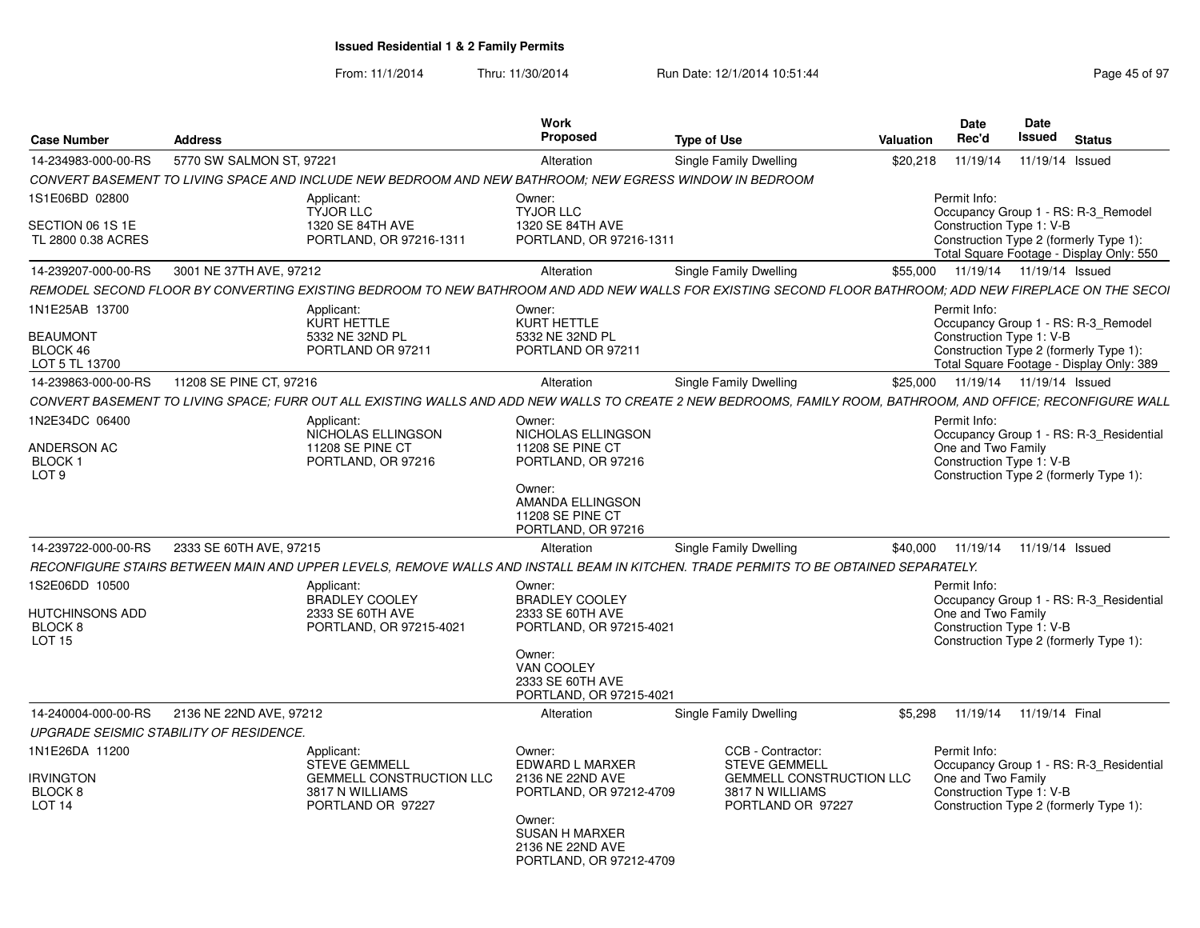# Issued Residential 1 & 2 Family Permits

From: 11/1/2014 Thru: 11/30/2014 Run Date: 12/1/2014 10:51:44

| Case Number | Address | Work Proposed | Type of Use | Valuation | Date Rec'd | Date Issued | Status |
|---|---|---|---|---|---|---|---|
| 14-234983-000-00-RS | 5770 SW SALMON ST, 97221 | Alteration | Single Family Dwelling | $20,218 | 11/19/14 | 11/19/14 | Issued |

*CONVERT BASEMENT TO LIVING SPACE AND INCLUDE NEW BEDROOM AND NEW BATHROOM; NEW EGRESS WINDOW IN BEDROOM*

1S1E06BD 02800
SECTION 06 1S 1E
TL 2800 0.38 ACRES

Applicant: TYJOR LLC, 1320 SE 84TH AVE, PORTLAND, OR 97216-1311

Owner: TYJOR LLC, 1320 SE 84TH AVE, PORTLAND, OR 97216-1311

Permit Info:
Occupancy Group 1 - RS: R-3_Remodel
Construction Type 1: V-B
Construction Type 2 (formerly Type 1):
Total Square Footage - Display Only: 550

| Case Number | Address | Work Proposed | Type of Use | Valuation | Date Rec'd | Date Issued | Status |
|---|---|---|---|---|---|---|---|
| 14-239207-000-00-RS | 3001 NE 37TH AVE, 97212 | Alteration | Single Family Dwelling | $55,000 | 11/19/14 | 11/19/14 | Issued |

*REMODEL SECOND FLOOR BY CONVERTING EXISTING BEDROOM TO NEW BATHROOM AND ADD NEW WALLS FOR EXISTING SECOND FLOOR BATHROOM; ADD NEW FIREPLACE ON THE SECOI*

1N1E25AB 13700
BEAUMONT
BLOCK 46
LOT 5 TL 13700

Applicant: KURT HETTLE, 5332 NE 32ND PL, PORTLAND OR 97211

Owner: KURT HETTLE, 5332 NE 32ND PL, PORTLAND OR 97211

Permit Info:
Occupancy Group 1 - RS: R-3_Remodel
Construction Type 1: V-B
Construction Type 2 (formerly Type 1):
Total Square Footage - Display Only: 389

| Case Number | Address | Work Proposed | Type of Use | Valuation | Date Rec'd | Date Issued | Status |
|---|---|---|---|---|---|---|---|
| 14-239863-000-00-RS | 11208 SE PINE CT, 97216 | Alteration | Single Family Dwelling | $25,000 | 11/19/14 | 11/19/14 | Issued |

*CONVERT BASEMENT TO LIVING SPACE; FURR OUT ALL EXISTING WALLS AND ADD NEW WALLS TO CREATE 2 NEW BEDROOMS, FAMILY ROOM, BATHROOM, AND OFFICE; RECONFIGURE WALL*

1N2E34DC 06400
ANDERSON AC
BLOCK 1
LOT 9

Applicant: NICHOLAS ELLINGSON, 11208 SE PINE CT, PORTLAND, OR 97216

Owner: NICHOLAS ELLINGSON, 11208 SE PINE CT, PORTLAND, OR 97216

Owner: AMANDA ELLINGSON, 11208 SE PINE CT, PORTLAND, OR 97216

Permit Info:
Occupancy Group 1 - RS: R-3_Residential One and Two Family
Construction Type 1: V-B
Construction Type 2 (formerly Type 1):

| Case Number | Address | Work Proposed | Type of Use | Valuation | Date Rec'd | Date Issued | Status |
|---|---|---|---|---|---|---|---|
| 14-239722-000-00-RS | 2333 SE 60TH AVE, 97215 | Alteration | Single Family Dwelling | $40,000 | 11/19/14 | 11/19/14 | Issued |

*RECONFIGURE STAIRS BETWEEN MAIN AND UPPER LEVELS, REMOVE WALLS AND INSTALL BEAM IN KITCHEN. TRADE PERMITS TO BE OBTAINED SEPARATELY.*

1S2E06DD 10500
HUTCHINSONS ADD
BLOCK 8
LOT 15

Applicant: BRADLEY COOLEY, 2333 SE 60TH AVE, PORTLAND, OR 97215-4021

Owner: BRADLEY COOLEY, 2333 SE 60TH AVE, PORTLAND, OR 97215-4021

Owner: VAN COOLEY, 2333 SE 60TH AVE, PORTLAND, OR 97215-4021

Permit Info:
Occupancy Group 1 - RS: R-3_Residential One and Two Family
Construction Type 1: V-B
Construction Type 2 (formerly Type 1):

| Case Number | Address | Work Proposed | Type of Use | Valuation | Date Rec'd | Date Issued | Status |
|---|---|---|---|---|---|---|---|
| 14-240004-000-00-RS | 2136 NE 22ND AVE, 97212 | Alteration | Single Family Dwelling | $5,298 | 11/19/14 | 11/19/14 | Final |

*UPGRADE SEISMIC STABILITY OF RESIDENCE.*

1N1E26DA 11200
IRVINGTON
BLOCK 8
LOT 14

Applicant: STEVE GEMMELL, GEMMELL CONSTRUCTION LLC, 3817 N WILLIAMS, PORTLAND OR 97227

Owner: EDWARD L MARXER, 2136 NE 22ND AVE, PORTLAND, OR 97212-4709

Owner: SUSAN H MARXER, 2136 NE 22ND AVE, PORTLAND, OR 97212-4709

CCB - Contractor: STEVE GEMMELL, GEMMELL CONSTRUCTION LLC, 3817 N WILLIAMS, PORTLAND OR 97227

Permit Info:
Occupancy Group 1 - RS: R-3_Residential One and Two Family
Construction Type 1: V-B
Construction Type 2 (formerly Type 1):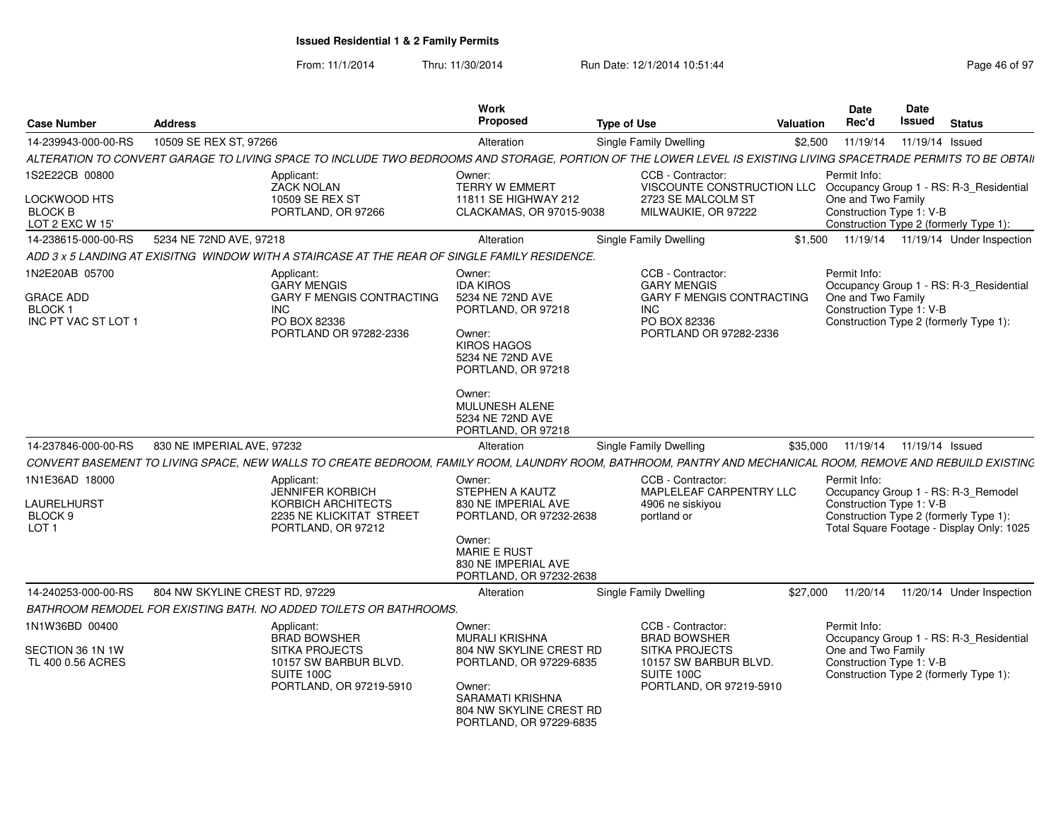# Issued Residential 1 & 2 Family Permits

From: 11/1/2014 Thru: 11/30/2014 Run Date: 12/1/2014 10:51:44

| Case Number | Address | Work Proposed | Type of Use | Valuation | Date Rec'd | Date Issued | Status |
|---|---|---|---|---|---|---|---|
| 14-239943-000-00-RS | 10509 SE REX ST, 97266 | Alteration | Single Family Dwelling | $2,500 | 11/19/14 | 11/19/14 | Issued |

*ALTERATION TO CONVERT GARAGE TO LIVING SPACE TO INCLUDE TWO BEDROOMS AND STORAGE, PORTION OF THE LOWER LEVEL IS EXISTING LIVING SPACETRADE PERMITS TO BE OBTAI*

1S2E22CB 00800
LOCKWOOD HTS
BLOCK B
LOT 2 EXC W 15'

Applicant:
ZACK NOLAN
10509 SE REX ST
PORTLAND, OR 97266

Owner:
TERRY W EMMERT
11811 SE HIGHWAY 212
CLACKAMAS, OR 97015-9038

CCB - Contractor:
VISCOUNTE CONSTRUCTION LLC
2723 SE MALCOLM ST
MILWAUKIE, OR 97222

Permit Info:
Occupancy Group 1 - RS: R-3_Residential One and Two Family
Construction Type 1: V-B
Construction Type 2 (formerly Type 1):

| Case Number | Address | Work Proposed | Type of Use | Valuation | Date Rec'd | Date Issued | Status |
|---|---|---|---|---|---|---|---|
| 14-238615-000-00-RS | 5234 NE 72ND AVE, 97218 | Alteration | Single Family Dwelling | $1,500 | 11/19/14 | 11/19/14 | Under Inspection |

*ADD 3 x 5 LANDING AT EXISITNG WINDOW WITH A STAIRCASE AT THE REAR OF SINGLE FAMILY RESIDENCE.*

1N2E20AB 05700
GRACE ADD
BLOCK 1
INC PT VAC ST LOT 1

Applicant:
GARY MENGIS
GARY F MENGIS CONTRACTING INC
PO BOX 82336
PORTLAND OR 97282-2336

Owner:
IDA KIROS
5234 NE 72ND AVE
PORTLAND, OR 97218

Owner:
KIROS HAGOS
5234 NE 72ND AVE
PORTLAND, OR 97218

Owner:
MULUNESH ALENE
5234 NE 72ND AVE
PORTLAND, OR 97218

CCB - Contractor:
GARY MENGIS
GARY F MENGIS CONTRACTING INC
PO BOX 82336
PORTLAND OR 97282-2336

Permit Info:
Occupancy Group 1 - RS: R-3_Residential One and Two Family
Construction Type 1: V-B
Construction Type 2 (formerly Type 1):

| Case Number | Address | Work Proposed | Type of Use | Valuation | Date Rec'd | Date Issued | Status |
|---|---|---|---|---|---|---|---|
| 14-237846-000-00-RS | 830 NE IMPERIAL AVE, 97232 | Alteration | Single Family Dwelling | $35,000 | 11/19/14 | 11/19/14 | Issued |

*CONVERT BASEMENT TO LIVING SPACE, NEW WALLS TO CREATE BEDROOM, FAMILY ROOM, LAUNDRY ROOM, BATHROOM, PANTRY AND MECHANICAL ROOM, REMOVE AND REBUILD EXISTING*

1N1E36AD 18000
LAURELHURST
BLOCK 9
LOT 1

Applicant:
JENNIFER KORBICH
KORBICH ARCHITECTS
2235 NE KLICKITAT STREET
PORTLAND, OR 97212

Owner:
STEPHEN A KAUTZ
830 NE IMPERIAL AVE
PORTLAND, OR 97232-2638

Owner:
MARIE E RUST
830 NE IMPERIAL AVE
PORTLAND, OR 97232-2638

CCB - Contractor:
MAPLELEAF CARPENTRY LLC
4906 ne siskiyou
portland or

Permit Info:
Occupancy Group 1 - RS: R-3_Remodel
Construction Type 1: V-B
Construction Type 2 (formerly Type 1):
Total Square Footage - Display Only: 1025

| Case Number | Address | Work Proposed | Type of Use | Valuation | Date Rec'd | Date Issued | Status |
|---|---|---|---|---|---|---|---|
| 14-240253-000-00-RS | 804 NW SKYLINE CREST RD, 97229 | Alteration | Single Family Dwelling | $27,000 | 11/20/14 | 11/20/14 | Under Inspection |

*BATHROOM REMODEL FOR EXISTING BATH. NO ADDED TOILETS OR BATHROOMS.*

1N1W36BD 00400
SECTION 36 1N 1W
TL 400 0.56 ACRES

Applicant:
BRAD BOWSHER
SITKA PROJECTS
10157 SW BARBUR BLVD.
SUITE 100C
PORTLAND, OR 97219-5910

Owner:
MURALI KRISHNA
804 NW SKYLINE CREST RD
PORTLAND, OR 97229-6835

Owner:
SARAMATI KRISHNA
804 NW SKYLINE CREST RD
PORTLAND, OR 97229-6835

CCB - Contractor:
BRAD BOWSHER
SITKA PROJECTS
10157 SW BARBUR BLVD.
SUITE 100C
PORTLAND, OR 97219-5910

Permit Info:
Occupancy Group 1 - RS: R-3_Residential One and Two Family
Construction Type 1: V-B
Construction Type 2 (formerly Type 1):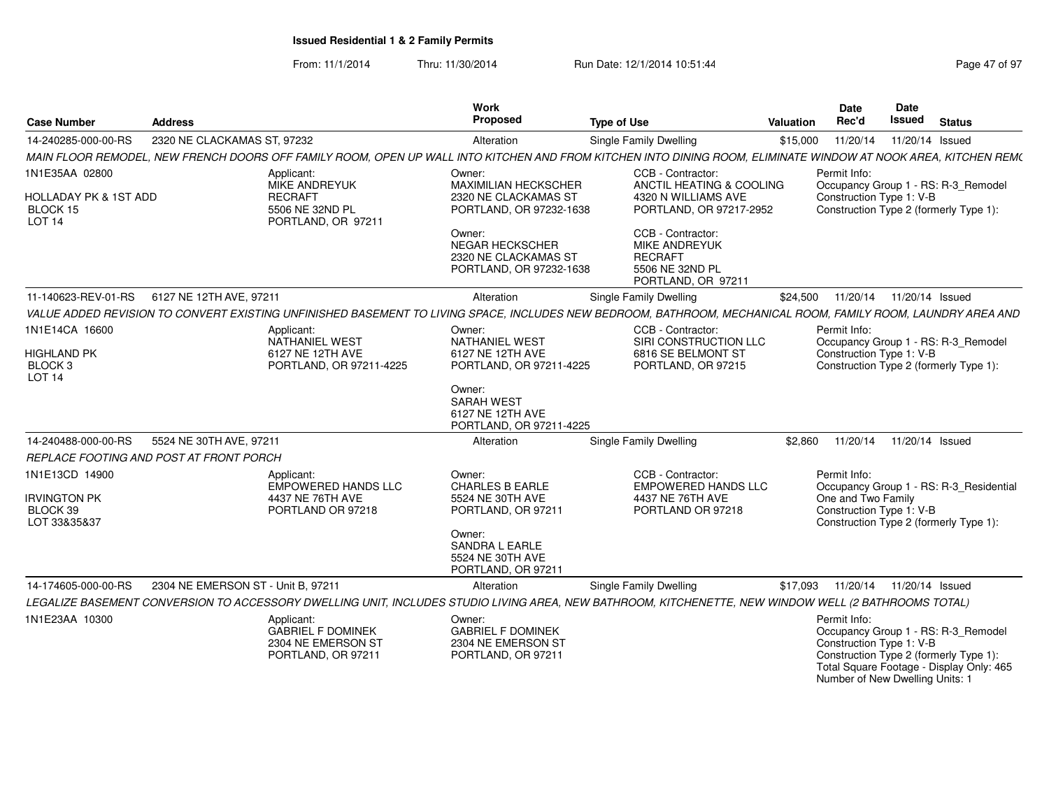**Issued Residential 1 & 2 Family Permits**

From: 11/1/2014 Thru: 11/30/2014 Run Date: 12/1/2014 10:51:44

| Case Number | Address | Work Proposed | Type of Use | Valuation | Date Rec'd | Date Issued | Status |
|---|---|---|---|---|---|---|---|
| 14-240285-000-00-RS | 2320 NE CLACKAMAS ST, 97232 | Alteration | Single Family Dwelling | $15,000 | 11/20/14 | 11/20/14 | Issued |

*MAIN FLOOR REMODEL, NEW FRENCH DOORS OFF FAMILY ROOM, OPEN UP WALL INTO KITCHEN AND FROM KITCHEN INTO DINING ROOM, ELIMINATE WINDOW AT NOOK AREA, KITCHEN REM(*

1N1E35AA 02800
HOLLADAY PK & 1ST ADD
BLOCK 15
LOT 14

Applicant:
MIKE ANDREYUK
RECRAFT
5506 NE 32ND PL
PORTLAND, OR 97211

Owner:
MAXIMILIAN HECKSCHER
2320 NE CLACKAMAS ST
PORTLAND, OR 97232-1638

Owner:
NEGAR HECKSCHER
2320 NE CLACKAMAS ST
PORTLAND, OR 97232-1638

CCB - Contractor:
ANCTIL HEATING & COOLING
4320 N WILLIAMS AVE
PORTLAND, OR 97217-2952

CCB - Contractor:
MIKE ANDREYUK
RECRAFT
5506 NE 32ND PL
PORTLAND, OR 97211

Permit Info:
Occupancy Group 1 - RS: R-3_Remodel
Construction Type 1: V-B
Construction Type 2 (formerly Type 1):

| Case Number | Address | Work Proposed | Type of Use | Valuation | Date Rec'd | Date Issued | Status |
|---|---|---|---|---|---|---|---|
| 11-140623-REV-01-RS | 6127 NE 12TH AVE, 97211 | Alteration | Single Family Dwelling | $24,500 | 11/20/14 | 11/20/14 | Issued |

*VALUE ADDED REVISION TO CONVERT EXISTING UNFINISHED BASEMENT TO LIVING SPACE, INCLUDES NEW BEDROOM, BATHROOM, MECHANICAL ROOM, FAMILY ROOM, LAUNDRY AREA AND*

1N1E14CA 16600
HIGHLAND PK
BLOCK 3
LOT 14

Applicant:
NATHANIEL WEST
6127 NE 12TH AVE
PORTLAND, OR 97211-4225

Owner:
NATHANIEL WEST
6127 NE 12TH AVE
PORTLAND, OR 97211-4225

Owner:
SARAH WEST
6127 NE 12TH AVE
PORTLAND, OR 97211-4225

CCB - Contractor:
SIRI CONSTRUCTION LLC
6816 SE BELMONT ST
PORTLAND, OR 97215

Permit Info:
Occupancy Group 1 - RS: R-3_Remodel
Construction Type 1: V-B
Construction Type 2 (formerly Type 1):

| Case Number | Address | Work Proposed | Type of Use | Valuation | Date Rec'd | Date Issued | Status |
|---|---|---|---|---|---|---|---|
| 14-240488-000-00-RS | 5524 NE 30TH AVE, 97211 | Alteration | Single Family Dwelling | $2,860 | 11/20/14 | 11/20/14 | Issued |

*REPLACE FOOTING AND POST AT FRONT PORCH*

1N1E13CD 14900
IRVINGTON PK
BLOCK 39
LOT 33&35&37

Applicant:
EMPOWERED HANDS LLC
4437 NE 76TH AVE
PORTLAND OR 97218

Owner:
CHARLES B EARLE
5524 NE 30TH AVE
PORTLAND, OR 97211

Owner:
SANDRA L EARLE
5524 NE 30TH AVE
PORTLAND, OR 97211

CCB - Contractor:
EMPOWERED HANDS LLC
4437 NE 76TH AVE
PORTLAND OR 97218

Permit Info:
Occupancy Group 1 - RS: R-3_Residential One and Two Family
Construction Type 1: V-B
Construction Type 2 (formerly Type 1):

| Case Number | Address | Work Proposed | Type of Use | Valuation | Date Rec'd | Date Issued | Status |
|---|---|---|---|---|---|---|---|
| 14-174605-000-00-RS | 2304 NE EMERSON ST - Unit B, 97211 | Alteration | Single Family Dwelling | $17,093 | 11/20/14 | 11/20/14 | Issued |

*LEGALIZE BASEMENT CONVERSION TO ACCESSORY DWELLING UNIT, INCLUDES STUDIO LIVING AREA, NEW BATHROOM, KITCHENETTE, NEW WINDOW WELL (2 BATHROOMS TOTAL)*

1N1E23AA 10300

Applicant:
GABRIEL F DOMINEK
2304 NE EMERSON ST
PORTLAND, OR 97211

Owner:
GABRIEL F DOMINEK
2304 NE EMERSON ST
PORTLAND, OR 97211

Permit Info:
Occupancy Group 1 - RS: R-3_Remodel
Construction Type 1: V-B
Construction Type 2 (formerly Type 1):
Total Square Footage - Display Only: 465
Number of New Dwelling Units: 1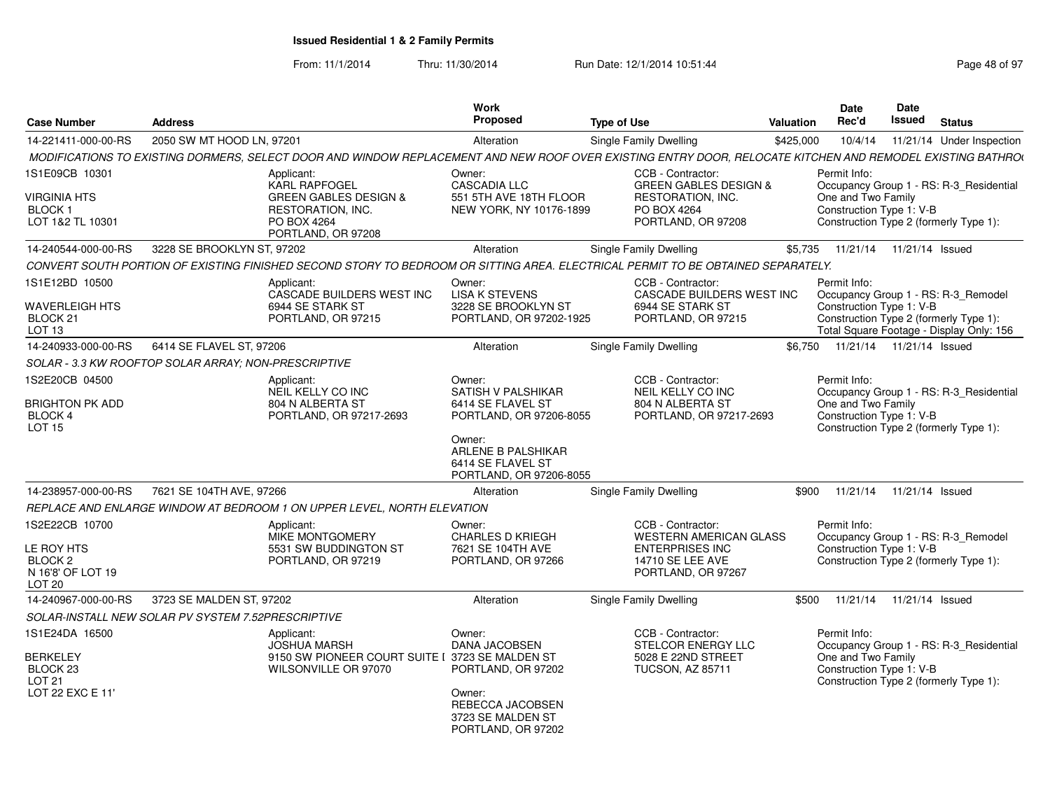**Issued Residential 1 & 2 Family Permits**

From: 11/1/2014 Thru: 11/30/2014 Run Date: 12/1/2014 10:51:44

| Case Number | Address | Work Proposed | Type of Use | Valuation | Date Rec'd | Date Issued | Status |
|---|---|---|---|---|---|---|---|
| 14-221411-000-00-RS | 2050 SW MT HOOD LN, 97201 | Alteration | Single Family Dwelling | $425,000 | 10/4/14 | 11/21/14 | Under Inspection |

*MODIFICATIONS TO EXISTING DORMERS, SELECT DOOR AND WINDOW REPLACEMENT AND NEW ROOF OVER EXISTING ENTRY DOOR, RELOCATE KITCHEN AND REMODEL EXISTING BATHRO*

1S1E09CB 10301
VIRGINIA HTS
BLOCK 1
LOT 1&2 TL 10301

Applicant: KARL RAPFOGEL, GREEN GABLES DESIGN & RESTORATION, INC., PO BOX 4264, PORTLAND, OR 97208

Owner: CASCADIA LLC, 551 5TH AVE 18TH FLOOR, NEW YORK, NY 10176-1899

CCB - Contractor: GREEN GABLES DESIGN & RESTORATION, INC., PO BOX 4264, PORTLAND, OR 97208

Permit Info: Occupancy Group 1 - RS: R-3_Residential One and Two Family; Construction Type 1: V-B; Construction Type 2 (formerly Type 1):

| Case Number | Address | Work Proposed | Type of Use | Valuation | Date Rec'd | Date Issued | Status |
|---|---|---|---|---|---|---|---|
| 14-240544-000-00-RS | 3228 SE BROOKLYN ST, 97202 | Alteration | Single Family Dwelling | $5,735 | 11/21/14 | 11/21/14 | Issued |

*CONVERT SOUTH PORTION OF EXISTING FINISHED SECOND STORY TO BEDROOM OR SITTING AREA. ELECTRICAL PERMIT TO BE OBTAINED SEPARATELY.*

1S1E12BD 10500
WAVERLEIGH HTS
BLOCK 21
LOT 13

Applicant: CASCADE BUILDERS WEST INC, 6944 SE STARK ST, PORTLAND, OR 97215

Owner: LISA K STEVENS, 3228 SE BROOKLYN ST, PORTLAND, OR 97202-1925

CCB - Contractor: CASCADE BUILDERS WEST INC, 6944 SE STARK ST, PORTLAND, OR 97215

Permit Info: Occupancy Group 1 - RS: R-3_Remodel; Construction Type 1: V-B; Construction Type 2 (formerly Type 1):; Total Square Footage - Display Only: 156

| Case Number | Address | Work Proposed | Type of Use | Valuation | Date Rec'd | Date Issued | Status |
|---|---|---|---|---|---|---|---|
| 14-240933-000-00-RS | 6414 SE FLAVEL ST, 97206 | Alteration | Single Family Dwelling | $6,750 | 11/21/14 | 11/21/14 | Issued |

*SOLAR - 3.3 KW ROOFTOP SOLAR ARRAY; NON-PRESCRIPTIVE*

1S2E20CB 04500
BRIGHTON PK ADD
BLOCK 4
LOT 15

Applicant: NEIL KELLY CO INC, 804 N ALBERTA ST, PORTLAND, OR 97217-2693

Owner: SATISH V PALSHIKAR, 6414 SE FLAVEL ST, PORTLAND, OR 97206-8055

Owner: ARLENE B PALSHIKAR, 6414 SE FLAVEL ST, PORTLAND, OR 97206-8055

CCB - Contractor: NEIL KELLY CO INC, 804 N ALBERTA ST, PORTLAND, OR 97217-2693

Permit Info: Occupancy Group 1 - RS: R-3_Residential One and Two Family; Construction Type 1: V-B; Construction Type 2 (formerly Type 1):

| Case Number | Address | Work Proposed | Type of Use | Valuation | Date Rec'd | Date Issued | Status |
|---|---|---|---|---|---|---|---|
| 14-238957-000-00-RS | 7621 SE 104TH AVE, 97266 | Alteration | Single Family Dwelling | $900 | 11/21/14 | 11/21/14 | Issued |

*REPLACE AND ENLARGE WINDOW AT BEDROOM 1 ON UPPER LEVEL, NORTH ELEVATION*

1S2E22CB 10700
LE ROY HTS
BLOCK 2
N 16'8' OF LOT 19
LOT 20

Applicant: MIKE MONTGOMERY, 5531 SW BUDDINGTON ST, PORTLAND, OR 97219

Owner: CHARLES D KRIEGH, 7621 SE 104TH AVE, PORTLAND, OR 97266

CCB - Contractor: WESTERN AMERICAN GLASS ENTERPRISES INC, 14710 SE LEE AVE, PORTLAND, OR 97267

Permit Info: Occupancy Group 1 - RS: R-3_Remodel; Construction Type 1: V-B; Construction Type 2 (formerly Type 1):

| Case Number | Address | Work Proposed | Type of Use | Valuation | Date Rec'd | Date Issued | Status |
|---|---|---|---|---|---|---|---|
| 14-240967-000-00-RS | 3723 SE MALDEN ST, 97202 | Alteration | Single Family Dwelling | $500 | 11/21/14 | 11/21/14 | Issued |

*SOLAR-INSTALL NEW SOLAR PV SYSTEM 7.52PRESCRIPTIVE*

1S1E24DA 16500
BERKELEY
BLOCK 23
LOT 21
LOT 22 EXC E 11'

Applicant: JOSHUA MARSH, 9150 SW PIONEER COURT SUITE I, WILSONVILLE OR 97070

Owner: DANA JACOBSEN, 3723 SE MALDEN ST, PORTLAND, OR 97202

Owner: REBECCA JACOBSEN, 3723 SE MALDEN ST, PORTLAND, OR 97202

CCB - Contractor: STELCOR ENERGY LLC, 5028 E 22ND STREET, TUCSON, AZ 85711

Permit Info: Occupancy Group 1 - RS: R-3_Residential One and Two Family; Construction Type 1: V-B; Construction Type 2 (formerly Type 1):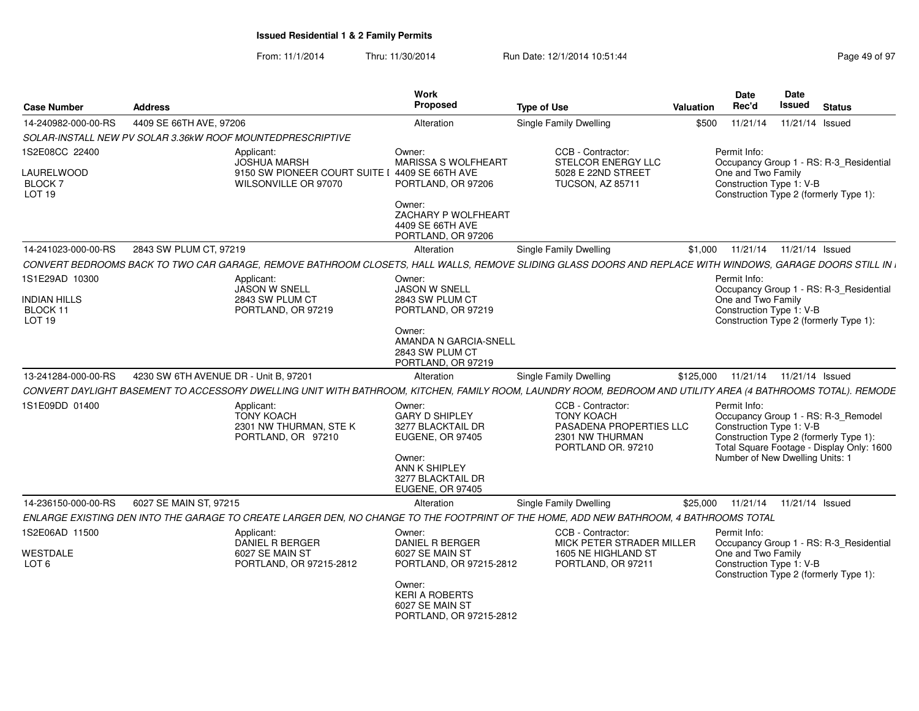# Issued Residential 1 & 2 Family Permits

From: 11/1/2014 Thru: 11/30/2014 Run Date: 12/1/2014 10:51:44

| Case Number | Address | Work Proposed | Type of Use | Valuation | Date Rec'd | Date Issued | Status |
|---|---|---|---|---|---|---|---|
| 14-240982-000-00-RS | 4409 SE 66TH AVE, 97206 | Alteration | Single Family Dwelling | $500 | 11/21/14 | 11/21/14 | Issued |

*SOLAR-INSTALL NEW PV SOLAR 3.36kW ROOF MOUNTEDPRESCRIPTIVE*

1S2E08CC 22400
LAURELWOOD
BLOCK 7
LOT 19

Applicant:
JOSHUA MARSH
9150 SW PIONEER COURT SUITE I
WILSONVILLE OR 97070

Owner:
MARISSA S WOLFHEART
4409 SE 66TH AVE
PORTLAND, OR 97206

Owner:
ZACHARY P WOLFHEART
4409 SE 66TH AVE
PORTLAND, OR 97206

CCB - Contractor:
STELCOR ENERGY LLC
5028 E 22ND STREET
TUCSON, AZ 85711

Permit Info:
Occupancy Group 1 - RS: R-3_Residential One and Two Family
Construction Type 1: V-B
Construction Type 2 (formerly Type 1):

---

| Case Number | Address | Work Proposed | Type of Use | Valuation | Date Rec'd | Date Issued | Status |
|---|---|---|---|---|---|---|---|
| 14-241023-000-00-RS | 2843 SW PLUM CT, 97219 | Alteration | Single Family Dwelling | $1,000 | 11/21/14 | 11/21/14 | Issued |

*CONVERT BEDROOMS BACK TO TWO CAR GARAGE, REMOVE BATHROOM CLOSETS, HALL WALLS, REMOVE SLIDING GLASS DOORS AND REPLACE WITH WINDOWS, GARAGE DOORS STILL IN*

1S1E29AD 10300
INDIAN HILLS
BLOCK 11
LOT 19

Applicant:
JASON W SNELL
2843 SW PLUM CT
PORTLAND, OR 97219

Owner:
JASON W SNELL
2843 SW PLUM CT
PORTLAND, OR 97219

Owner:
AMANDA N GARCIA-SNELL
2843 SW PLUM CT
PORTLAND, OR 97219

Permit Info:
Occupancy Group 1 - RS: R-3_Residential One and Two Family
Construction Type 1: V-B
Construction Type 2 (formerly Type 1):

---

| Case Number | Address | Work Proposed | Type of Use | Valuation | Date Rec'd | Date Issued | Status |
|---|---|---|---|---|---|---|---|
| 13-241284-000-00-RS | 4230 SW 6TH AVENUE DR - Unit B, 97201 | Alteration | Single Family Dwelling | $125,000 | 11/21/14 | 11/21/14 | Issued |

*CONVERT DAYLIGHT BASEMENT TO ACCESSORY DWELLING UNIT WITH BATHROOM, KITCHEN, FAMILY ROOM, LAUNDRY ROOM, BEDROOM AND UTILITY AREA (4 BATHROOMS TOTAL). REMODE*

1S1E09DD 01400

Applicant:
TONY KOACH
2301 NW THURMAN, STE K
PORTLAND, OR 97210

Owner:
GARY D SHIPLEY
3277 BLACKTAIL DR
EUGENE, OR 97405

Owner:
ANN K SHIPLEY
3277 BLACKTAIL DR
EUGENE, OR 97405

CCB - Contractor:
TONY KOACH
PASADENA PROPERTIES LLC
2301 NW THURMAN
PORTLAND OR. 97210

Permit Info:
Occupancy Group 1 - RS: R-3_Remodel
Construction Type 1: V-B
Construction Type 2 (formerly Type 1):
Total Square Footage - Display Only: 1600
Number of New Dwelling Units: 1

---

| Case Number | Address | Work Proposed | Type of Use | Valuation | Date Rec'd | Date Issued | Status |
|---|---|---|---|---|---|---|---|
| 14-236150-000-00-RS | 6027 SE MAIN ST, 97215 | Alteration | Single Family Dwelling | $25,000 | 11/21/14 | 11/21/14 | Issued |

*ENLARGE EXISTING DEN INTO THE GARAGE TO CREATE LARGER DEN, NO CHANGE TO THE FOOTPRINT OF THE HOME, ADD NEW BATHROOM, 4 BATHROOMS TOTAL*

1S2E06AD 11500
WESTDALE
LOT 6

Applicant:
DANIEL R BERGER
6027 SE MAIN ST
PORTLAND, OR 97215-2812

Owner:
DANIEL R BERGER
6027 SE MAIN ST
PORTLAND, OR 97215-2812

Owner:
KERI A ROBERTS
6027 SE MAIN ST
PORTLAND, OR 97215-2812

CCB - Contractor:
MICK PETER STRADER MILLER
1605 NE HIGHLAND ST
PORTLAND, OR 97211

Permit Info:
Occupancy Group 1 - RS: R-3_Residential One and Two Family
Construction Type 1: V-B
Construction Type 2 (formerly Type 1):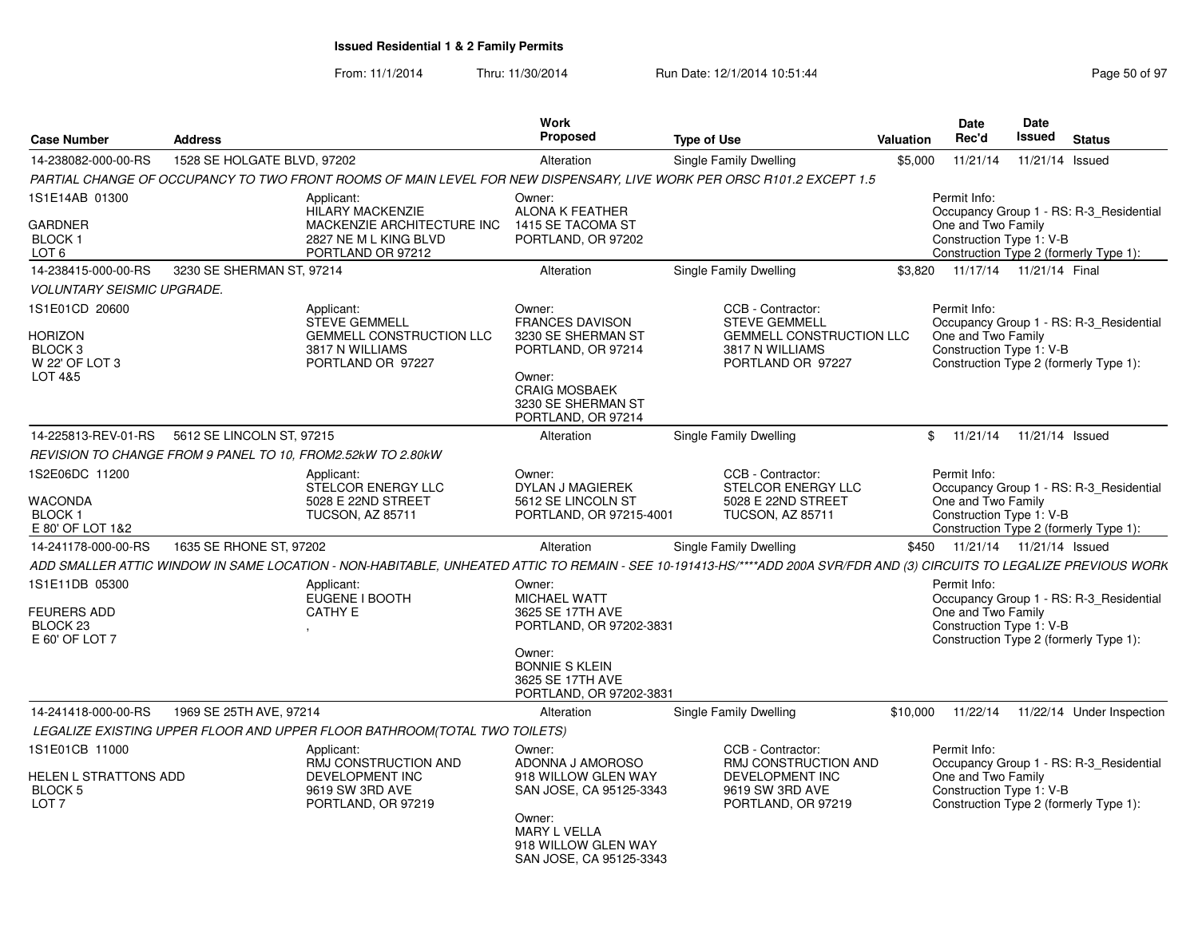# Issued Residential 1 & 2 Family Permits

From: 11/1/2014 Thru: 11/30/2014 Run Date: 12/1/2014 10:51:44

| Case Number | Address | Work Proposed | Type of Use | Valuation | Date Rec'd | Date Issued | Status |
|---|---|---|---|---|---|---|---|
| 14-238082-000-00-RS | 1528 SE HOLGATE BLVD, 97202 | Alteration | Single Family Dwelling | $5,000 | 11/21/14 | 11/21/14 | Issued |

*PARTIAL CHANGE OF OCCUPANCY TO TWO FRONT ROOMS OF MAIN LEVEL FOR NEW DISPENSARY, LIVE WORK PER ORSC R101.2 EXCEPT 1.5*

1S1E14AB 01300
GARDNER
BLOCK 1
LOT 6

Applicant: HILARY MACKENZIE, MACKENZIE ARCHITECTURE INC, 2827 NE M L KING BLVD, PORTLAND OR 97212

Owner: ALONA K FEATHER, 1415 SE TACOMA ST, PORTLAND, OR 97202

Permit Info: Occupancy Group 1 - RS: R-3_Residential One and Two Family; Construction Type 1: V-B; Construction Type 2 (formerly Type 1):

---

| Case Number | Address | Work Proposed | Type of Use | Valuation | Date Rec'd | Date Issued | Status |
|---|---|---|---|---|---|---|---|
| 14-238415-000-00-RS | 3230 SE SHERMAN ST, 97214 | Alteration | Single Family Dwelling | $3,820 | 11/17/14 | 11/21/14 | Final |

*VOLUNTARY SEISMIC UPGRADE.*

1S1E01CD 20600
HORIZON
BLOCK 3
W 22' OF LOT 3
LOT 4&5

Applicant: STEVE GEMMELL, GEMMELL CONSTRUCTION LLC, 3817 N WILLIAMS, PORTLAND OR 97227

Owner: FRANCES DAVISON, 3230 SE SHERMAN ST, PORTLAND, OR 97214

Owner: CRAIG MOSBAEK, 3230 SE SHERMAN ST, PORTLAND, OR 97214

CCB - Contractor: STEVE GEMMELL, GEMMELL CONSTRUCTION LLC, 3817 N WILLIAMS, PORTLAND OR 97227

Permit Info: Occupancy Group 1 - RS: R-3_Residential One and Two Family; Construction Type 1: V-B; Construction Type 2 (formerly Type 1):

---

| Case Number | Address | Work Proposed | Type of Use | Valuation | Date Rec'd | Date Issued | Status |
|---|---|---|---|---|---|---|---|
| 14-225813-REV-01-RS | 5612 SE LINCOLN ST, 97215 | Alteration | Single Family Dwelling | $ | 11/21/14 | 11/21/14 | Issued |

*REVISION TO CHANGE FROM 9 PANEL TO 10, FROM2.52kW TO 2.80kW*

1S2E06DC 11200
WACONDA
BLOCK 1
E 80' OF LOT 1&2

Applicant: STELCOR ENERGY LLC, 5028 E 22ND STREET, TUCSON, AZ 85711

Owner: DYLAN J MAGIEREK, 5612 SE LINCOLN ST, PORTLAND, OR 97215-4001

CCB - Contractor: STELCOR ENERGY LLC, 5028 E 22ND STREET, TUCSON, AZ 85711

Permit Info: Occupancy Group 1 - RS: R-3_Residential One and Two Family; Construction Type 1: V-B; Construction Type 2 (formerly Type 1):

---

| Case Number | Address | Work Proposed | Type of Use | Valuation | Date Rec'd | Date Issued | Status |
|---|---|---|---|---|---|---|---|
| 14-241178-000-00-RS | 1635 SE RHONE ST, 97202 | Alteration | Single Family Dwelling | $450 | 11/21/14 | 11/21/14 | Issued |

*ADD SMALLER ATTIC WINDOW IN SAME LOCATION - NON-HABITABLE, UNHEATED ATTIC TO REMAIN - SEE 10-191413-HS/****ADD 200A SVR/FDR AND (3) CIRCUITS TO LEGALIZE PREVIOUS WORK*

1S1E11DB 05300
FEURERS ADD
BLOCK 23
E 60' OF LOT 7

Applicant: EUGENE I BOOTH, CATHY E, ,

Owner: MICHAEL WATT, 3625 SE 17TH AVE, PORTLAND, OR 97202-3831

Owner: BONNIE S KLEIN, 3625 SE 17TH AVE, PORTLAND, OR 97202-3831

Permit Info: Occupancy Group 1 - RS: R-3_Residential One and Two Family; Construction Type 1: V-B; Construction Type 2 (formerly Type 1):

---

| Case Number | Address | Work Proposed | Type of Use | Valuation | Date Rec'd | Date Issued | Status |
|---|---|---|---|---|---|---|---|
| 14-241418-000-00-RS | 1969 SE 25TH AVE, 97214 | Alteration | Single Family Dwelling | $10,000 | 11/22/14 | 11/22/14 | Under Inspection |

*LEGALIZE EXISTING UPPER FLOOR AND UPPER FLOOR BATHROOM(TOTAL TWO TOILETS)*

1S1E01CB 11000
HELEN L STRATTONS ADD
BLOCK 5
LOT 7

Applicant: RMJ CONSTRUCTION AND DEVELOPMENT INC, 9619 SW 3RD AVE, PORTLAND, OR 97219

Owner: ADONNA J AMOROSO, 918 WILLOW GLEN WAY, SAN JOSE, CA 95125-3343

Owner: MARY L VELLA, 918 WILLOW GLEN WAY, SAN JOSE, CA 95125-3343

CCB - Contractor: RMJ CONSTRUCTION AND DEVELOPMENT INC, 9619 SW 3RD AVE, PORTLAND, OR 97219

Permit Info: Occupancy Group 1 - RS: R-3_Residential One and Two Family; Construction Type 1: V-B; Construction Type 2 (formerly Type 1):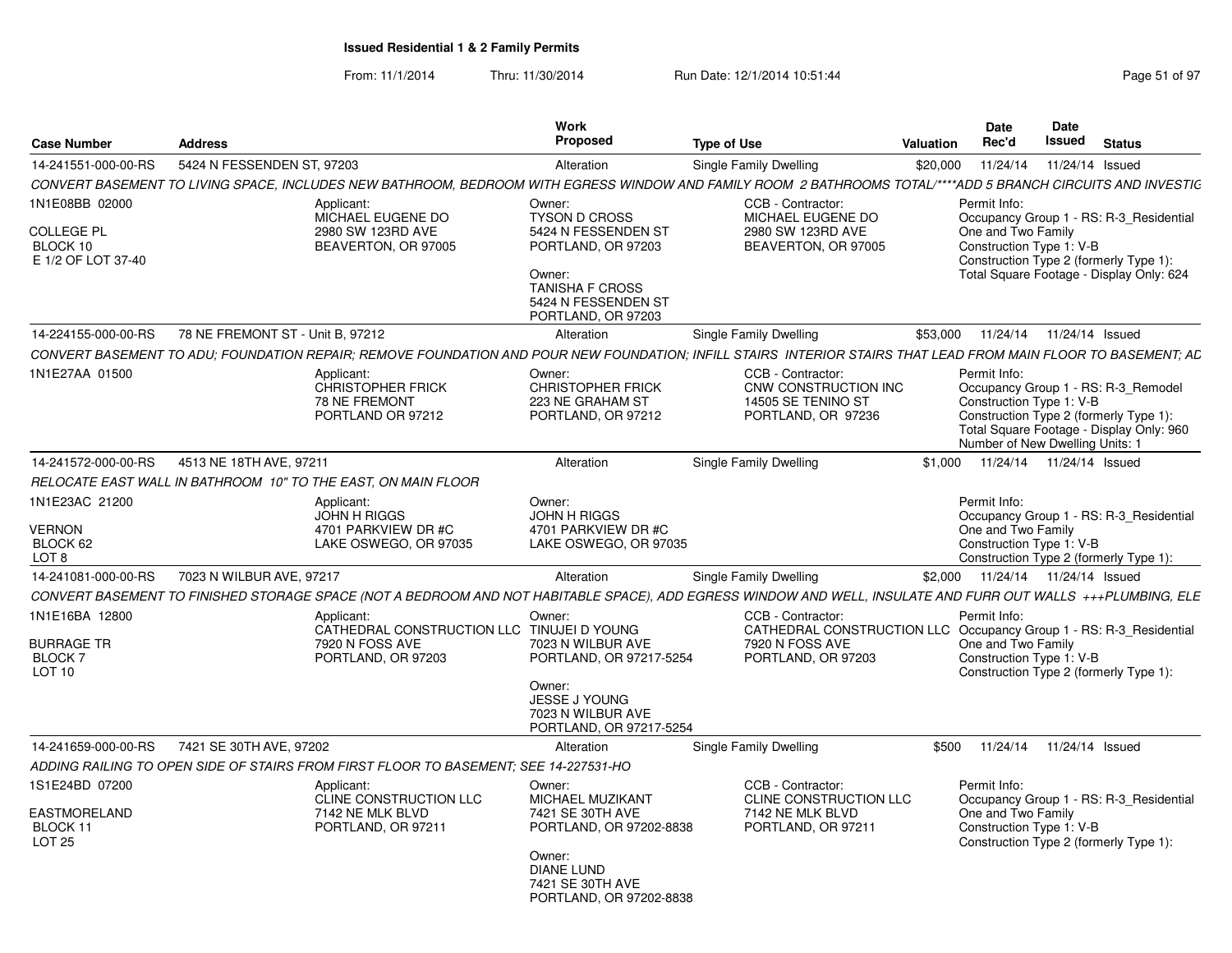**Issued Residential 1 & 2 Family Permits**

From: 11/1/2014 Thru: 11/30/2014 Run Date: 12/1/2014 10:51:44

| Case Number | Address | Work Proposed | Type of Use | Valuation | Date Rec'd | Date Issued | Status |
|---|---|---|---|---|---|---|---|
| 14-241551-000-00-RS | 5424 N FESSENDEN ST, 97203 | Alteration | Single Family Dwelling | $20,000 | 11/24/14 | 11/24/14 | Issued |

CONVERT BASEMENT TO LIVING SPACE, INCLUDES NEW BATHROOM, BEDROOM WITH EGRESS WINDOW AND FAMILY ROOM 2 BATHROOMS TOTAL/****ADD 5 BRANCH CIRCUITS AND INVESTIG

1N1E08BB 02000

COLLEGE PL
BLOCK 10
E 1/2 OF LOT 37-40

Applicant:
MICHAEL EUGENE DO
2980 SW 123RD AVE
BEAVERTON, OR 97005

Owner:
TYSON D CROSS
5424 N FESSENDEN ST
PORTLAND, OR 97203

Owner:
TANISHA F CROSS
5424 N FESSENDEN ST
PORTLAND, OR 97203

CCB - Contractor:
MICHAEL EUGENE DO
2980 SW 123RD AVE
BEAVERTON, OR 97005

Permit Info:
Occupancy Group 1 - RS: R-3_Residential One and Two Family
Construction Type 1: V-B
Construction Type 2 (formerly Type 1):
Total Square Footage - Display Only: 624

| Case Number | Address | Work Proposed | Type of Use | Valuation | Date Rec'd | Date Issued | Status |
|---|---|---|---|---|---|---|---|
| 14-224155-000-00-RS | 78 NE FREMONT ST - Unit B, 97212 | Alteration | Single Family Dwelling | $53,000 | 11/24/14 | 11/24/14 | Issued |

CONVERT BASEMENT TO ADU; FOUNDATION REPAIR; REMOVE FOUNDATION AND POUR NEW FOUNDATION; INFILL STAIRS INTERIOR STAIRS THAT LEAD FROM MAIN FLOOR TO BASEMENT; AD

1N1E27AA 01500

Applicant:
CHRISTOPHER FRICK
78 NE FREMONT
PORTLAND OR 97212

Owner:
CHRISTOPHER FRICK
223 NE GRAHAM ST
PORTLAND, OR 97212

CCB - Contractor:
CNW CONSTRUCTION INC
14505 SE TENINO ST
PORTLAND, OR 97236

Permit Info:
Occupancy Group 1 - RS: R-3_Remodel
Construction Type 1: V-B
Construction Type 2 (formerly Type 1):
Total Square Footage - Display Only: 960
Number of New Dwelling Units: 1

| Case Number | Address | Work Proposed | Type of Use | Valuation | Date Rec'd | Date Issued | Status |
|---|---|---|---|---|---|---|---|
| 14-241572-000-00-RS | 4513 NE 18TH AVE, 97211 | Alteration | Single Family Dwelling | $1,000 | 11/24/14 | 11/24/14 | Issued |

RELOCATE EAST WALL IN BATHROOM 10" TO THE EAST, ON MAIN FLOOR

1N1E23AC 21200

VERNON
BLOCK 62
LOT 8

Applicant:
JOHN H RIGGS
4701 PARKVIEW DR #C
LAKE OSWEGO, OR 97035

Owner:
JOHN H RIGGS
4701 PARKVIEW DR #C
LAKE OSWEGO, OR 97035

Permit Info:
Occupancy Group 1 - RS: R-3_Residential One and Two Family
Construction Type 1: V-B
Construction Type 2 (formerly Type 1):

| Case Number | Address | Work Proposed | Type of Use | Valuation | Date Rec'd | Date Issued | Status |
|---|---|---|---|---|---|---|---|
| 14-241081-000-00-RS | 7023 N WILBUR AVE, 97217 | Alteration | Single Family Dwelling | $2,000 | 11/24/14 | 11/24/14 | Issued |

CONVERT BASEMENT TO FINISHED STORAGE SPACE (NOT A BEDROOM AND NOT HABITABLE SPACE), ADD EGRESS WINDOW AND WELL, INSULATE AND FURR OUT WALLS +++PLUMBING, ELE

1N1E16BA 12800

BURRAGE TR
BLOCK 7
LOT 10

Applicant:
CATHEDRAL CONSTRUCTION LLC
7920 N FOSS AVE
PORTLAND, OR 97203

Owner:
TINUJEI D YOUNG
7023 N WILBUR AVE
PORTLAND, OR 97217-5254

Owner:
JESSE J YOUNG
7023 N WILBUR AVE
PORTLAND, OR 97217-5254

CCB - Contractor:
CATHEDRAL CONSTRUCTION LLC
7920 N FOSS AVE
PORTLAND, OR 97203

Permit Info:
Occupancy Group 1 - RS: R-3_Residential One and Two Family
Construction Type 1: V-B
Construction Type 2 (formerly Type 1):

| Case Number | Address | Work Proposed | Type of Use | Valuation | Date Rec'd | Date Issued | Status |
|---|---|---|---|---|---|---|---|
| 14-241659-000-00-RS | 7421 SE 30TH AVE, 97202 | Alteration | Single Family Dwelling | $500 | 11/24/14 | 11/24/14 | Issued |

ADDING RAILING TO OPEN SIDE OF STAIRS FROM FIRST FLOOR TO BASEMENT; SEE 14-227531-HO

1S1E24BD 07200

EASTMORELAND
BLOCK 11
LOT 25

Applicant:
CLINE CONSTRUCTION LLC
7142 NE MLK BLVD
PORTLAND, OR 97211

Owner:
MICHAEL MUZIKANT
7421 SE 30TH AVE
PORTLAND, OR 97202-8838

Owner:
DIANE LUND
7421 SE 30TH AVE
PORTLAND, OR 97202-8838

CCB - Contractor:
CLINE CONSTRUCTION LLC
7142 NE MLK BLVD
PORTLAND, OR 97211

Permit Info:
Occupancy Group 1 - RS: R-3_Residential One and Two Family
Construction Type 1: V-B
Construction Type 2 (formerly Type 1):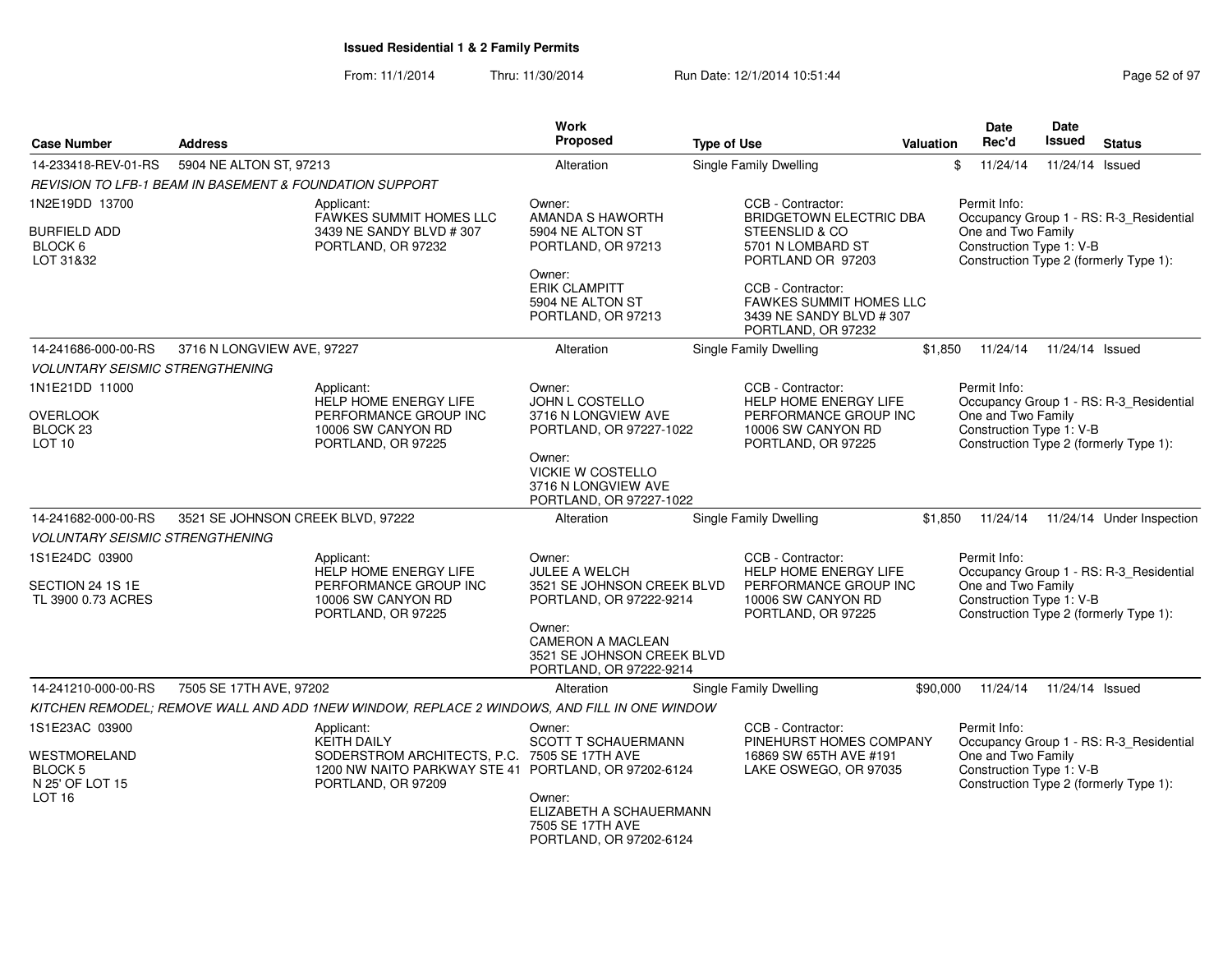**Issued Residential 1 & 2 Family Permits**

From: 11/1/2014 Thru: 11/30/2014 Run Date: 12/1/2014 10:51:44

| Case Number | Address | Work Proposed | Type of Use | Valuation | Date Rec'd | Date Issued | Status |
|---|---|---|---|---|---|---|---|
| 14-233418-REV-01-RS | 5904 NE ALTON ST, 97213 | Alteration | Single Family Dwelling | $ | 11/24/14 | 11/24/14 | Issued |

*REVISION TO LFB-1 BEAM IN BASEMENT & FOUNDATION SUPPORT*

1N2E19DD 13700
BURFIELD ADD
BLOCK 6
LOT 31&32

Applicant:
FAWKES SUMMIT HOMES LLC
3439 NE SANDY BLVD # 307
PORTLAND, OR 97232

Owner:
AMANDA S HAWORTH
5904 NE ALTON ST
PORTLAND, OR 97213

Owner:
ERIK CLAMPITT
5904 NE ALTON ST
PORTLAND, OR 97213

CCB - Contractor:
BRIDGETOWN ELECTRIC DBA
STEENSLID & CO
5701 N LOMBARD ST
PORTLAND OR 97203

CCB - Contractor:
FAWKES SUMMIT HOMES LLC
3439 NE SANDY BLVD # 307
PORTLAND, OR 97232

Permit Info:
Occupancy Group 1 - RS: R-3_Residential One and Two Family
Construction Type 1: V-B
Construction Type 2 (formerly Type 1):

---

| Case Number | Address | Work Proposed | Type of Use | Valuation | Date Rec'd | Date Issued | Status |
|---|---|---|---|---|---|---|---|
| 14-241686-000-00-RS | 3716 N LONGVIEW AVE, 97227 | Alteration | Single Family Dwelling | $1,850 | 11/24/14 | 11/24/14 | Issued |

*VOLUNTARY SEISMIC STRENGTHENING*

1N1E21DD 11000
OVERLOOK
BLOCK 23
LOT 10

Applicant:
HELP HOME ENERGY LIFE
PERFORMANCE GROUP INC
10006 SW CANYON RD
PORTLAND, OR 97225

Owner:
JOHN L COSTELLO
3716 N LONGVIEW AVE
PORTLAND, OR 97227-1022

Owner:
VICKIE W COSTELLO
3716 N LONGVIEW AVE
PORTLAND, OR 97227-1022

CCB - Contractor:
HELP HOME ENERGY LIFE
PERFORMANCE GROUP INC
10006 SW CANYON RD
PORTLAND, OR 97225

Permit Info:
Occupancy Group 1 - RS: R-3_Residential One and Two Family
Construction Type 1: V-B
Construction Type 2 (formerly Type 1):

---

| Case Number | Address | Work Proposed | Type of Use | Valuation | Date Rec'd | Date Issued | Status |
|---|---|---|---|---|---|---|---|
| 14-241682-000-00-RS | 3521 SE JOHNSON CREEK BLVD, 97222 | Alteration | Single Family Dwelling | $1,850 | 11/24/14 | 11/24/14 | Under Inspection |

*VOLUNTARY SEISMIC STRENGTHENING*

1S1E24DC 03900
SECTION 24 1S 1E
TL 3900 0.73 ACRES

Applicant:
HELP HOME ENERGY LIFE
PERFORMANCE GROUP INC
10006 SW CANYON RD
PORTLAND, OR 97225

Owner:
JULEE A WELCH
3521 SE JOHNSON CREEK BLVD
PORTLAND, OR 97222-9214

Owner:
CAMERON A MACLEAN
3521 SE JOHNSON CREEK BLVD
PORTLAND, OR 97222-9214

CCB - Contractor:
HELP HOME ENERGY LIFE
PERFORMANCE GROUP INC
10006 SW CANYON RD
PORTLAND, OR 97225

Permit Info:
Occupancy Group 1 - RS: R-3_Residential One and Two Family
Construction Type 1: V-B
Construction Type 2 (formerly Type 1):

---

| Case Number | Address | Work Proposed | Type of Use | Valuation | Date Rec'd | Date Issued | Status |
|---|---|---|---|---|---|---|---|
| 14-241210-000-00-RS | 7505 SE 17TH AVE, 97202 | Alteration | Single Family Dwelling | $90,000 | 11/24/14 | 11/24/14 | Issued |

*KITCHEN REMODEL; REMOVE WALL AND ADD 1NEW WINDOW, REPLACE 2 WINDOWS, AND FILL IN ONE WINDOW*

1S1E23AC 03900
WESTMORELAND
BLOCK 5
N 25' OF LOT 15
LOT 16

Applicant:
KEITH DAILY
SODERSTROM ARCHITECTS, P.C.
1200 NW NAITO PARKWAY STE 41
PORTLAND, OR 97209

Owner:
SCOTT T SCHAUERMANN
7505 SE 17TH AVE
PORTLAND, OR 97202-6124

Owner:
ELIZABETH A SCHAUERMANN
7505 SE 17TH AVE
PORTLAND, OR 97202-6124

CCB - Contractor:
PINEHURST HOMES COMPANY
16869 SW 65TH AVE #191
LAKE OSWEGO, OR 97035

Permit Info:
Occupancy Group 1 - RS: R-3_Residential One and Two Family
Construction Type 1: V-B
Construction Type 2 (formerly Type 1):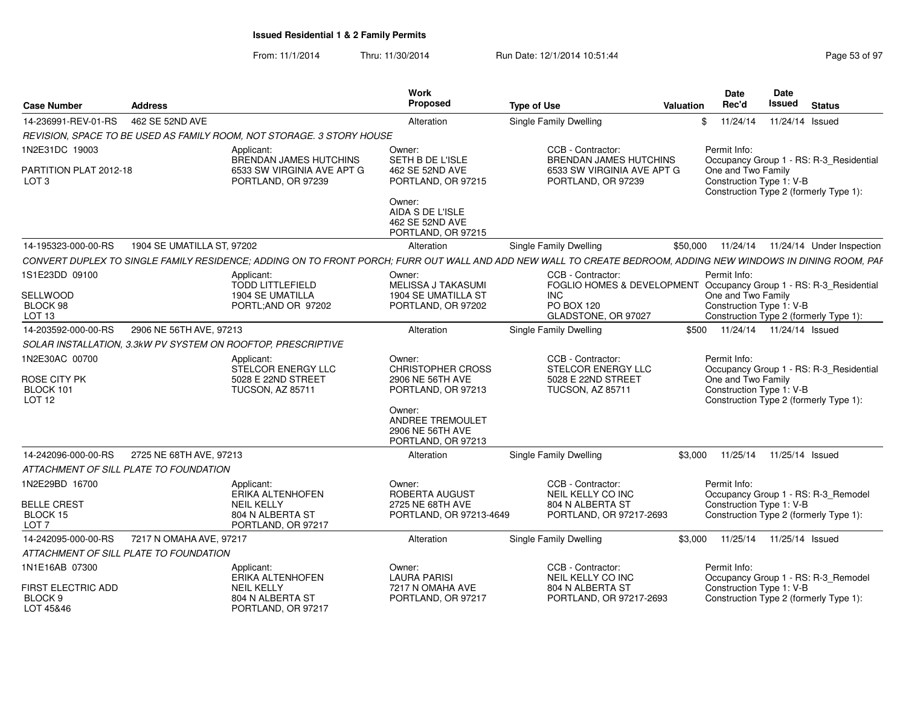# Issued Residential 1 & 2 Family Permits

From: 11/1/2014 Thru: 11/30/2014 Run Date: 12/1/2014 10:51:44

| Case Number | Address | Work Proposed | Type of Use | Valuation | Date Rec'd | Date Issued | Status |
|---|---|---|---|---|---|---|---|
| 14-236991-REV-01-RS | 462 SE 52ND AVE | Alteration | Single Family Dwelling | $ | 11/24/14 | 11/24/14 | Issued |

REVISION, SPACE TO BE USED AS FAMILY ROOM, NOT STORAGE. 3 STORY HOUSE

1N2E31DC 19003
PARTITION PLAT 2012-18
LOT 3

Applicant:
BRENDAN JAMES HUTCHINS
6533 SW VIRGINIA AVE APT G
PORTLAND, OR 97239

Owner:
SETH B DE L'ISLE
462 SE 52ND AVE
PORTLAND, OR 97215

Owner:
AIDA S DE L'ISLE
462 SE 52ND AVE
PORTLAND, OR 97215

CCB - Contractor:
BRENDAN JAMES HUTCHINS
6533 SW VIRGINIA AVE APT G
PORTLAND, OR 97239

Permit Info:
Occupancy Group 1 - RS: R-3_Residential One and Two Family
Construction Type 1: V-B
Construction Type 2 (formerly Type 1):

| Case Number | Address | Work Proposed | Type of Use | Valuation | Date Rec'd | Date Issued | Status |
|---|---|---|---|---|---|---|---|
| 14-195323-000-00-RS | 1904 SE UMATILLA ST, 97202 | Alteration | Single Family Dwelling | $50,000 | 11/24/14 | 11/24/14 | Under Inspection |

CONVERT DUPLEX TO SINGLE FAMILY RESIDENCE; ADDING ON TO FRONT PORCH; FURR OUT WALL AND ADD NEW WALL TO CREATE BEDROOM, ADDING NEW WINDOWS IN DINING ROOM, PAF

1S1E23DD 09100
SELLWOOD
BLOCK 98
LOT 13

Applicant:
TODD LITTLEFIELD
1904 SE UMATILLA
PORTL;AND OR 97202

Owner:
MELISSA J TAKASUMI
1904 SE UMATILLA ST
PORTLAND, OR 97202

CCB - Contractor:
FOGLIO HOMES & DEVELOPMENT INC
PO BOX 120
GLADSTONE, OR 97027

Permit Info:
Occupancy Group 1 - RS: R-3_Residential One and Two Family
Construction Type 1: V-B
Construction Type 2 (formerly Type 1):

| Case Number | Address | Work Proposed | Type of Use | Valuation | Date Rec'd | Date Issued | Status |
|---|---|---|---|---|---|---|---|
| 14-203592-000-00-RS | 2906 NE 56TH AVE, 97213 | Alteration | Single Family Dwelling | $500 | 11/24/14 | 11/24/14 | Issued |

SOLAR INSTALLATION, 3.3kW PV SYSTEM ON ROOFTOP, PRESCRIPTIVE

1N2E30AC 00700
ROSE CITY PK
BLOCK 101
LOT 12

Applicant:
STELCOR ENERGY LLC
5028 E 22ND STREET
TUCSON, AZ 85711

Owner:
CHRISTOPHER CROSS
2906 NE 56TH AVE
PORTLAND, OR 97213

Owner:
ANDREE TREMOULET
2906 NE 56TH AVE
PORTLAND, OR 97213

CCB - Contractor:
STELCOR ENERGY LLC
5028 E 22ND STREET
TUCSON, AZ 85711

Permit Info:
Occupancy Group 1 - RS: R-3_Residential One and Two Family
Construction Type 1: V-B
Construction Type 2 (formerly Type 1):

| Case Number | Address | Work Proposed | Type of Use | Valuation | Date Rec'd | Date Issued | Status |
|---|---|---|---|---|---|---|---|
| 14-242096-000-00-RS | 2725 NE 68TH AVE, 97213 | Alteration | Single Family Dwelling | $3,000 | 11/25/14 | 11/25/14 | Issued |

ATTACHMENT OF SILL PLATE TO FOUNDATION

1N2E29BD 16700
BELLE CREST
BLOCK 15
LOT 7

Applicant:
ERIKA ALTENHOFEN
NEIL KELLY
804 N ALBERTA ST
PORTLAND, OR 97217

Owner:
ROBERTA AUGUST
2725 NE 68TH AVE
PORTLAND, OR 97213-4649

CCB - Contractor:
NEIL KELLY CO INC
804 N ALBERTA ST
PORTLAND, OR 97217-2693

Permit Info:
Occupancy Group 1 - RS: R-3_Remodel
Construction Type 1: V-B
Construction Type 2 (formerly Type 1):

| Case Number | Address | Work Proposed | Type of Use | Valuation | Date Rec'd | Date Issued | Status |
|---|---|---|---|---|---|---|---|
| 14-242095-000-00-RS | 7217 N OMAHA AVE, 97217 | Alteration | Single Family Dwelling | $3,000 | 11/25/14 | 11/25/14 | Issued |

ATTACHMENT OF SILL PLATE TO FOUNDATION

1N1E16AB 07300
FIRST ELECTRIC ADD
BLOCK 9
LOT 45&46

Applicant:
ERIKA ALTENHOFEN
NEIL KELLY
804 N ALBERTA ST
PORTLAND, OR 97217

Owner:
LAURA PARISI
7217 N OMAHA AVE
PORTLAND, OR 97217

CCB - Contractor:
NEIL KELLY CO INC
804 N ALBERTA ST
PORTLAND, OR 97217-2693

Permit Info:
Occupancy Group 1 - RS: R-3_Remodel
Construction Type 1: V-B
Construction Type 2 (formerly Type 1):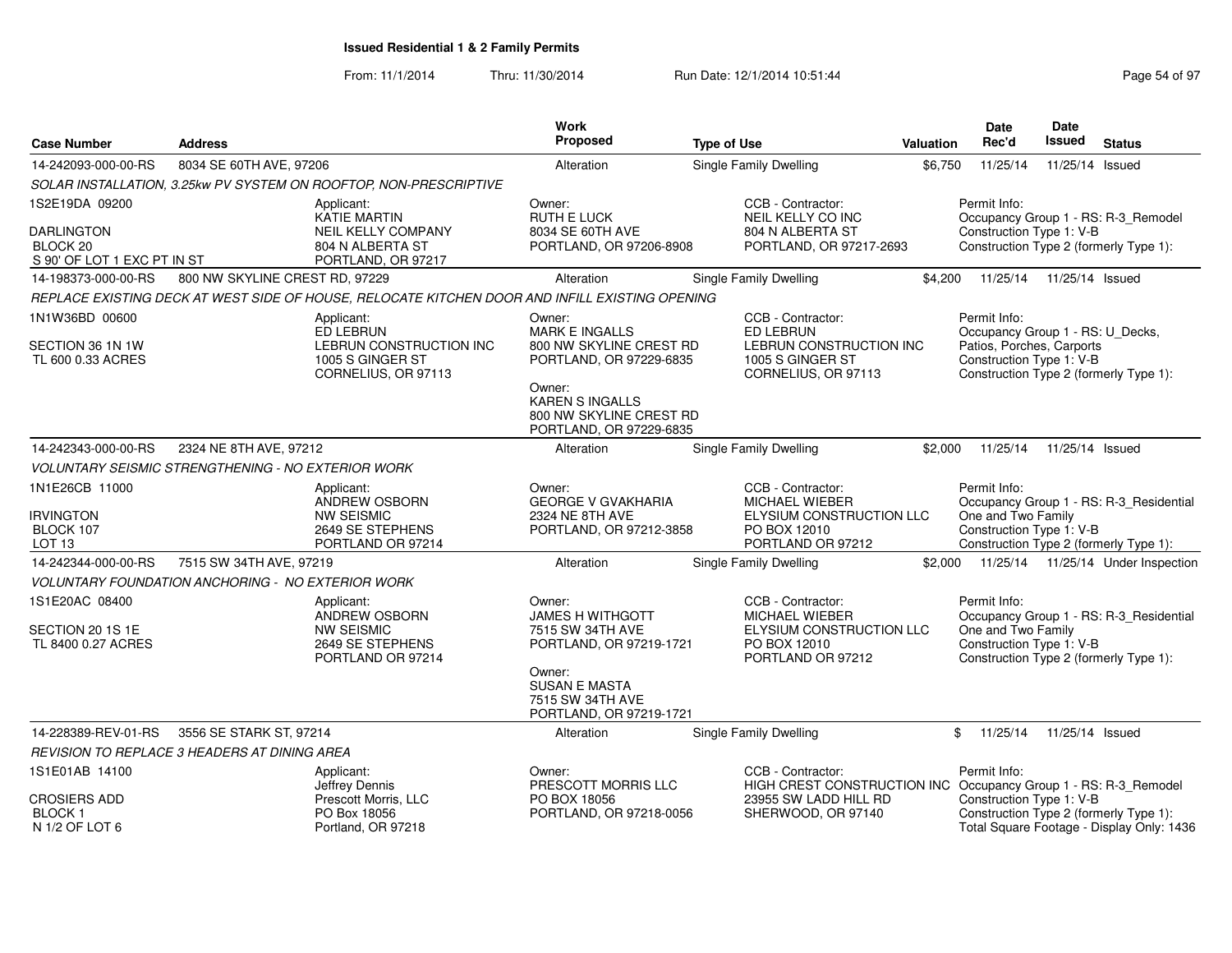# Issued Residential 1 & 2 Family Permits

From: 11/1/2014 Thru: 11/30/2014 Run Date: 12/1/2014 10:51:44

| Case Number | Address | Work Proposed | Type of Use | Valuation | Date Rec'd | Date Issued | Status |
|---|---|---|---|---|---|---|---|
| 14-242093-000-00-RS | 8034 SE 60TH AVE, 97206 | Alteration | Single Family Dwelling | $6,750 | 11/25/14 | 11/25/14 | Issued |

*SOLAR INSTALLATION, 3.25kw PV SYSTEM ON ROOFTOP, NON-PRESCRIPTIVE*

1S2E19DA 09200
DARLINGTON
BLOCK 20
S 90' OF LOT 1 EXC PT IN ST

Applicant: KATIE MARTIN, NEIL KELLY COMPANY, 804 N ALBERTA ST, PORTLAND, OR 97217

Owner: RUTH E LUCK, 8034 SE 60TH AVE, PORTLAND, OR 97206-8908

CCB - Contractor: NEIL KELLY CO INC, 804 N ALBERTA ST, PORTLAND, OR 97217-2693

Permit Info: Occupancy Group 1 - RS: R-3_Remodel; Construction Type 1: V-B; Construction Type 2 (formerly Type 1):

| Case Number | Address | Work Proposed | Type of Use | Valuation | Date Rec'd | Date Issued | Status |
|---|---|---|---|---|---|---|---|
| 14-198373-000-00-RS | 800 NW SKYLINE CREST RD, 97229 | Alteration | Single Family Dwelling | $4,200 | 11/25/14 | 11/25/14 | Issued |

*REPLACE EXISTING DECK AT WEST SIDE OF HOUSE, RELOCATE KITCHEN DOOR AND INFILL EXISTING OPENING*

1N1W36BD 00600
SECTION 36 1N 1W
TL 600 0.33 ACRES

Applicant: ED LEBRUN, LEBRUN CONSTRUCTION INC, 1005 S GINGER ST, CORNELIUS, OR 97113

Owner: MARK E INGALLS, 800 NW SKYLINE CREST RD, PORTLAND, OR 97229-6835

Owner: KAREN S INGALLS, 800 NW SKYLINE CREST RD, PORTLAND, OR 97229-6835

CCB - Contractor: ED LEBRUN, LEBRUN CONSTRUCTION INC, 1005 S GINGER ST, CORNELIUS, OR 97113

Permit Info: Occupancy Group 1 - RS: U_Decks, Patios, Porches, Carports; Construction Type 1: V-B; Construction Type 2 (formerly Type 1):

| Case Number | Address | Work Proposed | Type of Use | Valuation | Date Rec'd | Date Issued | Status |
|---|---|---|---|---|---|---|---|
| 14-242343-000-00-RS | 2324 NE 8TH AVE, 97212 | Alteration | Single Family Dwelling | $2,000 | 11/25/14 | 11/25/14 | Issued |

*VOLUNTARY SEISMIC STRENGTHENING - NO EXTERIOR WORK*

1N1E26CB 11000
IRVINGTON
BLOCK 107
LOT 13

Applicant: ANDREW OSBORN, NW SEISMIC, 2649 SE STEPHENS, PORTLAND OR 97214

Owner: GEORGE V GVAKHARIA, 2324 NE 8TH AVE, PORTLAND, OR 97212-3858

CCB - Contractor: MICHAEL WIEBER, ELYSIUM CONSTRUCTION LLC, PO BOX 12010, PORTLAND OR 97212

Permit Info: Occupancy Group 1 - RS: R-3_Residential One and Two Family; Construction Type 1: V-B; Construction Type 2 (formerly Type 1):

| Case Number | Address | Work Proposed | Type of Use | Valuation | Date Rec'd | Date Issued | Status |
|---|---|---|---|---|---|---|---|
| 14-242344-000-00-RS | 7515 SW 34TH AVE, 97219 | Alteration | Single Family Dwelling | $2,000 | 11/25/14 | 11/25/14 | Under Inspection |

*VOLUNTARY FOUNDATION ANCHORING - NO EXTERIOR WORK*

1S1E20AC 08400
SECTION 20 1S 1E
TL 8400 0.27 ACRES

Applicant: ANDREW OSBORN, NW SEISMIC, 2649 SE STEPHENS, PORTLAND OR 97214

Owner: JAMES H WITHGOTT, 7515 SW 34TH AVE, PORTLAND, OR 97219-1721

Owner: SUSAN E MASTA, 7515 SW 34TH AVE, PORTLAND, OR 97219-1721

CCB - Contractor: MICHAEL WIEBER, ELYSIUM CONSTRUCTION LLC, PO BOX 12010, PORTLAND OR 97212

Permit Info: Occupancy Group 1 - RS: R-3_Residential One and Two Family; Construction Type 1: V-B; Construction Type 2 (formerly Type 1):

| Case Number | Address | Work Proposed | Type of Use | Valuation | Date Rec'd | Date Issued | Status |
|---|---|---|---|---|---|---|---|
| 14-228389-REV-01-RS | 3556 SE STARK ST, 97214 | Alteration | Single Family Dwelling | $ | 11/25/14 | 11/25/14 | Issued |

*REVISION TO REPLACE 3 HEADERS AT DINING AREA*

1S1E01AB 14100
CROSIERS ADD
BLOCK 1
N 1/2 OF LOT 6

Applicant: Jeffrey Dennis, Prescott Morris, LLC, PO Box 18056, Portland, OR 97218

Owner: PRESCOTT MORRIS LLC, PO BOX 18056, PORTLAND, OR 97218-0056

CCB - Contractor: HIGH CREST CONSTRUCTION INC, 23955 SW LADD HILL RD, SHERWOOD, OR 97140

Permit Info: Occupancy Group 1 - RS: R-3_Remodel; Construction Type 1: V-B; Construction Type 2 (formerly Type 1):; Total Square Footage - Display Only: 1436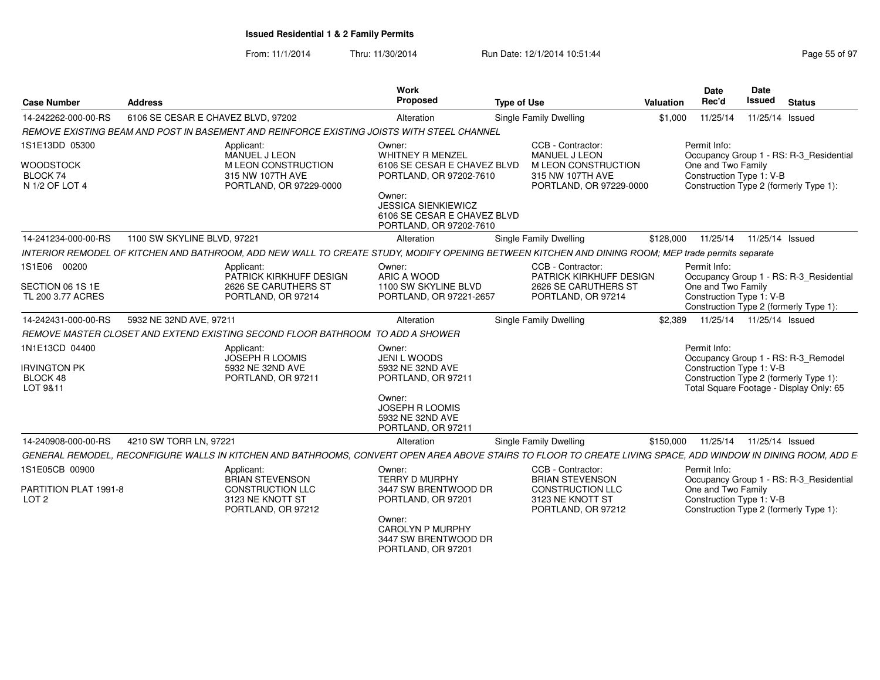**Issued Residential 1 & 2 Family Permits**

From: 11/1/2014 Thru: 11/30/2014 Run Date: 12/1/2014 10:51:44

| Case Number | Address | Work Proposed | Type of Use | Valuation | Date Rec'd | Date Issued | Status |
|---|---|---|---|---|---|---|---|
| 14-242262-000-00-RS | 6106 SE CESAR E CHAVEZ BLVD, 97202 | Alteration | Single Family Dwelling | $1,000 | 11/25/14 | 11/25/14 | Issued |

*REMOVE EXISTING BEAM AND POST IN BASEMENT AND REINFORCE EXISTING JOISTS WITH STEEL CHANNEL*

1S1E13DD 05300
WOODSTOCK
BLOCK 74
N 1/2 OF LOT 4

Applicant:
MANUEL J LEON
M LEON CONSTRUCTION
315 NW 107TH AVE
PORTLAND, OR 97229-0000

Owner:
WHITNEY R MENZEL
6106 SE CESAR E CHAVEZ BLVD
PORTLAND, OR 97202-7610

Owner:
JESSICA SIENKIEWICZ
6106 SE CESAR E CHAVEZ BLVD
PORTLAND, OR 97202-7610

CCB - Contractor:
MANUEL J LEON
M LEON CONSTRUCTION
315 NW 107TH AVE
PORTLAND, OR 97229-0000

Permit Info:
Occupancy Group 1 - RS: R-3_Residential One and Two Family
Construction Type 1: V-B
Construction Type 2 (formerly Type 1):

| Case Number | Address | Work Proposed | Type of Use | Valuation | Date Rec'd | Date Issued | Status |
|---|---|---|---|---|---|---|---|
| 14-241234-000-00-RS | 1100 SW SKYLINE BLVD, 97221 | Alteration | Single Family Dwelling | $128,000 | 11/25/14 | 11/25/14 | Issued |

*INTERIOR REMODEL OF KITCHEN AND BATHROOM, ADD NEW WALL TO CREATE STUDY, MODIFY OPENING BETWEEN KITCHEN AND DINING ROOM; MEP trade permits separate*

1S1E06 00200
SECTION 06 1S 1E
TL 200 3.77 ACRES

Applicant:
PATRICK KIRKHUFF DESIGN
2626 SE CARUTHERS ST
PORTLAND, OR 97214

Owner:
ARIC A WOOD
1100 SW SKYLINE BLVD
PORTLAND, OR 97221-2657

CCB - Contractor:
PATRICK KIRKHUFF DESIGN
2626 SE CARUTHERS ST
PORTLAND, OR 97214

Permit Info:
Occupancy Group 1 - RS: R-3_Residential One and Two Family
Construction Type 1: V-B
Construction Type 2 (formerly Type 1):

| Case Number | Address | Work Proposed | Type of Use | Valuation | Date Rec'd | Date Issued | Status |
|---|---|---|---|---|---|---|---|
| 14-242431-000-00-RS | 5932 NE 32ND AVE, 97211 | Alteration | Single Family Dwelling | $2,389 | 11/25/14 | 11/25/14 | Issued |

*REMOVE MASTER CLOSET AND EXTEND EXISTING SECOND FLOOR BATHROOM TO ADD A SHOWER*

1N1E13CD 04400
IRVINGTON PK
BLOCK 48
LOT 9&11

Applicant:
JOSEPH R LOOMIS
5932 NE 32ND AVE
PORTLAND, OR 97211

Owner:
JENI L WOODS
5932 NE 32ND AVE
PORTLAND, OR 97211

Owner:
JOSEPH R LOOMIS
5932 NE 32ND AVE
PORTLAND, OR 97211

Permit Info:
Occupancy Group 1 - RS: R-3_Remodel
Construction Type 1: V-B
Construction Type 2 (formerly Type 1):
Total Square Footage - Display Only: 65

| Case Number | Address | Work Proposed | Type of Use | Valuation | Date Rec'd | Date Issued | Status |
|---|---|---|---|---|---|---|---|
| 14-240908-000-00-RS | 4210 SW TORR LN, 97221 | Alteration | Single Family Dwelling | $150,000 | 11/25/14 | 11/25/14 | Issued |

*GENERAL REMODEL, RECONFIGURE WALLS IN KITCHEN AND BATHROOMS, CONVERT OPEN AREA ABOVE STAIRS TO FLOOR TO CREATE LIVING SPACE, ADD WINDOW IN DINING ROOM, ADD E*

1S1E05CB 00900
PARTITION PLAT 1991-8
LOT 2

Applicant:
BRIAN STEVENSON
CONSTRUCTION LLC
3123 NE KNOTT ST
PORTLAND, OR 97212

Owner:
TERRY D MURPHY
3447 SW BRENTWOOD DR
PORTLAND, OR 97201

Owner:
CAROLYN P MURPHY
3447 SW BRENTWOOD DR
PORTLAND, OR 97201

CCB - Contractor:
BRIAN STEVENSON
CONSTRUCTION LLC
3123 NE KNOTT ST
PORTLAND, OR 97212

Permit Info:
Occupancy Group 1 - RS: R-3_Residential One and Two Family
Construction Type 1: V-B
Construction Type 2 (formerly Type 1):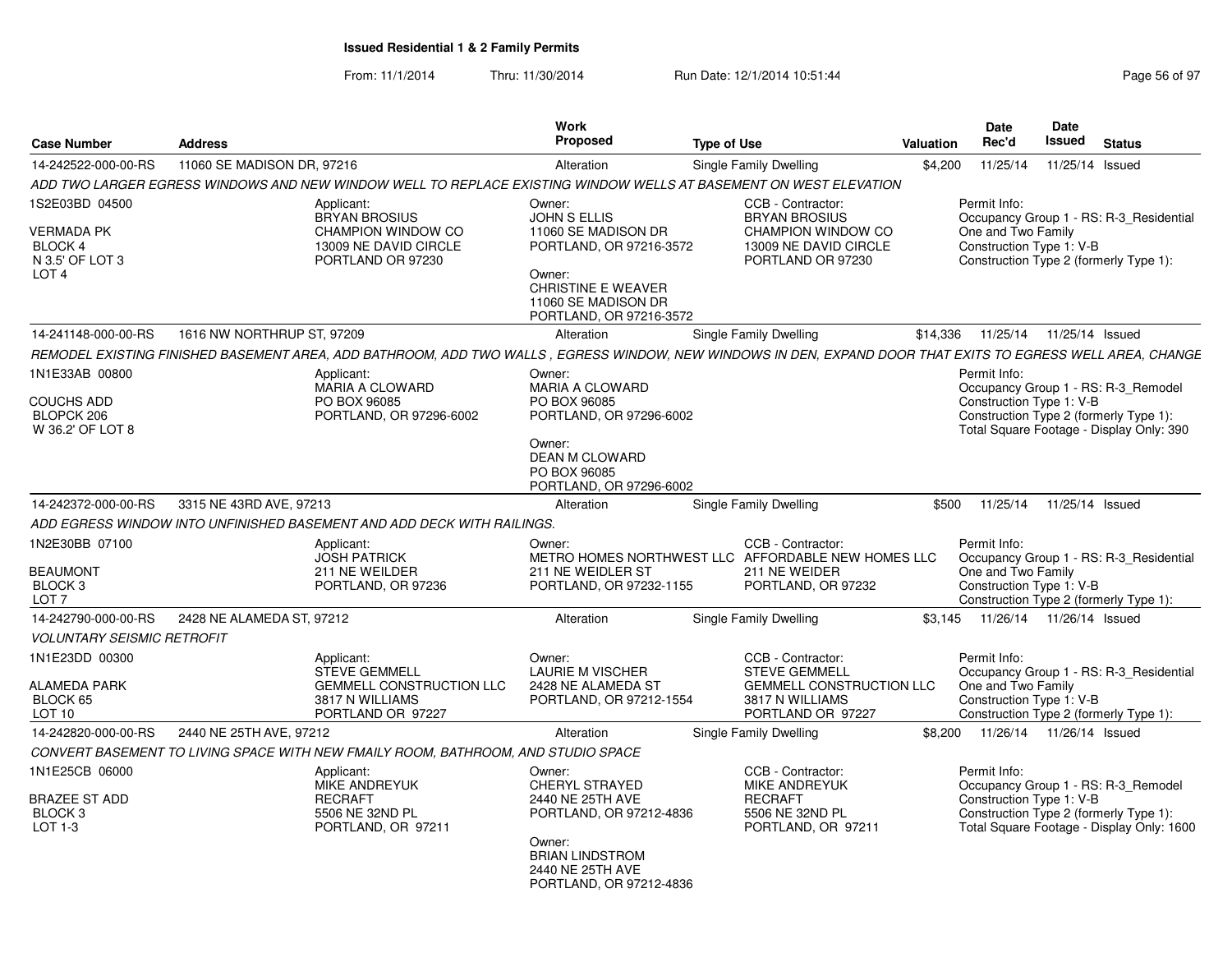## Issued Residential 1 & 2 Family Permits

From: 11/1/2014 Thru: 11/30/2014 Run Date: 12/1/2014 10:51:44

| Case Number | Address | Work Proposed | Type of Use | Valuation | Date Rec'd | Date Issued | Status |
|---|---|---|---|---|---|---|---|
| 14-242522-000-00-RS | 11060 SE MADISON DR, 97216 | Alteration | Single Family Dwelling | $4,200 | 11/25/14 | 11/25/14 | Issued |

*ADD TWO LARGER EGRESS WINDOWS AND NEW WINDOW WELL TO REPLACE EXISTING WINDOW WELLS AT BASEMENT ON WEST ELEVATION*

1S2E03BD 04500
VERMADA PK
BLOCK 4
N 3.5' OF LOT 3
LOT 4

Applicant:
BRYAN BROSIUS
CHAMPION WINDOW CO
13009 NE DAVID CIRCLE
PORTLAND OR 97230

Owner:
JOHN S ELLIS
11060 SE MADISON DR
PORTLAND, OR 97216-3572

Owner:
CHRISTINE E WEAVER
11060 SE MADISON DR
PORTLAND, OR 97216-3572

CCB - Contractor:
BRYAN BROSIUS
CHAMPION WINDOW CO
13009 NE DAVID CIRCLE
PORTLAND OR 97230

Permit Info:
Occupancy Group 1 - RS: R-3_Residential One and Two Family
Construction Type 1: V-B
Construction Type 2 (formerly Type 1):

| Case Number | Address | Work Proposed | Type of Use | Valuation | Date Rec'd | Date Issued | Status |
|---|---|---|---|---|---|---|---|
| 14-241148-000-00-RS | 1616 NW NORTHRUP ST, 97209 | Alteration | Single Family Dwelling | $14,336 | 11/25/14 | 11/25/14 | Issued |

*REMODEL EXISTING FINISHED BASEMENT AREA, ADD BATHROOM, ADD TWO WALLS , EGRESS WINDOW, NEW WINDOWS IN DEN, EXPAND DOOR THAT EXITS TO EGRESS WELL AREA, CHANGE*

1N1E33AB 00800
COUCHS ADD
BLOPCK 206
W 36.2' OF LOT 8

Applicant:
MARIA A CLOWARD
PO BOX 96085
PORTLAND, OR 97296-6002

Owner:
MARIA A CLOWARD
PO BOX 96085
PORTLAND, OR 97296-6002

Owner:
DEAN M CLOWARD
PO BOX 96085
PORTLAND, OR 97296-6002

Permit Info:
Occupancy Group 1 - RS: R-3_Remodel
Construction Type 1: V-B
Construction Type 2 (formerly Type 1):
Total Square Footage - Display Only: 390

| Case Number | Address | Work Proposed | Type of Use | Valuation | Date Rec'd | Date Issued | Status |
|---|---|---|---|---|---|---|---|
| 14-242372-000-00-RS | 3315 NE 43RD AVE, 97213 | Alteration | Single Family Dwelling | $500 | 11/25/14 | 11/25/14 | Issued |

*ADD EGRESS WINDOW INTO UNFINISHED BASEMENT AND ADD DECK WITH RAILINGS.*

1N2E30BB 07100
BEAUMONT
BLOCK 3
LOT 7

Applicant:
JOSH PATRICK
211 NE WEILDER
PORTLAND, OR 97236

Owner:
METRO HOMES NORTHWEST LLC
211 NE WEIDLER ST
PORTLAND, OR 97232-1155

CCB - Contractor:
AFFORDABLE NEW HOMES LLC
211 NE WEIDER
PORTLAND, OR 97232

Permit Info:
Occupancy Group 1 - RS: R-3_Residential One and Two Family
Construction Type 1: V-B
Construction Type 2 (formerly Type 1):

| Case Number | Address | Work Proposed | Type of Use | Valuation | Date Rec'd | Date Issued | Status |
|---|---|---|---|---|---|---|---|
| 14-242790-000-00-RS | 2428 NE ALAMEDA ST, 97212 | Alteration | Single Family Dwelling | $3,145 | 11/26/14 | 11/26/14 | Issued |

*VOLUNTARY SEISMIC RETROFIT*

1N1E23DD 00300
ALAMEDA PARK
BLOCK 65
LOT 10

Applicant:
STEVE GEMMELL
GEMMELL CONSTRUCTION LLC
3817 N WILLIAMS
PORTLAND OR 97227

Owner:
LAURIE M VISCHER
2428 NE ALAMEDA ST
PORTLAND, OR 97212-1554

CCB - Contractor:
STEVE GEMMELL
GEMMELL CONSTRUCTION LLC
3817 N WILLIAMS
PORTLAND OR 97227

Permit Info:
Occupancy Group 1 - RS: R-3_Residential One and Two Family
Construction Type 1: V-B
Construction Type 2 (formerly Type 1):

| Case Number | Address | Work Proposed | Type of Use | Valuation | Date Rec'd | Date Issued | Status |
|---|---|---|---|---|---|---|---|
| 14-242820-000-00-RS | 2440 NE 25TH AVE, 97212 | Alteration | Single Family Dwelling | $8,200 | 11/26/14 | 11/26/14 | Issued |

*CONVERT BASEMENT TO LIVING SPACE WITH NEW FMAILY ROOM, BATHROOM, AND STUDIO SPACE*

1N1E25CB 06000
BRAZEE ST ADD
BLOCK 3
LOT 1-3

Applicant:
MIKE ANDREYUK
RECRAFT
5506 NE 32ND PL
PORTLAND, OR 97211

Owner:
CHERYL STRAYED
2440 NE 25TH AVE
PORTLAND, OR 97212-4836

Owner:
BRIAN LINDSTROM
2440 NE 25TH AVE
PORTLAND, OR 97212-4836

CCB - Contractor:
MIKE ANDREYUK
RECRAFT
5506 NE 32ND PL
PORTLAND, OR 97211

Permit Info:
Occupancy Group 1 - RS: R-3_Remodel
Construction Type 1: V-B
Construction Type 2 (formerly Type 1):
Total Square Footage - Display Only: 1600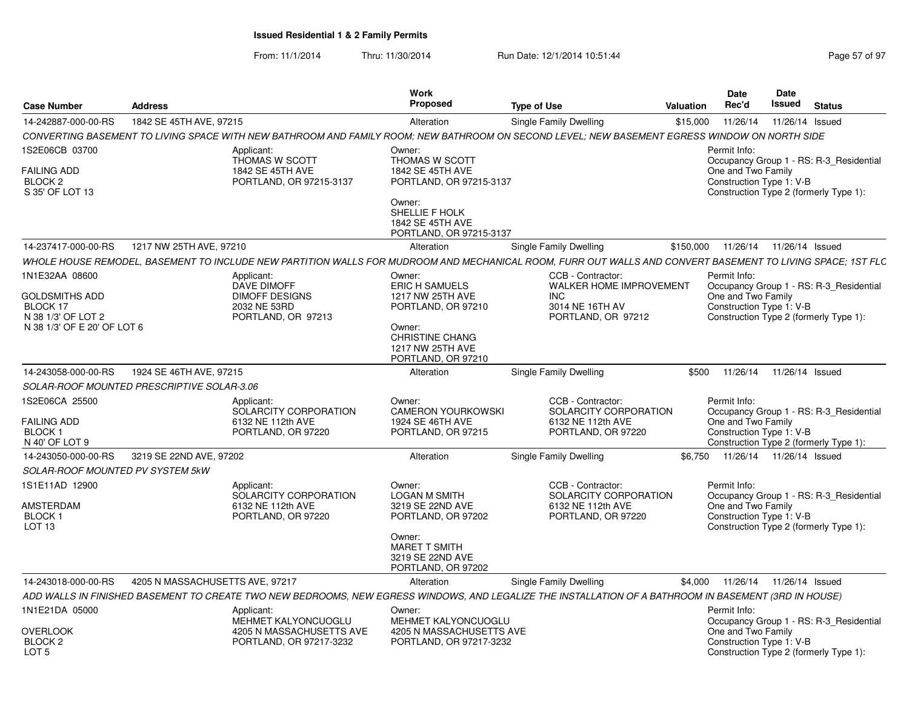## Issued Residential 1 & 2 Family Permits

From: 11/1/2014 Thru: 11/30/2014 Run Date: 12/1/2014 10:51:44

| Case Number | Address | Work Proposed | Type of Use | Valuation | Date Rec'd | Date Issued | Status |
|---|---|---|---|---|---|---|---|
| 14-242887-000-00-RS | 1842 SE 45TH AVE, 97215 | Alteration | Single Family Dwelling | $15,000 | 11/26/14 | 11/26/14 | Issued |

*CONVERTING BASEMENT TO LIVING SPACE WITH NEW BATHROOM AND FAMILY ROOM; NEW BATHROOM ON SECOND LEVEL; NEW BASEMENT EGRESS WINDOW ON NORTH SIDE*

1S2E06CB 03700
FAILING ADD
BLOCK 2
S 35' OF LOT 13

Applicant:
THOMAS W SCOTT
1842 SE 45TH AVE
PORTLAND, OR 97215-3137

Owner:
THOMAS W SCOTT
1842 SE 45TH AVE
PORTLAND, OR 97215-3137

Owner:
SHELLIE F HOLK
1842 SE 45TH AVE
PORTLAND, OR 97215-3137

Permit Info:
Occupancy Group 1 - RS: R-3_Residential One and Two Family
Construction Type 1: V-B
Construction Type 2 (formerly Type 1):

| Case Number | Address | Work Proposed | Type of Use | Valuation | Date Rec'd | Date Issued | Status |
|---|---|---|---|---|---|---|---|
| 14-237417-000-00-RS | 1217 NW 25TH AVE, 97210 | Alteration | Single Family Dwelling | $150,000 | 11/26/14 | 11/26/14 | Issued |

*WHOLE HOUSE REMODEL, BASEMENT TO INCLUDE NEW PARTITION WALLS FOR MUDROOM AND MECHANICAL ROOM, FURR OUT WALLS AND CONVERT BASEMENT TO LIVING SPACE; 1ST FLC*

1N1E32AA 08600
GOLDSMITHS ADD
BLOCK 17
N 38 1/3' OF LOT 2
N 38 1/3' OF E 20' OF LOT 6

Applicant:
DAVE DIMOFF
DIMOFF DESIGNS
2032 NE 53RD
PORTLAND, OR 97213

Owner:
ERIC H SAMUELS
1217 NW 25TH AVE
PORTLAND, OR 97210

Owner:
CHRISTINE CHANG
1217 NW 25TH AVE
PORTLAND, OR 97210

CCB - Contractor:
WALKER HOME IMPROVEMENT INC
3014 NE 16TH AV
PORTLAND, OR 97212

Permit Info:
Occupancy Group 1 - RS: R-3_Residential One and Two Family
Construction Type 1: V-B
Construction Type 2 (formerly Type 1):

| Case Number | Address | Work Proposed | Type of Use | Valuation | Date Rec'd | Date Issued | Status |
|---|---|---|---|---|---|---|---|
| 14-243058-000-00-RS | 1924 SE 46TH AVE, 97215 | Alteration | Single Family Dwelling | $500 | 11/26/14 | 11/26/14 | Issued |

*SOLAR-ROOF MOUNTED PRESCRIPTIVE SOLAR-3.06*

1S2E06CA 25500
FAILING ADD
BLOCK 1
N 40' OF LOT 9

Applicant:
SOLARCITY CORPORATION
6132 NE 112th AVE
PORTLAND, OR 97220

Owner:
CAMERON YOURKOWSKI
1924 SE 46TH AVE
PORTLAND, OR 97215

CCB - Contractor:
SOLARCITY CORPORATION
6132 NE 112th AVE
PORTLAND, OR 97220

Permit Info:
Occupancy Group 1 - RS: R-3_Residential One and Two Family
Construction Type 1: V-B
Construction Type 2 (formerly Type 1):

| Case Number | Address | Work Proposed | Type of Use | Valuation | Date Rec'd | Date Issued | Status |
|---|---|---|---|---|---|---|---|
| 14-243050-000-00-RS | 3219 SE 22ND AVE, 97202 | Alteration | Single Family Dwelling | $6,750 | 11/26/14 | 11/26/14 | Issued |

*SOLAR-ROOF MOUNTED PV SYSTEM 5kW*

1S1E11AD 12900
AMSTERDAM
BLOCK 1
LOT 13

Applicant:
SOLARCITY CORPORATION
6132 NE 112th AVE
PORTLAND, OR 97220

Owner:
LOGAN M SMITH
3219 SE 22ND AVE
PORTLAND, OR 97202

Owner:
MARET T SMITH
3219 SE 22ND AVE
PORTLAND, OR 97202

CCB - Contractor:
SOLARCITY CORPORATION
6132 NE 112th AVE
PORTLAND, OR 97220

Permit Info:
Occupancy Group 1 - RS: R-3_Residential One and Two Family
Construction Type 1: V-B
Construction Type 2 (formerly Type 1):

| Case Number | Address | Work Proposed | Type of Use | Valuation | Date Rec'd | Date Issued | Status |
|---|---|---|---|---|---|---|---|
| 14-243018-000-00-RS | 4205 N MASSACHUSETTS AVE, 97217 | Alteration | Single Family Dwelling | $4,000 | 11/26/14 | 11/26/14 | Issued |

*ADD WALLS IN FINISHED BASEMENT TO CREATE TWO NEW BEDROOMS, NEW EGRESS WINDOWS, AND LEGALIZE THE INSTALLATION OF A BATHROOM IN BASEMENT (3RD IN HOUSE)*

1N1E21DA 05000
OVERLOOK
BLOCK 2
LOT 5

Applicant:
MEHMET KALYONCUOGLU
4205 N MASSACHUSETTS AVE
PORTLAND, OR 97217-3232

Owner:
MEHMET KALYONCUOGLU
4205 N MASSACHUSETTS AVE
PORTLAND, OR 97217-3232

Permit Info:
Occupancy Group 1 - RS: R-3_Residential One and Two Family
Construction Type 1: V-B
Construction Type 2 (formerly Type 1):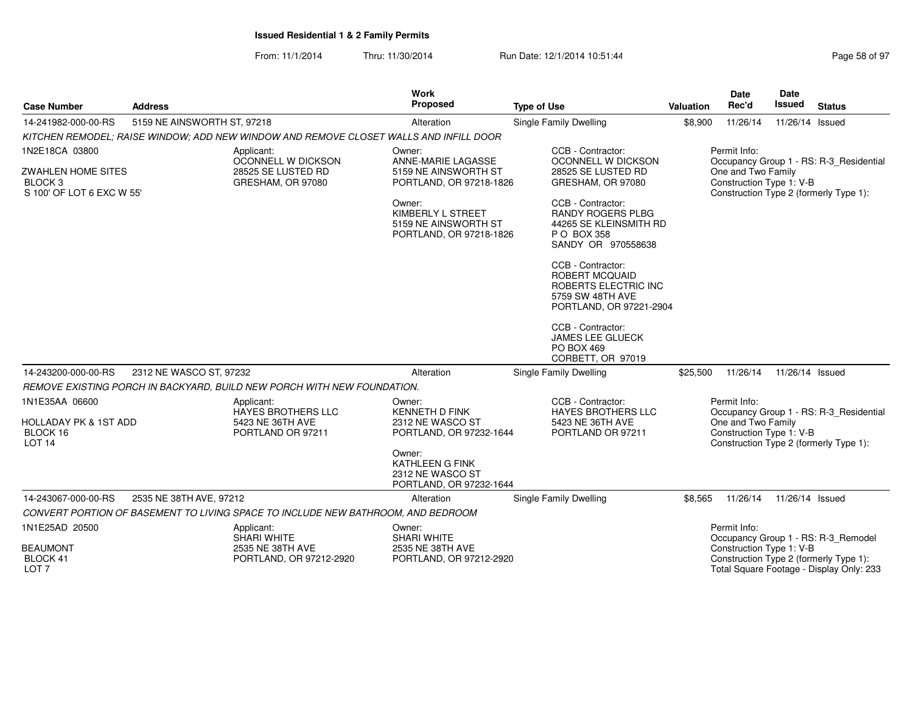**Issued Residential 1 & 2 Family Permits**

From: 11/1/2014 Thru: 11/30/2014 Run Date: 12/1/2014 10:51:44

| Case Number | Address | Work Proposed | Type of Use | Valuation | Date Rec'd | Date Issued | Status |
|---|---|---|---|---|---|---|---|
| 14-241982-000-00-RS | 5159 NE AINSWORTH ST, 97218 | Alteration | Single Family Dwelling | $8,900 | 11/26/14 | 11/26/14 | Issued |

*KITCHEN REMODEL; RAISE WINDOW; ADD NEW WINDOW AND REMOVE CLOSET WALLS AND INFILL DOOR*

1N2E18CA 03800

ZWAHLEN HOME SITES
BLOCK 3
S 100' OF LOT 6 EXC W 55'

Applicant:
OCONNELL W DICKSON
28525 SE LUSTED RD
GRESHAM, OR 97080

Owner:
ANNE-MARIE LAGASSE
5159 NE AINSWORTH ST
PORTLAND, OR 97218-1826

Owner:
KIMBERLY L STREET
5159 NE AINSWORTH ST
PORTLAND, OR 97218-1826

CCB - Contractor:
OCONNELL W DICKSON
28525 SE LUSTED RD
GRESHAM, OR 97080

CCB - Contractor:
RANDY ROGERS PLBG
44265 SE KLEINSMITH RD
P O BOX 358
SANDY OR 970558638

CCB - Contractor:
ROBERT MCQUAID
ROBERTS ELECTRIC INC
5759 SW 48TH AVE
PORTLAND, OR 97221-2904

CCB - Contractor:
JAMES LEE GLUECK
PO BOX 469
CORBETT, OR 97019

Permit Info:
Occupancy Group 1 - RS: R-3_Residential One and Two Family
Construction Type 1: V-B
Construction Type 2 (formerly Type 1):

| Case Number | Address | Work Proposed | Type of Use | Valuation | Date Rec'd | Date Issued | Status |
|---|---|---|---|---|---|---|---|
| 14-243200-000-00-RS | 2312 NE WASCO ST, 97232 | Alteration | Single Family Dwelling | $25,500 | 11/26/14 | 11/26/14 | Issued |

*REMOVE EXISTING PORCH IN BACKYARD, BUILD NEW PORCH WITH NEW FOUNDATION.*

1N1E35AA 06600

HOLLADAY PK & 1ST ADD
BLOCK 16
LOT 14

Applicant:
HAYES BROTHERS LLC
5423 NE 36TH AVE
PORTLAND OR 97211

Owner:
KENNETH D FINK
2312 NE WASCO ST
PORTLAND, OR 97232-1644

Owner:
KATHLEEN G FINK
2312 NE WASCO ST
PORTLAND, OR 97232-1644

CCB - Contractor:
HAYES BROTHERS LLC
5423 NE 36TH AVE
PORTLAND OR 97211

Permit Info:
Occupancy Group 1 - RS: R-3_Residential One and Two Family
Construction Type 1: V-B
Construction Type 2 (formerly Type 1):

| Case Number | Address | Work Proposed | Type of Use | Valuation | Date Rec'd | Date Issued | Status |
|---|---|---|---|---|---|---|---|
| 14-243067-000-00-RS | 2535 NE 38TH AVE, 97212 | Alteration | Single Family Dwelling | $8,565 | 11/26/14 | 11/26/14 | Issued |

*CONVERT PORTION OF BASEMENT TO LIVING SPACE TO INCLUDE NEW BATHROOM, AND BEDROOM*

1N1E25AD 20500

BEAUMONT
BLOCK 41
LOT 7

Applicant:
SHARI WHITE
2535 NE 38TH AVE
PORTLAND, OR 97212-2920

Owner:
SHARI WHITE
2535 NE 38TH AVE
PORTLAND, OR 97212-2920

Permit Info:
Occupancy Group 1 - RS: R-3_Remodel
Construction Type 1: V-B
Construction Type 2 (formerly Type 1):
Total Square Footage - Display Only: 233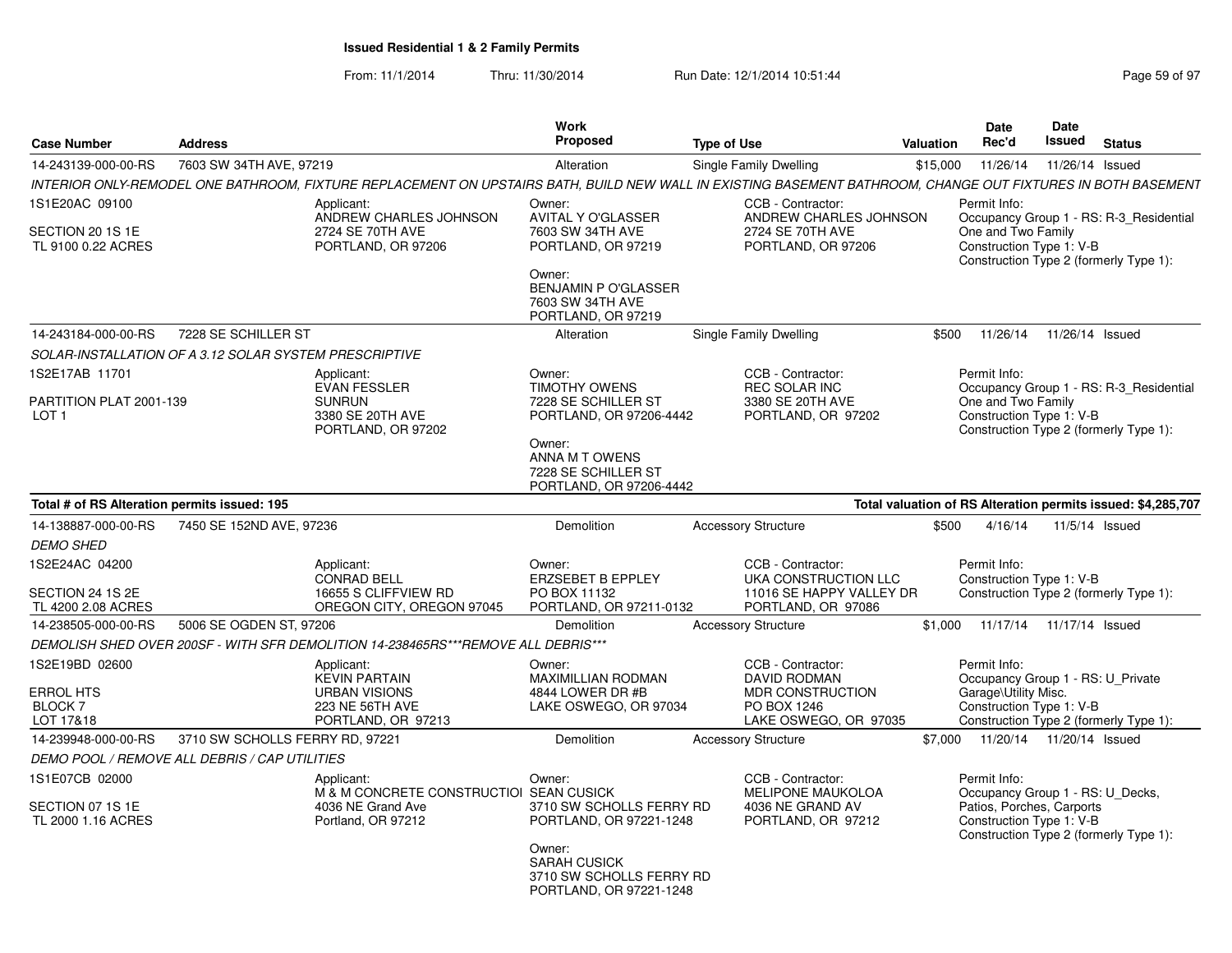## Issued Residential 1 & 2 Family Permits

From: 11/1/2014 Thru: 11/30/2014 Run Date: 12/1/2014 10:51:44

| Case Number | Address | Work Proposed | Type of Use | Valuation | Date Rec'd | Date Issued | Status |
|---|---|---|---|---|---|---|---|
| 14-243139-000-00-RS | 7603 SW 34TH AVE, 97219 | Alteration | Single Family Dwelling | $15,000 | 11/26/14 | 11/26/14 | Issued |

*INTERIOR ONLY-REMODEL ONE BATHROOM, FIXTURE REPLACEMENT ON UPSTAIRS BATH, BUILD NEW WALL IN EXISTING BASEMENT BATHROOM, CHANGE OUT FIXTURES IN BOTH BASEMENT*

1S1E20AC 09100
SECTION 20 1S 1E
TL 9100 0.22 ACRES

Applicant: ANDREW CHARLES JOHNSON, 2724 SE 70TH AVE, PORTLAND, OR 97206

Owner: AVITAL Y O'GLASSER, 7603 SW 34TH AVE, PORTLAND, OR 97219

Owner: BENJAMIN P O'GLASSER, 7603 SW 34TH AVE, PORTLAND, OR 97219

CCB - Contractor: ANDREW CHARLES JOHNSON, 2724 SE 70TH AVE, PORTLAND, OR 97206

Permit Info: Occupancy Group 1 - RS: R-3_Residential One and Two Family; Construction Type 1: V-B; Construction Type 2 (formerly Type 1):

| Case Number | Address | Work Proposed | Type of Use | Valuation | Date Rec'd | Date Issued | Status |
|---|---|---|---|---|---|---|---|
| 14-243184-000-00-RS | 7228 SE SCHILLER ST | Alteration | Single Family Dwelling | $500 | 11/26/14 | 11/26/14 | Issued |

*SOLAR-INSTALLATION OF A 3.12 SOLAR SYSTEM PRESCRIPTIVE*

1S2E17AB 11701
PARTITION PLAT 2001-139
LOT 1

Applicant: EVAN FESSLER, SUNRUN, 3380 SE 20TH AVE, PORTLAND, OR 97202

Owner: TIMOTHY OWENS, 7228 SE SCHILLER ST, PORTLAND, OR 97206-4442

Owner: ANNA M T OWENS, 7228 SE SCHILLER ST, PORTLAND, OR 97206-4442

CCB - Contractor: REC SOLAR INC, 3380 SE 20TH AVE, PORTLAND, OR 97202

Permit Info: Occupancy Group 1 - RS: R-3_Residential One and Two Family; Construction Type 1: V-B; Construction Type 2 (formerly Type 1):

**Total # of RS Alteration permits issued: 195**

**Total valuation of RS Alteration permits issued: $4,285,707**

| Case Number | Address | Work Proposed | Type of Use | Valuation | Date Rec'd | Date Issued | Status |
|---|---|---|---|---|---|---|---|
| 14-138887-000-00-RS | 7450 SE 152ND AVE, 97236 | Demolition | Accessory Structure | $500 | 4/16/14 | 11/5/14 | Issued |

*DEMO SHED*

1S2E24AC 04200
SECTION 24 1S 2E
TL 4200 2.08 ACRES

Applicant: CONRAD BELL, 16655 S CLIFFVIEW RD, OREGON CITY, OREGON 97045

Owner: ERZSEBET B EPPLEY, PO BOX 11132, PORTLAND, OR 97211-0132

CCB - Contractor: UKA CONSTRUCTION LLC, 11016 SE HAPPY VALLEY DR, PORTLAND, OR 97086

Permit Info: Construction Type 1: V-B; Construction Type 2 (formerly Type 1):

| Case Number | Address | Work Proposed | Type of Use | Valuation | Date Rec'd | Date Issued | Status |
|---|---|---|---|---|---|---|---|
| 14-238505-000-00-RS | 5006 SE OGDEN ST, 97206 | Demolition | Accessory Structure | $1,000 | 11/17/14 | 11/17/14 | Issued |

*DEMOLISH SHED OVER 200SF - WITH SFR DEMOLITION 14-238465RS***REMOVE ALL DEBRIS****

1S2E19BD 02600
ERROL HTS
BLOCK 7
LOT 17&18

Applicant: KEVIN PARTAIN, URBAN VISIONS, 223 NE 56TH AVE, PORTLAND, OR 97213

Owner: MAXIMILLIAN RODMAN, 4844 LOWER DR #B, LAKE OSWEGO, OR 97034

CCB - Contractor: DAVID RODMAN, MDR CONSTRUCTION, PO BOX 1246, LAKE OSWEGO, OR 97035

Permit Info: Occupancy Group 1 - RS: U_Private Garage\Utility Misc.; Construction Type 1: V-B; Construction Type 2 (formerly Type 1):

| Case Number | Address | Work Proposed | Type of Use | Valuation | Date Rec'd | Date Issued | Status |
|---|---|---|---|---|---|---|---|
| 14-239948-000-00-RS | 3710 SW SCHOLLS FERRY RD, 97221 | Demolition | Accessory Structure | $7,000 | 11/20/14 | 11/20/14 | Issued |

*DEMO POOL / REMOVE ALL DEBRIS / CAP UTILITIES*

1S1E07CB 02000
SECTION 07 1S 1E
TL 2000 1.16 ACRES

Applicant: M & M CONCRETE CONSTRUCTIOI, 4036 NE Grand Ave, Portland, OR 97212

Owner: SEAN CUSICK, 3710 SW SCHOLLS FERRY RD, PORTLAND, OR 97221-1248

Owner: SARAH CUSICK, 3710 SW SCHOLLS FERRY RD, PORTLAND, OR 97221-1248

CCB - Contractor: MELIPONE MAUKOLOA, 4036 NE GRAND AV, PORTLAND, OR 97212

Permit Info: Occupancy Group 1 - RS: U_Decks, Patios, Porches, Carports; Construction Type 1: V-B; Construction Type 2 (formerly Type 1):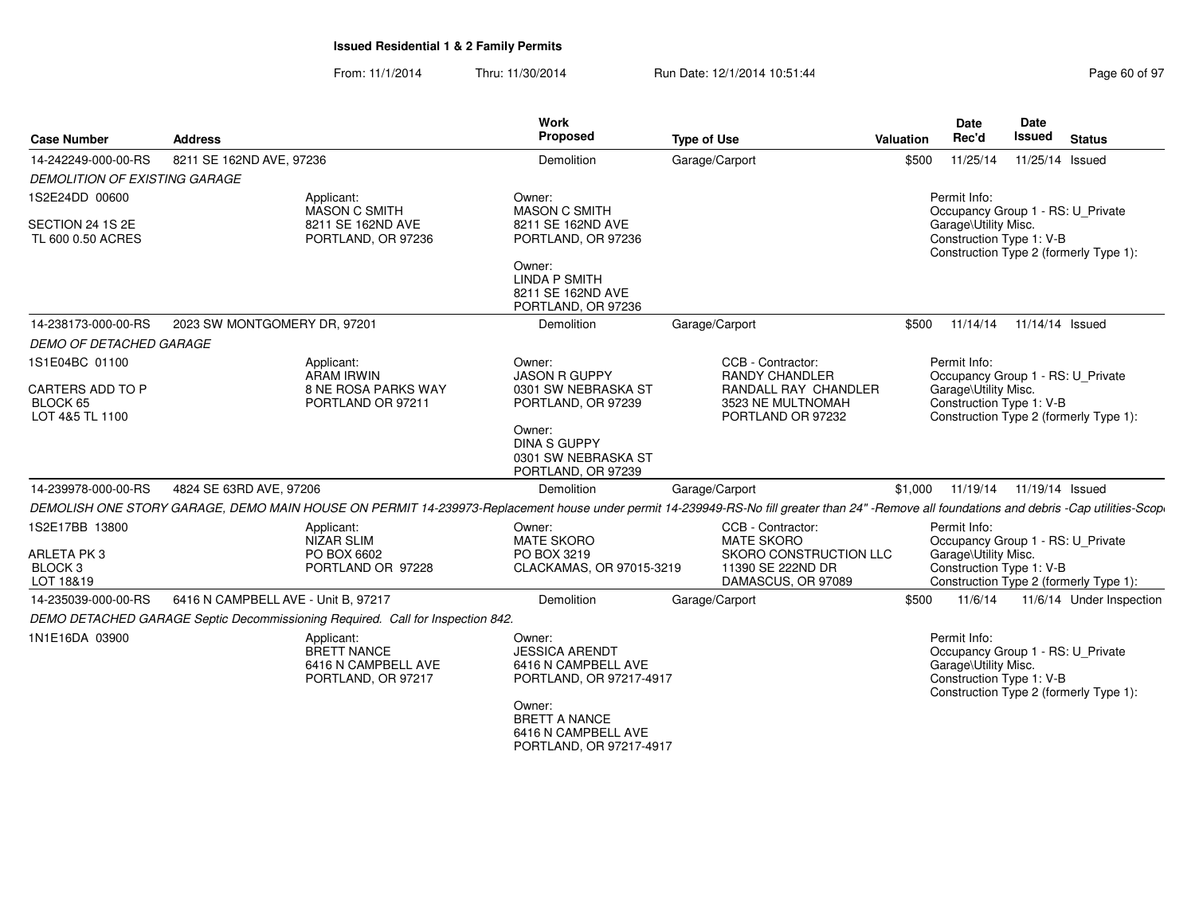# Issued Residential 1 & 2 Family Permits

From: 11/1/2014 Thru: 11/30/2014 Run Date: 12/1/2014 10:51:44

| Case Number | Address | Work Proposed | Type of Use | Valuation | Date Rec'd | Date Issued | Status |
|---|---|---|---|---|---|---|---|
| 14-242249-000-00-RS | 8211 SE 162ND AVE, 97236 | Demolition | Garage/Carport | $500 | 11/25/14 | 11/25/14 | Issued |

*DEMOLITION OF EXISTING GARAGE*

1S2E24DD 00600

SECTION 24 1S 2E
TL 600 0.50 ACRES

Applicant:
MASON C SMITH
8211 SE 162ND AVE
PORTLAND, OR 97236

Owner:
MASON C SMITH
8211 SE 162ND AVE
PORTLAND, OR 97236

Owner:
LINDA P SMITH
8211 SE 162ND AVE
PORTLAND, OR 97236

Permit Info:
Occupancy Group 1 - RS: U_Private Garage\Utility Misc.
Construction Type 1: V-B
Construction Type 2 (formerly Type 1):

| Case Number | Address | Work Proposed | Type of Use | Valuation | Date Rec'd | Date Issued | Status |
|---|---|---|---|---|---|---|---|
| 14-238173-000-00-RS | 2023 SW MONTGOMERY DR, 97201 | Demolition | Garage/Carport | $500 | 11/14/14 | 11/14/14 | Issued |

*DEMO OF DETACHED GARAGE*

1S1E04BC 01100

CARTERS ADD TO P
BLOCK 65
LOT 4&5 TL 1100

Applicant:
ARAM IRWIN
8 NE ROSA PARKS WAY
PORTLAND OR 97211

Owner:
JASON R GUPPY
0301 SW NEBRASKA ST
PORTLAND, OR 97239

Owner:
DINA S GUPPY
0301 SW NEBRASKA ST
PORTLAND, OR 97239

CCB - Contractor:
RANDY CHANDLER
RANDALL RAY CHANDLER
3523 NE MULTNOMAH
PORTLAND OR 97232

Permit Info:
Occupancy Group 1 - RS: U_Private Garage\Utility Misc.
Construction Type 1: V-B
Construction Type 2 (formerly Type 1):

| Case Number | Address | Work Proposed | Type of Use | Valuation | Date Rec'd | Date Issued | Status |
|---|---|---|---|---|---|---|---|
| 14-239978-000-00-RS | 4824 SE 63RD AVE, 97206 | Demolition | Garage/Carport | $1,000 | 11/19/14 | 11/19/14 | Issued |

*DEMOLISH ONE STORY GARAGE, DEMO MAIN HOUSE ON PERMIT 14-239973-Replacement house under permit 14-239949-RS-No fill greater than 24" -Remove all foundations and debris -Cap utilities-Scop*

1S2E17BB 13800

ARLETA PK 3
BLOCK 3
LOT 18&19

Applicant:
NIZAR SLIM
PO BOX 6602
PORTLAND OR 97228

Owner:
MATE SKORO
PO BOX 3219
CLACKAMAS, OR 97015-3219

CCB - Contractor:
MATE SKORO
SKORO CONSTRUCTION LLC
11390 SE 222ND DR
DAMASCUS, OR 97089

Permit Info:
Occupancy Group 1 - RS: U_Private Garage\Utility Misc.
Construction Type 1: V-B
Construction Type 2 (formerly Type 1):

| Case Number | Address | Work Proposed | Type of Use | Valuation | Date Rec'd | Date Issued | Status |
|---|---|---|---|---|---|---|---|
| 14-235039-000-00-RS | 6416 N CAMPBELL AVE - Unit B, 97217 | Demolition | Garage/Carport | $500 | 11/6/14 | 11/6/14 | Under Inspection |

*DEMO DETACHED GARAGE Septic Decommissioning Required. Call for Inspection 842.*

1N1E16DA 03900

Applicant:
BRETT NANCE
6416 N CAMPBELL AVE
PORTLAND, OR 97217

Owner:
JESSICA ARENDT
6416 N CAMPBELL AVE
PORTLAND, OR 97217-4917

Owner:
BRETT A NANCE
6416 N CAMPBELL AVE
PORTLAND, OR 97217-4917

Permit Info:
Occupancy Group 1 - RS: U_Private Garage\Utility Misc.
Construction Type 1: V-B
Construction Type 2 (formerly Type 1):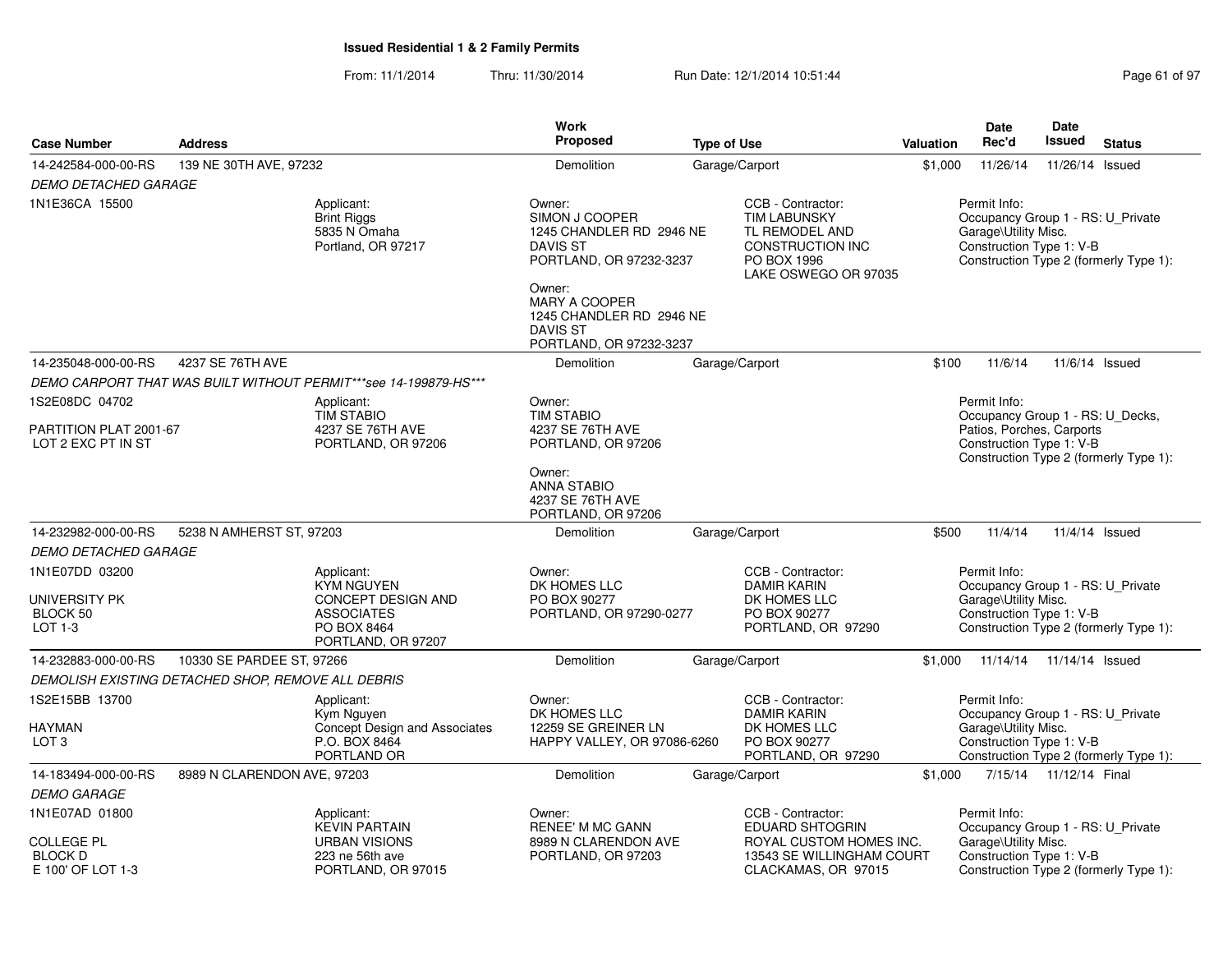## Issued Residential 1 & 2 Family Permits

From: 11/1/2014 Thru: 11/30/2014 Run Date: 12/1/2014 10:51:44

| Case Number | Address | Work Proposed | Type of Use | Valuation | Date Rec'd | Date Issued | Status |
|---|---|---|---|---|---|---|---|
| 14-242584-000-00-RS | 139 NE 30TH AVE, 97232 | Demolition | Garage/Carport | $1,000 | 11/26/14 | 11/26/14 | Issued |

*DEMO DETACHED GARAGE*

1N1E36CA 15500

Applicant:
Brint Riggs
5835 N Omaha
Portland, OR 97217

Owner:
SIMON J COOPER
1245 CHANDLER RD 2946 NE DAVIS ST
PORTLAND, OR 97232-3237

Owner:
MARY A COOPER
1245 CHANDLER RD 2946 NE DAVIS ST
PORTLAND, OR 97232-3237

CCB - Contractor:
TIM LABUNSKY
TL REMODEL AND CONSTRUCTION INC
PO BOX 1996
LAKE OSWEGO OR 97035

Permit Info:
Occupancy Group 1 - RS: U_Private Garage\Utility Misc.
Construction Type 1: V-B
Construction Type 2 (formerly Type 1):

| Case Number | Address | Work Proposed | Type of Use | Valuation | Date Rec'd | Date Issued | Status |
|---|---|---|---|---|---|---|---|
| 14-235048-000-00-RS | 4237 SE 76TH AVE | Demolition | Garage/Carport | $100 | 11/6/14 | 11/6/14 | Issued |

*DEMO CARPORT THAT WAS BUILT WITHOUT PERMIT***see 14-199879-HS****

1S2E08DC 04702

PARTITION PLAT 2001-67
LOT 2 EXC PT IN ST

Applicant:
TIM STABIO
4237 SE 76TH AVE
PORTLAND, OR 97206

Owner:
TIM STABIO
4237 SE 76TH AVE
PORTLAND, OR 97206

Owner:
ANNA STABIO
4237 SE 76TH AVE
PORTLAND, OR 97206

Permit Info:
Occupancy Group 1 - RS: U_Decks, Patios, Porches, Carports
Construction Type 1: V-B
Construction Type 2 (formerly Type 1):

| Case Number | Address | Work Proposed | Type of Use | Valuation | Date Rec'd | Date Issued | Status |
|---|---|---|---|---|---|---|---|
| 14-232982-000-00-RS | 5238 N AMHERST ST, 97203 | Demolition | Garage/Carport | $500 | 11/4/14 | 11/4/14 | Issued |

*DEMO DETACHED GARAGE*

1N1E07DD 03200

UNIVERSITY PK
BLOCK 50
LOT 1-3

Applicant:
KYM NGUYEN
CONCEPT DESIGN AND ASSOCIATES
PO BOX 8464
PORTLAND, OR 97207

Owner:
DK HOMES LLC
PO BOX 90277
PORTLAND, OR 97290-0277

CCB - Contractor:
DAMIR KARIN
DK HOMES LLC
PO BOX 90277
PORTLAND, OR 97290

Permit Info:
Occupancy Group 1 - RS: U_Private Garage\Utility Misc.
Construction Type 1: V-B
Construction Type 2 (formerly Type 1):

| Case Number | Address | Work Proposed | Type of Use | Valuation | Date Rec'd | Date Issued | Status |
|---|---|---|---|---|---|---|---|
| 14-232883-000-00-RS | 10330 SE PARDEE ST, 97266 | Demolition | Garage/Carport | $1,000 | 11/14/14 | 11/14/14 | Issued |

*DEMOLISH EXISTING DETACHED SHOP, REMOVE ALL DEBRIS*

1S2E15BB 13700

HAYMAN
LOT 3

Applicant:
Kym Nguyen
Concept Design and Associates
P.O. BOX 8464
PORTLAND OR

Owner:
DK HOMES LLC
12259 SE GREINER LN
HAPPY VALLEY, OR 97086-6260

CCB - Contractor:
DAMIR KARIN
DK HOMES LLC
PO BOX 90277
PORTLAND, OR 97290

Permit Info:
Occupancy Group 1 - RS: U_Private Garage\Utility Misc.
Construction Type 1: V-B
Construction Type 2 (formerly Type 1):

| Case Number | Address | Work Proposed | Type of Use | Valuation | Date Rec'd | Date Issued | Status |
|---|---|---|---|---|---|---|---|
| 14-183494-000-00-RS | 8989 N CLARENDON AVE, 97203 | Demolition | Garage/Carport | $1,000 | 7/15/14 | 11/12/14 | Final |

*DEMO GARAGE*

1N1E07AD 01800

COLLEGE PL
BLOCK D
E 100' OF LOT 1-3

Applicant:
KEVIN PARTAIN
URBAN VISIONS
223 ne 56th ave
PORTLAND, OR 97015

Owner:
RENEE' M MC GANN
8989 N CLARENDON AVE
PORTLAND, OR 97203

CCB - Contractor:
EDUARD SHTOGRIN
ROYAL CUSTOM HOMES INC.
13543 SE WILLINGHAM COURT
CLACKAMAS, OR 97015

Permit Info:
Occupancy Group 1 - RS: U_Private Garage\Utility Misc.
Construction Type 1: V-B
Construction Type 2 (formerly Type 1):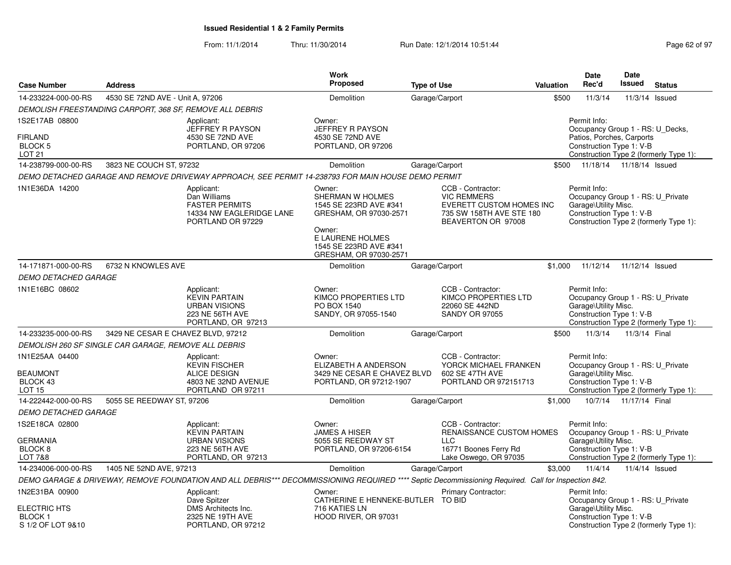## Issued Residential 1 & 2 Family Permits

From: 11/1/2014 Thru: 11/30/2014 Run Date: 12/1/2014 10:51:44

| Case Number | Address | Work Proposed | Type of Use | Valuation | Date Rec'd | Date Issued | Status |
|---|---|---|---|---|---|---|---|
| 14-233224-000-00-RS | 4530 SE 72ND AVE - Unit A, 97206 | Demolition | Garage/Carport | $500 | 11/3/14 | 11/3/14 | Issued |

DEMOLISH FREESTANDING CARPORT, 368 SF, REMOVE ALL DEBRIS

1S2E17AB 08800
FIRLAND
BLOCK 5
LOT 21

Applicant: JEFFREY R PAYSON, 4530 SE 72ND AVE, PORTLAND, OR 97206

Owner: JEFFREY R PAYSON, 4530 SE 72ND AVE, PORTLAND, OR 97206

Permit Info: Occupancy Group 1 - RS: U_Decks, Patios, Porches, Carports; Construction Type 1: V-B; Construction Type 2 (formerly Type 1):

| Case Number | Address | Work Proposed | Type of Use | Valuation | Date Rec'd | Date Issued | Status |
|---|---|---|---|---|---|---|---|
| 14-238799-000-00-RS | 3823 NE COUCH ST, 97232 | Demolition | Garage/Carport | $500 | 11/18/14 | 11/18/14 | Issued |

DEMO DETACHED GARAGE AND REMOVE DRIVEWAY APPROACH, SEE PERMIT 14-238793 FOR MAIN HOUSE DEMO PERMIT

1N1E36DA 14200

Applicant: Dan Williams, FASTER PERMITS, 14334 NW EAGLERIDGE LANE, PORTLAND OR 97229

Owner: SHERMAN W HOLMES, 1545 SE 223RD AVE #341, GRESHAM, OR 97030-2571

Owner: E LAURENE HOLMES, 1545 SE 223RD AVE #341, GRESHAM, OR 97030-2571

CCB - Contractor: VIC REMMERS, EVERETT CUSTOM HOMES INC, 735 SW 158TH AVE STE 180, BEAVERTON OR 97008

Permit Info: Occupancy Group 1 - RS: U_Private Garage\Utility Misc.; Construction Type 1: V-B; Construction Type 2 (formerly Type 1):

| Case Number | Address | Work Proposed | Type of Use | Valuation | Date Rec'd | Date Issued | Status |
|---|---|---|---|---|---|---|---|
| 14-171871-000-00-RS | 6732 N KNOWLES AVE | Demolition | Garage/Carport | $1,000 | 11/12/14 | 11/12/14 | Issued |

DEMO DETACHED GARAGE

1N1E16BC 08602

Applicant: KEVIN PARTAIN, URBAN VISIONS, 223 NE 56TH AVE, PORTLAND, OR 97213

Owner: KIMCO PROPERTIES LTD, PO BOX 1540, SANDY, OR 97055-1540

CCB - Contractor: KIMCO PROPERTIES LTD, 22060 SE 442ND, SANDY OR 97055

Permit Info: Occupancy Group 1 - RS: U_Private Garage\Utility Misc.; Construction Type 1: V-B; Construction Type 2 (formerly Type 1):

| Case Number | Address | Work Proposed | Type of Use | Valuation | Date Rec'd | Date Issued | Status |
|---|---|---|---|---|---|---|---|
| 14-233235-000-00-RS | 3429 NE CESAR E CHAVEZ BLVD, 97212 | Demolition | Garage/Carport | $500 | 11/3/14 | 11/3/14 | Final |

DEMOLISH 260 SF SINGLE CAR GARAGE, REMOVE ALL DEBRIS

1N1E25AA 04400
BEAUMONT
BLOCK 43
LOT 15

Applicant: KEVIN FISCHER, ALICE DESIGN, 4803 NE 32ND AVENUE, PORTLAND OR 97211

Owner: ELIZABETH A ANDERSON, 3429 NE CESAR E CHAVEZ BLVD, PORTLAND, OR 97212-1907

CCB - Contractor: YORCK MICHAEL FRANKEN, 602 SE 47TH AVE, PORTLAND OR 972151713

Permit Info: Occupancy Group 1 - RS: U_Private Garage\Utility Misc.; Construction Type 1: V-B; Construction Type 2 (formerly Type 1):

| Case Number | Address | Work Proposed | Type of Use | Valuation | Date Rec'd | Date Issued | Status |
|---|---|---|---|---|---|---|---|
| 14-222442-000-00-RS | 5055 SE REEDWAY ST, 97206 | Demolition | Garage/Carport | $1,000 | 10/7/14 | 11/17/14 | Final |

DEMO DETACHED GARAGE

1S2E18CA 02800
GERMANIA
BLOCK 8
LOT 7&8

Applicant: KEVIN PARTAIN, URBAN VISIONS, 223 NE 56TH AVE, PORTLAND, OR 97213

Owner: JAMES A HISER, 5055 SE REEDWAY ST, PORTLAND, OR 97206-6154

CCB - Contractor: RENAISSANCE CUSTOM HOMES LLC, 16771 Boones Ferry Rd, Lake Oswego, OR 97035

Permit Info: Occupancy Group 1 - RS: U_Private Garage\Utility Misc.; Construction Type 1: V-B; Construction Type 2 (formerly Type 1):

| Case Number | Address | Work Proposed | Type of Use | Valuation | Date Rec'd | Date Issued | Status |
|---|---|---|---|---|---|---|---|
| 14-234006-000-00-RS | 1405 NE 52ND AVE, 97213 | Demolition | Garage/Carport | $3,000 | 11/4/14 | 11/4/14 | Issued |

DEMO GARAGE & DRIVEWAY, REMOVE FOUNDATION AND ALL DEBRIS*** DECOMMISSIONING REQUIRED **** Septic Decommissioning Required. Call for Inspection 842.

1N2E31BA 00900
ELECTRIC HTS
BLOCK 1
S 1/2 OF LOT 9&10

Applicant: Dave Spitzer, DMS Architects Inc., 2325 NE 19TH AVE, PORTLAND, OR 97212

Owner: CATHERINE E HENNEKE-BUTLER, 716 KATIES LN, HOOD RIVER, OR 97031

Primary Contractor: TO BID

Permit Info: Occupancy Group 1 - RS: U_Private Garage\Utility Misc.; Construction Type 1: V-B; Construction Type 2 (formerly Type 1):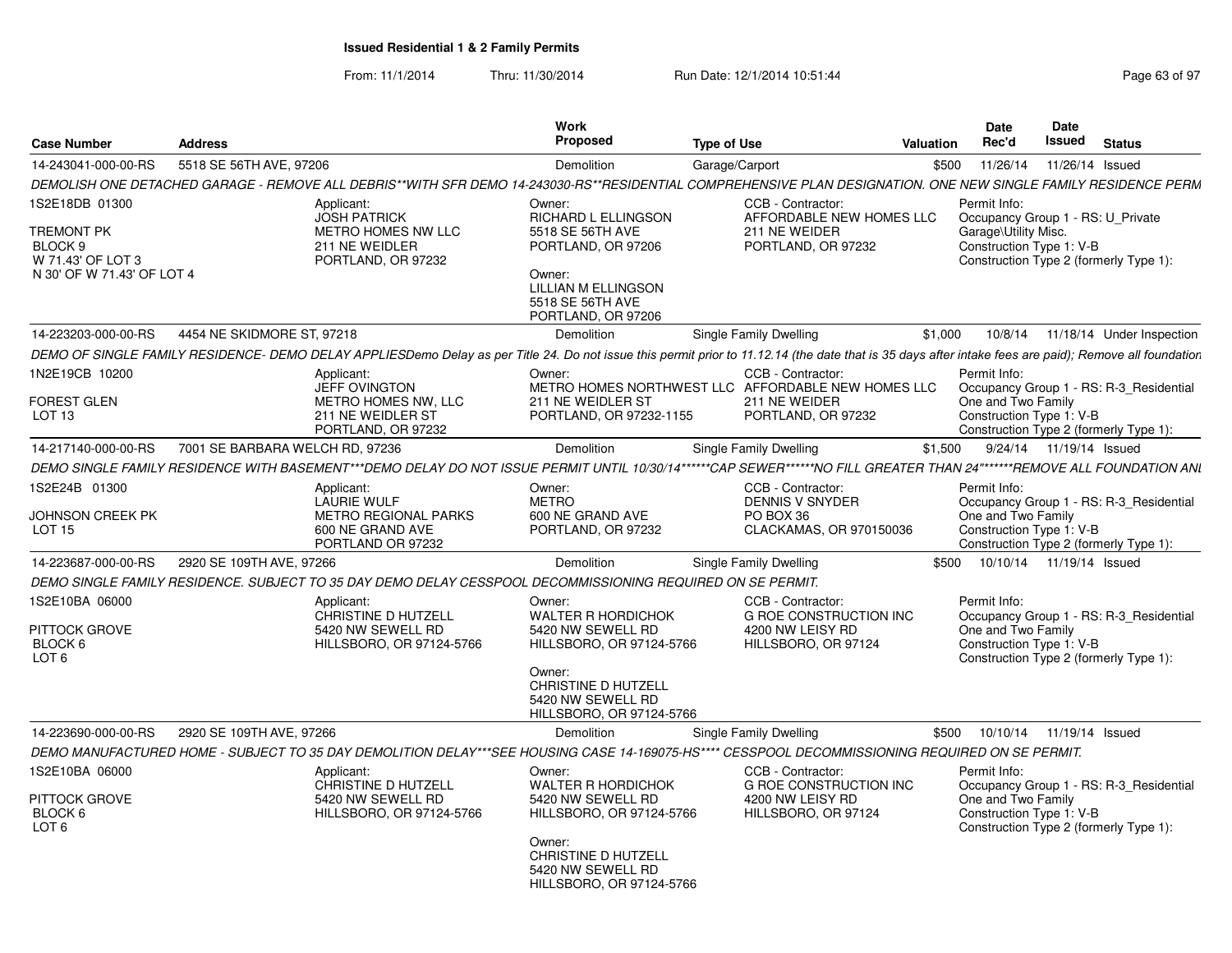**Issued Residential 1 & 2 Family Permits**

From: 11/1/2014 Thru: 11/30/2014 Run Date: 12/1/2014 10:51:44

| Case Number | Address | Work Proposed | Type of Use | Valuation | Date Rec'd | Date Issued | Status |
|---|---|---|---|---|---|---|---|
| 14-243041-000-00-RS | 5518 SE 56TH AVE, 97206 | Demolition | Garage/Carport | $500 | 11/26/14 | 11/26/14 | Issued |

*DEMOLISH ONE DETACHED GARAGE - REMOVE ALL DEBRIS**WITH SFR DEMO 14-243030-RS**RESIDENTIAL COMPREHENSIVE PLAN DESIGNATION. ONE NEW SINGLE FAMILY RESIDENCE PERM*

1S2E18DB 01300
TREMONT PK
BLOCK 9
W 71.43' OF LOT 3
N 30' OF W 71.43' OF LOT 4

Applicant:
JOSH PATRICK
METRO HOMES NW LLC
211 NE WEIDLER
PORTLAND, OR 97232

Owner:
RICHARD L ELLINGSON
5518 SE 56TH AVE
PORTLAND, OR 97206

Owner:
LILLIAN M ELLINGSON
5518 SE 56TH AVE
PORTLAND, OR 97206

CCB - Contractor:
AFFORDABLE NEW HOMES LLC
211 NE WEIDER
PORTLAND, OR 97232

Permit Info:
Occupancy Group 1 - RS: U_Private Garage\Utility Misc.
Construction Type 1: V-B
Construction Type 2 (formerly Type 1):

| Case Number | Address | Work Proposed | Type of Use | Valuation | Date Rec'd | Date Issued | Status |
|---|---|---|---|---|---|---|---|
| 14-223203-000-00-RS | 4454 NE SKIDMORE ST, 97218 | Demolition | Single Family Dwelling | $1,000 | 10/8/14 | 11/18/14 | Under Inspection |

*DEMO OF SINGLE FAMILY RESIDENCE- DEMO DELAY APPLIESDemo Delay as per Title 24. Do not issue this permit prior to 11.12.14 (the date that is 35 days after intake fees are paid); Remove all foundation*

1N2E19CB 10200
FOREST GLEN
LOT 13

Applicant:
JEFF OVINGTON
METRO HOMES NW, LLC
211 NE WEIDLER ST
PORTLAND, OR 97232

Owner:
METRO HOMES NORTHWEST LLC
211 NE WEIDLER ST
PORTLAND, OR 97232-1155

CCB - Contractor:
AFFORDABLE NEW HOMES LLC
211 NE WEIDER
PORTLAND, OR 97232

Permit Info:
Occupancy Group 1 - RS: R-3_Residential One and Two Family
Construction Type 1: V-B
Construction Type 2 (formerly Type 1):

| Case Number | Address | Work Proposed | Type of Use | Valuation | Date Rec'd | Date Issued | Status |
|---|---|---|---|---|---|---|---|
| 14-217140-000-00-RS | 7001 SE BARBARA WELCH RD, 97236 | Demolition | Single Family Dwelling | $1,500 | 9/24/14 | 11/19/14 | Issued |

*DEMO SINGLE FAMILY RESIDENCE WITH BASEMENT***DEMO DELAY DO NOT ISSUE PERMIT UNTIL 10/30/14******CAP SEWER******NO FILL GREATER THAN 24"******REMOVE ALL FOUNDATION ANI*

1S2E24B 01300
JOHNSON CREEK PK
LOT 15

Applicant:
LAURIE WULF
METRO REGIONAL PARKS
600 NE GRAND AVE
PORTLAND OR 97232

Owner:
METRO
600 NE GRAND AVE
PORTLAND, OR 97232

CCB - Contractor:
DENNIS V SNYDER
PO BOX 36
CLACKAMAS, OR 970150036

Permit Info:
Occupancy Group 1 - RS: R-3_Residential One and Two Family
Construction Type 1: V-B
Construction Type 2 (formerly Type 1):

| Case Number | Address | Work Proposed | Type of Use | Valuation | Date Rec'd | Date Issued | Status |
|---|---|---|---|---|---|---|---|
| 14-223687-000-00-RS | 2920 SE 109TH AVE, 97266 | Demolition | Single Family Dwelling | $500 | 10/10/14 | 11/19/14 | Issued |

*DEMO SINGLE FAMILY RESIDENCE. SUBJECT TO 35 DAY DEMO DELAY CESSPOOL DECOMMISSIONING REQUIRED ON SE PERMIT.*

1S2E10BA 06000
PITTOCK GROVE
BLOCK 6
LOT 6

Applicant:
CHRISTINE D HUTZELL
5420 NW SEWELL RD
HILLSBORO, OR 97124-5766

Owner:
WALTER R HORDICHOK
5420 NW SEWELL RD
HILLSBORO, OR 97124-5766

Owner:
CHRISTINE D HUTZELL
5420 NW SEWELL RD
HILLSBORO, OR 97124-5766

CCB - Contractor:
G ROE CONSTRUCTION INC
4200 NW LEISY RD
HILLSBORO, OR 97124

Permit Info:
Occupancy Group 1 - RS: R-3_Residential One and Two Family
Construction Type 1: V-B
Construction Type 2 (formerly Type 1):

| Case Number | Address | Work Proposed | Type of Use | Valuation | Date Rec'd | Date Issued | Status |
|---|---|---|---|---|---|---|---|
| 14-223690-000-00-RS | 2920 SE 109TH AVE, 97266 | Demolition | Single Family Dwelling | $500 | 10/10/14 | 11/19/14 | Issued |

*DEMO MANUFACTURED HOME - SUBJECT TO 35 DAY DEMOLITION DELAY***SEE HOUSING CASE 14-169075-HS**** CESSPOOL DECOMMISSIONING REQUIRED ON SE PERMIT.*

1S2E10BA 06000
PITTOCK GROVE
BLOCK 6
LOT 6

Applicant:
CHRISTINE D HUTZELL
5420 NW SEWELL RD
HILLSBORO, OR 97124-5766

Owner:
WALTER R HORDICHOK
5420 NW SEWELL RD
HILLSBORO, OR 97124-5766

Owner:
CHRISTINE D HUTZELL
5420 NW SEWELL RD
HILLSBORO, OR 97124-5766

CCB - Contractor:
G ROE CONSTRUCTION INC
4200 NW LEISY RD
HILLSBORO, OR 97124

Permit Info:
Occupancy Group 1 - RS: R-3_Residential One and Two Family
Construction Type 1: V-B
Construction Type 2 (formerly Type 1):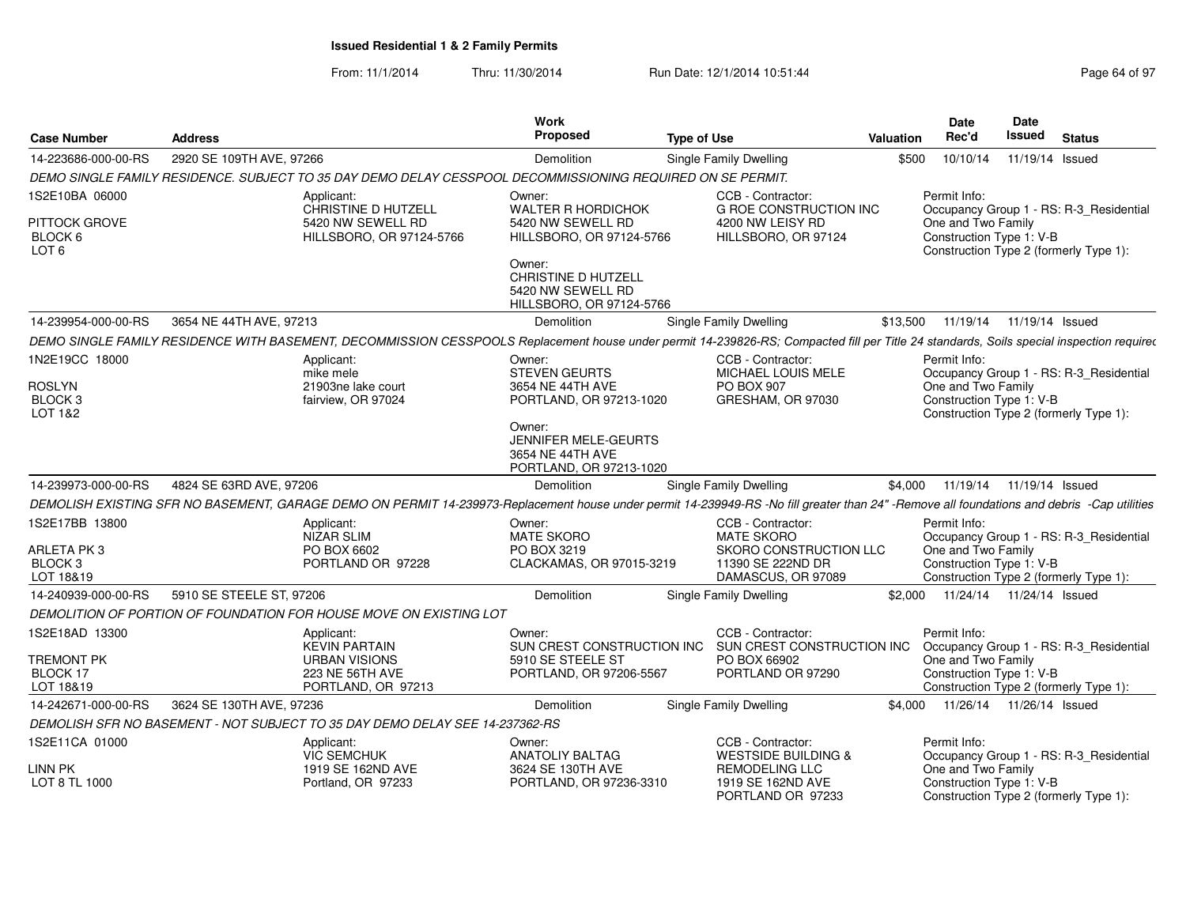## Issued Residential 1 & 2 Family Permits

From: 11/1/2014 Thru: 11/30/2014 Run Date: 12/1/2014 10:51:44

| Case Number | Address | Work Proposed | Type of Use | Valuation | Date Rec'd | Date Issued | Status |
|---|---|---|---|---|---|---|---|
| 14-223686-000-00-RS | 2920 SE 109TH AVE, 97266 | Demolition | Single Family Dwelling | $500 | 10/10/14 | 11/19/14 | Issued |

*DEMO SINGLE FAMILY RESIDENCE. SUBJECT TO 35 DAY DEMO DELAY CESSPOOL DECOMMISSIONING REQUIRED ON SE PERMIT.*

1S2E10BA 06000
PITTOCK GROVE
BLOCK 6
LOT 6

Applicant:
CHRISTINE D HUTZELL
5420 NW SEWELL RD
HILLSBORO, OR 97124-5766

Owner:
WALTER R HORDICHOK
5420 NW SEWELL RD
HILLSBORO, OR 97124-5766

Owner:
CHRISTINE D HUTZELL
5420 NW SEWELL RD
HILLSBORO, OR 97124-5766

CCB - Contractor:
G ROE CONSTRUCTION INC
4200 NW LEISY RD
HILLSBORO, OR 97124

Permit Info:
Occupancy Group 1 - RS: R-3_Residential One and Two Family
Construction Type 1: V-B
Construction Type 2 (formerly Type 1):

---

| Case Number | Address | Work Proposed | Type of Use | Valuation | Date Rec'd | Date Issued | Status |
|---|---|---|---|---|---|---|---|
| 14-239954-000-00-RS | 3654 NE 44TH AVE, 97213 | Demolition | Single Family Dwelling | $13,500 | 11/19/14 | 11/19/14 | Issued |

*DEMO SINGLE FAMILY RESIDENCE WITH BASEMENT, DECOMMISSION CESSPOOLS Replacement house under permit 14-239826-RS; Compacted fill per Title 24 standards, Soils special inspection requirec*

1N2E19CC 18000
ROSLYN
BLOCK 3
LOT 1&2

Applicant:
mike mele
21903ne lake court
fairview, OR 97024

Owner:
STEVEN GEURTS
3654 NE 44TH AVE
PORTLAND, OR 97213-1020

Owner:
JENNIFER MELE-GEURTS
3654 NE 44TH AVE
PORTLAND, OR 97213-1020

CCB - Contractor:
MICHAEL LOUIS MELE
PO BOX 907
GRESHAM, OR 97030

Permit Info:
Occupancy Group 1 - RS: R-3_Residential One and Two Family
Construction Type 1: V-B
Construction Type 2 (formerly Type 1):

---

| Case Number | Address | Work Proposed | Type of Use | Valuation | Date Rec'd | Date Issued | Status |
|---|---|---|---|---|---|---|---|
| 14-239973-000-00-RS | 4824 SE 63RD AVE, 97206 | Demolition | Single Family Dwelling | $4,000 | 11/19/14 | 11/19/14 | Issued |

*DEMOLISH EXISTING SFR NO BASEMENT, GARAGE DEMO ON PERMIT 14-239973-Replacement house under permit 14-239949-RS -No fill greater than 24" -Remove all foundations and debris -Cap utilities*

1S2E17BB 13800
ARLETA PK 3
BLOCK 3
LOT 18&19

Applicant:
NIZAR SLIM
PO BOX 6602
PORTLAND OR 97228

Owner:
MATE SKORO
PO BOX 3219
CLACKAMAS, OR 97015-3219

CCB - Contractor:
MATE SKORO
SKORO CONSTRUCTION LLC
11390 SE 222ND DR
DAMASCUS, OR 97089

Permit Info:
Occupancy Group 1 - RS: R-3_Residential One and Two Family
Construction Type 1: V-B
Construction Type 2 (formerly Type 1):

---

| Case Number | Address | Work Proposed | Type of Use | Valuation | Date Rec'd | Date Issued | Status |
|---|---|---|---|---|---|---|---|
| 14-240939-000-00-RS | 5910 SE STEELE ST, 97206 | Demolition | Single Family Dwelling | $2,000 | 11/24/14 | 11/24/14 | Issued |

*DEMOLITION OF PORTION OF FOUNDATION FOR HOUSE MOVE ON EXISTING LOT*

1S2E18AD 13300
TREMONT PK
BLOCK 17
LOT 18&19

Applicant:
KEVIN PARTAIN
URBAN VISIONS
223 NE 56TH AVE
PORTLAND, OR 97213

Owner:
SUN CREST CONSTRUCTION INC
5910 SE STEELE ST
PORTLAND, OR 97206-5567

CCB - Contractor:
SUN CREST CONSTRUCTION INC
PO BOX 66902
PORTLAND OR 97290

Permit Info:
Occupancy Group 1 - RS: R-3_Residential One and Two Family
Construction Type 1: V-B
Construction Type 2 (formerly Type 1):

---

| Case Number | Address | Work Proposed | Type of Use | Valuation | Date Rec'd | Date Issued | Status |
|---|---|---|---|---|---|---|---|
| 14-242671-000-00-RS | 3624 SE 130TH AVE, 97236 | Demolition | Single Family Dwelling | $4,000 | 11/26/14 | 11/26/14 | Issued |

*DEMOLISH SFR NO BASEMENT - NOT SUBJECT TO 35 DAY DEMO DELAY SEE 14-237362-RS*

1S2E11CA 01000
LINN PK
LOT 8 TL 1000

Applicant:
VIC SEMCHUK
1919 SE 162ND AVE
Portland, OR 97233

Owner:
ANATOLIY BALTAG
3624 SE 130TH AVE
PORTLAND, OR 97236-3310

CCB - Contractor:
WESTSIDE BUILDING & REMODELING LLC
1919 SE 162ND AVE
PORTLAND OR 97233

Permit Info:
Occupancy Group 1 - RS: R-3_Residential One and Two Family
Construction Type 1: V-B
Construction Type 2 (formerly Type 1):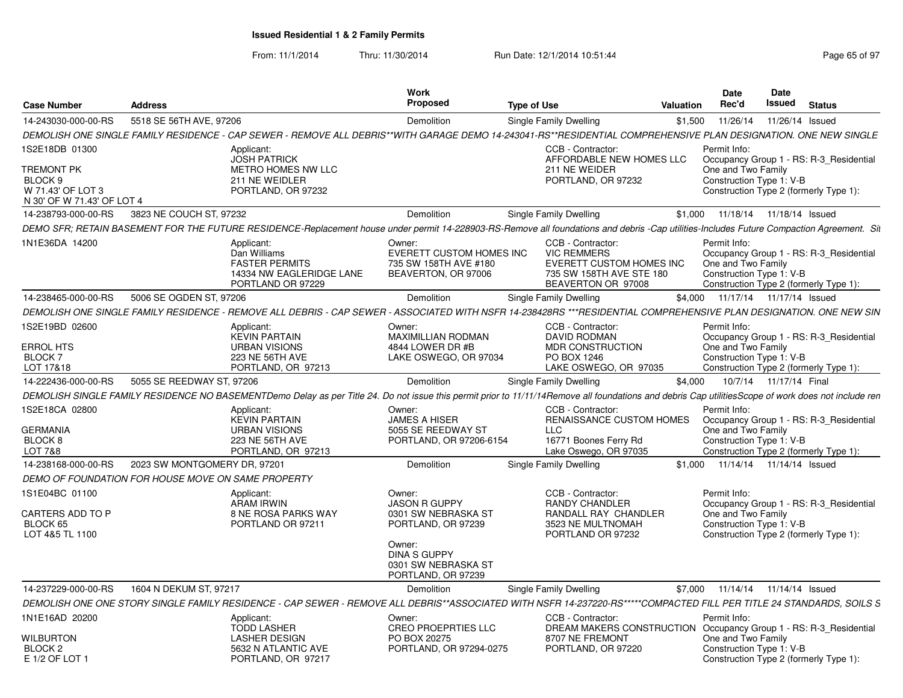# Issued Residential 1 & 2 Family Permits

From: 11/1/2014 Thru: 11/30/2014 Run Date: 12/1/2014 10:51:44

| Case Number | Address | Work Proposed | Type of Use | Valuation | Date Rec'd | Date Issued | Status |
|---|---|---|---|---|---|---|---|
| 14-243030-000-00-RS | 5518 SE 56TH AVE, 97206 | Demolition | Single Family Dwelling | $1,500 | 11/26/14 | 11/26/14 | Issued |

*DEMOLISH ONE SINGLE FAMILY RESIDENCE - CAP SEWER - REMOVE ALL DEBRIS**WITH GARAGE DEMO 14-243041-RS**RESIDENTIAL COMPREHENSIVE PLAN DESIGNATION. ONE NEW SINGLE*

1S2E18DB 01300
TREMONT PK
BLOCK 9
W 71.43' OF LOT 3
N 30' OF W 71.43' OF LOT 4

Applicant:
JOSH PATRICK
METRO HOMES NW LLC
211 NE WEIDLER
PORTLAND, OR 97232

CCB - Contractor:
AFFORDABLE NEW HOMES LLC
211 NE WEIDER
PORTLAND, OR 97232

Permit Info:
Occupancy Group 1 - RS: R-3_Residential One and Two Family
Construction Type 1: V-B
Construction Type 2 (formerly Type 1):

| Case Number | Address | Work Proposed | Type of Use | Valuation | Date Rec'd | Date Issued | Status |
|---|---|---|---|---|---|---|---|
| 14-238793-000-00-RS | 3823 NE COUCH ST, 97232 | Demolition | Single Family Dwelling | $1,000 | 11/18/14 | 11/18/14 | Issued |

*DEMO SFR; RETAIN BASEMENT FOR THE FUTURE RESIDENCE-Replacement house under permit 14-228903-RS-Remove all foundations and debris -Cap utilities-Includes Future Compaction Agreement. Sit*

1N1E36DA 14200

Applicant:
Dan Williams
FASTER PERMITS
14334 NW EAGLERIDGE LANE
PORTLAND OR 97229

Owner:
EVERETT CUSTOM HOMES INC
735 SW 158TH AVE #180
BEAVERTON, OR 97006

CCB - Contractor:
VIC REMMERS
EVERETT CUSTOM HOMES INC
735 SW 158TH AVE STE 180
BEAVERTON OR 97008

Permit Info:
Occupancy Group 1 - RS: R-3_Residential One and Two Family
Construction Type 1: V-B
Construction Type 2 (formerly Type 1):

| Case Number | Address | Work Proposed | Type of Use | Valuation | Date Rec'd | Date Issued | Status |
|---|---|---|---|---|---|---|---|
| 14-238465-000-00-RS | 5006 SE OGDEN ST, 97206 | Demolition | Single Family Dwelling | $4,000 | 11/17/14 | 11/17/14 | Issued |

*DEMOLISH ONE SINGLE FAMILY RESIDENCE - REMOVE ALL DEBRIS - CAP SEWER - ASSOCIATED WITH NSFR 14-238428RS ***RESIDENTIAL COMPREHENSIVE PLAN DESIGNATION. ONE NEW SIN*

1S2E19BD 02600
ERROL HTS
BLOCK 7
LOT 17&18

Applicant:
KEVIN PARTAIN
URBAN VISIONS
223 NE 56TH AVE
PORTLAND, OR 97213

Owner:
MAXIMILLIAN RODMAN
4844 LOWER DR #B
LAKE OSWEGO, OR 97034

CCB - Contractor:
DAVID RODMAN
MDR CONSTRUCTION
PO BOX 1246
LAKE OSWEGO, OR 97035

Permit Info:
Occupancy Group 1 - RS: R-3_Residential One and Two Family
Construction Type 1: V-B
Construction Type 2 (formerly Type 1):

| Case Number | Address | Work Proposed | Type of Use | Valuation | Date Rec'd | Date Issued | Status |
|---|---|---|---|---|---|---|---|
| 14-222436-000-00-RS | 5055 SE REEDWAY ST, 97206 | Demolition | Single Family Dwelling | $4,000 | 10/7/14 | 11/17/14 | Final |

*DEMOLISH SINGLE FAMILY RESIDENCE NO BASEMENTDemo Delay as per Title 24. Do not issue this permit prior to 11/11/14Remove all foundations and debris Cap utilitiesScope of work does not include ren*

1S2E18CA 02800
GERMANIA
BLOCK 8
LOT 7&8

Applicant:
KEVIN PARTAIN
URBAN VISIONS
223 NE 56TH AVE
PORTLAND, OR 97213

Owner:
JAMES A HISER
5055 SE REEDWAY ST
PORTLAND, OR 97206-6154

CCB - Contractor:
RENAISSANCE CUSTOM HOMES LLC
16771 Boones Ferry Rd
Lake Oswego, OR 97035

Permit Info:
Occupancy Group 1 - RS: R-3_Residential One and Two Family
Construction Type 1: V-B
Construction Type 2 (formerly Type 1):

| Case Number | Address | Work Proposed | Type of Use | Valuation | Date Rec'd | Date Issued | Status |
|---|---|---|---|---|---|---|---|
| 14-238168-000-00-RS | 2023 SW MONTGOMERY DR, 97201 | Demolition | Single Family Dwelling | $1,000 | 11/14/14 | 11/14/14 | Issued |

*DEMO OF FOUNDATION FOR HOUSE MOVE ON SAME PROPERTY*

1S1E04BC 01100
CARTERS ADD TO P
BLOCK 65
LOT 4&5 TL 1100

Applicant:
ARAM IRWIN
8 NE ROSA PARKS WAY
PORTLAND OR 97211

Owner:
JASON R GUPPY
0301 SW NEBRASKA ST
PORTLAND, OR 97239

Owner:
DINA S GUPPY
0301 SW NEBRASKA ST
PORTLAND, OR 97239

CCB - Contractor:
RANDY CHANDLER
RANDALL RAY CHANDLER
3523 NE MULTNOMAH
PORTLAND OR 97232

Permit Info:
Occupancy Group 1 - RS: R-3_Residential One and Two Family
Construction Type 1: V-B
Construction Type 2 (formerly Type 1):

| Case Number | Address | Work Proposed | Type of Use | Valuation | Date Rec'd | Date Issued | Status |
|---|---|---|---|---|---|---|---|
| 14-237229-000-00-RS | 1604 N DEKUM ST, 97217 | Demolition | Single Family Dwelling | $7,000 | 11/14/14 | 11/14/14 | Issued |

*DEMOLISH ONE ONE STORY SINGLE FAMILY RESIDENCE - CAP SEWER - REMOVE ALL DEBRIS**ASSOCIATED WITH NSFR 14-237220-RS*****COMPACTED FILL PER TITLE 24 STANDARDS, SOILS S*

1N1E16AD 20200
WILBURTON
BLOCK 2
E 1/2 OF LOT 1

Applicant:
TODD LASHER
LASHER DESIGN
5632 N ATLANTIC AVE
PORTLAND, OR 97217

Owner:
CREO PROEPRTIES LLC
PO BOX 20275
PORTLAND, OR 97294-0275

CCB - Contractor:
DREAM MAKERS CONSTRUCTION
8707 NE FREMONT
PORTLAND, OR 97220

Permit Info:
Occupancy Group 1 - RS: R-3_Residential One and Two Family
Construction Type 1: V-B
Construction Type 2 (formerly Type 1):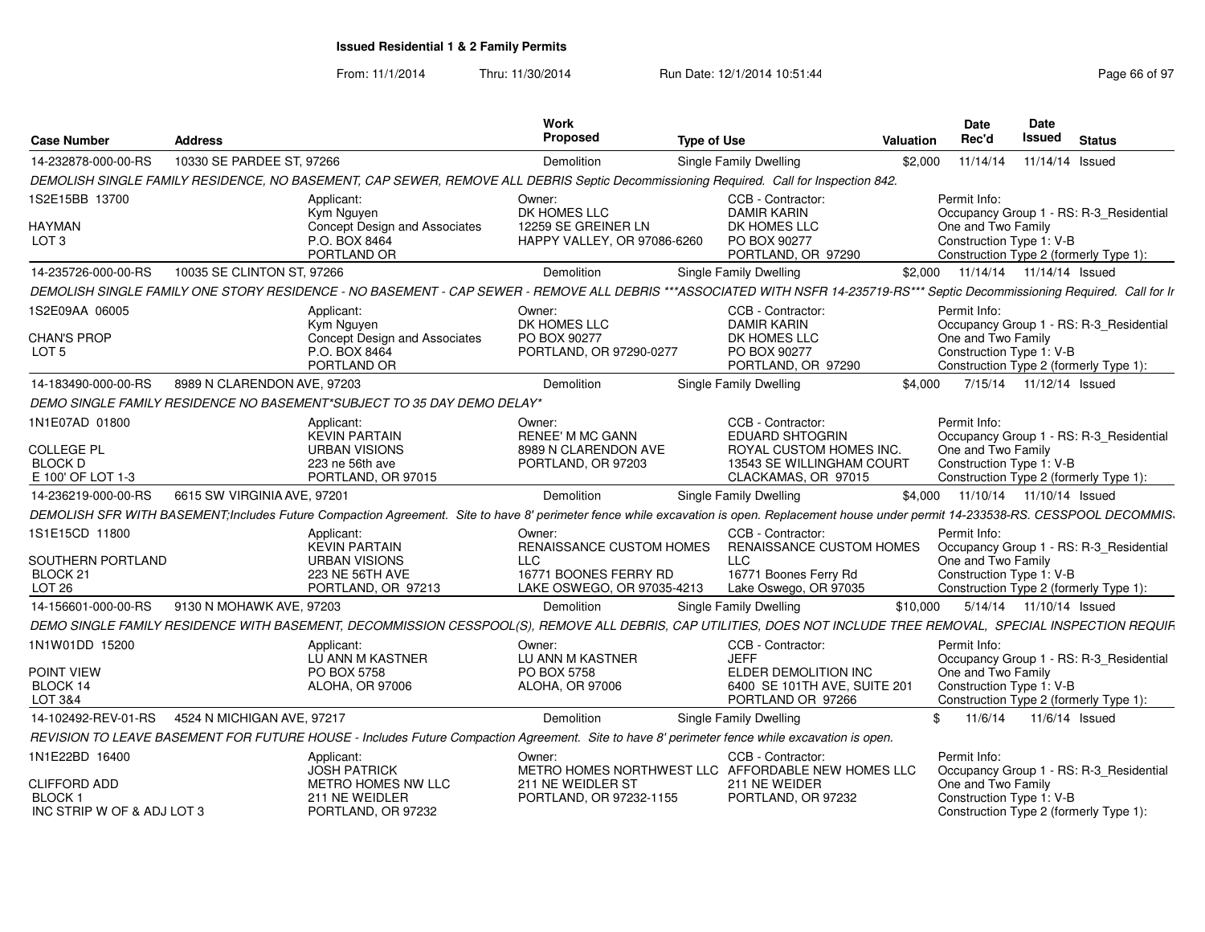# Issued Residential 1 & 2 Family Permits

From: 11/1/2014 Thru: 11/30/2014 Run Date: 12/1/2014 10:51:44

| Case Number | Address | Work Proposed | Type of Use | Valuation | Date Rec'd | Date Issued | Status |
|---|---|---|---|---|---|---|---|
| 14-232878-000-00-RS | 10330 SE PARDEE ST, 97266 | Demolition | Single Family Dwelling | $2,000 | 11/14/14 | 11/14/14 | Issued |

*DEMOLISH SINGLE FAMILY RESIDENCE, NO BASEMENT, CAP SEWER, REMOVE ALL DEBRIS Septic Decommissioning Required. Call for Inspection 842.*

1S2E15BB 13700
HAYMAN
LOT 3

Applicant: Kym Nguyen, Concept Design and Associates, P.O. BOX 8464, PORTLAND OR
Owner: DK HOMES LLC, 12259 SE GREINER LN, HAPPY VALLEY, OR 97086-6260
CCB - Contractor: DAMIR KARIN, DK HOMES LLC, PO BOX 90277, PORTLAND, OR 97290
Permit Info: Occupancy Group 1 - RS: R-3_Residential One and Two Family; Construction Type 1: V-B; Construction Type 2 (formerly Type 1):

| Case Number | Address | Work Proposed | Type of Use | Valuation | Date Rec'd | Date Issued | Status |
|---|---|---|---|---|---|---|---|
| 14-235726-000-00-RS | 10035 SE CLINTON ST, 97266 | Demolition | Single Family Dwelling | $2,000 | 11/14/14 | 11/14/14 | Issued |

*DEMOLISH SINGLE FAMILY ONE STORY RESIDENCE - NO BASEMENT - CAP SEWER - REMOVE ALL DEBRIS ***ASSOCIATED WITH NSFR 14-235719-RS*** Septic Decommissioning Required. Call for Ir*

1S2E09AA 06005
CHAN'S PROP
LOT 5

Applicant: Kym Nguyen, Concept Design and Associates, P.O. BOX 8464, PORTLAND OR
Owner: DK HOMES LLC, PO BOX 90277, PORTLAND, OR 97290-0277
CCB - Contractor: DAMIR KARIN, DK HOMES LLC, PO BOX 90277, PORTLAND, OR 97290
Permit Info: Occupancy Group 1 - RS: R-3_Residential One and Two Family; Construction Type 1: V-B; Construction Type 2 (formerly Type 1):

| Case Number | Address | Work Proposed | Type of Use | Valuation | Date Rec'd | Date Issued | Status |
|---|---|---|---|---|---|---|---|
| 14-183490-000-00-RS | 8989 N CLARENDON AVE, 97203 | Demolition | Single Family Dwelling | $4,000 | 7/15/14 | 11/12/14 | Issued |

*DEMO SINGLE FAMILY RESIDENCE NO BASEMENT*SUBJECT TO 35 DAY DEMO DELAY**

1N1E07AD 01800
COLLEGE PL
BLOCK D
E 100' OF LOT 1-3

Applicant: KEVIN PARTAIN, URBAN VISIONS, 223 ne 56th ave, PORTLAND, OR 97015
Owner: RENEE' M MC GANN, 8989 N CLARENDON AVE, PORTLAND, OR 97203
CCB - Contractor: EDUARD SHTOGRIN, ROYAL CUSTOM HOMES INC., 13543 SE WILLINGHAM COURT, CLACKAMAS, OR 97015
Permit Info: Occupancy Group 1 - RS: R-3_Residential One and Two Family; Construction Type 1: V-B; Construction Type 2 (formerly Type 1):

| Case Number | Address | Work Proposed | Type of Use | Valuation | Date Rec'd | Date Issued | Status |
|---|---|---|---|---|---|---|---|
| 14-236219-000-00-RS | 6615 SW VIRGINIA AVE, 97201 | Demolition | Single Family Dwelling | $4,000 | 11/10/14 | 11/10/14 | Issued |

*DEMOLISH SFR WITH BASEMENT;Includes Future Compaction Agreement. Site to have 8' perimeter fence while excavation is open. Replacement house under permit 14-233538-RS. CESSPOOL DECOMMIS.*

1S1E15CD 11800
SOUTHERN PORTLAND
BLOCK 21
LOT 26

Applicant: KEVIN PARTAIN, URBAN VISIONS, 223 NE 56TH AVE, PORTLAND, OR 97213
Owner: RENAISSANCE CUSTOM HOMES LLC, 16771 BOONES FERRY RD, LAKE OSWEGO, OR 97035-4213
CCB - Contractor: RENAISSANCE CUSTOM HOMES LLC, 16771 Boones Ferry Rd, Lake Oswego, OR 97035
Permit Info: Occupancy Group 1 - RS: R-3_Residential One and Two Family; Construction Type 1: V-B; Construction Type 2 (formerly Type 1):

| Case Number | Address | Work Proposed | Type of Use | Valuation | Date Rec'd | Date Issued | Status |
|---|---|---|---|---|---|---|---|
| 14-156601-000-00-RS | 9130 N MOHAWK AVE, 97203 | Demolition | Single Family Dwelling | $10,000 | 5/14/14 | 11/10/14 | Issued |

*DEMO SINGLE FAMILY RESIDENCE WITH BASEMENT, DECOMMISSION CESSPOOL(S), REMOVE ALL DEBRIS, CAP UTILITIES, DOES NOT INCLUDE TREE REMOVAL, SPECIAL INSPECTION REQUIR*

1N1W01DD 15200
POINT VIEW
BLOCK 14
LOT 3&4

Applicant: LU ANN M KASTNER, PO BOX 5758, ALOHA, OR 97006
Owner: LU ANN M KASTNER, PO BOX 5758, ALOHA, OR 97006
CCB - Contractor: JEFF, ELDER DEMOLITION INC, 6400 SE 101TH AVE, SUITE 201, PORTLAND OR 97266
Permit Info: Occupancy Group 1 - RS: R-3_Residential One and Two Family; Construction Type 1: V-B; Construction Type 2 (formerly Type 1):

| Case Number | Address | Work Proposed | Type of Use | Valuation | Date Rec'd | Date Issued | Status |
|---|---|---|---|---|---|---|---|
| 14-102492-REV-01-RS | 4524 N MICHIGAN AVE, 97217 | Demolition | Single Family Dwelling | $ | 11/6/14 | 11/6/14 | Issued |

*REVISION TO LEAVE BASEMENT FOR FUTURE HOUSE - Includes Future Compaction Agreement. Site to have 8' perimeter fence while excavation is open.*

1N1E22BD 16400
CLIFFORD ADD
BLOCK 1
INC STRIP W OF & ADJ LOT 3

Applicant: JOSH PATRICK, METRO HOMES NW LLC, 211 NE WEIDLER, PORTLAND, OR 97232
Owner: METRO HOMES NORTHWEST LLC, 211 NE WEIDLER ST, PORTLAND, OR 97232-1155
CCB - Contractor: AFFORDABLE NEW HOMES LLC, 211 NE WEIDER, PORTLAND, OR 97232
Permit Info: Occupancy Group 1 - RS: R-3_Residential One and Two Family; Construction Type 1: V-B; Construction Type 2 (formerly Type 1):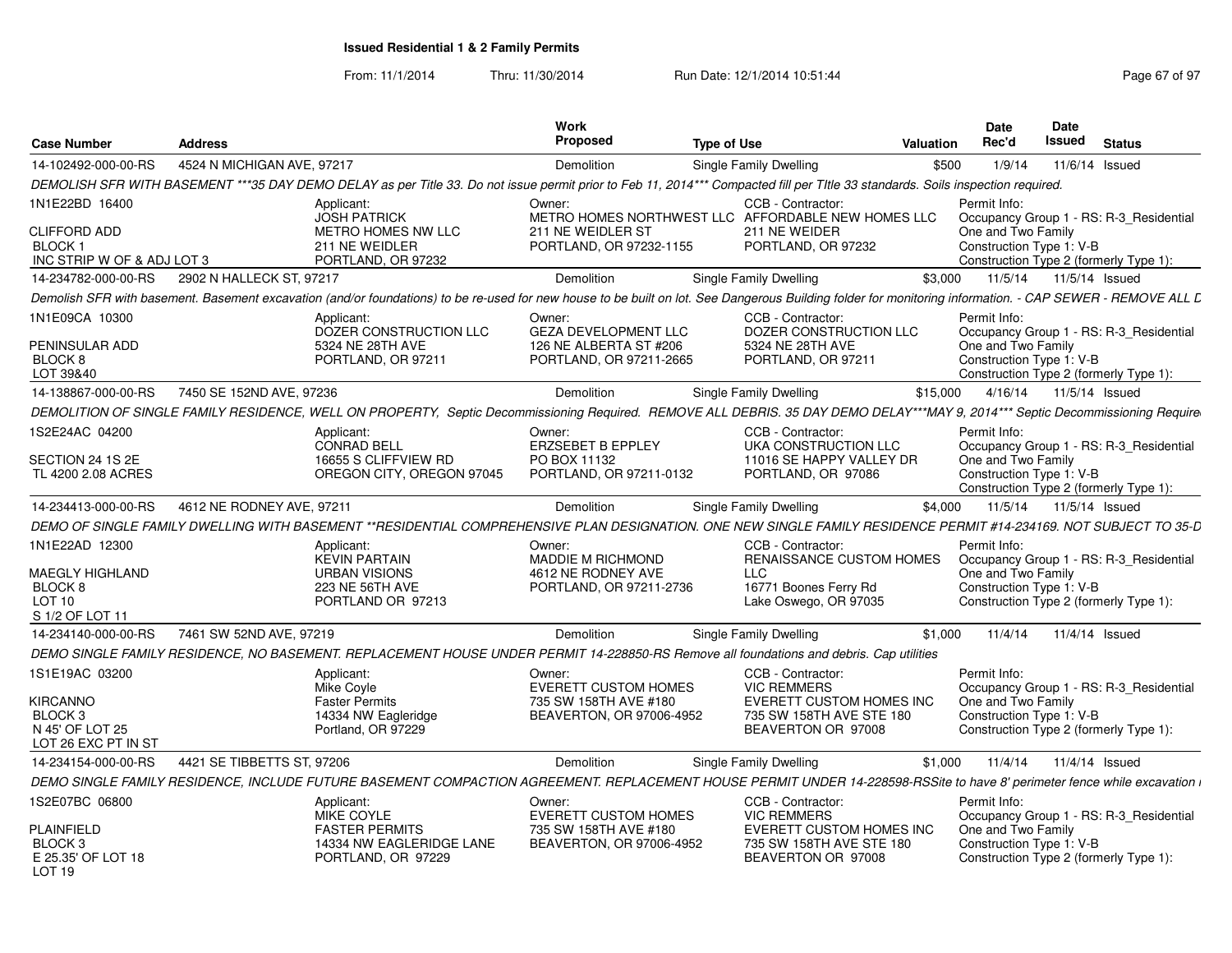# Issued Residential 1 & 2 Family Permits

From: 11/1/2014 Thru: 11/30/2014 Run Date: 12/1/2014 10:51:44

| Case Number | Address | Work Proposed | Type of Use | Valuation | Date Rec'd | Date Issued | Status |
|---|---|---|---|---|---|---|---|
| 14-102492-000-00-RS | 4524 N MICHIGAN AVE, 97217 | Demolition | Single Family Dwelling | $500 | 1/9/14 | 11/6/14 | Issued |

DEMOLISH SFR WITH BASEMENT ***35 DAY DEMO DELAY as per Title 33. Do not issue permit prior to Feb 11, 2014*** Compacted fill per TItle 33 standards. Soils inspection required.

1N1E22BD 16400
CLIFFORD ADD
BLOCK 1
INC STRIP W OF & ADJ LOT 3

Applicant: JOSH PATRICK, METRO HOMES NW LLC, 211 NE WEIDLER, PORTLAND, OR 97232

Owner: METRO HOMES NORTHWEST LLC, 211 NE WEIDLER ST, PORTLAND, OR 97232-1155

CCB - Contractor: AFFORDABLE NEW HOMES LLC, 211 NE WEIDER, PORTLAND, OR 97232

Permit Info: Occupancy Group 1 - RS: R-3_Residential One and Two Family; Construction Type 1: V-B; Construction Type 2 (formerly Type 1):

| Case Number | Address | Work Proposed | Type of Use | Valuation | Date Rec'd | Date Issued | Status |
|---|---|---|---|---|---|---|---|
| 14-234782-000-00-RS | 2902 N HALLECK ST, 97217 | Demolition | Single Family Dwelling | $3,000 | 11/5/14 | 11/5/14 | Issued |

Demolish SFR with basement. Basement excavation (and/or foundations) to be re-used for new house to be built on lot. See Dangerous Building folder for monitoring information. - CAP SEWER - REMOVE ALL D

1N1E09CA 10300
PENINSULAR ADD
BLOCK 8
LOT 39&40

Applicant: DOZER CONSTRUCTION LLC, 5324 NE 28TH AVE, PORTLAND, OR 97211

Owner: GEZA DEVELOPMENT LLC, 126 NE ALBERTA ST #206, PORTLAND, OR 97211-2665

CCB - Contractor: DOZER CONSTRUCTION LLC, 5324 NE 28TH AVE, PORTLAND, OR 97211

Permit Info: Occupancy Group 1 - RS: R-3_Residential One and Two Family; Construction Type 1: V-B; Construction Type 2 (formerly Type 1):

| Case Number | Address | Work Proposed | Type of Use | Valuation | Date Rec'd | Date Issued | Status |
|---|---|---|---|---|---|---|---|
| 14-138867-000-00-RS | 7450 SE 152ND AVE, 97236 | Demolition | Single Family Dwelling | $15,000 | 4/16/14 | 11/5/14 | Issued |

DEMOLITION OF SINGLE FAMILY RESIDENCE, WELL ON PROPERTY, Septic Decommissioning Required. REMOVE ALL DEBRIS. 35 DAY DEMO DELAY***MAY 9, 2014*** Septic Decommissioning Require

1S2E24AC 04200
SECTION 24 1S 2E
TL 4200 2.08 ACRES

Applicant: CONRAD BELL, 16655 S CLIFFVIEW RD, OREGON CITY, OREGON 97045

Owner: ERZSEBET B EPPLEY, PO BOX 11132, PORTLAND, OR 97211-0132

CCB - Contractor: UKA CONSTRUCTION LLC, 11016 SE HAPPY VALLEY DR, PORTLAND, OR 97086

Permit Info: Occupancy Group 1 - RS: R-3_Residential One and Two Family; Construction Type 1: V-B; Construction Type 2 (formerly Type 1):

| Case Number | Address | Work Proposed | Type of Use | Valuation | Date Rec'd | Date Issued | Status |
|---|---|---|---|---|---|---|---|
| 14-234413-000-00-RS | 4612 NE RODNEY AVE, 97211 | Demolition | Single Family Dwelling | $4,000 | 11/5/14 | 11/5/14 | Issued |

DEMO OF SINGLE FAMILY DWELLING WITH BASEMENT **RESIDENTIAL COMPREHENSIVE PLAN DESIGNATION. ONE NEW SINGLE FAMILY RESIDENCE PERMIT #14-234169. NOT SUBJECT TO 35-D

1N1E22AD 12300
MAEGLY HIGHLAND
BLOCK 8
LOT 10
S 1/2 OF LOT 11

Applicant: KEVIN PARTAIN, URBAN VISIONS, 223 NE 56TH AVE, PORTLAND OR 97213

Owner: MADDIE M RICHMOND, 4612 NE RODNEY AVE, PORTLAND, OR 97211-2736

CCB - Contractor: RENAISSANCE CUSTOM HOMES LLC, 16771 Boones Ferry Rd, Lake Oswego, OR 97035

Permit Info: Occupancy Group 1 - RS: R-3_Residential One and Two Family; Construction Type 1: V-B; Construction Type 2 (formerly Type 1):

| Case Number | Address | Work Proposed | Type of Use | Valuation | Date Rec'd | Date Issued | Status |
|---|---|---|---|---|---|---|---|
| 14-234140-000-00-RS | 7461 SW 52ND AVE, 97219 | Demolition | Single Family Dwelling | $1,000 | 11/4/14 | 11/4/14 | Issued |

DEMO SINGLE FAMILY RESIDENCE, NO BASEMENT. REPLACEMENT HOUSE UNDER PERMIT 14-228850-RS Remove all foundations and debris. Cap utilities

1S1E19AC 03200
KIRCANNO
BLOCK 3
N 45' OF LOT 25
LOT 26 EXC PT IN ST

Applicant: Mike Coyle, Faster Permits, 14334 NW Eagleridge, Portland, OR 97229

Owner: EVERETT CUSTOM HOMES, 735 SW 158TH AVE #180, BEAVERTON, OR 97006-4952

CCB - Contractor: VIC REMMERS, EVERETT CUSTOM HOMES INC, 735 SW 158TH AVE STE 180, BEAVERTON OR 97008

Permit Info: Occupancy Group 1 - RS: R-3_Residential One and Two Family; Construction Type 1: V-B; Construction Type 2 (formerly Type 1):

| Case Number | Address | Work Proposed | Type of Use | Valuation | Date Rec'd | Date Issued | Status |
|---|---|---|---|---|---|---|---|
| 14-234154-000-00-RS | 4421 SE TIBBETTS ST, 97206 | Demolition | Single Family Dwelling | $1,000 | 11/4/14 | 11/4/14 | Issued |

DEMO SINGLE FAMILY RESIDENCE, INCLUDE FUTURE BASEMENT COMPACTION AGREEMENT. REPLACEMENT HOUSE PERMIT UNDER 14-228598-RSSite to have 8' perimeter fence while excavation i

1S2E07BC 06800
PLAINFIELD
BLOCK 3
E 25.35' OF LOT 18
LOT 19

Applicant: MIKE COYLE, FASTER PERMITS, 14334 NW EAGLERIDGE LANE, PORTLAND, OR 97229

Owner: EVERETT CUSTOM HOMES, 735 SW 158TH AVE #180, BEAVERTON, OR 97006-4952

CCB - Contractor: VIC REMMERS, EVERETT CUSTOM HOMES INC, 735 SW 158TH AVE STE 180, BEAVERTON OR 97008

Permit Info: Occupancy Group 1 - RS: R-3_Residential One and Two Family; Construction Type 1: V-B; Construction Type 2 (formerly Type 1):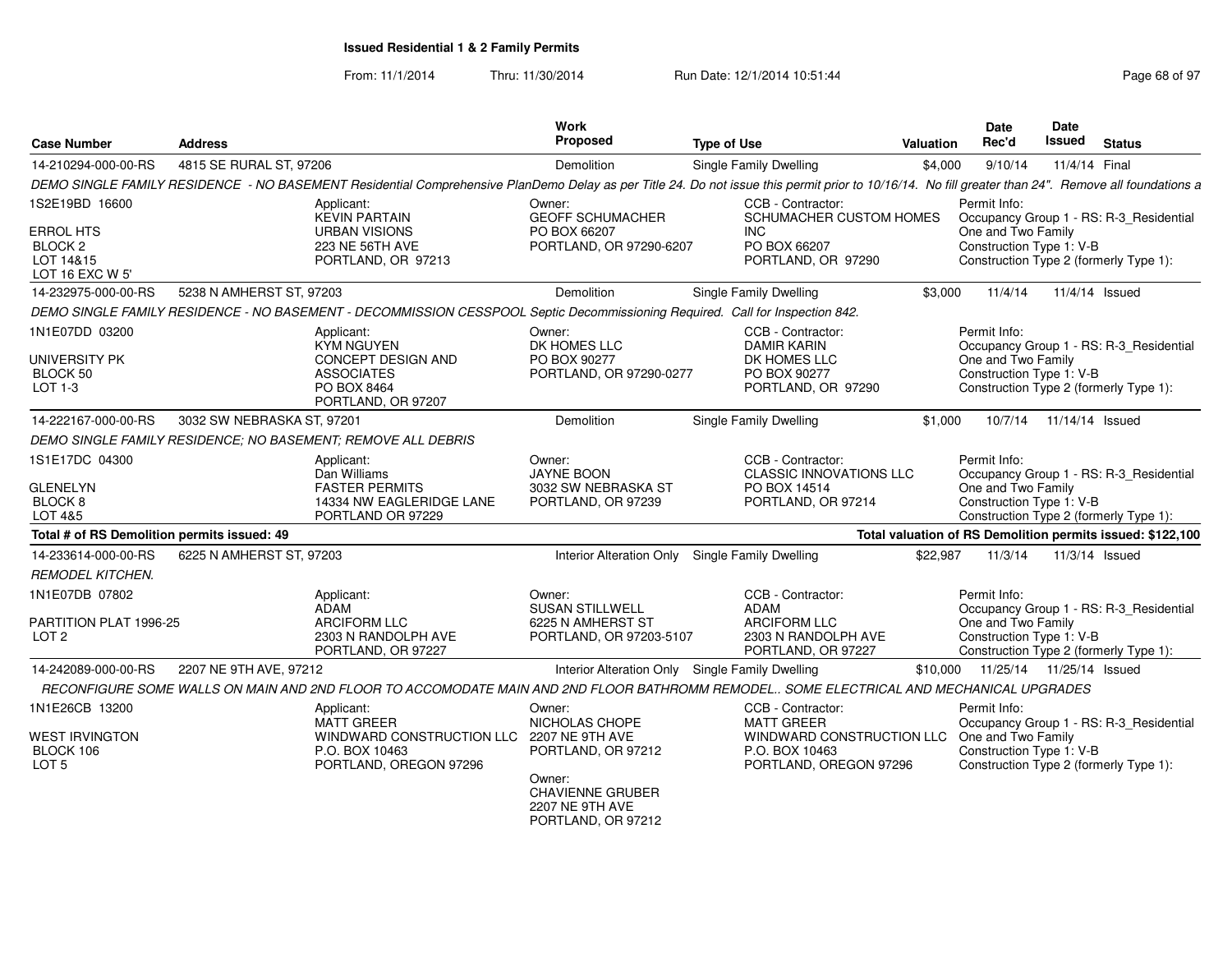## Issued Residential 1 & 2 Family Permits

From: 11/1/2014 Thru: 11/30/2014 Run Date: 12/1/2014 10:51:44

| Case Number | Address | Work Proposed | Type of Use | Valuation | Date Rec'd | Date Issued | Status |
|---|---|---|---|---|---|---|---|
| 14-210294-000-00-RS | 4815 SE RURAL ST, 97206 | Demolition | Single Family Dwelling | $4,000 | 9/10/14 | 11/4/14 | Final |

DEMO SINGLE FAMILY RESIDENCE - NO BASEMENT Residential Comprehensive PlanDemo Delay as per Title 24. Do not issue this permit prior to 10/16/14. No fill greater than 24". Remove all foundations a

1S2E19BD 16600
ERROL HTS
BLOCK 2
LOT 14&15
LOT 16 EXC W 5'

Applicant: KEVIN PARTAIN, URBAN VISIONS, 223 NE 56TH AVE, PORTLAND, OR 97213

Owner: GEOFF SCHUMACHER, PO BOX 66207, PORTLAND, OR 97290-6207

CCB - Contractor: SCHUMACHER CUSTOM HOMES INC, PO BOX 66207, PORTLAND, OR 97290

Permit Info: Occupancy Group 1 - RS: R-3_Residential One and Two Family; Construction Type 1: V-B; Construction Type 2 (formerly Type 1):

| Case Number | Address | Work Proposed | Type of Use | Valuation | Date Rec'd | Date Issued | Status |
|---|---|---|---|---|---|---|---|
| 14-232975-000-00-RS | 5238 N AMHERST ST, 97203 | Demolition | Single Family Dwelling | $3,000 | 11/4/14 | 11/4/14 | Issued |

DEMO SINGLE FAMILY RESIDENCE - NO BASEMENT - DECOMMISSION CESSPOOL Septic Decommissioning Required. Call for Inspection 842.

1N1E07DD 03200
UNIVERSITY PK
BLOCK 50
LOT 1-3

Applicant: KYM NGUYEN, CONCEPT DESIGN AND ASSOCIATES, PO BOX 8464, PORTLAND, OR 97207

Owner: DK HOMES LLC, PO BOX 90277, PORTLAND, OR 97290-0277

CCB - Contractor: DAMIR KARIN, DK HOMES LLC, PO BOX 90277, PORTLAND, OR 97290

Permit Info: Occupancy Group 1 - RS: R-3_Residential One and Two Family; Construction Type 1: V-B; Construction Type 2 (formerly Type 1):

| Case Number | Address | Work Proposed | Type of Use | Valuation | Date Rec'd | Date Issued | Status |
|---|---|---|---|---|---|---|---|
| 14-222167-000-00-RS | 3032 SW NEBRASKA ST, 97201 | Demolition | Single Family Dwelling | $1,000 | 10/7/14 | 11/14/14 | Issued |

DEMO SINGLE FAMILY RESIDENCE; NO BASEMENT; REMOVE ALL DEBRIS

1S1E17DC 04300
GLENELYN
BLOCK 8
LOT 4&5

Applicant: Dan Williams, FASTER PERMITS, 14334 NW EAGLERIDGE LANE, PORTLAND OR 97229

Owner: JAYNE BOON, 3032 SW NEBRASKA ST, PORTLAND, OR 97239

CCB - Contractor: CLASSIC INNOVATIONS LLC, PO BOX 14514, PORTLAND, OR 97214

Permit Info: Occupancy Group 1 - RS: R-3_Residential One and Two Family; Construction Type 1: V-B; Construction Type 2 (formerly Type 1):

**Total # of RS Demolition permits issued: 49** — **Total valuation of RS Demolition permits issued: $122,100**

| Case Number | Address | Work Proposed | Type of Use | Valuation | Date Rec'd | Date Issued | Status |
|---|---|---|---|---|---|---|---|
| 14-233614-000-00-RS | 6225 N AMHERST ST, 97203 | Interior Alteration Only | Single Family Dwelling | $22,987 | 11/3/14 | 11/3/14 | Issued |

REMODEL KITCHEN.

1N1E07DB 07802
PARTITION PLAT 1996-25
LOT 2

Applicant: ADAM, ARCIFORM LLC, 2303 N RANDOLPH AVE, PORTLAND, OR 97227

Owner: SUSAN STILLWELL, 6225 N AMHERST ST, PORTLAND, OR 97203-5107

CCB - Contractor: ADAM, ARCIFORM LLC, 2303 N RANDOLPH AVE, PORTLAND, OR 97227

Permit Info: Occupancy Group 1 - RS: R-3_Residential One and Two Family; Construction Type 1: V-B; Construction Type 2 (formerly Type 1):

| Case Number | Address | Work Proposed | Type of Use | Valuation | Date Rec'd | Date Issued | Status |
|---|---|---|---|---|---|---|---|
| 14-242089-000-00-RS | 2207 NE 9TH AVE, 97212 | Interior Alteration Only | Single Family Dwelling | $10,000 | 11/25/14 | 11/25/14 | Issued |

RECONFIGURE SOME WALLS ON MAIN AND 2ND FLOOR TO ACCOMODATE MAIN AND 2ND FLOOR BATHROMM REMODEL.. SOME ELECTRICAL AND MECHANICAL UPGRADES

1N1E26CB 13200
WEST IRVINGTON
BLOCK 106
LOT 5

Applicant: MATT GREER, WINDWARD CONSTRUCTION LLC, P.O. BOX 10463, PORTLAND, OREGON 97296

Owner: NICHOLAS CHOPE, 2207 NE 9TH AVE, PORTLAND, OR 97212

Owner: CHAVIENNE GRUBER, 2207 NE 9TH AVE, PORTLAND, OR 97212

CCB - Contractor: MATT GREER, WINDWARD CONSTRUCTION LLC, P.O. BOX 10463, PORTLAND, OREGON 97296

Permit Info: Occupancy Group 1 - RS: R-3_Residential One and Two Family; Construction Type 1: V-B; Construction Type 2 (formerly Type 1):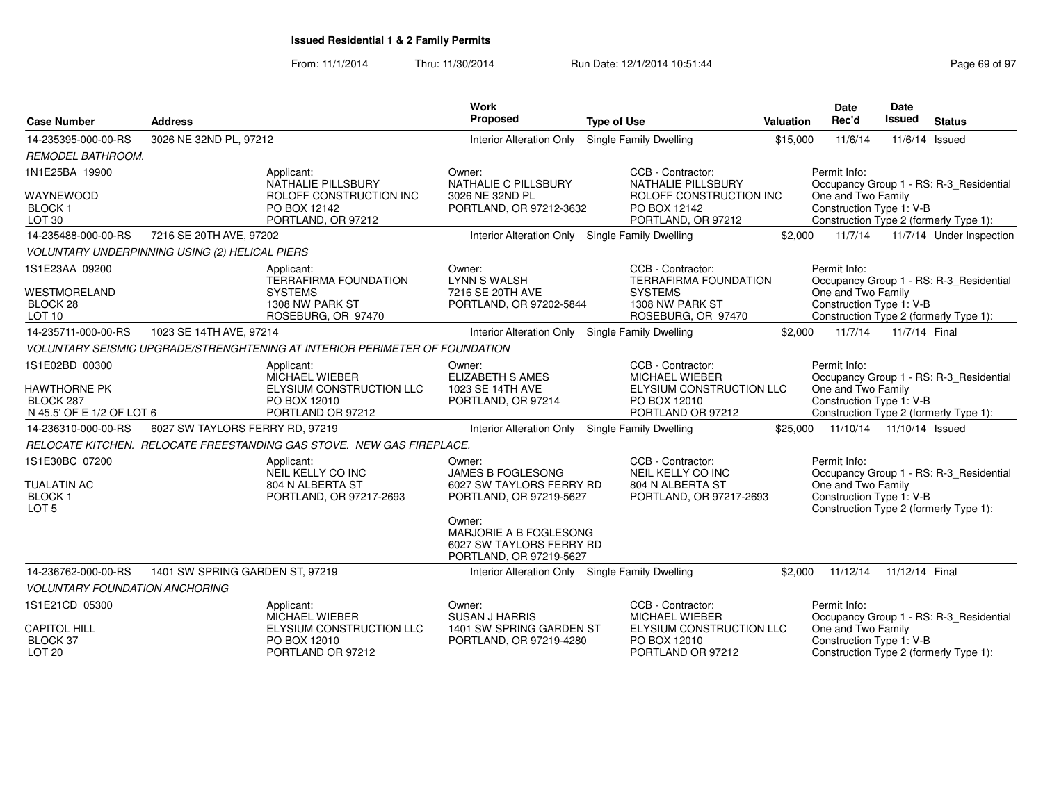# Issued Residential 1 & 2 Family Permits

From: 11/1/2014 Thru: 11/30/2014 Run Date: 12/1/2014 10:51:44

| Case Number | Address | Work Proposed | Type of Use | Valuation | Date Rec'd | Date Issued | Status |
|---|---|---|---|---|---|---|---|
| 14-235395-000-00-RS | 3026 NE 32ND PL, 97212 | Interior Alteration Only | Single Family Dwelling | $15,000 | 11/6/14 | 11/6/14 | Issued |

*REMODEL BATHROOM.*

1N1E25BA 19900
WAYNEWOOD
BLOCK 1
LOT 30

Applicant: NATHALIE PILLSBURY, ROLOFF CONSTRUCTION INC, PO BOX 12142, PORTLAND, OR 97212

Owner: NATHALIE C PILLSBURY, 3026 NE 32ND PL, PORTLAND, OR 97212-3632

CCB - Contractor: NATHALIE PILLSBURY, ROLOFF CONSTRUCTION INC, PO BOX 12142, PORTLAND, OR 97212

Permit Info: Occupancy Group 1 - RS: R-3_Residential One and Two Family; Construction Type 1: V-B; Construction Type 2 (formerly Type 1):

| Case Number | Address | Work Proposed | Type of Use | Valuation | Date Rec'd | Date Issued | Status |
|---|---|---|---|---|---|---|---|
| 14-235488-000-00-RS | 7216 SE 20TH AVE, 97202 | Interior Alteration Only | Single Family Dwelling | $2,000 | 11/7/14 | 11/7/14 | Under Inspection |

*VOLUNTARY UNDERPINNING USING (2) HELICAL PIERS*

1S1E23AA 09200
WESTMORELAND
BLOCK 28
LOT 10

Applicant: TERRAFIRMA FOUNDATION SYSTEMS, 1308 NW PARK ST, ROSEBURG, OR 97470

Owner: LYNN S WALSH, 7216 SE 20TH AVE, PORTLAND, OR 97202-5844

CCB - Contractor: TERRAFIRMA FOUNDATION SYSTEMS, 1308 NW PARK ST, ROSEBURG, OR 97470

Permit Info: Occupancy Group 1 - RS: R-3_Residential One and Two Family; Construction Type 1: V-B; Construction Type 2 (formerly Type 1):

| Case Number | Address | Work Proposed | Type of Use | Valuation | Date Rec'd | Date Issued | Status |
|---|---|---|---|---|---|---|---|
| 14-235711-000-00-RS | 1023 SE 14TH AVE, 97214 | Interior Alteration Only | Single Family Dwelling | $2,000 | 11/7/14 | 11/7/14 | Final |

*VOLUNTARY SEISMIC UPGRADE/STRENGHTENING AT INTERIOR PERIMETER OF FOUNDATION*

1S1E02BD 00300
HAWTHORNE PK
BLOCK 287
N 45.5' OF E 1/2 OF LOT 6

Applicant: MICHAEL WIEBER, ELYSIUM CONSTRUCTION LLC, PO BOX 12010, PORTLAND OR 97212

Owner: ELIZABETH S AMES, 1023 SE 14TH AVE, PORTLAND, OR 97214

CCB - Contractor: MICHAEL WIEBER, ELYSIUM CONSTRUCTION LLC, PO BOX 12010, PORTLAND OR 97212

Permit Info: Occupancy Group 1 - RS: R-3_Residential One and Two Family; Construction Type 1: V-B; Construction Type 2 (formerly Type 1):

| Case Number | Address | Work Proposed | Type of Use | Valuation | Date Rec'd | Date Issued | Status |
|---|---|---|---|---|---|---|---|
| 14-236310-000-00-RS | 6027 SW TAYLORS FERRY RD, 97219 | Interior Alteration Only | Single Family Dwelling | $25,000 | 11/10/14 | 11/10/14 | Issued |

*RELOCATE KITCHEN. RELOCATE FREESTANDING GAS STOVE. NEW GAS FIREPLACE.*

1S1E30BC 07200
TUALATIN AC
BLOCK 1
LOT 5

Applicant: NEIL KELLY CO INC, 804 N ALBERTA ST, PORTLAND, OR 97217-2693

Owner: JAMES B FOGLESONG, 6027 SW TAYLORS FERRY RD, PORTLAND, OR 97219-5627

Owner: MARJORIE A B FOGLESONG, 6027 SW TAYLORS FERRY RD, PORTLAND, OR 97219-5627

CCB - Contractor: NEIL KELLY CO INC, 804 N ALBERTA ST, PORTLAND, OR 97217-2693

Permit Info: Occupancy Group 1 - RS: R-3_Residential One and Two Family; Construction Type 1: V-B; Construction Type 2 (formerly Type 1):

| Case Number | Address | Work Proposed | Type of Use | Valuation | Date Rec'd | Date Issued | Status |
|---|---|---|---|---|---|---|---|
| 14-236762-000-00-RS | 1401 SW SPRING GARDEN ST, 97219 | Interior Alteration Only | Single Family Dwelling | $2,000 | 11/12/14 | 11/12/14 | Final |

*VOLUNTARY FOUNDATION ANCHORING*

1S1E21CD 05300
CAPITOL HILL
BLOCK 37
LOT 20

Applicant: MICHAEL WIEBER, ELYSIUM CONSTRUCTION LLC, PO BOX 12010, PORTLAND OR 97212

Owner: SUSAN J HARRIS, 1401 SW SPRING GARDEN ST, PORTLAND, OR 97219-4280

CCB - Contractor: MICHAEL WIEBER, ELYSIUM CONSTRUCTION LLC, PO BOX 12010, PORTLAND OR 97212

Permit Info: Occupancy Group 1 - RS: R-3_Residential One and Two Family; Construction Type 1: V-B; Construction Type 2 (formerly Type 1):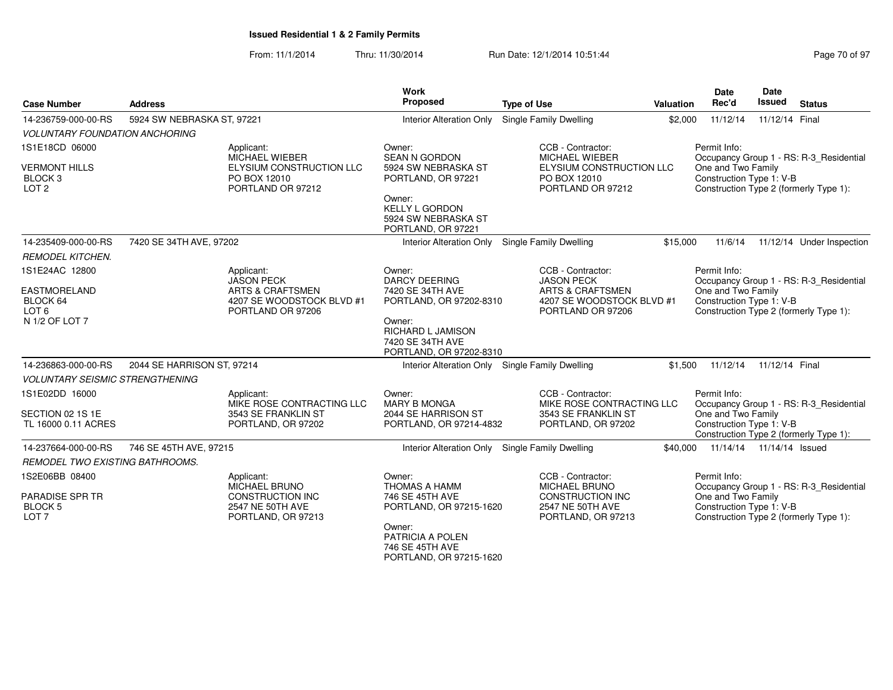**Issued Residential 1 & 2 Family Permits**

From: 11/1/2014 Thru: 11/30/2014 Run Date: 12/1/2014 10:51:44

| Case Number | Address | Work Proposed | Type of Use | Valuation | Date Rec'd | Date Issued | Status |
|---|---|---|---|---|---|---|---|
| 14-236759-000-00-RS | 5924 SW NEBRASKA ST, 97221 | Interior Alteration Only | Single Family Dwelling | $2,000 | 11/12/14 | 11/12/14 | Final |
| 14-235409-000-00-RS | 7420 SE 34TH AVE, 97202 | Interior Alteration Only | Single Family Dwelling | $15,000 | 11/6/14 | 11/12/14 | Under Inspection |
| 14-236863-000-00-RS | 2044 SE HARRISON ST, 97214 | Interior Alteration Only | Single Family Dwelling | $1,500 | 11/12/14 | 11/12/14 | Final |
| 14-237664-000-00-RS | 746 SE 45TH AVE, 97215 | Interior Alteration Only | Single Family Dwelling | $40,000 | 11/14/14 | 11/14/14 | Issued |

**14-236759-000-00-RS** — 5924 SW NEBRASKA ST, 97221

*VOLUNTARY FOUNDATION ANCHORING*

1S1E18CD 06000
VERMONT HILLS
BLOCK 3
LOT 2

Applicant:
MICHAEL WIEBER
ELYSIUM CONSTRUCTION LLC
PO BOX 12010
PORTLAND OR 97212

Owner:
SEAN N GORDON
5924 SW NEBRASKA ST
PORTLAND, OR 97221

Owner:
KELLY L GORDON
5924 SW NEBRASKA ST
PORTLAND, OR 97221

CCB - Contractor:
MICHAEL WIEBER
ELYSIUM CONSTRUCTION LLC
PO BOX 12010
PORTLAND OR 97212

Permit Info:
Occupancy Group 1 - RS: R-3_Residential One and Two Family
Construction Type 1: V-B
Construction Type 2 (formerly Type 1):

**14-235409-000-00-RS** — 7420 SE 34TH AVE, 97202

*REMODEL KITCHEN.*

1S1E24AC 12800
EASTMORELAND
BLOCK 64
LOT 6
N 1/2 OF LOT 7

Applicant:
JASON PECK
ARTS & CRAFTSMEN
4207 SE WOODSTOCK BLVD #1
PORTLAND OR 97206

Owner:
DARCY DEERING
7420 SE 34TH AVE
PORTLAND, OR 97202-8310

Owner:
RICHARD L JAMISON
7420 SE 34TH AVE
PORTLAND, OR 97202-8310

CCB - Contractor:
JASON PECK
ARTS & CRAFTSMEN
4207 SE WOODSTOCK BLVD #1
PORTLAND OR 97206

Permit Info:
Occupancy Group 1 - RS: R-3_Residential One and Two Family
Construction Type 1: V-B
Construction Type 2 (formerly Type 1):

**14-236863-000-00-RS** — 2044 SE HARRISON ST, 97214

*VOLUNTARY SEISMIC STRENGTHENING*

1S1E02DD 16000
SECTION 02 1S 1E
TL 16000 0.11 ACRES

Applicant:
MIKE ROSE CONTRACTING LLC
3543 SE FRANKLIN ST
PORTLAND, OR 97202

Owner:
MARY B MONGA
2044 SE HARRISON ST
PORTLAND, OR 97214-4832

CCB - Contractor:
MIKE ROSE CONTRACTING LLC
3543 SE FRANKLIN ST
PORTLAND, OR 97202

Permit Info:
Occupancy Group 1 - RS: R-3_Residential One and Two Family
Construction Type 1: V-B
Construction Type 2 (formerly Type 1):

**14-237664-000-00-RS** — 746 SE 45TH AVE, 97215

*REMODEL TWO EXISTING BATHROOMS.*

1S2E06BB 08400
PARADISE SPR TR
BLOCK 5
LOT 7

Applicant:
MICHAEL BRUNO
CONSTRUCTION INC
2547 NE 50TH AVE
PORTLAND, OR 97213

Owner:
THOMAS A HAMM
746 SE 45TH AVE
PORTLAND, OR 97215-1620

Owner:
PATRICIA A POLEN
746 SE 45TH AVE
PORTLAND, OR 97215-1620

CCB - Contractor:
MICHAEL BRUNO
CONSTRUCTION INC
2547 NE 50TH AVE
PORTLAND, OR 97213

Permit Info:
Occupancy Group 1 - RS: R-3_Residential One and Two Family
Construction Type 1: V-B
Construction Type 2 (formerly Type 1):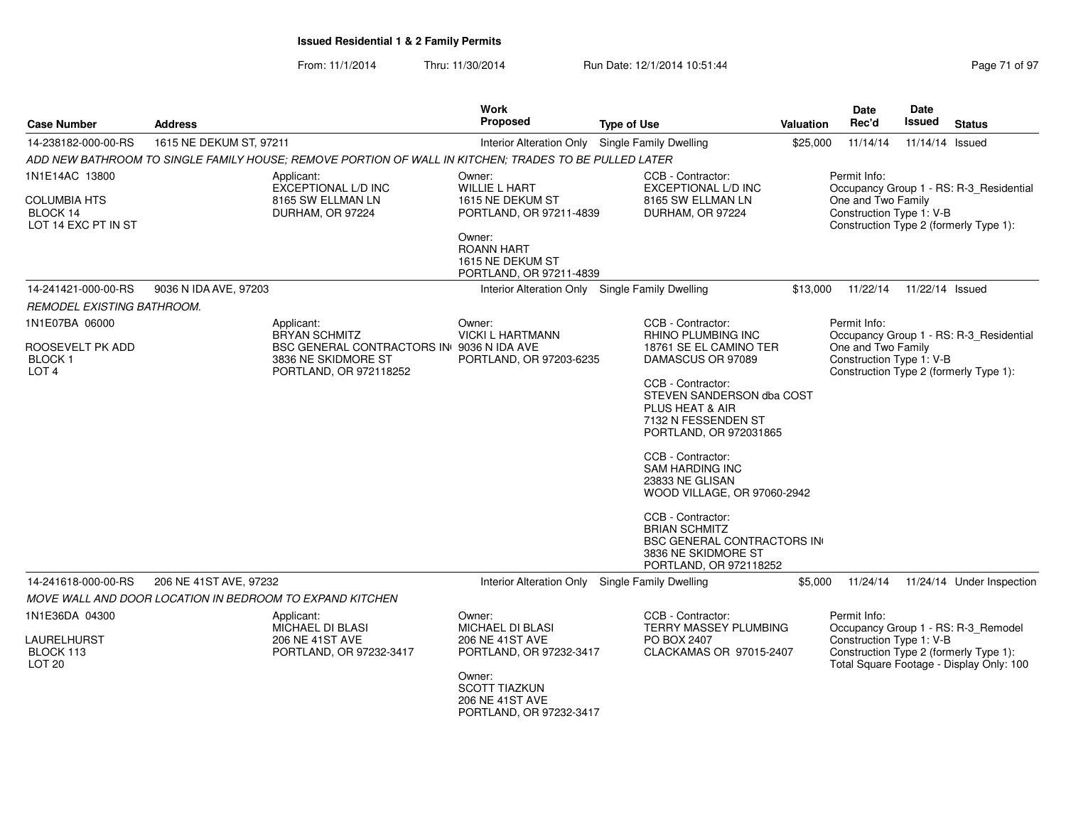# Issued Residential 1 & 2 Family Permits

From: 11/1/2014 Thru: 11/30/2014 Run Date: 12/1/2014 10:51:44

| Case Number | Address | Work Proposed | Type of Use | Valuation | Date Rec'd | Date Issued | Status |
|---|---|---|---|---|---|---|---|
| 14-238182-000-00-RS | 1615 NE DEKUM ST, 97211 | Interior Alteration Only | Single Family Dwelling | $25,000 | 11/14/14 | 11/14/14 | Issued |

*ADD NEW BATHROOM TO SINGLE FAMILY HOUSE; REMOVE PORTION OF WALL IN KITCHEN; TRADES TO BE PULLED LATER*

1N1E14AC 13800

COLUMBIA HTS
BLOCK 14
LOT 14 EXC PT IN ST

Applicant:
EXCEPTIONAL L/D INC
8165 SW ELLMAN LN
DURHAM, OR 97224

Owner:
WILLIE L HART
1615 NE DEKUM ST
PORTLAND, OR 97211-4839

Owner:
ROANN HART
1615 NE DEKUM ST
PORTLAND, OR 97211-4839

CCB - Contractor:
EXCEPTIONAL L/D INC
8165 SW ELLMAN LN
DURHAM, OR 97224

Permit Info:
Occupancy Group 1 - RS: R-3_Residential One and Two Family
Construction Type 1: V-B
Construction Type 2 (formerly Type 1):

| Case Number | Address | Work Proposed | Type of Use | Valuation | Date Rec'd | Date Issued | Status |
|---|---|---|---|---|---|---|---|
| 14-241421-000-00-RS | 9036 N IDA AVE, 97203 | Interior Alteration Only | Single Family Dwelling | $13,000 | 11/22/14 | 11/22/14 | Issued |

*REMODEL EXISTING BATHROOM.*

1N1E07BA 06000

ROOSEVELT PK ADD
BLOCK 1
LOT 4

Applicant:
BRYAN SCHMITZ
BSC GENERAL CONTRACTORS IN
3836 NE SKIDMORE ST
PORTLAND, OR 972118252

Owner:
VICKI L HARTMANN
9036 N IDA AVE
PORTLAND, OR 97203-6235

CCB - Contractor:
RHINO PLUMBING INC
18761 SE EL CAMINO TER
DAMASCUS OR 97089

CCB - Contractor:
STEVEN SANDERSON dba COST PLUS HEAT & AIR
7132 N FESSENDEN ST
PORTLAND, OR 972031865

CCB - Contractor:
SAM HARDING INC
23833 NE GLISAN
WOOD VILLAGE, OR 97060-2942

CCB - Contractor:
BRIAN SCHMITZ
BSC GENERAL CONTRACTORS IN
3836 NE SKIDMORE ST
PORTLAND, OR 972118252

Permit Info:
Occupancy Group 1 - RS: R-3_Residential One and Two Family
Construction Type 1: V-B
Construction Type 2 (formerly Type 1):

| Case Number | Address | Work Proposed | Type of Use | Valuation | Date Rec'd | Date Issued | Status |
|---|---|---|---|---|---|---|---|
| 14-241618-000-00-RS | 206 NE 41ST AVE, 97232 | Interior Alteration Only | Single Family Dwelling | $5,000 | 11/24/14 | 11/24/14 | Under Inspection |

*MOVE WALL AND DOOR LOCATION IN BEDROOM TO EXPAND KITCHEN*

1N1E36DA 04300

LAURELHURST
BLOCK 113
LOT 20

Applicant:
MICHAEL DI BLASI
206 NE 41ST AVE
PORTLAND, OR 97232-3417

Owner:
MICHAEL DI BLASI
206 NE 41ST AVE
PORTLAND, OR 97232-3417

Owner:
SCOTT TIAZKUN
206 NE 41ST AVE
PORTLAND, OR 97232-3417

CCB - Contractor:
TERRY MASSEY PLUMBING
PO BOX 2407
CLACKAMAS OR 97015-2407

Permit Info:
Occupancy Group 1 - RS: R-3_Remodel
Construction Type 1: V-B
Construction Type 2 (formerly Type 1):
Total Square Footage - Display Only: 100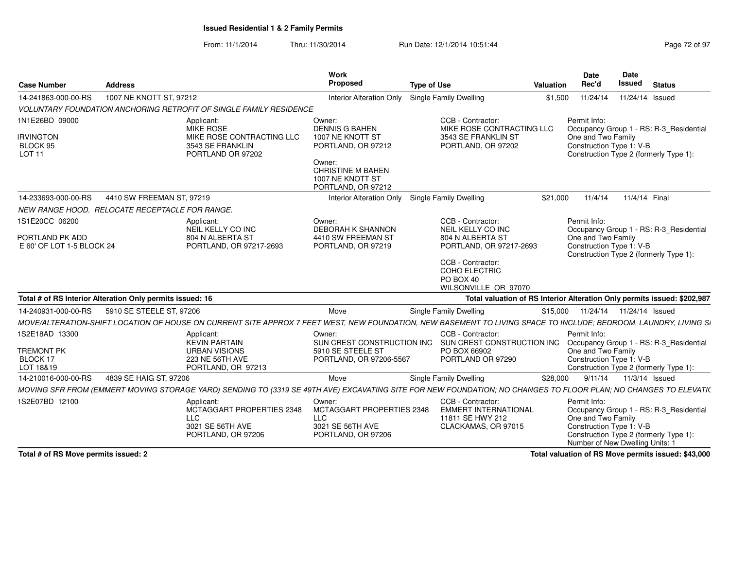**Issued Residential 1 & 2 Family Permits**

From: 11/1/2014 Thru: 11/30/2014 Run Date: 12/1/2014 10:51:44

| Case Number | Address | Work Proposed | Type of Use | Valuation | Date Rec'd | Date Issued | Status |
|---|---|---|---|---|---|---|---|
| 14-241863-000-00-RS | 1007 NE KNOTT ST, 97212 | Interior Alteration Only | Single Family Dwelling | $1,500 | 11/24/14 | 11/24/14 | Issued |

*VOLUNTARY FOUNDATION ANCHORING RETROFIT OF SINGLE FAMILY RESIDENCE*

1N1E26BD 09000
IRVINGTON
BLOCK 95
LOT 11

Applicant:
MIKE ROSE
MIKE ROSE CONTRACTING LLC
3543 SE FRANKLIN
PORTLAND OR 97202

Owner:
DENNIS G BAHEN
1007 NE KNOTT ST
PORTLAND, OR 97212

Owner:
CHRISTINE M BAHEN
1007 NE KNOTT ST
PORTLAND, OR 97212

CCB - Contractor:
MIKE ROSE CONTRACTING LLC
3543 SE FRANKLIN ST
PORTLAND, OR 97202

Permit Info:
Occupancy Group 1 - RS: R-3_Residential One and Two Family
Construction Type 1: V-B
Construction Type 2 (formerly Type 1):

| Case Number | Address | Work Proposed | Type of Use | Valuation | Date Rec'd | Date Issued | Status |
|---|---|---|---|---|---|---|---|
| 14-233693-000-00-RS | 4410 SW FREEMAN ST, 97219 | Interior Alteration Only | Single Family Dwelling | $21,000 | 11/4/14 | 11/4/14 | Final |

*NEW RANGE HOOD. RELOCATE RECEPTACLE FOR RANGE.*

1S1E20CC 06200
PORTLAND PK ADD
E 60' OF LOT 1-5 BLOCK 24

Applicant:
NEIL KELLY CO INC
804 N ALBERTA ST
PORTLAND, OR 97217-2693

Owner:
DEBORAH K SHANNON
4410 SW FREEMAN ST
PORTLAND, OR 97219

CCB - Contractor:
NEIL KELLY CO INC
804 N ALBERTA ST
PORTLAND, OR 97217-2693

CCB - Contractor:
COHO ELECTRIC
PO BOX 40
WILSONVILLE OR 97070

Permit Info:
Occupancy Group 1 - RS: R-3_Residential One and Two Family
Construction Type 1: V-B
Construction Type 2 (formerly Type 1):

**Total # of RS Interior Alteration Only permits issued: 16** — **Total valuation of RS Interior Alteration Only permits issued: $202,987**

| Case Number | Address | Work Proposed | Type of Use | Valuation | Date Rec'd | Date Issued | Status |
|---|---|---|---|---|---|---|---|
| 14-240931-000-00-RS | 5910 SE STEELE ST, 97206 | Move | Single Family Dwelling | $15,000 | 11/24/14 | 11/24/14 | Issued |

*MOVE/ALTERATION-SHIFT LOCATION OF HOUSE ON CURRENT SITE APPROX 7 FEET WEST, NEW FOUNDATION, NEW BASEMENT TO LIVING SPACE TO INCLUDE; BEDROOM, LAUNDRY, LIVING S*

1S2E18AD 13300
TREMONT PK
BLOCK 17
LOT 18&19

Applicant:
KEVIN PARTAIN
URBAN VISIONS
223 NE 56TH AVE
PORTLAND, OR 97213

Owner:
SUN CREST CONSTRUCTION INC
5910 SE STEELE ST
PORTLAND, OR 97206-5567

CCB - Contractor:
SUN CREST CONSTRUCTION INC
PO BOX 66902
PORTLAND OR 97290

Permit Info:
Occupancy Group 1 - RS: R-3_Residential One and Two Family
Construction Type 1: V-B
Construction Type 2 (formerly Type 1):

| Case Number | Address | Work Proposed | Type of Use | Valuation | Date Rec'd | Date Issued | Status |
|---|---|---|---|---|---|---|---|
| 14-210016-000-00-RS | 4839 SE HAIG ST, 97206 | Move | Single Family Dwelling | $28,000 | 9/11/14 | 11/3/14 | Issued |

*MOVING SFR FROM (EMMERT MOVING STORAGE YARD) SENDING TO (3319 SE 49TH AVE) EXCAVATING SITE FOR NEW FOUNDATION; NO CHANGES TO FLOOR PLAN; NO CHANGES TO ELEVATI*

1S2E07BD 12100

Applicant:
MCTAGGART PROPERTIES 2348 LLC
3021 SE 56TH AVE
PORTLAND, OR 97206

Owner:
MCTAGGART PROPERTIES 2348 LLC
3021 SE 56TH AVE
PORTLAND, OR 97206

CCB - Contractor:
EMMERT INTERNATIONAL
11811 SE HWY 212
CLACKAMAS, OR 97015

Permit Info:
Occupancy Group 1 - RS: R-3_Residential One and Two Family
Construction Type 1: V-B
Construction Type 2 (formerly Type 1):
Number of New Dwelling Units: 1

**Total # of RS Move permits issued: 2** — **Total valuation of RS Move permits issued: $43,000**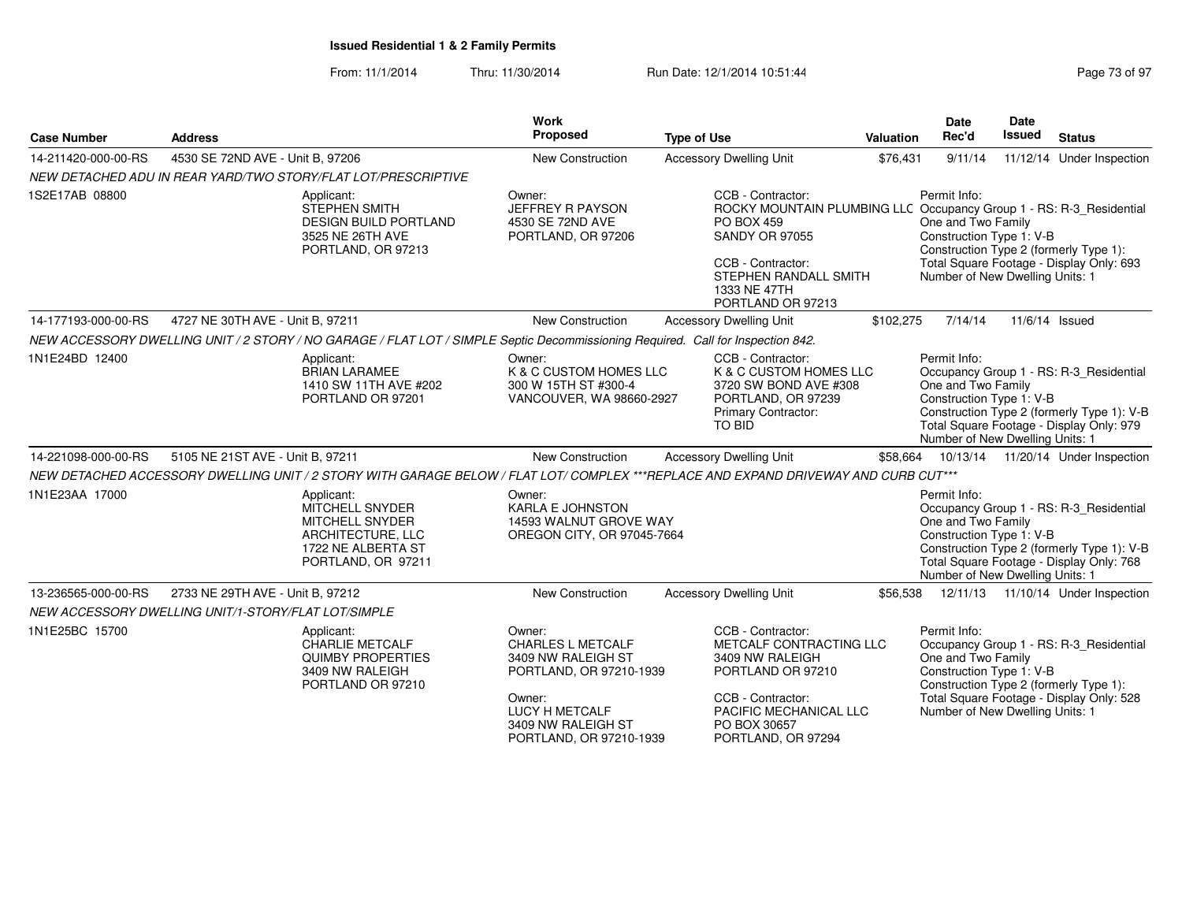**Issued Residential 1 & 2 Family Permits**

From: 11/1/2014 Thru: 11/30/2014 Run Date: 12/1/2014 10:51:44

| Case Number | Address | Work Proposed | Type of Use | Valuation | Date Rec'd | Date Issued | Status |
|---|---|---|---|---|---|---|---|
| 14-211420-000-00-RS | 4530 SE 72ND AVE - Unit B, 97206 | New Construction | Accessory Dwelling Unit | $76,431 | 9/11/14 | 11/12/14 | Under Inspection |

NEW DETACHED ADU IN REAR YARD/TWO STORY/FLAT LOT/PRESCRIPTIVE

1S2E17AB 08800

Applicant: STEPHEN SMITH, DESIGN BUILD PORTLAND, 3525 NE 26TH AVE, PORTLAND, OR 97213

Owner: JEFFREY R PAYSON, 4530 SE 72ND AVE, PORTLAND, OR 97206

CCB - Contractor: ROCKY MOUNTAIN PLUMBING LLC, PO BOX 459, SANDY OR 97055

CCB - Contractor: STEPHEN RANDALL SMITH, 1333 NE 47TH, PORTLAND OR 97213

Permit Info: Occupancy Group 1 - RS: R-3_Residential One and Two Family; Construction Type 1: V-B; Construction Type 2 (formerly Type 1):; Total Square Footage - Display Only: 693; Number of New Dwelling Units: 1

| Case Number | Address | Work Proposed | Type of Use | Valuation | Date Rec'd | Date Issued | Status |
|---|---|---|---|---|---|---|---|
| 14-177193-000-00-RS | 4727 NE 30TH AVE - Unit B, 97211 | New Construction | Accessory Dwelling Unit | $102,275 | 7/14/14 | 11/6/14 | Issued |

NEW ACCESSORY DWELLING UNIT / 2 STORY / NO GARAGE / FLAT LOT / SIMPLE Septic Decommissioning Required. Call for Inspection 842.

1N1E24BD 12400

Applicant: BRIAN LARAMEE, 1410 SW 11TH AVE #202, PORTLAND OR 97201

Owner: K & C CUSTOM HOMES LLC, 300 W 15TH ST #300-4, VANCOUVER, WA 98660-2927

CCB - Contractor: K & C CUSTOM HOMES LLC, 3720 SW BOND AVE #308, PORTLAND, OR 97239

Primary Contractor: TO BID

Permit Info: Occupancy Group 1 - RS: R-3_Residential One and Two Family; Construction Type 1: V-B; Construction Type 2 (formerly Type 1): V-B; Total Square Footage - Display Only: 979; Number of New Dwelling Units: 1

| Case Number | Address | Work Proposed | Type of Use | Valuation | Date Rec'd | Date Issued | Status |
|---|---|---|---|---|---|---|---|
| 14-221098-000-00-RS | 5105 NE 21ST AVE - Unit B, 97211 | New Construction | Accessory Dwelling Unit | $58,664 | 10/13/14 | 11/20/14 | Under Inspection |

NEW DETACHED ACCESSORY DWELLING UNIT / 2 STORY WITH GARAGE BELOW / FLAT LOT/ COMPLEX ***REPLACE AND EXPAND DRIVEWAY AND CURB CUT***

1N1E23AA 17000

Applicant: MITCHELL SNYDER, MITCHELL SNYDER ARCHITECTURE, LLC, 1722 NE ALBERTA ST, PORTLAND, OR 97211

Owner: KARLA E JOHNSTON, 14593 WALNUT GROVE WAY, OREGON CITY, OR 97045-7664

Permit Info: Occupancy Group 1 - RS: R-3_Residential One and Two Family; Construction Type 1: V-B; Construction Type 2 (formerly Type 1): V-B; Total Square Footage - Display Only: 768; Number of New Dwelling Units: 1

| Case Number | Address | Work Proposed | Type of Use | Valuation | Date Rec'd | Date Issued | Status |
|---|---|---|---|---|---|---|---|
| 13-236565-000-00-RS | 2733 NE 29TH AVE - Unit B, 97212 | New Construction | Accessory Dwelling Unit | $56,538 | 12/11/13 | 11/10/14 | Under Inspection |

NEW ACCESSORY DWELLING UNIT/1-STORY/FLAT LOT/SIMPLE

1N1E25BC 15700

Applicant: CHARLIE METCALF, QUIMBY PROPERTIES, 3409 NW RALEIGH, PORTLAND OR 97210

Owner: CHARLES L METCALF, 3409 NW RALEIGH ST, PORTLAND, OR 97210-1939

Owner: LUCY H METCALF, 3409 NW RALEIGH ST, PORTLAND, OR 97210-1939

CCB - Contractor: METCALF CONTRACTING LLC, 3409 NW RALEIGH, PORTLAND OR 97210

CCB - Contractor: PACIFIC MECHANICAL LLC, PO BOX 30657, PORTLAND, OR 97294

Permit Info: Occupancy Group 1 - RS: R-3_Residential One and Two Family; Construction Type 1: V-B; Construction Type 2 (formerly Type 1):; Total Square Footage - Display Only: 528; Number of New Dwelling Units: 1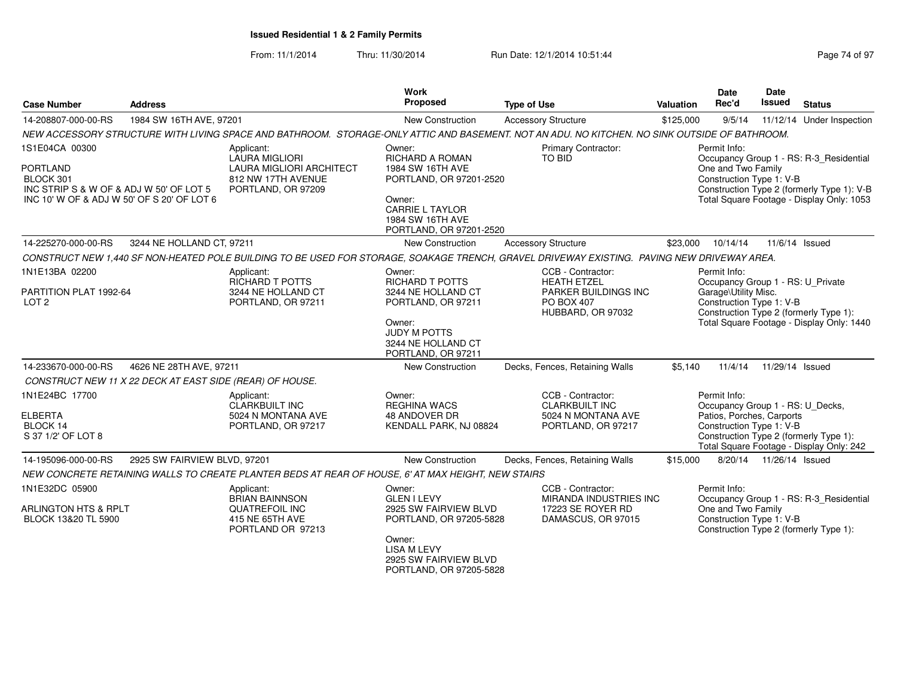**Issued Residential 1 & 2 Family Permits**

From: 11/1/2014 Thru: 11/30/2014 Run Date: 12/1/2014 10:51:44

| Case Number | Address | Work Proposed | Type of Use | Valuation | Date Rec'd | Date Issued | Status |
|---|---|---|---|---|---|---|---|
| 14-208807-000-00-RS | 1984 SW 16TH AVE, 97201 | New Construction | Accessory Structure | $125,000 | 9/5/14 | 11/12/14 | Under Inspection |

NEW ACCESSORY STRUCTURE WITH LIVING SPACE AND BATHROOM. STORAGE-ONLY ATTIC AND BASEMENT. NOT AN ADU. NO KITCHEN. NO SINK OUTSIDE OF BATHROOM.

1S1E04CA 00300
PORTLAND
BLOCK 301
INC STRIP S & W OF & ADJ W 50' OF LOT 5
INC 10' W OF & ADJ W 50' OF S 20' OF LOT 6

Applicant:
LAURA MIGLIORI
LAURA MIGLIORI ARCHITECT
812 NW 17TH AVENUE
PORTLAND, OR 97209

Owner:
RICHARD A ROMAN
1984 SW 16TH AVE
PORTLAND, OR 97201-2520

Owner:
CARRIE L TAYLOR
1984 SW 16TH AVE
PORTLAND, OR 97201-2520

Primary Contractor:
TO BID

Permit Info:
Occupancy Group 1 - RS: R-3_Residential One and Two Family
Construction Type 1: V-B
Construction Type 2 (formerly Type 1): V-B
Total Square Footage - Display Only: 1053

---

| Case Number | Address | Work Proposed | Type of Use | Valuation | Date Rec'd | Date Issued | Status |
|---|---|---|---|---|---|---|---|
| 14-225270-000-00-RS | 3244 NE HOLLAND CT, 97211 | New Construction | Accessory Structure | $23,000 | 10/14/14 | 11/6/14 | Issued |

CONSTRUCT NEW 1,440 SF NON-HEATED POLE BUILDING TO BE USED FOR STORAGE, SOAKAGE TRENCH, GRAVEL DRIVEWAY EXISTING. PAVING NEW DRIVEWAY AREA.

1N1E13BA 02200
PARTITION PLAT 1992-64
LOT 2

Applicant:
RICHARD T POTTS
3244 NE HOLLAND CT
PORTLAND, OR 97211

Owner:
RICHARD T POTTS
3244 NE HOLLAND CT
PORTLAND, OR 97211

Owner:
JUDY M POTTS
3244 NE HOLLAND CT
PORTLAND, OR 97211

CCB - Contractor:
HEATH ETZEL
PARKER BUILDINGS INC
PO BOX 407
HUBBARD, OR 97032

Permit Info:
Occupancy Group 1 - RS: U_Private Garage\Utility Misc.
Construction Type 1: V-B
Construction Type 2 (formerly Type 1):
Total Square Footage - Display Only: 1440

---

| Case Number | Address | Work Proposed | Type of Use | Valuation | Date Rec'd | Date Issued | Status |
|---|---|---|---|---|---|---|---|
| 14-233670-000-00-RS | 4626 NE 28TH AVE, 97211 | New Construction | Decks, Fences, Retaining Walls | $5,140 | 11/4/14 | 11/29/14 | Issued |

CONSTRUCT NEW 11 X 22 DECK AT EAST SIDE (REAR) OF HOUSE.

1N1E24BC 17700
ELBERTA
BLOCK 14
S 37 1/2' OF LOT 8

Applicant:
CLARKBUILT INC
5024 N MONTANA AVE
PORTLAND, OR 97217

Owner:
REGHINA WACS
48 ANDOVER DR
KENDALL PARK, NJ 08824

CCB - Contractor:
CLARKBUILT INC
5024 N MONTANA AVE
PORTLAND, OR 97217

Permit Info:
Occupancy Group 1 - RS: U_Decks, Patios, Porches, Carports
Construction Type 1: V-B
Construction Type 2 (formerly Type 1):
Total Square Footage - Display Only: 242

---

| Case Number | Address | Work Proposed | Type of Use | Valuation | Date Rec'd | Date Issued | Status |
|---|---|---|---|---|---|---|---|
| 14-195096-000-00-RS | 2925 SW FAIRVIEW BLVD, 97201 | New Construction | Decks, Fences, Retaining Walls | $15,000 | 8/20/14 | 11/26/14 | Issued |

NEW CONCRETE RETAINING WALLS TO CREATE PLANTER BEDS AT REAR OF HOUSE, 6' AT MAX HEIGHT, NEW STAIRS

1N1E32DC 05900
ARLINGTON HTS & RPLT
BLOCK 13&20 TL 5900

Applicant:
BRIAN BAINNSON
QUATREFOIL INC
415 NE 65TH AVE
PORTLAND OR 97213

Owner:
GLEN I LEVY
2925 SW FAIRVIEW BLVD
PORTLAND, OR 97205-5828

Owner:
LISA M LEVY
2925 SW FAIRVIEW BLVD
PORTLAND, OR 97205-5828

CCB - Contractor:
MIRANDA INDUSTRIES INC
17223 SE ROYER RD
DAMASCUS, OR 97015

Permit Info:
Occupancy Group 1 - RS: R-3_Residential One and Two Family
Construction Type 1: V-B
Construction Type 2 (formerly Type 1):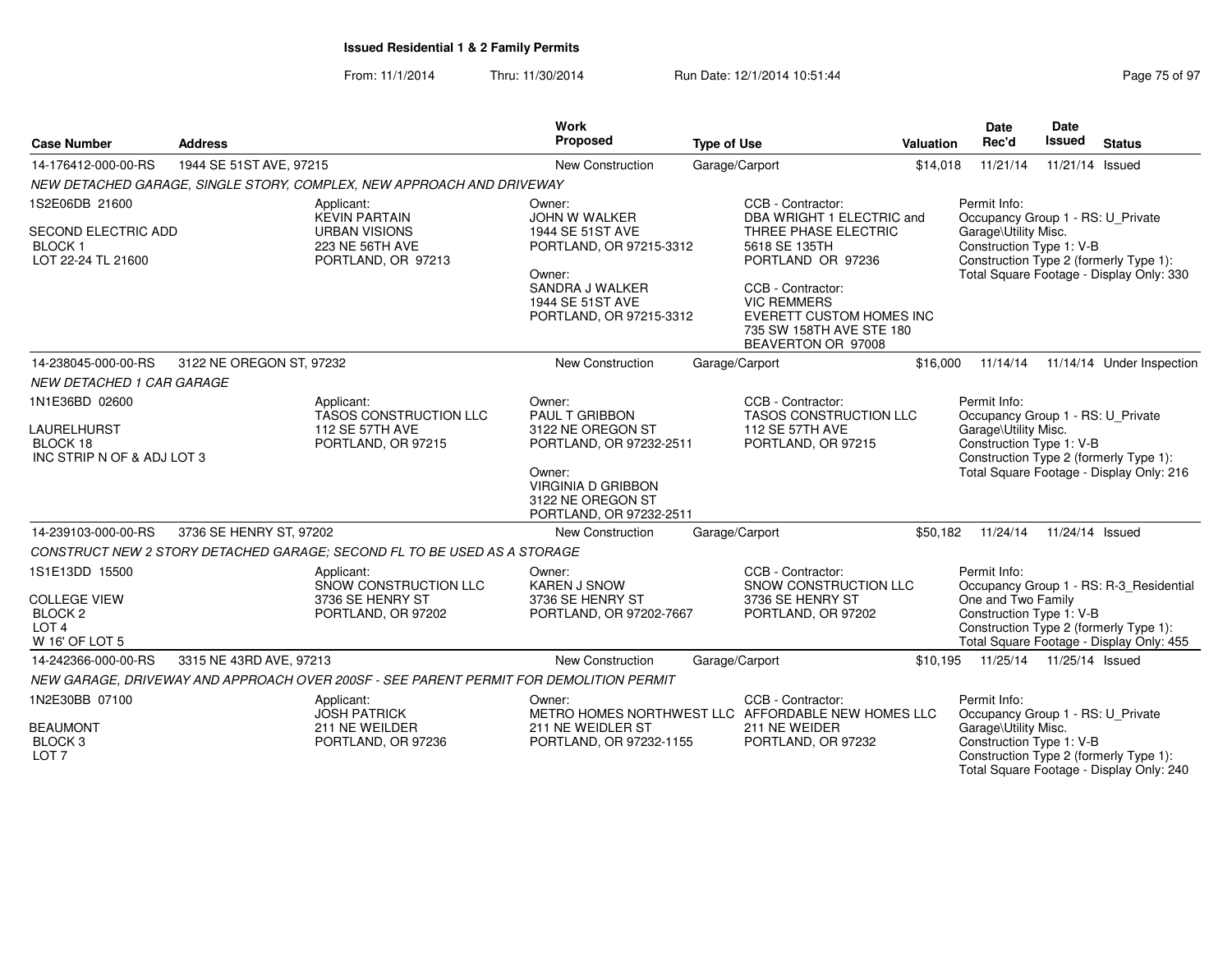**Issued Residential 1 & 2 Family Permits**

From: 11/1/2014 Thru: 11/30/2014 Run Date: 12/1/2014 10:51:44

| Case Number | Address | Work Proposed | Type of Use | Valuation | Date Rec'd | Date Issued | Status |
|---|---|---|---|---|---|---|---|
| 14-176412-000-00-RS | 1944 SE 51ST AVE, 97215 | New Construction | Garage/Carport | $14,018 | 11/21/14 | 11/21/14 | Issued |

*NEW DETACHED GARAGE, SINGLE STORY, COMPLEX, NEW APPROACH AND DRIVEWAY*

1S2E06DB 21600
SECOND ELECTRIC ADD
BLOCK 1
LOT 22-24 TL 21600

Applicant:
KEVIN PARTAIN
URBAN VISIONS
223 NE 56TH AVE
PORTLAND, OR 97213

Owner:
JOHN W WALKER
1944 SE 51ST AVE
PORTLAND, OR 97215-3312

Owner:
SANDRA J WALKER
1944 SE 51ST AVE
PORTLAND, OR 97215-3312

CCB - Contractor:
DBA WRIGHT 1 ELECTRIC and THREE PHASE ELECTRIC
5618 SE 135TH
PORTLAND OR 97236

CCB - Contractor:
VIC REMMERS
EVERETT CUSTOM HOMES INC
735 SW 158TH AVE STE 180
BEAVERTON OR 97008

Permit Info:
Occupancy Group 1 - RS: U_Private Garage\Utility Misc.
Construction Type 1: V-B
Construction Type 2 (formerly Type 1):
Total Square Footage - Display Only: 330

| Case Number | Address | Work Proposed | Type of Use | Valuation | Date Rec'd | Date Issued | Status |
|---|---|---|---|---|---|---|---|
| 14-238045-000-00-RS | 3122 NE OREGON ST, 97232 | New Construction | Garage/Carport | $16,000 | 11/14/14 | 11/14/14 | Under Inspection |

*NEW DETACHED 1 CAR GARAGE*

1N1E36BD 02600
LAURELHURST
BLOCK 18
INC STRIP N OF & ADJ LOT 3

Applicant:
TASOS CONSTRUCTION LLC
112 SE 57TH AVE
PORTLAND, OR 97215

Owner:
PAUL T GRIBBON
3122 NE OREGON ST
PORTLAND, OR 97232-2511

Owner:
VIRGINIA D GRIBBON
3122 NE OREGON ST
PORTLAND, OR 97232-2511

CCB - Contractor:
TASOS CONSTRUCTION LLC
112 SE 57TH AVE
PORTLAND, OR 97215

Permit Info:
Occupancy Group 1 - RS: U_Private Garage\Utility Misc.
Construction Type 1: V-B
Construction Type 2 (formerly Type 1):
Total Square Footage - Display Only: 216

| Case Number | Address | Work Proposed | Type of Use | Valuation | Date Rec'd | Date Issued | Status |
|---|---|---|---|---|---|---|---|
| 14-239103-000-00-RS | 3736 SE HENRY ST, 97202 | New Construction | Garage/Carport | $50,182 | 11/24/14 | 11/24/14 | Issued |

*CONSTRUCT NEW 2 STORY DETACHED GARAGE; SECOND FL TO BE USED AS A STORAGE*

1S1E13DD 15500
COLLEGE VIEW
BLOCK 2
LOT 4
W 16' OF LOT 5

Applicant:
SNOW CONSTRUCTION LLC
3736 SE HENRY ST
PORTLAND, OR 97202

Owner:
KAREN J SNOW
3736 SE HENRY ST
PORTLAND, OR 97202-7667

CCB - Contractor:
SNOW CONSTRUCTION LLC
3736 SE HENRY ST
PORTLAND, OR 97202

Permit Info:
Occupancy Group 1 - RS: R-3_Residential One and Two Family
Construction Type 1: V-B
Construction Type 2 (formerly Type 1):
Total Square Footage - Display Only: 455

| Case Number | Address | Work Proposed | Type of Use | Valuation | Date Rec'd | Date Issued | Status |
|---|---|---|---|---|---|---|---|
| 14-242366-000-00-RS | 3315 NE 43RD AVE, 97213 | New Construction | Garage/Carport | $10,195 | 11/25/14 | 11/25/14 | Issued |

*NEW GARAGE, DRIVEWAY AND APPROACH OVER 200SF - SEE PARENT PERMIT FOR DEMOLITION PERMIT*

1N2E30BB 07100
BEAUMONT
BLOCK 3
LOT 7

Applicant:
JOSH PATRICK
211 NE WEILDER
PORTLAND, OR 97236

Owner:
METRO HOMES NORTHWEST LLC
211 NE WEIDLER ST
PORTLAND, OR 97232-1155

CCB - Contractor:
AFFORDABLE NEW HOMES LLC
211 NE WEIDER
PORTLAND, OR 97232

Permit Info:
Occupancy Group 1 - RS: U_Private Garage\Utility Misc.
Construction Type 1: V-B
Construction Type 2 (formerly Type 1):
Total Square Footage - Display Only: 240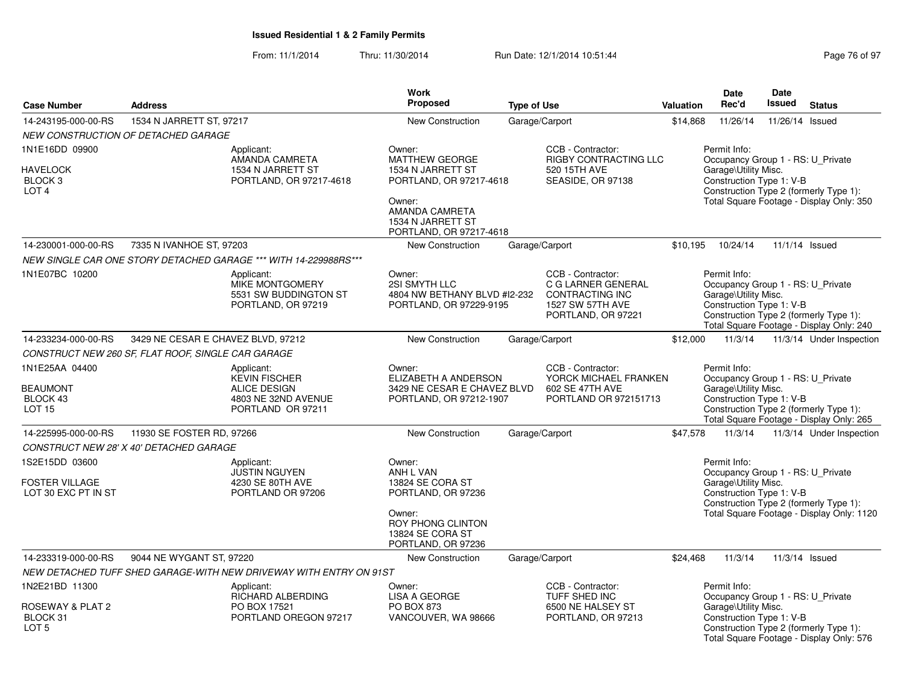## Issued Residential 1 & 2 Family Permits

From: 11/1/2014 Thru: 11/30/2014 Run Date: 12/1/2014 10:51:44

| Case Number | Address | Work Proposed | Type of Use | Valuation | Date Rec'd | Date Issued | Status |
|---|---|---|---|---|---|---|---|
| 14-243195-000-00-RS | 1534 N JARRETT ST, 97217 | New Construction | Garage/Carport | $14,868 | 11/26/14 | 11/26/14 | Issued |

NEW CONSTRUCTION OF DETACHED GARAGE

1N1E16DD 09900
HAVELOCK
BLOCK 3
LOT 4

Applicant:
AMANDA CAMRETA
1534 N JARRETT ST
PORTLAND, OR 97217-4618

Owner:
MATTHEW GEORGE
1534 N JARRETT ST
PORTLAND, OR 97217-4618

Owner:
AMANDA CAMRETA
1534 N JARRETT ST
PORTLAND, OR 97217-4618

CCB - Contractor:
RIGBY CONTRACTING LLC
520 15TH AVE
SEASIDE, OR 97138

Permit Info:
Occupancy Group 1 - RS: U_Private Garage\Utility Misc.
Construction Type 1: V-B
Construction Type 2 (formerly Type 1):
Total Square Footage - Display Only: 350

| Case Number | Address | Work Proposed | Type of Use | Valuation | Date Rec'd | Date Issued | Status |
|---|---|---|---|---|---|---|---|
| 14-230001-000-00-RS | 7335 N IVANHOE ST, 97203 | New Construction | Garage/Carport | $10,195 | 10/24/14 | 11/1/14 | Issued |

NEW SINGLE CAR ONE STORY DETACHED GARAGE *** WITH 14-229988RS***

1N1E07BC 10200

Applicant:
MIKE MONTGOMERY
5531 SW BUDDINGTON ST
PORTLAND, OR 97219

Owner:
2SI SMYTH LLC
4804 NW BETHANY BLVD #I2-232
PORTLAND, OR 97229-9195

CCB - Contractor:
C G LARNER GENERAL CONTRACTING INC
1527 SW 57TH AVE
PORTLAND, OR 97221

Permit Info:
Occupancy Group 1 - RS: U_Private Garage\Utility Misc.
Construction Type 1: V-B
Construction Type 2 (formerly Type 1):
Total Square Footage - Display Only: 240

| Case Number | Address | Work Proposed | Type of Use | Valuation | Date Rec'd | Date Issued | Status |
|---|---|---|---|---|---|---|---|
| 14-233234-000-00-RS | 3429 NE CESAR E CHAVEZ BLVD, 97212 | New Construction | Garage/Carport | $12,000 | 11/3/14 | 11/3/14 | Under Inspection |

CONSTRUCT NEW 260 SF, FLAT ROOF, SINGLE CAR GARAGE

1N1E25AA 04400
BEAUMONT
BLOCK 43
LOT 15

Applicant:
KEVIN FISCHER
ALICE DESIGN
4803 NE 32ND AVENUE
PORTLAND OR 97211

Owner:
ELIZABETH A ANDERSON
3429 NE CESAR E CHAVEZ BLVD
PORTLAND, OR 97212-1907

CCB - Contractor:
YORCK MICHAEL FRANKEN
602 SE 47TH AVE
PORTLAND OR 972151713

Permit Info:
Occupancy Group 1 - RS: U_Private Garage\Utility Misc.
Construction Type 1: V-B
Construction Type 2 (formerly Type 1):
Total Square Footage - Display Only: 265

| Case Number | Address | Work Proposed | Type of Use | Valuation | Date Rec'd | Date Issued | Status |
|---|---|---|---|---|---|---|---|
| 14-225995-000-00-RS | 11930 SE FOSTER RD, 97266 | New Construction | Garage/Carport | $47,578 | 11/3/14 | 11/3/14 | Under Inspection |

CONSTRUCT NEW 28' X 40' DETACHED GARAGE

1S2E15DD 03600
FOSTER VILLAGE
LOT 30 EXC PT IN ST

Applicant:
JUSTIN NGUYEN
4230 SE 80TH AVE
PORTLAND OR 97206

Owner:
ANH L VAN
13824 SE CORA ST
PORTLAND, OR 97236

Owner:
ROY PHONG CLINTON
13824 SE CORA ST
PORTLAND, OR 97236

Permit Info:
Occupancy Group 1 - RS: U_Private Garage\Utility Misc.
Construction Type 1: V-B
Construction Type 2 (formerly Type 1):
Total Square Footage - Display Only: 1120

| Case Number | Address | Work Proposed | Type of Use | Valuation | Date Rec'd | Date Issued | Status |
|---|---|---|---|---|---|---|---|
| 14-233319-000-00-RS | 9044 NE WYGANT ST, 97220 | New Construction | Garage/Carport | $24,468 | 11/3/14 | 11/3/14 | Issued |

NEW DETACHED TUFF SHED GARAGE-WITH NEW DRIVEWAY WITH ENTRY ON 91ST

1N2E21BD 11300
ROSEWAY & PLAT 2
BLOCK 31
LOT 5

Applicant:
RICHARD ALBERDING
PO BOX 17521
PORTLAND OREGON 97217

Owner:
LISA A GEORGE
PO BOX 873
VANCOUVER, WA 98666

CCB - Contractor:
TUFF SHED INC
6500 NE HALSEY ST
PORTLAND, OR 97213

Permit Info:
Occupancy Group 1 - RS: U_Private Garage\Utility Misc.
Construction Type 1: V-B
Construction Type 2 (formerly Type 1):
Total Square Footage - Display Only: 576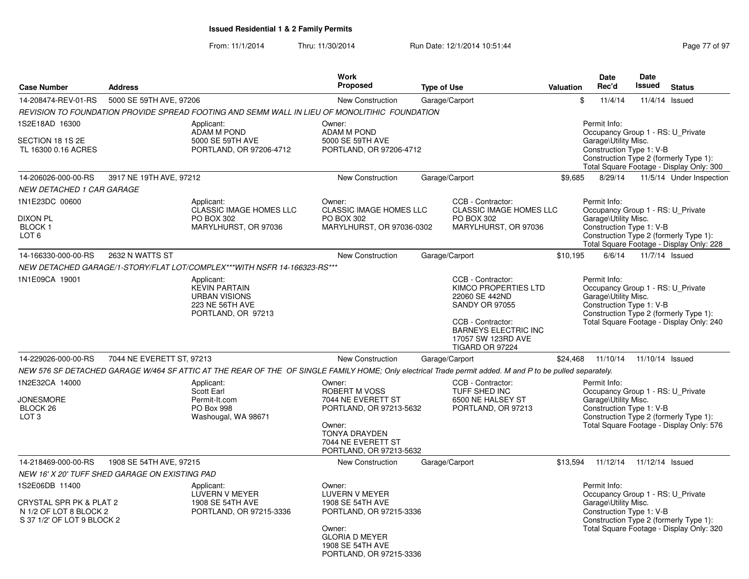**Issued Residential 1 & 2 Family Permits**

From: 11/1/2014 Thru: 11/30/2014 Run Date: 12/1/2014 10:51:44

| Case Number | Address | Work Proposed | Type of Use | Valuation | Date Rec'd | Date Issued | Status |
|---|---|---|---|---|---|---|---|
| 14-208474-REV-01-RS | 5000 SE 59TH AVE, 97206 | New Construction | Garage/Carport | $ | 11/4/14 | 11/4/14 | Issued |

*REVISION TO FOUNDATION PROVIDE SPREAD FOOTING AND SEMM WALL IN LIEU OF MONOLITIHIC FOUNDATION*

1S2E18AD 16300
SECTION 18 1S 2E
TL 16300 0.16 ACRES

Applicant: ADAM M POND, 5000 SE 59TH AVE, PORTLAND, OR 97206-4712

Owner: ADAM M POND, 5000 SE 59TH AVE, PORTLAND, OR 97206-4712

Permit Info:
Occupancy Group 1 - RS: U_Private Garage\Utility Misc.
Construction Type 1: V-B
Construction Type 2 (formerly Type 1):
Total Square Footage - Display Only: 300

---

| Case Number | Address | Work Proposed | Type of Use | Valuation | Date Rec'd | Date Issued | Status |
|---|---|---|---|---|---|---|---|
| 14-206026-000-00-RS | 3917 NE 19TH AVE, 97212 | New Construction | Garage/Carport | $9,685 | 8/29/14 | 11/5/14 | Under Inspection |

*NEW DETACHED 1 CAR GARAGE*

1N1E23DC 00600
DIXON PL
BLOCK 1
LOT 6

Applicant: CLASSIC IMAGE HOMES LLC, PO BOX 302, MARYLHURST, OR 97036

Owner: CLASSIC IMAGE HOMES LLC, PO BOX 302, MARYLHURST, OR 97036-0302

CCB - Contractor: CLASSIC IMAGE HOMES LLC, PO BOX 302, MARYLHURST, OR 97036

Permit Info:
Occupancy Group 1 - RS: U_Private Garage\Utility Misc.
Construction Type 1: V-B
Construction Type 2 (formerly Type 1):
Total Square Footage - Display Only: 228

---

| Case Number | Address | Work Proposed | Type of Use | Valuation | Date Rec'd | Date Issued | Status |
|---|---|---|---|---|---|---|---|
| 14-166330-000-00-RS | 2632 N WATTS ST | New Construction | Garage/Carport | $10,195 | 6/6/14 | 11/7/14 | Issued |

*NEW DETACHED GARAGE/1-STORY/FLAT LOT/COMPLEX***WITH NSFR 14-166323-RS****

1N1E09CA 19001

Applicant: KEVIN PARTAIN, URBAN VISIONS, 223 NE 56TH AVE, PORTLAND, OR 97213

CCB - Contractor: KIMCO PROPERTIES LTD, 22060 SE 442ND, SANDY OR 97055

CCB - Contractor: BARNEYS ELECTRIC INC, 17057 SW 123RD AVE, TIGARD OR 97224

Permit Info:
Occupancy Group 1 - RS: U_Private Garage\Utility Misc.
Construction Type 1: V-B
Construction Type 2 (formerly Type 1):
Total Square Footage - Display Only: 240

---

| Case Number | Address | Work Proposed | Type of Use | Valuation | Date Rec'd | Date Issued | Status |
|---|---|---|---|---|---|---|---|
| 14-229026-000-00-RS | 7044 NE EVERETT ST, 97213 | New Construction | Garage/Carport | $24,468 | 11/10/14 | 11/10/14 | Issued |

*NEW 576 SF DETACHED GARAGE W/464 SF ATTIC AT THE REAR OF THE OF SINGLE FAMILY HOME; Only electrical Trade permit added. M and P to be pulled separately.*

1N2E32CA 14000
JONESMORE
BLOCK 26
LOT 3

Applicant: Scott Earl, Permit-It.com, PO Box 998, Washougal, WA 98671

Owner: ROBERT M VOSS, 7044 NE EVERETT ST, PORTLAND, OR 97213-5632

Owner: TONYA DRAYDEN, 7044 NE EVERETT ST, PORTLAND, OR 97213-5632

CCB - Contractor: TUFF SHED INC, 6500 NE HALSEY ST, PORTLAND, OR 97213

Permit Info:
Occupancy Group 1 - RS: U_Private Garage\Utility Misc.
Construction Type 1: V-B
Construction Type 2 (formerly Type 1):
Total Square Footage - Display Only: 576

---

| Case Number | Address | Work Proposed | Type of Use | Valuation | Date Rec'd | Date Issued | Status |
|---|---|---|---|---|---|---|---|
| 14-218469-000-00-RS | 1908 SE 54TH AVE, 97215 | New Construction | Garage/Carport | $13,594 | 11/12/14 | 11/12/14 | Issued |

*NEW 16' X 20' TUFF SHED GARAGE ON EXISTING PAD*

1S2E06DB 11400
CRYSTAL SPR PK & PLAT 2
N 1/2 OF LOT 8 BLOCK 2
S 37 1/2' OF LOT 9 BLOCK 2

Applicant: LUVERN V MEYER, 1908 SE 54TH AVE, PORTLAND, OR 97215-3336

Owner: LUVERN V MEYER, 1908 SE 54TH AVE, PORTLAND, OR 97215-3336

Owner: GLORIA D MEYER, 1908 SE 54TH AVE, PORTLAND, OR 97215-3336

Permit Info:
Occupancy Group 1 - RS: U_Private Garage\Utility Misc.
Construction Type 1: V-B
Construction Type 2 (formerly Type 1):
Total Square Footage - Display Only: 320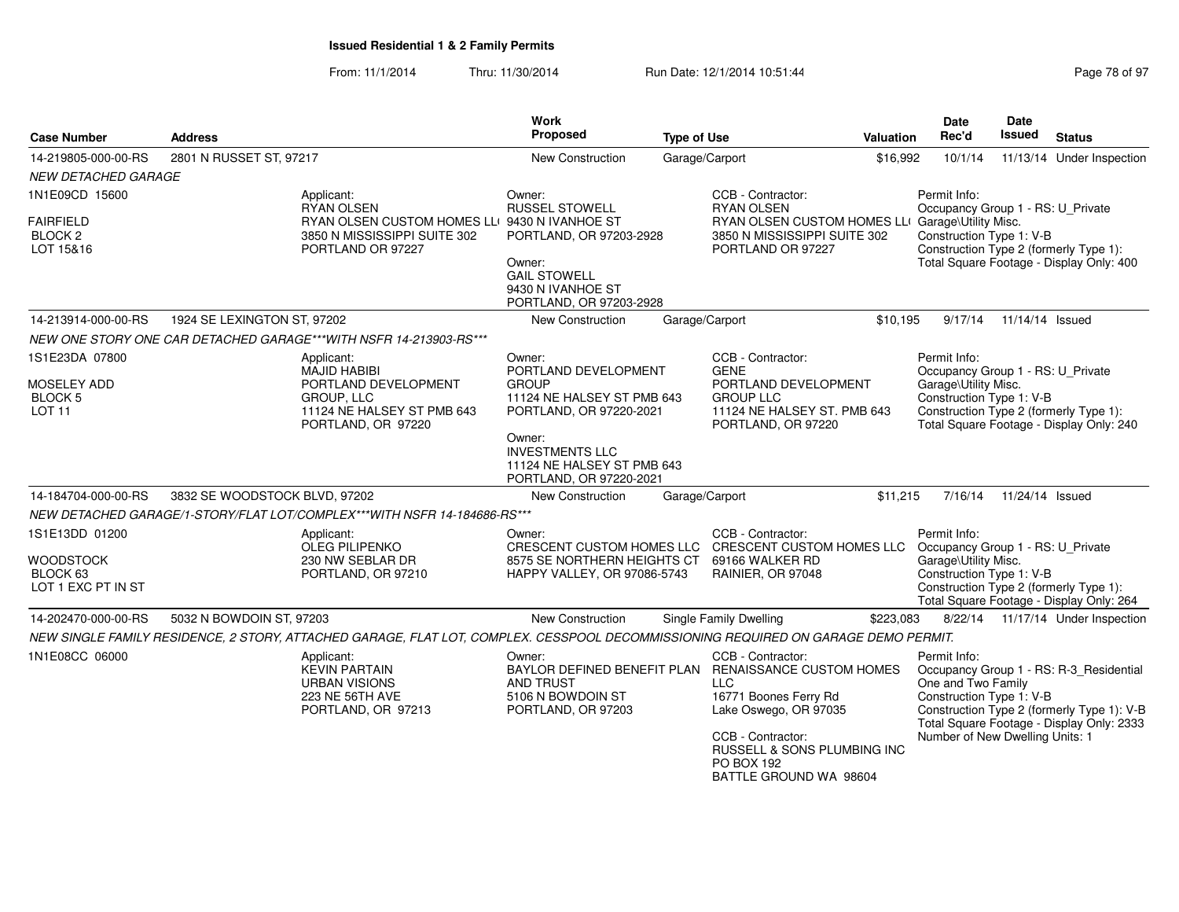**Issued Residential 1 & 2 Family Permits**

From: 11/1/2014 Thru: 11/30/2014 Run Date: 12/1/2014 10:51:44

| Case Number | Address | Work Proposed | Type of Use | Valuation | Date Rec'd | Date Issued | Status |
|---|---|---|---|---|---|---|---|
| 14-219805-000-00-RS | 2801 N RUSSET ST, 97217 | New Construction | Garage/Carport | $16,992 | 10/1/14 | 11/13/14 | Under Inspection |

*NEW DETACHED GARAGE*

1N1E09CD 15600
FAIRFIELD
BLOCK 2
LOT 15&16

Applicant:
RYAN OLSEN
RYAN OLSEN CUSTOM HOMES LL(
3850 N MISSISSIPPI SUITE 302
PORTLAND OR 97227

Owner:
RUSSEL STOWELL
9430 N IVANHOE ST
PORTLAND, OR 97203-2928

Owner:
GAIL STOWELL
9430 N IVANHOE ST
PORTLAND, OR 97203-2928

CCB - Contractor:
RYAN OLSEN
RYAN OLSEN CUSTOM HOMES LL(
3850 N MISSISSIPPI SUITE 302
PORTLAND OR 97227

Permit Info:
Occupancy Group 1 - RS: U_Private Garage\Utility Misc.
Construction Type 1: V-B
Construction Type 2 (formerly Type 1):
Total Square Footage - Display Only: 400

---

| Case Number | Address | Work Proposed | Type of Use | Valuation | Date Rec'd | Date Issued | Status |
|---|---|---|---|---|---|---|---|
| 14-213914-000-00-RS | 1924 SE LEXINGTON ST, 97202 | New Construction | Garage/Carport | $10,195 | 9/17/14 | 11/14/14 | Issued |

*NEW ONE STORY ONE CAR DETACHED GARAGE***WITH NSFR 14-213903-RS****

1S1E23DA 07800
MOSELEY ADD
BLOCK 5
LOT 11

Applicant:
MAJID HABIBI
PORTLAND DEVELOPMENT GROUP, LLC
11124 NE HALSEY ST PMB 643
PORTLAND, OR 97220

Owner:
PORTLAND DEVELOPMENT GROUP
11124 NE HALSEY ST PMB 643
PORTLAND, OR 97220-2021

Owner:
INVESTMENTS LLC
11124 NE HALSEY ST PMB 643
PORTLAND, OR 97220-2021

CCB - Contractor:
GENE
PORTLAND DEVELOPMENT GROUP LLC
11124 NE HALSEY ST. PMB 643
PORTLAND, OR 97220

Permit Info:
Occupancy Group 1 - RS: U_Private Garage\Utility Misc.
Construction Type 1: V-B
Construction Type 2 (formerly Type 1):
Total Square Footage - Display Only: 240

---

| Case Number | Address | Work Proposed | Type of Use | Valuation | Date Rec'd | Date Issued | Status |
|---|---|---|---|---|---|---|---|
| 14-184704-000-00-RS | 3832 SE WOODSTOCK BLVD, 97202 | New Construction | Garage/Carport | $11,215 | 7/16/14 | 11/24/14 | Issued |

*NEW DETACHED GARAGE/1-STORY/FLAT LOT/COMPLEX***WITH NSFR 14-184686-RS****

1S1E13DD 01200
WOODSTOCK
BLOCK 63
LOT 1 EXC PT IN ST

Applicant:
OLEG PILIPENKO
230 NW SEBLAR DR
PORTLAND, OR 97210

Owner:
CRESCENT CUSTOM HOMES LLC
8575 SE NORTHERN HEIGHTS CT
HAPPY VALLEY, OR 97086-5743

CCB - Contractor:
CRESCENT CUSTOM HOMES LLC
69166 WALKER RD
RAINIER, OR 97048

Permit Info:
Occupancy Group 1 - RS: U_Private Garage\Utility Misc.
Construction Type 1: V-B
Construction Type 2 (formerly Type 1):
Total Square Footage - Display Only: 264

---

| Case Number | Address | Work Proposed | Type of Use | Valuation | Date Rec'd | Date Issued | Status |
|---|---|---|---|---|---|---|---|
| 14-202470-000-00-RS | 5032 N BOWDOIN ST, 97203 | New Construction | Single Family Dwelling | $223,083 | 8/22/14 | 11/17/14 | Under Inspection |

*NEW SINGLE FAMILY RESIDENCE, 2 STORY, ATTACHED GARAGE, FLAT LOT, COMPLEX. CESSPOOL DECOMMISSIONING REQUIRED ON GARAGE DEMO PERMIT.*

1N1E08CC 06000

Applicant:
KEVIN PARTAIN
URBAN VISIONS
223 NE 56TH AVE
PORTLAND, OR 97213

Owner:
BAYLOR DEFINED BENEFIT PLAN AND TRUST
5106 N BOWDOIN ST
PORTLAND, OR 97203

CCB - Contractor:
RENAISSANCE CUSTOM HOMES LLC
16771 Boones Ferry Rd
Lake Oswego, OR 97035

CCB - Contractor:
RUSSELL & SONS PLUMBING INC
PO BOX 192
BATTLE GROUND WA 98604

Permit Info:
Occupancy Group 1 - RS: R-3_Residential One and Two Family
Construction Type 1: V-B
Construction Type 2 (formerly Type 1): V-B
Total Square Footage - Display Only: 2333
Number of New Dwelling Units: 1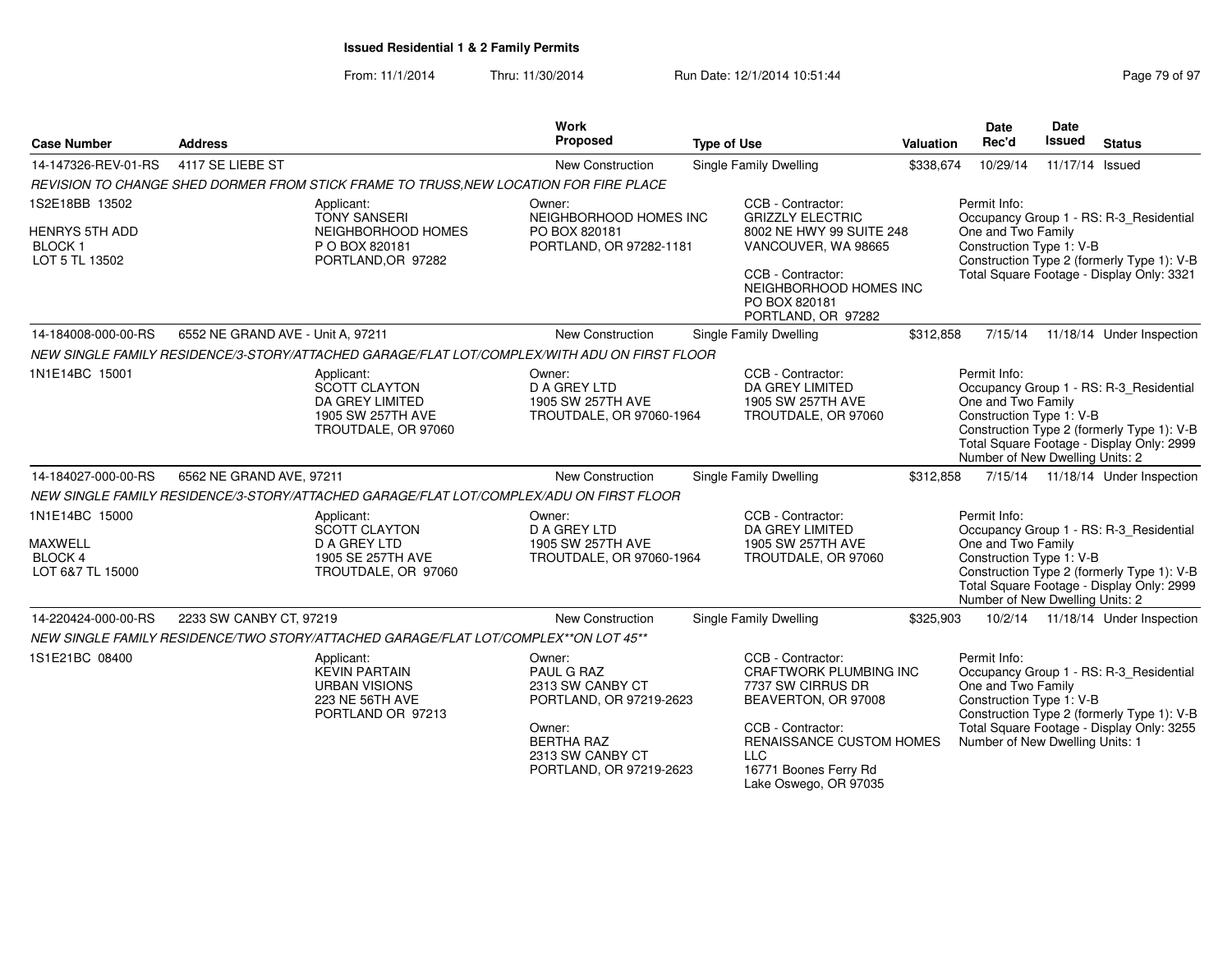**Issued Residential 1 & 2 Family Permits**

From: 11/1/2014 Thru: 11/30/2014 Run Date: 12/1/2014 10:51:44

| Case Number | Address | Work Proposed | Type of Use | Valuation | Date Rec'd | Date Issued | Status |
|---|---|---|---|---|---|---|---|
| 14-147326-REV-01-RS | 4117 SE LIEBE ST | New Construction | Single Family Dwelling | $338,674 | 10/29/14 | 11/17/14 | Issued |
| REVISION TO CHANGE SHED DORMER FROM STICK FRAME TO TRUSS,NEW LOCATION FOR FIRE PLACE | | | | | | | |
| 1S2E18BB 13502<br>HENRYS 5TH ADD<br>BLOCK 1<br>LOT 5 TL 13502 | Applicant:<br>TONY SANSERI<br>NEIGHBORHOOD HOMES<br>P O BOX 820181<br>PORTLAND,OR 97282 | Owner:<br>NEIGHBORHOOD HOMES INC<br>PO BOX 820181<br>PORTLAND, OR 97282-1181 | CCB - Contractor:<br>GRIZZLY ELECTRIC<br>8002 NE HWY 99 SUITE 248<br>VANCOUVER, WA 98665<br>CCB - Contractor:<br>NEIGHBORHOOD HOMES INC<br>PO BOX 820181<br>PORTLAND, OR 97282 | | Permit Info:<br>Occupancy Group 1 - RS: R-3_Residential One and Two Family<br>Construction Type 1: V-B<br>Construction Type 2 (formerly Type 1): V-B<br>Total Square Footage - Display Only: 3321 | | |
| 14-184008-000-00-RS | 6552 NE GRAND AVE - Unit A, 97211 | New Construction | Single Family Dwelling | $312,858 | 7/15/14 | 11/18/14 | Under Inspection |
| NEW SINGLE FAMILY RESIDENCE/3-STORY/ATTACHED GARAGE/FLAT LOT/COMPLEX/WITH ADU ON FIRST FLOOR | | | | | | | |
| 1N1E14BC 15001 | Applicant:<br>SCOTT CLAYTON<br>DA GREY LIMITED<br>1905 SW 257TH AVE<br>TROUTDALE, OR 97060 | Owner:<br>D A GREY LTD<br>1905 SW 257TH AVE<br>TROUTDALE, OR 97060-1964 | CCB - Contractor:<br>DA GREY LIMITED<br>1905 SW 257TH AVE<br>TROUTDALE, OR 97060 | | Permit Info:<br>Occupancy Group 1 - RS: R-3_Residential One and Two Family<br>Construction Type 1: V-B<br>Construction Type 2 (formerly Type 1): V-B<br>Total Square Footage - Display Only: 2999<br>Number of New Dwelling Units: 2 | | |
| 14-184027-000-00-RS | 6562 NE GRAND AVE, 97211 | New Construction | Single Family Dwelling | $312,858 | 7/15/14 | 11/18/14 | Under Inspection |
| NEW SINGLE FAMILY RESIDENCE/3-STORY/ATTACHED GARAGE/FLAT LOT/COMPLEX/ADU ON FIRST FLOOR | | | | | | | |
| 1N1E14BC 15000<br>MAXWELL<br>BLOCK 4<br>LOT 6&7 TL 15000 | Applicant:<br>SCOTT CLAYTON<br>D A GREY LTD<br>1905 SE 257TH AVE<br>TROUTDALE, OR 97060 | Owner:<br>D A GREY LTD<br>1905 SW 257TH AVE<br>TROUTDALE, OR 97060-1964 | CCB - Contractor:<br>DA GREY LIMITED<br>1905 SW 257TH AVE<br>TROUTDALE, OR 97060 | | Permit Info:<br>Occupancy Group 1 - RS: R-3_Residential One and Two Family<br>Construction Type 1: V-B<br>Construction Type 2 (formerly Type 1): V-B<br>Total Square Footage - Display Only: 2999<br>Number of New Dwelling Units: 2 | | |
| 14-220424-000-00-RS | 2233 SW CANBY CT, 97219 | New Construction | Single Family Dwelling | $325,903 | 10/2/14 | 11/18/14 | Under Inspection |
| NEW SINGLE FAMILY RESIDENCE/TWO STORY/ATTACHED GARAGE/FLAT LOT/COMPLEX**ON LOT 45** | | | | | | | |
| 1S1E21BC 08400 | Applicant:<br>KEVIN PARTAIN<br>URBAN VISIONS<br>223 NE 56TH AVE<br>PORTLAND OR 97213 | Owner:<br>PAUL G RAZ<br>2313 SW CANBY CT<br>PORTLAND, OR 97219-2623<br>Owner:<br>BERTHA RAZ<br>2313 SW CANBY CT<br>PORTLAND, OR 97219-2623 | CCB - Contractor:<br>CRAFTWORK PLUMBING INC<br>7737 SW CIRRUS DR<br>BEAVERTON, OR 97008<br>CCB - Contractor:<br>RENAISSANCE CUSTOM HOMES LLC<br>16771 Boones Ferry Rd<br>Lake Oswego, OR 97035 | | Permit Info:<br>Occupancy Group 1 - RS: R-3_Residential One and Two Family<br>Construction Type 1: V-B<br>Construction Type 2 (formerly Type 1): V-B<br>Total Square Footage - Display Only: 3255<br>Number of New Dwelling Units: 1 | | |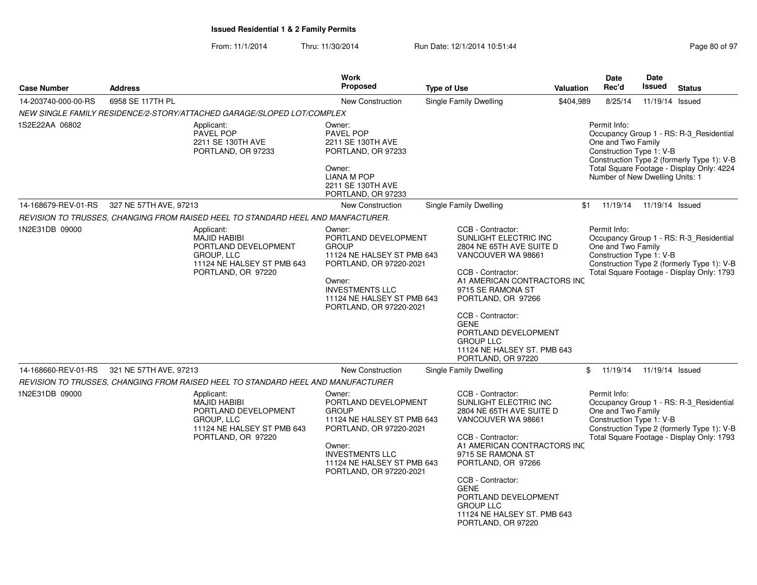**Issued Residential 1 & 2 Family Permits**

From: 11/1/2014 Thru: 11/30/2014 Run Date: 12/1/2014 10:51:44

| Case Number | Address | Work Proposed | Type of Use | Valuation | Date Rec'd | Date Issued | Status |
|---|---|---|---|---|---|---|---|
| 14-203740-000-00-RS | 6958 SE 117TH PL | New Construction | Single Family Dwelling | $404,989 | 8/25/14 | 11/19/14 | Issued |
| 14-168679-REV-01-RS | 327 NE 57TH AVE, 97213 | New Construction | Single Family Dwelling | $1 | 11/19/14 | 11/19/14 | Issued |
| 14-168660-REV-01-RS | 321 NE 57TH AVE, 97213 | New Construction | Single Family Dwelling | $ | 11/19/14 | 11/19/14 | Issued |

**14-203740-000-00-RS** — 6958 SE 117TH PL

*NEW SINGLE FAMILY RESIDENCE/2-STORY/ATTACHED GARAGE/SLOPED LOT/COMPLEX*

1S2E22AA 06802

Applicant:
PAVEL POP
2211 SE 130TH AVE
PORTLAND, OR 97233

Owner:
PAVEL POP
2211 SE 130TH AVE
PORTLAND, OR 97233

Owner:
LIANA M POP
2211 SE 130TH AVE
PORTLAND, OR 97233

Permit Info:
Occupancy Group 1 - RS: R-3_Residential One and Two Family
Construction Type 1: V-B
Construction Type 2 (formerly Type 1): V-B
Total Square Footage - Display Only: 4224
Number of New Dwelling Units: 1

**14-168679-REV-01-RS** — 327 NE 57TH AVE, 97213

*REVISION TO TRUSSES, CHANGING FROM RAISED HEEL TO STANDARD HEEL AND MANFACTURER.*

1N2E31DB 09000

Applicant:
MAJID HABIBI
PORTLAND DEVELOPMENT GROUP, LLC
11124 NE HALSEY ST PMB 643
PORTLAND, OR 97220

Owner:
PORTLAND DEVELOPMENT GROUP
11124 NE HALSEY ST PMB 643
PORTLAND, OR 97220-2021

Owner:
INVESTMENTS LLC
11124 NE HALSEY ST PMB 643
PORTLAND, OR 97220-2021

CCB - Contractor:
SUNLIGHT ELECTRIC INC
2804 NE 65TH AVE SUITE D
VANCOUVER WA 98661

CCB - Contractor:
A1 AMERICAN CONTRACTORS INC
9715 SE RAMONA ST
PORTLAND, OR 97266

CCB - Contractor:
GENE
PORTLAND DEVELOPMENT GROUP LLC
11124 NE HALSEY ST. PMB 643
PORTLAND, OR 97220

Permit Info:
Occupancy Group 1 - RS: R-3_Residential One and Two Family
Construction Type 1: V-B
Construction Type 2 (formerly Type 1): V-B
Total Square Footage - Display Only: 1793

**14-168660-REV-01-RS** — 321 NE 57TH AVE, 97213

*REVISION TO TRUSSES, CHANGING FROM RAISED HEEL TO STANDARD HEEL AND MANUFACTURER*

1N2E31DB 09000

Applicant:
MAJID HABIBI
PORTLAND DEVELOPMENT GROUP, LLC
11124 NE HALSEY ST PMB 643
PORTLAND, OR 97220

Owner:
PORTLAND DEVELOPMENT GROUP
11124 NE HALSEY ST PMB 643
PORTLAND, OR 97220-2021

Owner:
INVESTMENTS LLC
11124 NE HALSEY ST PMB 643
PORTLAND, OR 97220-2021

CCB - Contractor:
SUNLIGHT ELECTRIC INC
2804 NE 65TH AVE SUITE D
VANCOUVER WA 98661

CCB - Contractor:
A1 AMERICAN CONTRACTORS INC
9715 SE RAMONA ST
PORTLAND, OR 97266

CCB - Contractor:
GENE
PORTLAND DEVELOPMENT GROUP LLC
11124 NE HALSEY ST. PMB 643
PORTLAND, OR 97220

Permit Info:
Occupancy Group 1 - RS: R-3_Residential One and Two Family
Construction Type 1: V-B
Construction Type 2 (formerly Type 1): V-B
Total Square Footage - Display Only: 1793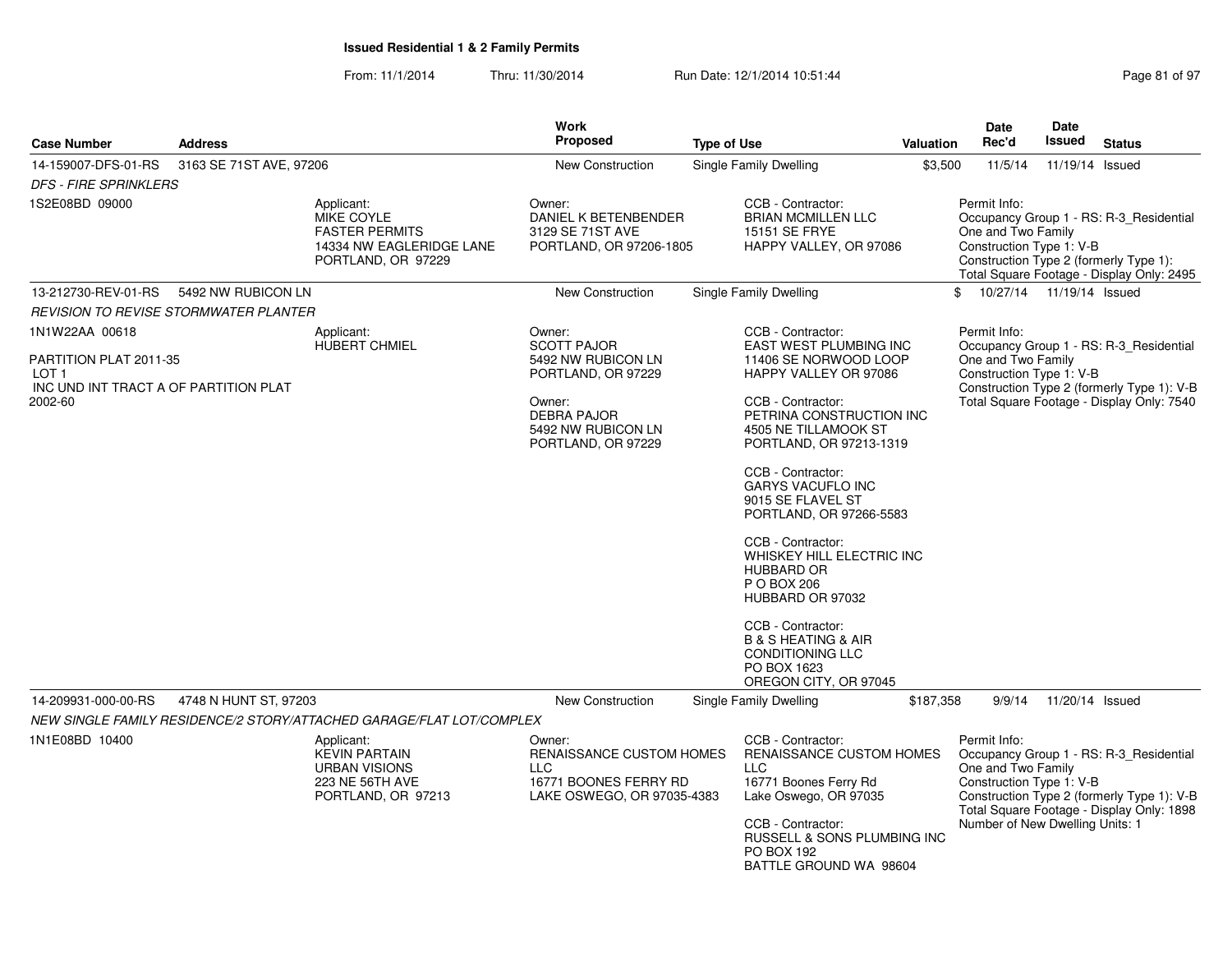**Issued Residential 1 & 2 Family Permits**

From: 11/1/2014 Thru: 11/30/2014 Run Date: 12/1/2014 10:51:44

| Case Number | Address | Work Proposed | Type of Use | Valuation | Date Rec'd | Date Issued | Status |
|---|---|---|---|---|---|---|---|
| 14-159007-DFS-01-RS | 3163 SE 71ST AVE, 97206 | New Construction | Single Family Dwelling | $3,500 | 11/5/14 | 11/19/14 | Issued |

*DFS - FIRE SPRINKLERS*

1S2E08BD 09000

Applicant:
MIKE COYLE
FASTER PERMITS
14334 NW EAGLERIDGE LANE
PORTLAND, OR 97229

Owner:
DANIEL K BETENBENDER
3129 SE 71ST AVE
PORTLAND, OR 97206-1805

CCB - Contractor:
BRIAN MCMILLEN LLC
15151 SE FRYE
HAPPY VALLEY, OR 97086

Permit Info:
Occupancy Group 1 - RS: R-3_Residential One and Two Family
Construction Type 1: V-B
Construction Type 2 (formerly Type 1):
Total Square Footage - Display Only: 2495

---

| Case Number | Address | Work Proposed | Type of Use | Valuation | Date Rec'd | Date Issued | Status |
|---|---|---|---|---|---|---|---|
| 13-212730-REV-01-RS | 5492 NW RUBICON LN | New Construction | Single Family Dwelling | $ | 10/27/14 | 11/19/14 | Issued |

*REVISION TO REVISE STORMWATER PLANTER*

1N1W22AA 00618

PARTITION PLAT 2011-35
LOT 1
INC UND INT TRACT A OF PARTITION PLAT 2002-60

Applicant:
HUBERT CHMIEL

Owner:
SCOTT PAJOR
5492 NW RUBICON LN
PORTLAND, OR 97229

Owner:
DEBRA PAJOR
5492 NW RUBICON LN
PORTLAND, OR 97229

CCB - Contractor:
EAST WEST PLUMBING INC
11406 SE NORWOOD LOOP
HAPPY VALLEY OR 97086

CCB - Contractor:
PETRINA CONSTRUCTION INC
4505 NE TILLAMOOK ST
PORTLAND, OR 97213-1319

CCB - Contractor:
GARYS VACUFLO INC
9015 SE FLAVEL ST
PORTLAND, OR 97266-5583

CCB - Contractor:
WHISKEY HILL ELECTRIC INC
HUBBARD OR
P O BOX 206
HUBBARD OR 97032

CCB - Contractor:
B & S HEATING & AIR CONDITIONING LLC
PO BOX 1623
OREGON CITY, OR 97045

Permit Info:
Occupancy Group 1 - RS: R-3_Residential One and Two Family
Construction Type 1: V-B
Construction Type 2 (formerly Type 1): V-B
Total Square Footage - Display Only: 7540

---

| Case Number | Address | Work Proposed | Type of Use | Valuation | Date Rec'd | Date Issued | Status |
|---|---|---|---|---|---|---|---|
| 14-209931-000-00-RS | 4748 N HUNT ST, 97203 | New Construction | Single Family Dwelling | $187,358 | 9/9/14 | 11/20/14 | Issued |

*NEW SINGLE FAMILY RESIDENCE/2 STORY/ATTACHED GARAGE/FLAT LOT/COMPLEX*

1N1E08BD 10400

Applicant:
KEVIN PARTAIN
URBAN VISIONS
223 NE 56TH AVE
PORTLAND, OR 97213

Owner:
RENAISSANCE CUSTOM HOMES LLC
16771 BOONES FERRY RD
LAKE OSWEGO, OR 97035-4383

CCB - Contractor:
RENAISSANCE CUSTOM HOMES LLC
16771 Boones Ferry Rd
Lake Oswego, OR 97035

CCB - Contractor:
RUSSELL & SONS PLUMBING INC
PO BOX 192
BATTLE GROUND WA 98604

Permit Info:
Occupancy Group 1 - RS: R-3_Residential One and Two Family
Construction Type 1: V-B
Construction Type 2 (formerly Type 1): V-B
Total Square Footage - Display Only: 1898
Number of New Dwelling Units: 1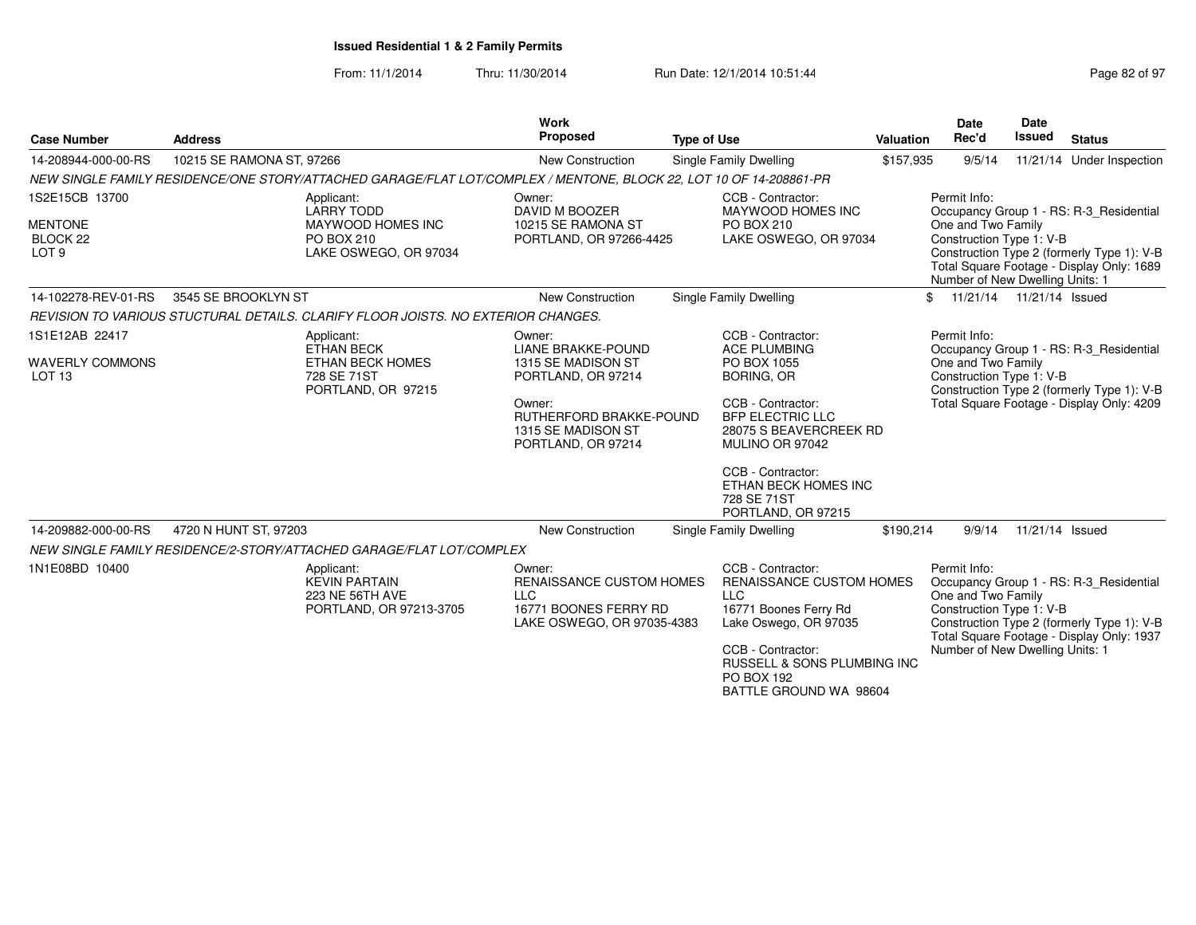# Issued Residential 1 & 2 Family Permits

From: 11/1/2014 Thru: 11/30/2014 Run Date: 12/1/2014 10:51:44

| Case Number | Address | Work Proposed | Type of Use | Valuation | Date Rec'd | Date Issued | Status |
|---|---|---|---|---|---|---|---|
| 14-208944-000-00-RS | 10215 SE RAMONA ST, 97266 | New Construction | Single Family Dwelling | $157,935 | 9/5/14 | 11/21/14 | Under Inspection |

*NEW SINGLE FAMILY RESIDENCE/ONE STORY/ATTACHED GARAGE/FLAT LOT/COMPLEX / MENTONE, BLOCK 22, LOT 10 OF 14-208861-PR*

1S2E15CB 13700
MENTONE
BLOCK 22
LOT 9

Applicant:
LARRY TODD
MAYWOOD HOMES INC
PO BOX 210
LAKE OSWEGO, OR 97034

Owner:
DAVID M BOOZER
10215 SE RAMONA ST
PORTLAND, OR 97266-4425

CCB - Contractor:
MAYWOOD HOMES INC
PO BOX 210
LAKE OSWEGO, OR 97034

Permit Info:
Occupancy Group 1 - RS: R-3_Residential One and Two Family
Construction Type 1: V-B
Construction Type 2 (formerly Type 1): V-B
Total Square Footage - Display Only: 1689
Number of New Dwelling Units: 1

| Case Number | Address | Work Proposed | Type of Use | Valuation | Date Rec'd | Date Issued | Status |
|---|---|---|---|---|---|---|---|
| 14-102278-REV-01-RS | 3545 SE BROOKLYN ST | New Construction | Single Family Dwelling | $ | 11/21/14 | 11/21/14 | Issued |

*REVISION TO VARIOUS STUCTURAL DETAILS. CLARIFY FLOOR JOISTS. NO EXTERIOR CHANGES.*

1S1E12AB 22417
WAVERLY COMMONS
LOT 13

Applicant:
ETHAN BECK
ETHAN BECK HOMES
728 SE 71ST
PORTLAND, OR 97215

Owner:
LIANE BRAKKE-POUND
1315 SE MADISON ST
PORTLAND, OR 97214

Owner:
RUTHERFORD BRAKKE-POUND
1315 SE MADISON ST
PORTLAND, OR 97214

CCB - Contractor:
ACE PLUMBING
PO BOX 1055
BORING, OR

CCB - Contractor:
BFP ELECTRIC LLC
28075 S BEAVERCREEK RD
MULINO OR 97042

CCB - Contractor:
ETHAN BECK HOMES INC
728 SE 71ST
PORTLAND, OR 97215

Permit Info:
Occupancy Group 1 - RS: R-3_Residential One and Two Family
Construction Type 1: V-B
Construction Type 2 (formerly Type 1): V-B
Total Square Footage - Display Only: 4209

| Case Number | Address | Work Proposed | Type of Use | Valuation | Date Rec'd | Date Issued | Status |
|---|---|---|---|---|---|---|---|
| 14-209882-000-00-RS | 4720 N HUNT ST, 97203 | New Construction | Single Family Dwelling | $190,214 | 9/9/14 | 11/21/14 | Issued |

*NEW SINGLE FAMILY RESIDENCE/2-STORY/ATTACHED GARAGE/FLAT LOT/COMPLEX*

1N1E08BD 10400

Applicant:
KEVIN PARTAIN
223 NE 56TH AVE
PORTLAND, OR 97213-3705

Owner:
RENAISSANCE CUSTOM HOMES LLC
16771 BOONES FERRY RD
LAKE OSWEGO, OR 97035-4383

CCB - Contractor:
RENAISSANCE CUSTOM HOMES LLC
16771 Boones Ferry Rd
Lake Oswego, OR 97035

CCB - Contractor:
RUSSELL & SONS PLUMBING INC
PO BOX 192
BATTLE GROUND WA 98604

Permit Info:
Occupancy Group 1 - RS: R-3_Residential One and Two Family
Construction Type 1: V-B
Construction Type 2 (formerly Type 1): V-B
Total Square Footage - Display Only: 1937
Number of New Dwelling Units: 1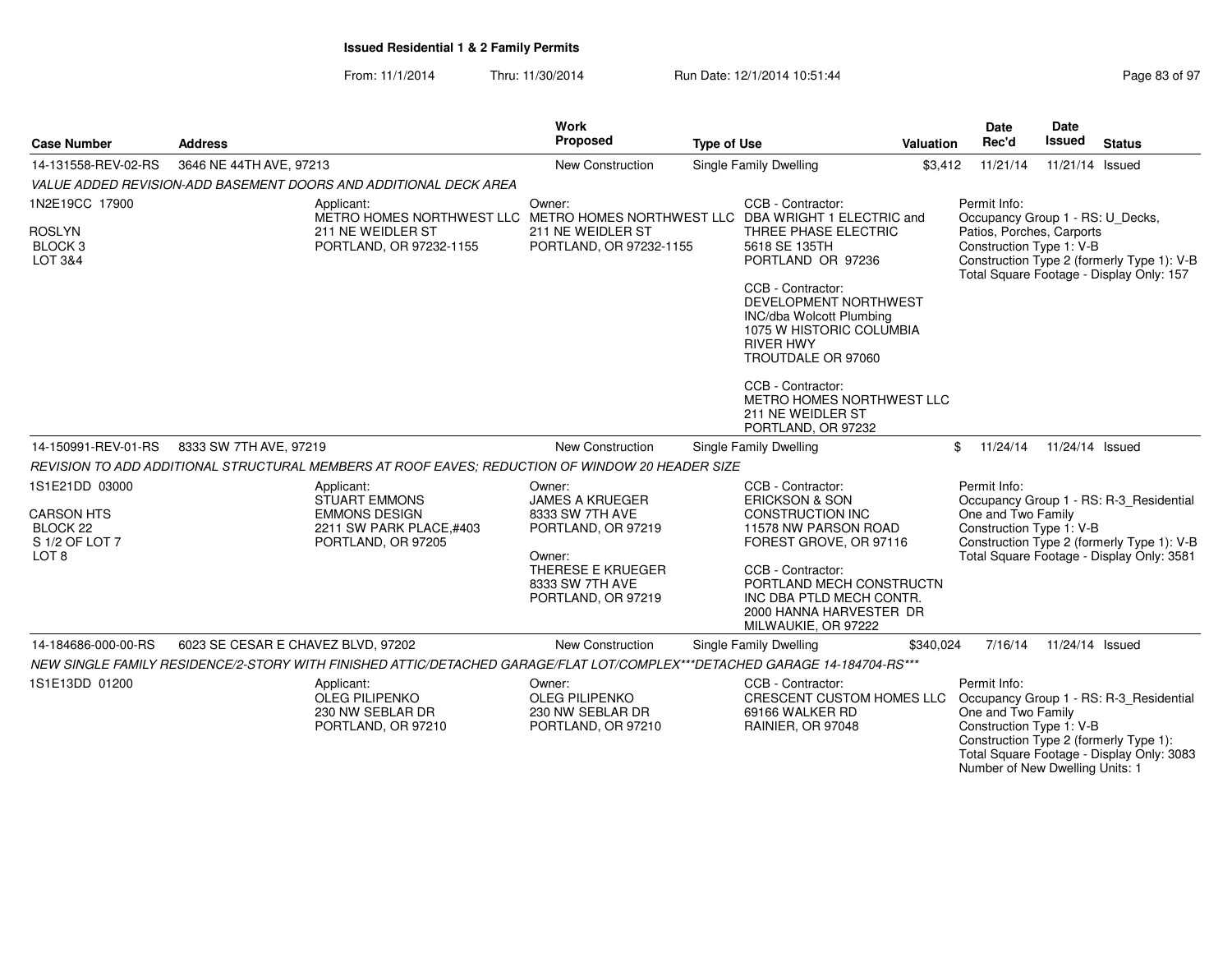**Issued Residential 1 & 2 Family Permits**

From: 11/1/2014 Thru: 11/30/2014 Run Date: 12/1/2014 10:51:44

| Case Number | Address | Work Proposed | Type of Use | Valuation | Date Rec'd | Date Issued | Status |
|---|---|---|---|---|---|---|---|
| 14-131558-REV-02-RS | 3646 NE 44TH AVE, 97213 | New Construction | Single Family Dwelling | $3,412 | 11/21/14 | 11/21/14 | Issued |

*VALUE ADDED REVISION-ADD BASEMENT DOORS AND ADDITIONAL DECK AREA*

1N2E19CC 17900

ROSLYN
BLOCK 3
LOT 3&4

Applicant:
METRO HOMES NORTHWEST LLC
211 NE WEIDLER ST
PORTLAND, OR 97232-1155

Owner:
METRO HOMES NORTHWEST LLC
211 NE WEIDLER ST
PORTLAND, OR 97232-1155

CCB - Contractor:
DBA WRIGHT 1 ELECTRIC and THREE PHASE ELECTRIC
5618 SE 135TH
PORTLAND OR 97236

CCB - Contractor:
DEVELOPMENT NORTHWEST INC/dba Wolcott Plumbing
1075 W HISTORIC COLUMBIA RIVER HWY
TROUTDALE OR 97060

CCB - Contractor:
METRO HOMES NORTHWEST LLC
211 NE WEIDLER ST
PORTLAND, OR 97232

Permit Info:
Occupancy Group 1 - RS: U_Decks, Patios, Porches, Carports
Construction Type 1: V-B
Construction Type 2 (formerly Type 1): V-B
Total Square Footage - Display Only: 157

| Case Number | Address | Work Proposed | Type of Use | Valuation | Date Rec'd | Date Issued | Status |
|---|---|---|---|---|---|---|---|
| 14-150991-REV-01-RS | 8333 SW 7TH AVE, 97219 | New Construction | Single Family Dwelling | $ | 11/24/14 | 11/24/14 | Issued |

*REVISION TO ADD ADDITIONAL STRUCTURAL MEMBERS AT ROOF EAVES; REDUCTION OF WINDOW 20 HEADER SIZE*

1S1E21DD 03000

CARSON HTS
BLOCK 22
S 1/2 OF LOT 7
LOT 8

Applicant:
STUART EMMONS
EMMONS DESIGN
2211 SW PARK PLACE,#403
PORTLAND, OR 97205

Owner:
JAMES A KRUEGER
8333 SW 7TH AVE
PORTLAND, OR 97219

Owner:
THERESE E KRUEGER
8333 SW 7TH AVE
PORTLAND, OR 97219

CCB - Contractor:
ERICKSON & SON CONSTRUCTION INC
11578 NW PARSON ROAD
FOREST GROVE, OR 97116

CCB - Contractor:
PORTLAND MECH CONSTRUCTN INC DBA PTLD MECH CONTR.
2000 HANNA HARVESTER DR
MILWAUKIE, OR 97222

Permit Info:
Occupancy Group 1 - RS: R-3_Residential One and Two Family
Construction Type 1: V-B
Construction Type 2 (formerly Type 1): V-B
Total Square Footage - Display Only: 3581

| Case Number | Address | Work Proposed | Type of Use | Valuation | Date Rec'd | Date Issued | Status |
|---|---|---|---|---|---|---|---|
| 14-184686-000-00-RS | 6023 SE CESAR E CHAVEZ BLVD, 97202 | New Construction | Single Family Dwelling | $340,024 | 7/16/14 | 11/24/14 | Issued |

*NEW SINGLE FAMILY RESIDENCE/2-STORY WITH FINISHED ATTIC/DETACHED GARAGE/FLAT LOT/COMPLEX***DETACHED GARAGE 14-184704-RS****

1S1E13DD 01200

Applicant:
OLEG PILIPENKO
230 NW SEBLAR DR
PORTLAND, OR 97210

Owner:
OLEG PILIPENKO
230 NW SEBLAR DR
PORTLAND, OR 97210

CCB - Contractor:
CRESCENT CUSTOM HOMES LLC
69166 WALKER RD
RAINIER, OR 97048

Permit Info:
Occupancy Group 1 - RS: R-3_Residential One and Two Family
Construction Type 1: V-B
Construction Type 2 (formerly Type 1):
Total Square Footage - Display Only: 3083
Number of New Dwelling Units: 1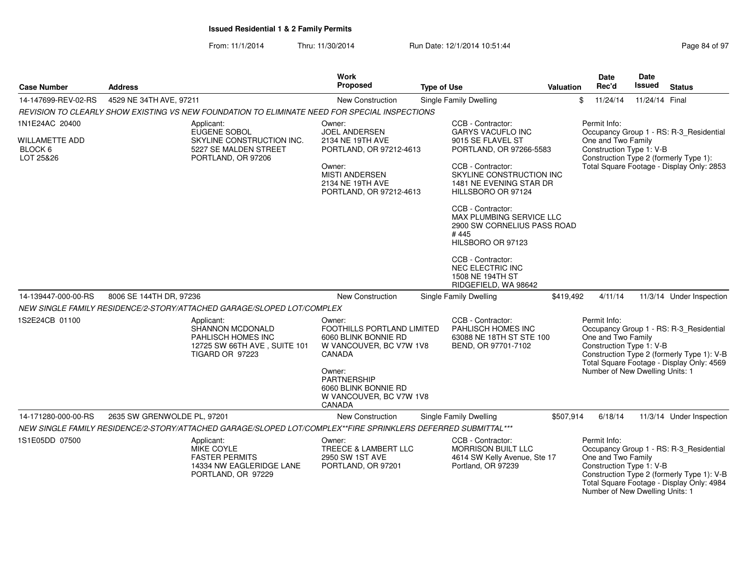**Issued Residential 1 & 2 Family Permits**

From: 11/1/2014 Thru: 11/30/2014 Run Date: 12/1/2014 10:51:44

| Case Number | Address | Work Proposed | Type of Use | Valuation | Date Rec'd | Date Issued | Status |
|---|---|---|---|---|---|---|---|
| 14-147699-REV-02-RS | 4529 NE 34TH AVE, 97211 | New Construction | Single Family Dwelling | $ | 11/24/14 | 11/24/14 | Final |

*REVISION TO CLEARLY SHOW EXISTING VS NEW FOUNDATION TO ELIMINATE NEED FOR SPECIAL INSPECTIONS*

1N1E24AC 20400
WILLAMETTE ADD
BLOCK 6
LOT 25&26

Applicant:
EUGENE SOBOL
SKYLINE CONSTRUCTION INC.
5227 SE MALDEN STREET
PORTLAND, OR 97206

Owner:
JOEL ANDERSEN
2134 NE 19TH AVE
PORTLAND, OR 97212-4613

Owner:
MISTI ANDERSEN
2134 NE 19TH AVE
PORTLAND, OR 97212-4613

CCB - Contractor:
GARYS VACUFLO INC
9015 SE FLAVEL ST
PORTLAND, OR 97266-5583

CCB - Contractor:
SKYLINE CONSTRUCTION INC
1481 NE EVENING STAR DR
HILLSBORO OR 97124

CCB - Contractor:
MAX PLUMBING SERVICE LLC
2900 SW CORNELIUS PASS ROAD
# 445
HILSBORO OR 97123

CCB - Contractor:
NEC ELECTRIC INC
1508 NE 194TH ST
RIDGEFIELD, WA 98642

Permit Info:
Occupancy Group 1 - RS: R-3_Residential One and Two Family
Construction Type 1: V-B
Construction Type 2 (formerly Type 1):
Total Square Footage - Display Only: 2853

| Case Number | Address | Work Proposed | Type of Use | Valuation | Date Rec'd | Date Issued | Status |
|---|---|---|---|---|---|---|---|
| 14-139447-000-00-RS | 8006 SE 144TH DR, 97236 | New Construction | Single Family Dwelling | $419,492 | 4/11/14 | 11/3/14 | Under Inspection |

*NEW SINGLE FAMILY RESIDENCE/2-STORY/ATTACHED GARAGE/SLOPED LOT/COMPLEX*

1S2E24CB 01100

Applicant:
SHANNON MCDONALD
PAHLISCH HOMES INC
12725 SW 66TH AVE , SUITE 101
TIGARD OR 97223

Owner:
FOOTHILLS PORTLAND LIMITED
6060 BLINK BONNIE RD
W VANCOUVER, BC V7W 1V8
CANADA

Owner:
PARTNERSHIP
6060 BLINK BONNIE RD
W VANCOUVER, BC V7W 1V8
CANADA

CCB - Contractor:
PAHLISCH HOMES INC
63088 NE 18TH ST STE 100
BEND, OR 97701-7102

Permit Info:
Occupancy Group 1 - RS: R-3_Residential One and Two Family
Construction Type 1: V-B
Construction Type 2 (formerly Type 1): V-B
Total Square Footage - Display Only: 4569
Number of New Dwelling Units: 1

| Case Number | Address | Work Proposed | Type of Use | Valuation | Date Rec'd | Date Issued | Status |
|---|---|---|---|---|---|---|---|
| 14-171280-000-00-RS | 2635 SW GRENWOLDE PL, 97201 | New Construction | Single Family Dwelling | $507,914 | 6/18/14 | 11/3/14 | Under Inspection |

*NEW SINGLE FAMILY RESIDENCE/2-STORY/ATTACHED GARAGE/SLOPED LOT/COMPLEX**FIRE SPRINKLERS DEFERRED SUBMITTAL****

1S1E05DD 07500

Applicant:
MIKE COYLE
FASTER PERMITS
14334 NW EAGLERIDGE LANE
PORTLAND, OR 97229

Owner:
TREECE & LAMBERT LLC
2950 SW 1ST AVE
PORTLAND, OR 97201

CCB - Contractor:
MORRISON BUILT LLC
4614 SW Kelly Avenue, Ste 17
Portland, OR 97239

Permit Info:
Occupancy Group 1 - RS: R-3_Residential One and Two Family
Construction Type 1: V-B
Construction Type 2 (formerly Type 1): V-B
Total Square Footage - Display Only: 4984
Number of New Dwelling Units: 1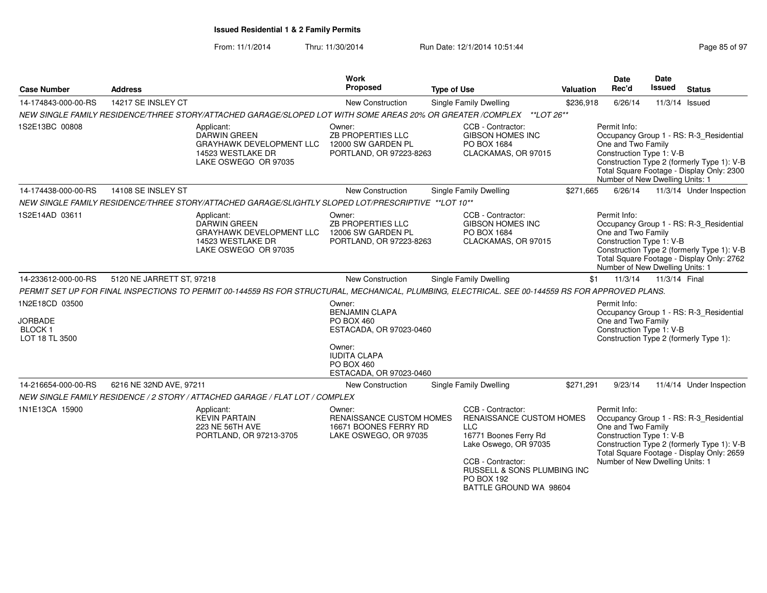**Issued Residential 1 & 2 Family Permits**

From: 11/1/2014 Thru: 11/30/2014 Run Date: 12/1/2014 10:51:44

| Case Number | Address | Work Proposed | Type of Use | Valuation | Date Rec'd | Date Issued | Status |
|---|---|---|---|---|---|---|---|
| 14-174843-000-00-RS | 14217 SE INSLEY CT | New Construction | Single Family Dwelling | $236,918 | 6/26/14 | 11/3/14 | Issued |

*NEW SINGLE FAMILY RESIDENCE/THREE STORY/ATTACHED GARAGE/SLOPED LOT WITH SOME AREAS 20% OR GREATER /COMPLEX **LOT 26***

1S2E13BC 00808

Applicant: DARWIN GREEN, GRAYHAWK DEVELOPMENT LLC, 14523 WESTLAKE DR, LAKE OSWEGO OR 97035

Owner: ZB PROPERTIES LLC, 12000 SW GARDEN PL, PORTLAND, OR 97223-8263

CCB - Contractor: GIBSON HOMES INC, PO BOX 1684, CLACKAMAS, OR 97015

Permit Info: Occupancy Group 1 - RS: R-3_Residential One and Two Family; Construction Type 1: V-B; Construction Type 2 (formerly Type 1): V-B; Total Square Footage - Display Only: 2300; Number of New Dwelling Units: 1

| Case Number | Address | Work Proposed | Type of Use | Valuation | Date Rec'd | Date Issued | Status |
|---|---|---|---|---|---|---|---|
| 14-174438-000-00-RS | 14108 SE INSLEY ST | New Construction | Single Family Dwelling | $271,665 | 6/26/14 | 11/3/14 | Under Inspection |

*NEW SINGLE FAMILY RESIDENCE/THREE STORY/ATTACHED GARAGE/SLIGHTLY SLOPED LOT/PRESCRIPTIVE **LOT 10***

1S2E14AD 03611

Applicant: DARWIN GREEN, GRAYHAWK DEVELOPMENT LLC, 14523 WESTLAKE DR, LAKE OSWEGO OR 97035

Owner: ZB PROPERTIES LLC, 12006 SW GARDEN PL, PORTLAND, OR 97223-8263

CCB - Contractor: GIBSON HOMES INC, PO BOX 1684, CLACKAMAS, OR 97015

Permit Info: Occupancy Group 1 - RS: R-3_Residential One and Two Family; Construction Type 1: V-B; Construction Type 2 (formerly Type 1): V-B; Total Square Footage - Display Only: 2762; Number of New Dwelling Units: 1

| Case Number | Address | Work Proposed | Type of Use | Valuation | Date Rec'd | Date Issued | Status |
|---|---|---|---|---|---|---|---|
| 14-233612-000-00-RS | 5120 NE JARRETT ST, 97218 | New Construction | Single Family Dwelling | $1 | 11/3/14 | 11/3/14 | Final |

*PERMIT SET UP FOR FINAL INSPECTIONS TO PERMIT 00-144559 RS FOR STRUCTURAL, MECHANICAL, PLUMBING, ELECTRICAL. SEE 00-144559 RS FOR APPROVED PLANS.*

1N2E18CD 03500
JORBADE
BLOCK 1
LOT 18 TL 3500

Owner: BENJAMIN CLAPA, PO BOX 460, ESTACADA, OR 97023-0460

Owner: IUDITA CLAPA, PO BOX 460, ESTACADA, OR 97023-0460

Permit Info: Occupancy Group 1 - RS: R-3_Residential One and Two Family; Construction Type 1: V-B; Construction Type 2 (formerly Type 1):

| Case Number | Address | Work Proposed | Type of Use | Valuation | Date Rec'd | Date Issued | Status |
|---|---|---|---|---|---|---|---|
| 14-216654-000-00-RS | 6216 NE 32ND AVE, 97211 | New Construction | Single Family Dwelling | $271,291 | 9/23/14 | 11/4/14 | Under Inspection |

*NEW SINGLE FAMILY RESIDENCE / 2 STORY / ATTACHED GARAGE / FLAT LOT / COMPLEX*

1N1E13CA 15900

Applicant: KEVIN PARTAIN, 223 NE 56TH AVE, PORTLAND, OR 97213-3705

Owner: RENAISSANCE CUSTOM HOMES, 16671 BOONES FERRY RD, LAKE OSWEGO, OR 97035

CCB - Contractor: RENAISSANCE CUSTOM HOMES LLC, 16771 Boones Ferry Rd, Lake Oswego, OR 97035

CCB - Contractor: RUSSELL & SONS PLUMBING INC, PO BOX 192, BATTLE GROUND WA 98604

Permit Info: Occupancy Group 1 - RS: R-3_Residential One and Two Family; Construction Type 1: V-B; Construction Type 2 (formerly Type 1): V-B; Total Square Footage - Display Only: 2659; Number of New Dwelling Units: 1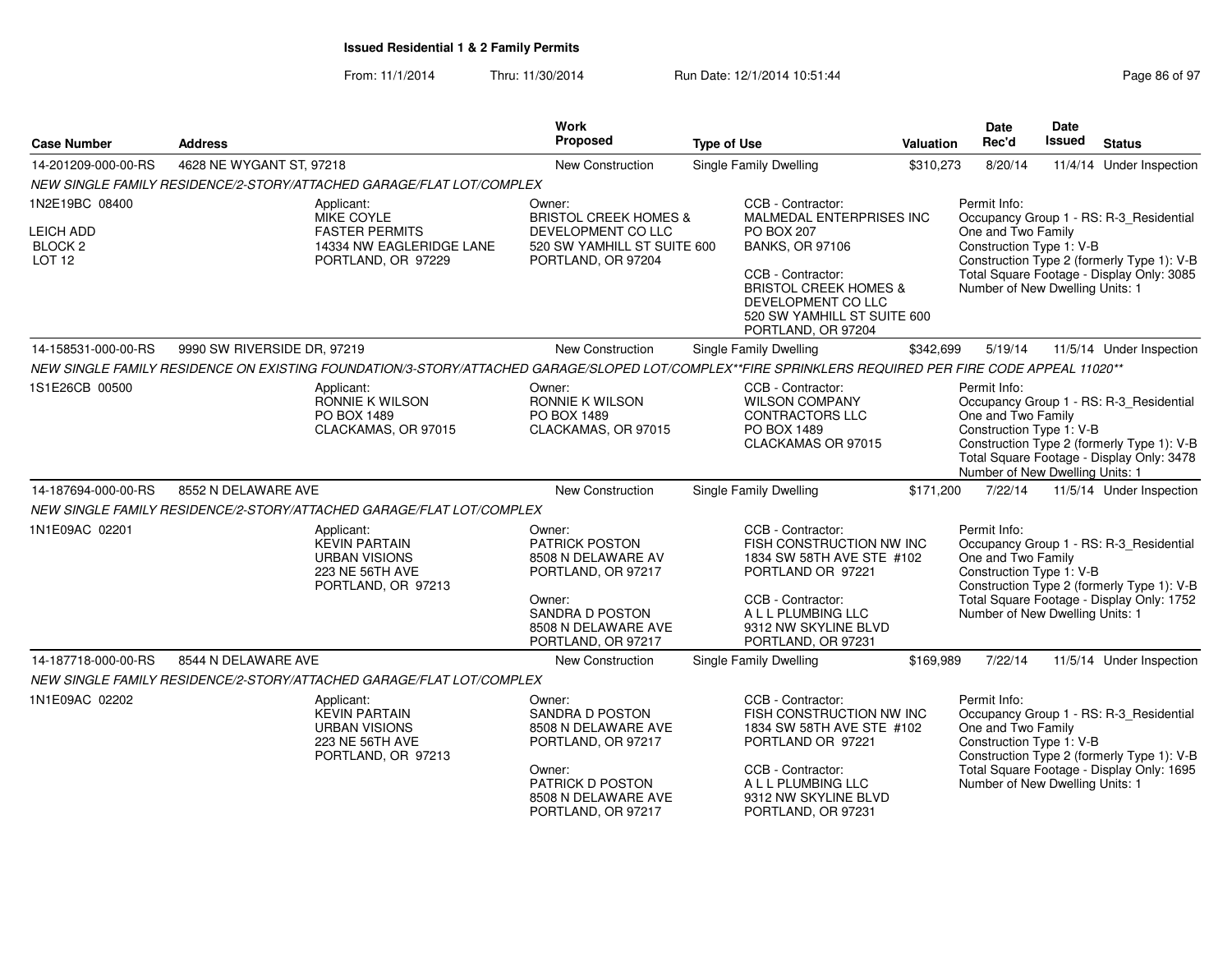**Issued Residential 1 & 2 Family Permits**

From: 11/1/2014 Thru: 11/30/2014 Run Date: 12/1/2014 10:51:44

| Case Number | Address | Work Proposed | Type of Use | Valuation | Date Rec'd | Date Issued | Status |
|---|---|---|---|---|---|---|---|
| 14-201209-000-00-RS | 4628 NE WYGANT ST, 97218 | New Construction | Single Family Dwelling | $310,273 | 8/20/14 | 11/4/14 | Under Inspection |

NEW SINGLE FAMILY RESIDENCE/2-STORY/ATTACHED GARAGE/FLAT LOT/COMPLEX

1N2E19BC 08400
LEICH ADD
BLOCK 2
LOT 12

Applicant:
MIKE COYLE
FASTER PERMITS
14334 NW EAGLERIDGE LANE
PORTLAND, OR 97229

Owner:
BRISTOL CREEK HOMES & DEVELOPMENT CO LLC
520 SW YAMHILL ST SUITE 600
PORTLAND, OR 97204

CCB - Contractor:
MALMEDAL ENTERPRISES INC
PO BOX 207
BANKS, OR 97106

CCB - Contractor:
BRISTOL CREEK HOMES & DEVELOPMENT CO LLC
520 SW YAMHILL ST SUITE 600
PORTLAND, OR 97204

Permit Info:
Occupancy Group 1 - RS: R-3_Residential One and Two Family
Construction Type 1: V-B
Construction Type 2 (formerly Type 1): V-B
Total Square Footage - Display Only: 3085
Number of New Dwelling Units: 1

| Case Number | Address | Work Proposed | Type of Use | Valuation | Date Rec'd | Date Issued | Status |
|---|---|---|---|---|---|---|---|
| 14-158531-000-00-RS | 9990 SW RIVERSIDE DR, 97219 | New Construction | Single Family Dwelling | $342,699 | 5/19/14 | 11/5/14 | Under Inspection |

NEW SINGLE FAMILY RESIDENCE ON EXISTING FOUNDATION/3-STORY/ATTACHED GARAGE/SLOPED LOT/COMPLEX**FIRE SPRINKLERS REQUIRED PER FIRE CODE APPEAL 11020**

1S1E26CB 00500

Applicant:
RONNIE K WILSON
PO BOX 1489
CLACKAMAS, OR 97015

Owner:
RONNIE K WILSON
PO BOX 1489
CLACKAMAS, OR 97015

CCB - Contractor:
WILSON COMPANY CONTRACTORS LLC
PO BOX 1489
CLACKAMAS OR 97015

Permit Info:
Occupancy Group 1 - RS: R-3_Residential One and Two Family
Construction Type 1: V-B
Construction Type 2 (formerly Type 1): V-B
Total Square Footage - Display Only: 3478
Number of New Dwelling Units: 1

| Case Number | Address | Work Proposed | Type of Use | Valuation | Date Rec'd | Date Issued | Status |
|---|---|---|---|---|---|---|---|
| 14-187694-000-00-RS | 8552 N DELAWARE AVE | New Construction | Single Family Dwelling | $171,200 | 7/22/14 | 11/5/14 | Under Inspection |

NEW SINGLE FAMILY RESIDENCE/2-STORY/ATTACHED GARAGE/FLAT LOT/COMPLEX

1N1E09AC 02201

Applicant:
KEVIN PARTAIN
URBAN VISIONS
223 NE 56TH AVE
PORTLAND, OR 97213

Owner:
PATRICK POSTON
8508 N DELAWARE AV
PORTLAND, OR 97217

Owner:
SANDRA D POSTON
8508 N DELAWARE AVE
PORTLAND, OR 97217

CCB - Contractor:
FISH CONSTRUCTION NW INC
1834 SW 58TH AVE STE #102
PORTLAND OR 97221

CCB - Contractor:
A L L PLUMBING LLC
9312 NW SKYLINE BLVD
PORTLAND, OR 97231

Permit Info:
Occupancy Group 1 - RS: R-3_Residential One and Two Family
Construction Type 1: V-B
Construction Type 2 (formerly Type 1): V-B
Total Square Footage - Display Only: 1752
Number of New Dwelling Units: 1

| Case Number | Address | Work Proposed | Type of Use | Valuation | Date Rec'd | Date Issued | Status |
|---|---|---|---|---|---|---|---|
| 14-187718-000-00-RS | 8544 N DELAWARE AVE | New Construction | Single Family Dwelling | $169,989 | 7/22/14 | 11/5/14 | Under Inspection |

NEW SINGLE FAMILY RESIDENCE/2-STORY/ATTACHED GARAGE/FLAT LOT/COMPLEX

1N1E09AC 02202

Applicant:
KEVIN PARTAIN
URBAN VISIONS
223 NE 56TH AVE
PORTLAND, OR 97213

Owner:
SANDRA D POSTON
8508 N DELAWARE AVE
PORTLAND, OR 97217

Owner:
PATRICK D POSTON
8508 N DELAWARE AVE
PORTLAND, OR 97217

CCB - Contractor:
FISH CONSTRUCTION NW INC
1834 SW 58TH AVE STE #102
PORTLAND OR 97221

CCB - Contractor:
A L L PLUMBING LLC
9312 NW SKYLINE BLVD
PORTLAND, OR 97231

Permit Info:
Occupancy Group 1 - RS: R-3_Residential One and Two Family
Construction Type 1: V-B
Construction Type 2 (formerly Type 1): V-B
Total Square Footage - Display Only: 1695
Number of New Dwelling Units: 1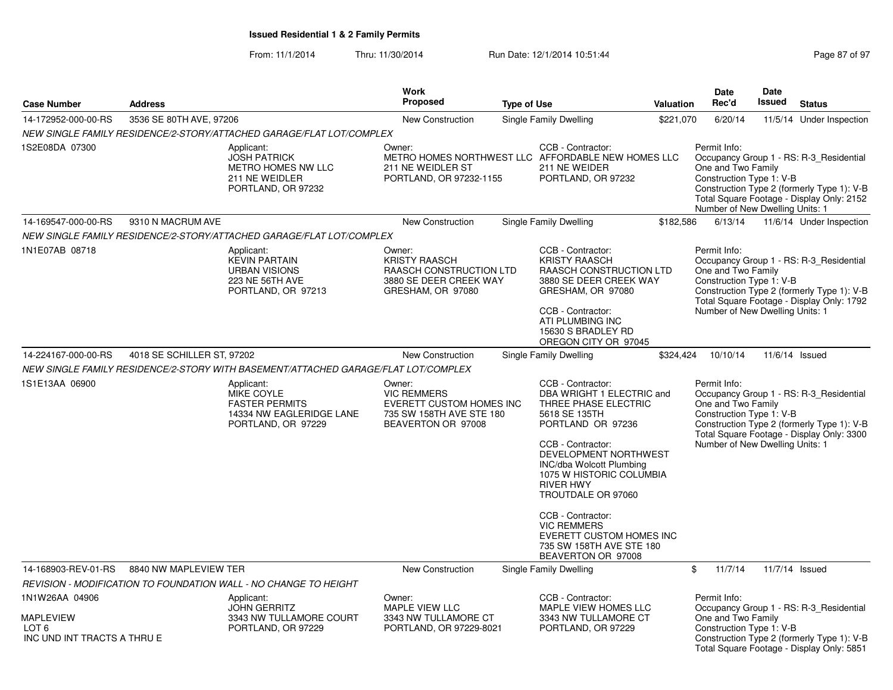**Issued Residential 1 & 2 Family Permits**

From: 11/1/2014 Thru: 11/30/2014 Run Date: 12/1/2014 10:51:44

| Case Number | Address | Work Proposed | Type of Use | Valuation | Date Rec'd | Date Issued | Status |
|---|---|---|---|---|---|---|---|
| 14-172952-000-00-RS | 3536 SE 80TH AVE, 97206 | New Construction | Single Family Dwelling | $221,070 | 6/20/14 | 11/5/14 | Under Inspection |

NEW SINGLE FAMILY RESIDENCE/2-STORY/ATTACHED GARAGE/FLAT LOT/COMPLEX

1S2E08DA 07300

Applicant: JOSH PATRICK, METRO HOMES NW LLC, 211 NE WEIDLER, PORTLAND, OR 97232

Owner: METRO HOMES NORTHWEST LLC, 211 NE WEIDLER ST, PORTLAND, OR 97232-1155

CCB - Contractor: AFFORDABLE NEW HOMES LLC, 211 NE WEIDER, PORTLAND, OR 97232

Permit Info: Occupancy Group 1 - RS: R-3_Residential One and Two Family; Construction Type 1: V-B; Construction Type 2 (formerly Type 1): V-B; Total Square Footage - Display Only: 2152; Number of New Dwelling Units: 1

| Case Number | Address | Work Proposed | Type of Use | Valuation | Date Rec'd | Date Issued | Status |
|---|---|---|---|---|---|---|---|
| 14-169547-000-00-RS | 9310 N MACRUM AVE | New Construction | Single Family Dwelling | $182,586 | 6/13/14 | 11/6/14 | Under Inspection |

NEW SINGLE FAMILY RESIDENCE/2-STORY/ATTACHED GARAGE/FLAT LOT/COMPLEX

1N1E07AB 08718

Applicant: KEVIN PARTAIN, URBAN VISIONS, 223 NE 56TH AVE, PORTLAND, OR 97213

Owner: KRISTY RAASCH, RAASCH CONSTRUCTION LTD, 3880 SE DEER CREEK WAY, GRESHAM, OR 97080

CCB - Contractor: KRISTY RAASCH, RAASCH CONSTRUCTION LTD, 3880 SE DEER CREEK WAY, GRESHAM, OR 97080

CCB - Contractor: ATI PLUMBING INC, 15630 S BRADLEY RD, OREGON CITY OR 97045

Permit Info: Occupancy Group 1 - RS: R-3_Residential One and Two Family; Construction Type 1: V-B; Construction Type 2 (formerly Type 1): V-B; Total Square Footage - Display Only: 1792; Number of New Dwelling Units: 1

| Case Number | Address | Work Proposed | Type of Use | Valuation | Date Rec'd | Date Issued | Status |
|---|---|---|---|---|---|---|---|
| 14-224167-000-00-RS | 4018 SE SCHILLER ST, 97202 | New Construction | Single Family Dwelling | $324,424 | 10/10/14 | 11/6/14 | Issued |

NEW SINGLE FAMILY RESIDENCE/2-STORY WITH BASEMENT/ATTACHED GARAGE/FLAT LOT/COMPLEX

1S1E13AA 06900

Applicant: MIKE COYLE, FASTER PERMITS, 14334 NW EAGLERIDGE LANE, PORTLAND, OR 97229

Owner: VIC REMMERS, EVERETT CUSTOM HOMES INC, 735 SW 158TH AVE STE 180, BEAVERTON OR 97008

CCB - Contractor: DBA WRIGHT 1 ELECTRIC and THREE PHASE ELECTRIC, 5618 SE 135TH, PORTLAND OR 97236

CCB - Contractor: DEVELOPMENT NORTHWEST INC/dba Wolcott Plumbing, 1075 W HISTORIC COLUMBIA RIVER HWY, TROUTDALE OR 97060

CCB - Contractor: VIC REMMERS, EVERETT CUSTOM HOMES INC, 735 SW 158TH AVE STE 180, BEAVERTON OR 97008

Permit Info: Occupancy Group 1 - RS: R-3_Residential One and Two Family; Construction Type 1: V-B; Construction Type 2 (formerly Type 1): V-B; Total Square Footage - Display Only: 3300; Number of New Dwelling Units: 1

| Case Number | Address | Work Proposed | Type of Use | Valuation | Date Rec'd | Date Issued | Status |
|---|---|---|---|---|---|---|---|
| 14-168903-REV-01-RS | 8840 NW MAPLEVIEW TER | New Construction | Single Family Dwelling | $ | 11/7/14 | 11/7/14 | Issued |

REVISION - MODIFICATION TO FOUNDATION WALL - NO CHANGE TO HEIGHT

1N1W26AA 04906

MAPLEVIEW
LOT 6
INC UND INT TRACTS A THRU E

Applicant: JOHN GERRITZ, 3343 NW TULLAMORE COURT, PORTLAND, OR 97229

Owner: MAPLE VIEW LLC, 3343 NW TULLAMORE CT, PORTLAND, OR 97229-8021

CCB - Contractor: MAPLE VIEW HOMES LLC, 3343 NW TULLAMORE CT, PORTLAND, OR 97229

Permit Info: Occupancy Group 1 - RS: R-3_Residential One and Two Family; Construction Type 1: V-B; Construction Type 2 (formerly Type 1): V-B; Total Square Footage - Display Only: 5851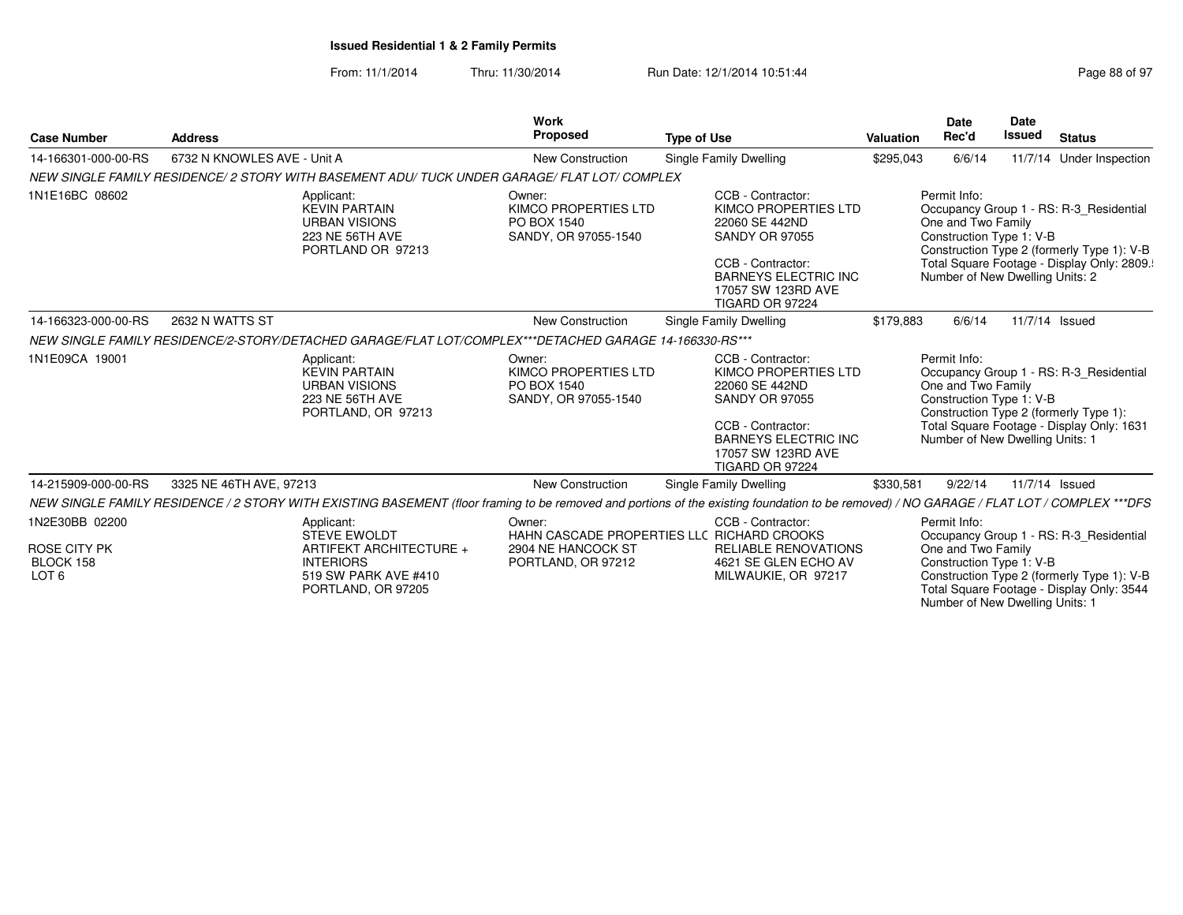**Issued Residential 1 & 2 Family Permits**

From: 11/1/2014 Thru: 11/30/2014 Run Date: 12/1/2014 10:51:44

| Case Number | Address | Work Proposed | Type of Use | Valuation | Date Rec'd | Date Issued | Status |
|---|---|---|---|---|---|---|---|
| 14-166301-000-00-RS | 6732 N KNOWLES AVE - Unit A | New Construction | Single Family Dwelling | $295,043 | 6/6/14 | 11/7/14 | Under Inspection |

*NEW SINGLE FAMILY RESIDENCE/ 2 STORY WITH BASEMENT ADU/ TUCK UNDER GARAGE/ FLAT LOT/ COMPLEX*

1N1E16BC 08602

Applicant: KEVIN PARTAIN, URBAN VISIONS, 223 NE 56TH AVE, PORTLAND OR 97213

Owner: KIMCO PROPERTIES LTD, PO BOX 1540, SANDY, OR 97055-1540

CCB - Contractor: KIMCO PROPERTIES LTD, 22060 SE 442ND, SANDY OR 97055

CCB - Contractor: BARNEYS ELECTRIC INC, 17057 SW 123RD AVE, TIGARD OR 97224

Permit Info:
Occupancy Group 1 - RS: R-3_Residential One and Two Family
Construction Type 1: V-B
Construction Type 2 (formerly Type 1): V-B
Total Square Footage - Display Only: 2809.!
Number of New Dwelling Units: 2

| Case Number | Address | Work Proposed | Type of Use | Valuation | Date Rec'd | Date Issued | Status |
|---|---|---|---|---|---|---|---|
| 14-166323-000-00-RS | 2632 N WATTS ST | New Construction | Single Family Dwelling | $179,883 | 6/6/14 | 11/7/14 | Issued |

*NEW SINGLE FAMILY RESIDENCE/2-STORY/DETACHED GARAGE/FLAT LOT/COMPLEX***DETACHED GARAGE 14-166330-RS****

1N1E09CA 19001

Applicant: KEVIN PARTAIN, URBAN VISIONS, 223 NE 56TH AVE, PORTLAND, OR 97213

Owner: KIMCO PROPERTIES LTD, PO BOX 1540, SANDY, OR 97055-1540

CCB - Contractor: KIMCO PROPERTIES LTD, 22060 SE 442ND, SANDY OR 97055

CCB - Contractor: BARNEYS ELECTRIC INC, 17057 SW 123RD AVE, TIGARD OR 97224

Permit Info:
Occupancy Group 1 - RS: R-3_Residential One and Two Family
Construction Type 1: V-B
Construction Type 2 (formerly Type 1):
Total Square Footage - Display Only: 1631
Number of New Dwelling Units: 1

| Case Number | Address | Work Proposed | Type of Use | Valuation | Date Rec'd | Date Issued | Status |
|---|---|---|---|---|---|---|---|
| 14-215909-000-00-RS | 3325 NE 46TH AVE, 97213 | New Construction | Single Family Dwelling | $330,581 | 9/22/14 | 11/7/14 | Issued |

*NEW SINGLE FAMILY RESIDENCE / 2 STORY WITH EXISTING BASEMENT (floor framing to be removed and portions of the existing foundation to be removed) / NO GARAGE / FLAT LOT / COMPLEX ***DFS*

1N2E30BB 02200

ROSE CITY PK
BLOCK 158
LOT 6

Applicant: STEVE EWOLDT, ARTIFEKT ARCHITECTURE + INTERIORS, 519 SW PARK AVE #410, PORTLAND, OR 97205

Owner: HAHN CASCADE PROPERTIES LLC, 2904 NE HANCOCK ST, PORTLAND, OR 97212

CCB - Contractor: RICHARD CROOKS, RELIABLE RENOVATIONS, 4621 SE GLEN ECHO AV, MILWAUKIE, OR 97217

Permit Info:
Occupancy Group 1 - RS: R-3_Residential One and Two Family
Construction Type 1: V-B
Construction Type 2 (formerly Type 1): V-B
Total Square Footage - Display Only: 3544
Number of New Dwelling Units: 1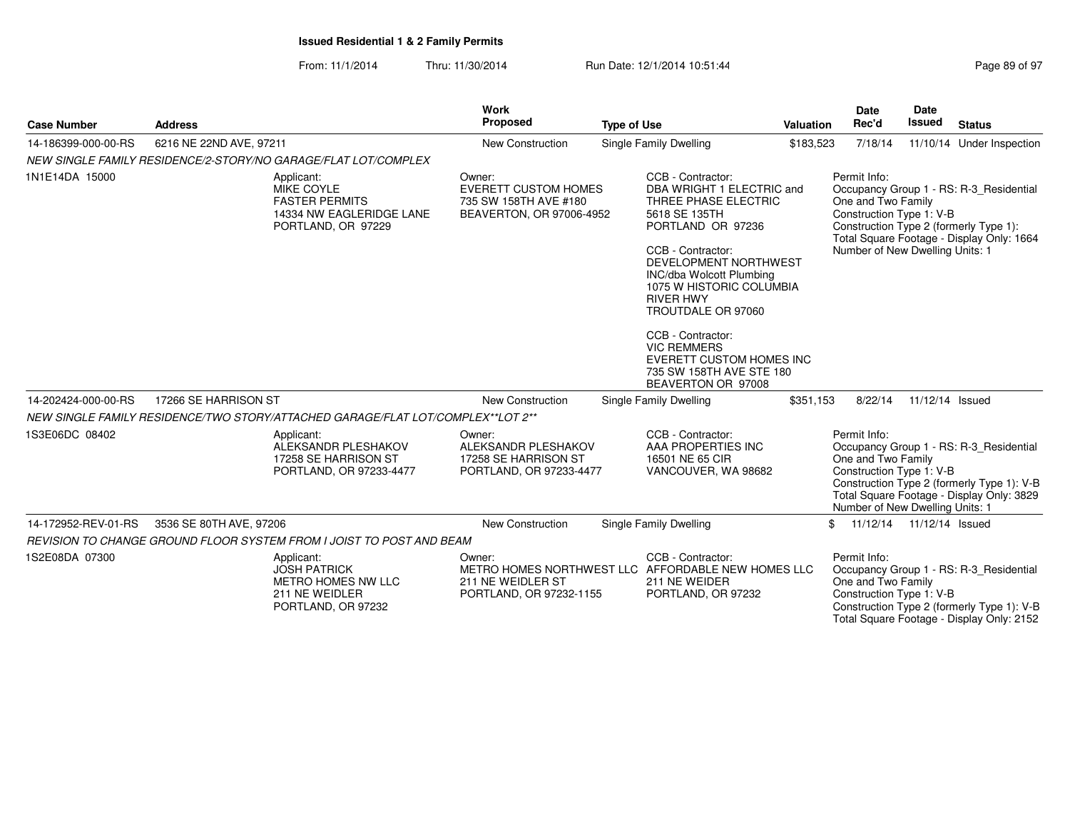**Issued Residential 1 & 2 Family Permits**

From: 11/1/2014 Thru: 11/30/2014 Run Date: 12/1/2014 10:51:44

| Case Number | Address | Work Proposed | Type of Use | Valuation | Date Rec'd | Date Issued | Status |
|---|---|---|---|---|---|---|---|
| 14-186399-000-00-RS | 6216 NE 22ND AVE, 97211 | New Construction | Single Family Dwelling | $183,523 | 7/18/14 | 11/10/14 | Under Inspection |

*NEW SINGLE FAMILY RESIDENCE/2-STORY/NO GARAGE/FLAT LOT/COMPLEX*

1N1E14DA 15000

Applicant:
MIKE COYLE
FASTER PERMITS
14334 NW EAGLERIDGE LANE
PORTLAND, OR 97229

Owner:
EVERETT CUSTOM HOMES
735 SW 158TH AVE #180
BEAVERTON, OR 97006-4952

CCB - Contractor:
DBA WRIGHT 1 ELECTRIC and THREE PHASE ELECTRIC
5618 SE 135TH
PORTLAND OR 97236

CCB - Contractor:
DEVELOPMENT NORTHWEST INC/dba Wolcott Plumbing
1075 W HISTORIC COLUMBIA RIVER HWY
TROUTDALE OR 97060

CCB - Contractor:
VIC REMMERS
EVERETT CUSTOM HOMES INC
735 SW 158TH AVE STE 180
BEAVERTON OR 97008

Permit Info:
Occupancy Group 1 - RS: R-3_Residential One and Two Family
Construction Type 1: V-B
Construction Type 2 (formerly Type 1):
Total Square Footage - Display Only: 1664
Number of New Dwelling Units: 1

| Case Number | Address | Work Proposed | Type of Use | Valuation | Date Rec'd | Date Issued | Status |
|---|---|---|---|---|---|---|---|
| 14-202424-000-00-RS | 17266 SE HARRISON ST | New Construction | Single Family Dwelling | $351,153 | 8/22/14 | 11/12/14 | Issued |

*NEW SINGLE FAMILY RESIDENCE/TWO STORY/ATTACHED GARAGE/FLAT LOT/COMPLEX**LOT 2***

1S3E06DC 08402

Applicant:
ALEKSANDR PLESHAKOV
17258 SE HARRISON ST
PORTLAND, OR 97233-4477

Owner:
ALEKSANDR PLESHAKOV
17258 SE HARRISON ST
PORTLAND, OR 97233-4477

CCB - Contractor:
AAA PROPERTIES INC
16501 NE 65 CIR
VANCOUVER, WA 98682

Permit Info:
Occupancy Group 1 - RS: R-3_Residential One and Two Family
Construction Type 1: V-B
Construction Type 2 (formerly Type 1): V-B
Total Square Footage - Display Only: 3829
Number of New Dwelling Units: 1

| Case Number | Address | Work Proposed | Type of Use | Valuation | Date Rec'd | Date Issued | Status |
|---|---|---|---|---|---|---|---|
| 14-172952-REV-01-RS | 3536 SE 80TH AVE, 97206 | New Construction | Single Family Dwelling | $ | 11/12/14 | 11/12/14 | Issued |

*REVISION TO CHANGE GROUND FLOOR SYSTEM FROM I JOIST TO POST AND BEAM*

1S2E08DA 07300

Applicant:
JOSH PATRICK
METRO HOMES NW LLC
211 NE WEIDLER
PORTLAND, OR 97232

Owner:
METRO HOMES NORTHWEST LLC
211 NE WEIDLER ST
PORTLAND, OR 97232-1155

CCB - Contractor:
AFFORDABLE NEW HOMES LLC
211 NE WEIDER
PORTLAND, OR 97232

Permit Info:
Occupancy Group 1 - RS: R-3_Residential One and Two Family
Construction Type 1: V-B
Construction Type 2 (formerly Type 1): V-B
Total Square Footage - Display Only: 2152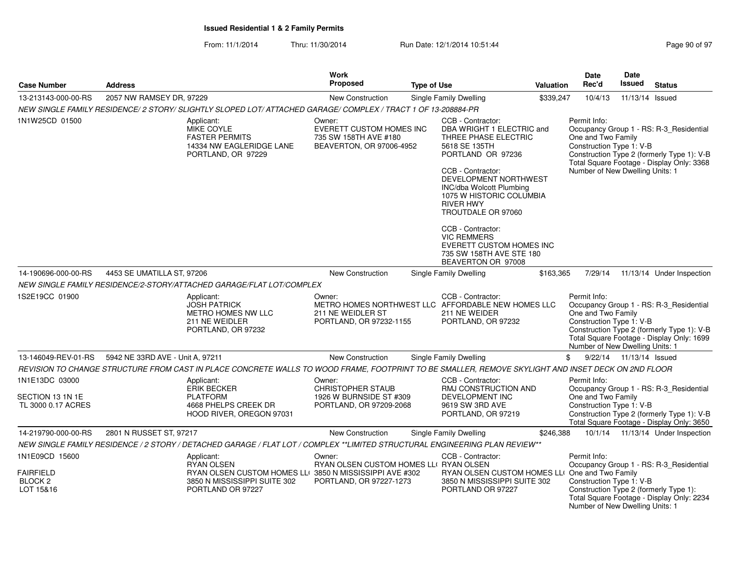# Issued Residential 1 & 2 Family Permits

From: 11/1/2014 Thru: 11/30/2014 Run Date: 12/1/2014 10:51:44

| Case Number | Address | Work Proposed | Type of Use | Valuation | Date Rec'd | Date Issued | Status |
|---|---|---|---|---|---|---|---|
| 13-213143-000-00-RS | 2057 NW RAMSEY DR, 97229 | New Construction | Single Family Dwelling | $339,247 | 10/4/13 | 11/13/14 | Issued |

NEW SINGLE FAMILY RESIDENCE/ 2 STORY/ SLIGHTLY SLOPED LOT/ ATTACHED GARAGE/ COMPLEX / TRACT 1 OF 13-208884-PR

1N1W25CD 01500

Applicant:
MIKE COYLE
FASTER PERMITS
14334 NW EAGLERIDGE LANE
PORTLAND, OR 97229

Owner:
EVERETT CUSTOM HOMES INC
735 SW 158TH AVE #180
BEAVERTON, OR 97006-4952

CCB - Contractor:
DBA WRIGHT 1 ELECTRIC and THREE PHASE ELECTRIC
5618 SE 135TH
PORTLAND OR 97236

CCB - Contractor:
DEVELOPMENT NORTHWEST INC/dba Wolcott Plumbing
1075 W HISTORIC COLUMBIA RIVER HWY
TROUTDALE OR 97060

CCB - Contractor:
VIC REMMERS
EVERETT CUSTOM HOMES INC
735 SW 158TH AVE STE 180
BEAVERTON OR 97008

Permit Info:
Occupancy Group 1 - RS: R-3_Residential One and Two Family
Construction Type 1: V-B
Construction Type 2 (formerly Type 1): V-B
Total Square Footage - Display Only: 3368
Number of New Dwelling Units: 1

| Case Number | Address | Work Proposed | Type of Use | Valuation | Date Rec'd | Date Issued | Status |
|---|---|---|---|---|---|---|---|
| 14-190696-000-00-RS | 4453 SE UMATILLA ST, 97206 | New Construction | Single Family Dwelling | $163,365 | 7/29/14 | 11/13/14 | Under Inspection |

NEW SINGLE FAMILY RESIDENCE/2-STORY/ATTACHED GARAGE/FLAT LOT/COMPLEX

1S2E19CC 01900

Applicant:
JOSH PATRICK
METRO HOMES NW LLC
211 NE WEIDLER
PORTLAND, OR 97232

Owner:
METRO HOMES NORTHWEST LLC
211 NE WEIDLER ST
PORTLAND, OR 97232-1155

CCB - Contractor:
AFFORDABLE NEW HOMES LLC
211 NE WEIDER
PORTLAND, OR 97232

Permit Info:
Occupancy Group 1 - RS: R-3_Residential One and Two Family
Construction Type 1: V-B
Construction Type 2 (formerly Type 1): V-B
Total Square Footage - Display Only: 1699
Number of New Dwelling Units: 1

| Case Number | Address | Work Proposed | Type of Use | Valuation | Date Rec'd | Date Issued | Status |
|---|---|---|---|---|---|---|---|
| 13-146049-REV-01-RS | 5942 NE 33RD AVE - Unit A, 97211 | New Construction | Single Family Dwelling | $ | 9/22/14 | 11/13/14 | Issued |

REVISION TO CHANGE STRUCTURE FROM CAST IN PLACE CONCRETE WALLS TO WOOD FRAME, FOOTPRINT TO BE SMALLER, REMOVE SKYLIGHT AND INSET DECK ON 2ND FLOOR

1N1E13DC 03000

SECTION 13 1N 1E
TL 3000 0.17 ACRES

Applicant:
ERIK BECKER
PLATFORM
4668 PHELPS CREEK DR
HOOD RIVER, OREGON 97031

Owner:
CHRISTOPHER STAUB
1926 W BURNSIDE ST #309
PORTLAND, OR 97209-2068

CCB - Contractor:
RMJ CONSTRUCTION AND DEVELOPMENT INC
9619 SW 3RD AVE
PORTLAND, OR 97219

Permit Info:
Occupancy Group 1 - RS: R-3_Residential One and Two Family
Construction Type 1: V-B
Construction Type 2 (formerly Type 1): V-B
Total Square Footage - Display Only: 3650

| Case Number | Address | Work Proposed | Type of Use | Valuation | Date Rec'd | Date Issued | Status |
|---|---|---|---|---|---|---|---|
| 14-219790-000-00-RS | 2801 N RUSSET ST, 97217 | New Construction | Single Family Dwelling | $246,388 | 10/1/14 | 11/13/14 | Under Inspection |

NEW SINGLE FAMILY RESIDENCE / 2 STORY / DETACHED GARAGE / FLAT LOT / COMPLEX **LIMITED STRUCTURAL ENGINEERING PLAN REVIEW**

1N1E09CD 15600

FAIRFIELD
BLOCK 2
LOT 15&16

Applicant:
RYAN OLSEN
RYAN OLSEN CUSTOM HOMES LL(
3850 N MISSISSIPPI SUITE 302
PORTLAND OR 97227

Owner:
RYAN OLSEN CUSTOM HOMES LL(
3850 N MISSISSIPPI AVE #302
PORTLAND, OR 97227-1273

CCB - Contractor:
RYAN OLSEN
RYAN OLSEN CUSTOM HOMES LL(
3850 N MISSISSIPPI SUITE 302
PORTLAND OR 97227

Permit Info:
Occupancy Group 1 - RS: R-3_Residential One and Two Family
Construction Type 1: V-B
Construction Type 2 (formerly Type 1):
Total Square Footage - Display Only: 2234
Number of New Dwelling Units: 1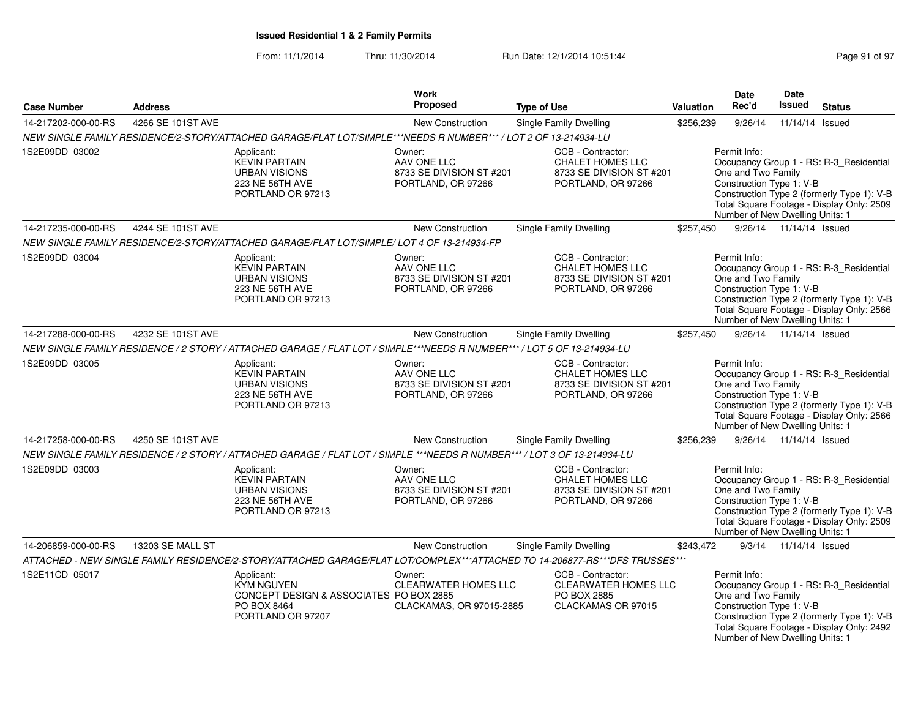# Issued Residential 1 & 2 Family Permits

From: 11/1/2014 Thru: 11/30/2014 Run Date: 12/1/2014 10:51:44

| Case Number | Address | Work Proposed | Type of Use | Valuation | Date Rec'd | Date Issued | Status |
|---|---|---|---|---|---|---|---|
| 14-217202-000-00-RS | 4266 SE 101ST AVE | New Construction | Single Family Dwelling | $256,239 | 9/26/14 | 11/14/14 | Issued |

*NEW SINGLE FAMILY RESIDENCE/2-STORY/ATTACHED GARAGE/FLAT LOT/SIMPLE***NEEDS R NUMBER*** / LOT 2 OF 13-214934-LU*

1S2E09DD 03002

Applicant: KEVIN PARTAIN, URBAN VISIONS, 223 NE 56TH AVE, PORTLAND OR 97213

Owner: AAV ONE LLC, 8733 SE DIVISION ST #201, PORTLAND, OR 97266

CCB - Contractor: CHALET HOMES LLC, 8733 SE DIVISION ST #201, PORTLAND, OR 97266

Permit Info: Occupancy Group 1 - RS: R-3_Residential One and Two Family; Construction Type 1: V-B; Construction Type 2 (formerly Type 1): V-B; Total Square Footage - Display Only: 2509; Number of New Dwelling Units: 1

| Case Number | Address | Work Proposed | Type of Use | Valuation | Date Rec'd | Date Issued | Status |
|---|---|---|---|---|---|---|---|
| 14-217235-000-00-RS | 4244 SE 101ST AVE | New Construction | Single Family Dwelling | $257,450 | 9/26/14 | 11/14/14 | Issued |

*NEW SINGLE FAMILY RESIDENCE/2-STORY/ATTACHED GARAGE/FLAT LOT/SIMPLE/ LOT 4 OF 13-214934-FP*

1S2E09DD 03004

Applicant: KEVIN PARTAIN, URBAN VISIONS, 223 NE 56TH AVE, PORTLAND OR 97213

Owner: AAV ONE LLC, 8733 SE DIVISION ST #201, PORTLAND, OR 97266

CCB - Contractor: CHALET HOMES LLC, 8733 SE DIVISION ST #201, PORTLAND, OR 97266

Permit Info: Occupancy Group 1 - RS: R-3_Residential One and Two Family; Construction Type 1: V-B; Construction Type 2 (formerly Type 1): V-B; Total Square Footage - Display Only: 2566; Number of New Dwelling Units: 1

| Case Number | Address | Work Proposed | Type of Use | Valuation | Date Rec'd | Date Issued | Status |
|---|---|---|---|---|---|---|---|
| 14-217288-000-00-RS | 4232 SE 101ST AVE | New Construction | Single Family Dwelling | $257,450 | 9/26/14 | 11/14/14 | Issued |

*NEW SINGLE FAMILY RESIDENCE / 2 STORY / ATTACHED GARAGE / FLAT LOT / SIMPLE***NEEDS R NUMBER*** / LOT 5 OF 13-214934-LU*

1S2E09DD 03005

Applicant: KEVIN PARTAIN, URBAN VISIONS, 223 NE 56TH AVE, PORTLAND OR 97213

Owner: AAV ONE LLC, 8733 SE DIVISION ST #201, PORTLAND, OR 97266

CCB - Contractor: CHALET HOMES LLC, 8733 SE DIVISION ST #201, PORTLAND, OR 97266

Permit Info: Occupancy Group 1 - RS: R-3_Residential One and Two Family; Construction Type 1: V-B; Construction Type 2 (formerly Type 1): V-B; Total Square Footage - Display Only: 2566; Number of New Dwelling Units: 1

| Case Number | Address | Work Proposed | Type of Use | Valuation | Date Rec'd | Date Issued | Status |
|---|---|---|---|---|---|---|---|
| 14-217258-000-00-RS | 4250 SE 101ST AVE | New Construction | Single Family Dwelling | $256,239 | 9/26/14 | 11/14/14 | Issued |

*NEW SINGLE FAMILY RESIDENCE / 2 STORY / ATTACHED GARAGE / FLAT LOT / SIMPLE ***NEEDS R NUMBER*** / LOT 3 OF 13-214934-LU*

1S2E09DD 03003

Applicant: KEVIN PARTAIN, URBAN VISIONS, 223 NE 56TH AVE, PORTLAND OR 97213

Owner: AAV ONE LLC, 8733 SE DIVISION ST #201, PORTLAND, OR 97266

CCB - Contractor: CHALET HOMES LLC, 8733 SE DIVISION ST #201, PORTLAND, OR 97266

Permit Info: Occupancy Group 1 - RS: R-3_Residential One and Two Family; Construction Type 1: V-B; Construction Type 2 (formerly Type 1): V-B; Total Square Footage - Display Only: 2509; Number of New Dwelling Units: 1

| Case Number | Address | Work Proposed | Type of Use | Valuation | Date Rec'd | Date Issued | Status |
|---|---|---|---|---|---|---|---|
| 14-206859-000-00-RS | 13203 SE MALL ST | New Construction | Single Family Dwelling | $243,472 | 9/3/14 | 11/14/14 | Issued |

*ATTACHED - NEW SINGLE FAMILY RESIDENCE/2-STORY/ATTACHED GARAGE/FLAT LOT/COMPLEX***ATTACHED TO 14-206877-RS***DFS TRUSSES****

1S2E11CD 05017

Applicant: KYM NGUYEN, CONCEPT DESIGN & ASSOCIATES, PO BOX 8464, PORTLAND OR 97207

Owner: CLEARWATER HOMES LLC, PO BOX 2885, CLACKAMAS, OR 97015-2885

CCB - Contractor: CLEARWATER HOMES LLC, PO BOX 2885, CLACKAMAS OR 97015

Permit Info: Occupancy Group 1 - RS: R-3_Residential One and Two Family; Construction Type 1: V-B; Construction Type 2 (formerly Type 1): V-B; Total Square Footage - Display Only: 2492; Number of New Dwelling Units: 1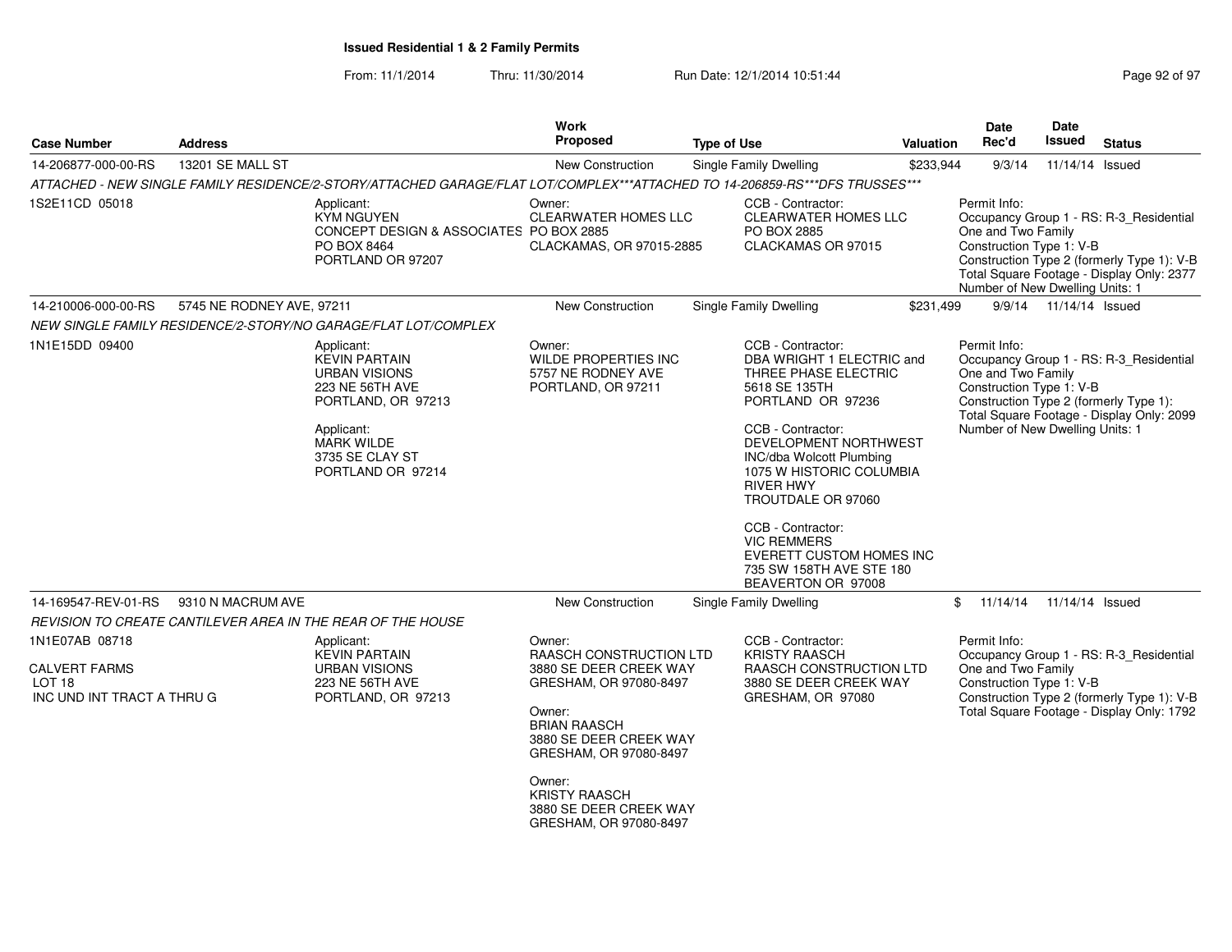# Issued Residential 1 & 2 Family Permits

From: 11/1/2014 Thru: 11/30/2014 Run Date: 12/1/2014 10:51:44

| Case Number | Address | Work Proposed | Type of Use | Valuation | Date Rec'd | Date Issued | Status |
|---|---|---|---|---|---|---|---|
| 14-206877-000-00-RS | 13201 SE MALL ST | New Construction | Single Family Dwelling | $233,944 | 9/3/14 | 11/14/14 | Issued |

*ATTACHED - NEW SINGLE FAMILY RESIDENCE/2-STORY/ATTACHED GARAGE/FLAT LOT/COMPLEX\*\*\*ATTACHED TO 14-206859-RS\*\*\*DFS TRUSSES\*\*\**

1S2E11CD 05018

Applicant:
KYM NGUYEN
CONCEPT DESIGN & ASSOCIATES
PO BOX 8464
PORTLAND OR 97207

Owner:
CLEARWATER HOMES LLC
PO BOX 2885
CLACKAMAS, OR 97015-2885

CCB - Contractor:
CLEARWATER HOMES LLC
PO BOX 2885
CLACKAMAS OR 97015

Permit Info:
Occupancy Group 1 - RS: R-3_Residential One and Two Family
Construction Type 1: V-B
Construction Type 2 (formerly Type 1): V-B
Total Square Footage - Display Only: 2377
Number of New Dwelling Units: 1

| Case Number | Address | Work Proposed | Type of Use | Valuation | Date Rec'd | Date Issued | Status |
|---|---|---|---|---|---|---|---|
| 14-210006-000-00-RS | 5745 NE RODNEY AVE, 97211 | New Construction | Single Family Dwelling | $231,499 | 9/9/14 | 11/14/14 | Issued |

*NEW SINGLE FAMILY RESIDENCE/2-STORY/NO GARAGE/FLAT LOT/COMPLEX*

1N1E15DD 09400

Applicant:
KEVIN PARTAIN
URBAN VISIONS
223 NE 56TH AVE
PORTLAND, OR 97213

Applicant:
MARK WILDE
3735 SE CLAY ST
PORTLAND OR 97214

Owner:
WILDE PROPERTIES INC
5757 NE RODNEY AVE
PORTLAND, OR 97211

CCB - Contractor:
DBA WRIGHT 1 ELECTRIC and THREE PHASE ELECTRIC
5618 SE 135TH
PORTLAND OR 97236

CCB - Contractor:
DEVELOPMENT NORTHWEST INC/dba Wolcott Plumbing
1075 W HISTORIC COLUMBIA RIVER HWY
TROUTDALE OR 97060

CCB - Contractor:
VIC REMMERS
EVERETT CUSTOM HOMES INC
735 SW 158TH AVE STE 180
BEAVERTON OR 97008

Permit Info:
Occupancy Group 1 - RS: R-3_Residential One and Two Family
Construction Type 1: V-B
Construction Type 2 (formerly Type 1):
Total Square Footage - Display Only: 2099
Number of New Dwelling Units: 1

| Case Number | Address | Work Proposed | Type of Use | Valuation | Date Rec'd | Date Issued | Status |
|---|---|---|---|---|---|---|---|
| 14-169547-REV-01-RS | 9310 N MACRUM AVE | New Construction | Single Family Dwelling | $ | 11/14/14 | 11/14/14 | Issued |

*REVISION TO CREATE CANTILEVER AREA IN THE REAR OF THE HOUSE*

1N1E07AB 08718

CALVERT FARMS
LOT 18
INC UND INT TRACT A THRU G

Applicant:
KEVIN PARTAIN
URBAN VISIONS
223 NE 56TH AVE
PORTLAND, OR 97213

Owner:
RAASCH CONSTRUCTION LTD
3880 SE DEER CREEK WAY
GRESHAM, OR 97080-8497

Owner:
BRIAN RAASCH
3880 SE DEER CREEK WAY
GRESHAM, OR 97080-8497

Owner:
KRISTY RAASCH
3880 SE DEER CREEK WAY
GRESHAM, OR 97080-8497

CCB - Contractor:
KRISTY RAASCH
RAASCH CONSTRUCTION LTD
3880 SE DEER CREEK WAY
GRESHAM, OR 97080

Permit Info:
Occupancy Group 1 - RS: R-3_Residential One and Two Family
Construction Type 1: V-B
Construction Type 2 (formerly Type 1): V-B
Total Square Footage - Display Only: 1792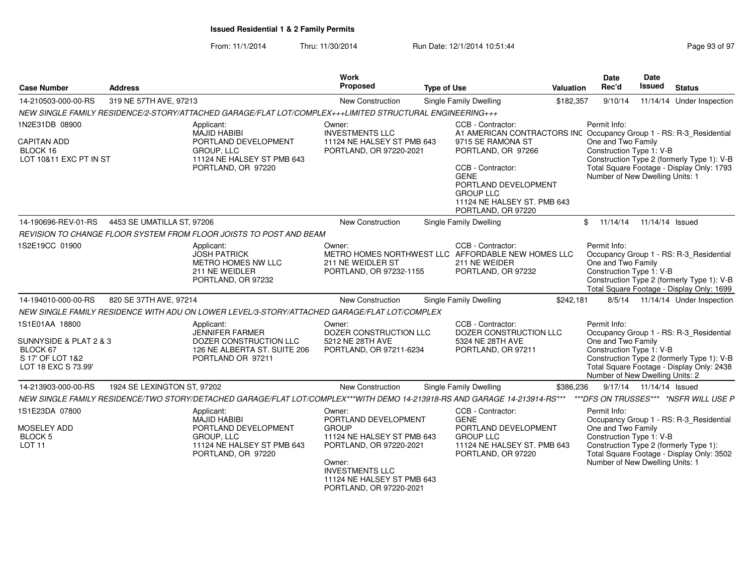# Issued Residential 1 & 2 Family Permits

From: 11/1/2014 Thru: 11/30/2014 Run Date: 12/1/2014 10:51:44

| Case Number | Address | Work Proposed | Type of Use | Valuation | Date Rec'd | Date Issued | Status |
|---|---|---|---|---|---|---|---|
| 14-210503-000-00-RS | 319 NE 57TH AVE, 97213 | New Construction | Single Family Dwelling | $182,357 | 9/10/14 | 11/14/14 | Under Inspection |

NEW SINGLE FAMILY RESIDENCE/2-STORY/ATTACHED GARAGE/FLAT LOT/COMPLEX+++LIMITED STRUCTURAL ENGINEERING+++

1N2E31DB 08900
CAPITAN ADD
BLOCK 16
LOT 10&11 EXC PT IN ST

Applicant:
MAJID HABIBI
PORTLAND DEVELOPMENT GROUP, LLC
11124 NE HALSEY ST PMB 643
PORTLAND, OR 97220

Owner:
INVESTMENTS LLC
11124 NE HALSEY ST PMB 643
PORTLAND, OR 97220-2021

CCB - Contractor:
A1 AMERICAN CONTRACTORS INC
9715 SE RAMONA ST
PORTLAND, OR 97266

CCB - Contractor:
GENE
PORTLAND DEVELOPMENT GROUP LLC
11124 NE HALSEY ST. PMB 643
PORTLAND, OR 97220

Permit Info:
Occupancy Group 1 - RS: R-3_Residential One and Two Family
Construction Type 1: V-B
Construction Type 2 (formerly Type 1): V-B
Total Square Footage - Display Only: 1793
Number of New Dwelling Units: 1

| Case Number | Address | Work Proposed | Type of Use | Valuation | Date Rec'd | Date Issued | Status |
|---|---|---|---|---|---|---|---|
| 14-190696-REV-01-RS | 4453 SE UMATILLA ST, 97206 | New Construction | Single Family Dwelling | $ | 11/14/14 | 11/14/14 | Issued |

REVISION TO CHANGE FLOOR SYSTEM FROM FLOOR JOISTS TO POST AND BEAM

1S2E19CC 01900

Applicant:
JOSH PATRICK
METRO HOMES NW LLC
211 NE WEIDLER
PORTLAND, OR 97232

Owner:
METRO HOMES NORTHWEST LLC
211 NE WEIDLER ST
PORTLAND, OR 97232-1155

CCB - Contractor:
AFFORDABLE NEW HOMES LLC
211 NE WEIDER
PORTLAND, OR 97232

Permit Info:
Occupancy Group 1 - RS: R-3_Residential One and Two Family
Construction Type 1: V-B
Construction Type 2 (formerly Type 1): V-B
Total Square Footage - Display Only: 1699

| Case Number | Address | Work Proposed | Type of Use | Valuation | Date Rec'd | Date Issued | Status |
|---|---|---|---|---|---|---|---|
| 14-194010-000-00-RS | 820 SE 37TH AVE, 97214 | New Construction | Single Family Dwelling | $242,181 | 8/5/14 | 11/14/14 | Under Inspection |

NEW SINGLE FAMILY RESIDENCE WITH ADU ON LOWER LEVEL/3-STORY/ATTACHED GARAGE/FLAT LOT/COMPLEX

1S1E01AA 18800
SUNNYSIDE & PLAT 2 & 3
BLOCK 67
S 17' OF LOT 1&2
LOT 18 EXC S 73.99'

Applicant:
JENNIFER FARMER
DOZER CONSTRUCTION LLC
126 NE ALBERTA ST. SUITE 206
PORTLAND OR 97211

Owner:
DOZER CONSTRUCTION LLC
5212 NE 28TH AVE
PORTLAND, OR 97211-6234

CCB - Contractor:
DOZER CONSTRUCTION LLC
5324 NE 28TH AVE
PORTLAND, OR 97211

Permit Info:
Occupancy Group 1 - RS: R-3_Residential One and Two Family
Construction Type 1: V-B
Construction Type 2 (formerly Type 1): V-B
Total Square Footage - Display Only: 2438
Number of New Dwelling Units: 2

| Case Number | Address | Work Proposed | Type of Use | Valuation | Date Rec'd | Date Issued | Status |
|---|---|---|---|---|---|---|---|
| 14-213903-000-00-RS | 1924 SE LEXINGTON ST, 97202 | New Construction | Single Family Dwelling | $386,236 | 9/17/14 | 11/14/14 | Issued |

NEW SINGLE FAMILY RESIDENCE/TWO STORY/DETACHED GARAGE/FLAT LOT/COMPLEX***WITH DEMO 14-213918-RS AND GARAGE 14-213914-RS*** ***DFS ON TRUSSES*** *NSFR WILL USE P

1S1E23DA 07800
MOSELEY ADD
BLOCK 5
LOT 11

Applicant:
MAJID HABIBI
PORTLAND DEVELOPMENT GROUP, LLC
11124 NE HALSEY ST PMB 643
PORTLAND, OR 97220

Owner:
PORTLAND DEVELOPMENT GROUP
11124 NE HALSEY ST PMB 643
PORTLAND, OR 97220-2021

Owner:
INVESTMENTS LLC
11124 NE HALSEY ST PMB 643
PORTLAND, OR 97220-2021

CCB - Contractor:
GENE
PORTLAND DEVELOPMENT GROUP LLC
11124 NE HALSEY ST. PMB 643
PORTLAND, OR 97220

Permit Info:
Occupancy Group 1 - RS: R-3_Residential One and Two Family
Construction Type 1: V-B
Construction Type 2 (formerly Type 1):
Total Square Footage - Display Only: 3502
Number of New Dwelling Units: 1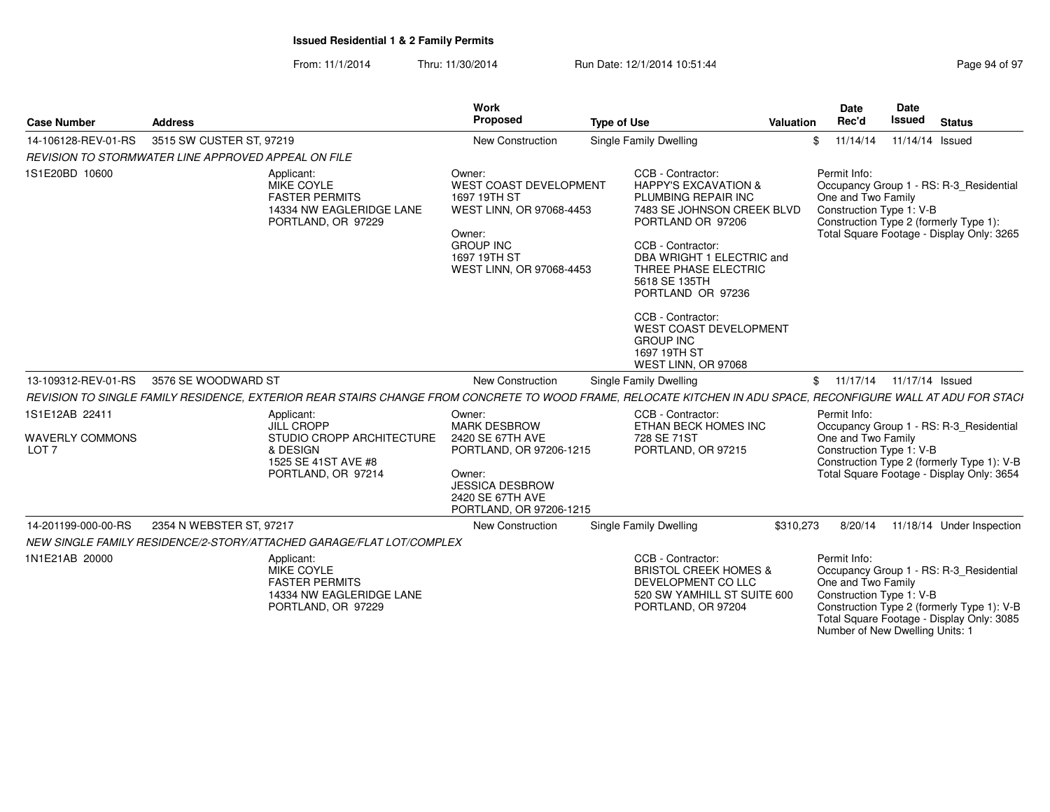**Issued Residential 1 & 2 Family Permits**

From: 11/1/2014 Thru: 11/30/2014 Run Date: 12/1/2014 10:51:44

| Case Number | Address | Work Proposed | Type of Use | Valuation | Date Rec'd | Date Issued | Status |
|---|---|---|---|---|---|---|---|
| 14-106128-REV-01-RS | 3515 SW CUSTER ST, 97219 | New Construction | Single Family Dwelling | $ | 11/14/14 | 11/14/14 | Issued |

*REVISION TO STORMWATER LINE APPROVED APPEAL ON FILE*

1S1E20BD 10600

Applicant:
MIKE COYLE
FASTER PERMITS
14334 NW EAGLERIDGE LANE
PORTLAND, OR 97229

Owner:
WEST COAST DEVELOPMENT
1697 19TH ST
WEST LINN, OR 97068-4453

Owner:
GROUP INC
1697 19TH ST
WEST LINN, OR 97068-4453

CCB - Contractor:
HAPPY'S EXCAVATION &
PLUMBING REPAIR INC
7483 SE JOHNSON CREEK BLVD
PORTLAND OR 97206

CCB - Contractor:
DBA WRIGHT 1 ELECTRIC and
THREE PHASE ELECTRIC
5618 SE 135TH
PORTLAND OR 97236

CCB - Contractor:
WEST COAST DEVELOPMENT
GROUP INC
1697 19TH ST
WEST LINN, OR 97068

Permit Info:
Occupancy Group 1 - RS: R-3_Residential One and Two Family
Construction Type 1: V-B
Construction Type 2 (formerly Type 1):
Total Square Footage - Display Only: 3265

| Case Number | Address | Work Proposed | Type of Use | Valuation | Date Rec'd | Date Issued | Status |
|---|---|---|---|---|---|---|---|
| 13-109312-REV-01-RS | 3576 SE WOODWARD ST | New Construction | Single Family Dwelling | $ | 11/17/14 | 11/17/14 | Issued |

*REVISION TO SINGLE FAMILY RESIDENCE, EXTERIOR REAR STAIRS CHANGE FROM CONCRETE TO WOOD FRAME, RELOCATE KITCHEN IN ADU SPACE, RECONFIGURE WALL AT ADU FOR STACI*

1S1E12AB 22411

WAVERLY COMMONS
LOT 7

Applicant:
JILL CROPP
STUDIO CROPP ARCHITECTURE
& DESIGN
1525 SE 41ST AVE #8
PORTLAND, OR 97214

Owner:
MARK DESBROW
2420 SE 67TH AVE
PORTLAND, OR 97206-1215

Owner:
JESSICA DESBROW
2420 SE 67TH AVE
PORTLAND, OR 97206-1215

CCB - Contractor:
ETHAN BECK HOMES INC
728 SE 71ST
PORTLAND, OR 97215

Permit Info:
Occupancy Group 1 - RS: R-3_Residential One and Two Family
Construction Type 1: V-B
Construction Type 2 (formerly Type 1): V-B
Total Square Footage - Display Only: 3654

| Case Number | Address | Work Proposed | Type of Use | Valuation | Date Rec'd | Date Issued | Status |
|---|---|---|---|---|---|---|---|
| 14-201199-000-00-RS | 2354 N WEBSTER ST, 97217 | New Construction | Single Family Dwelling | $310,273 | 8/20/14 | 11/18/14 | Under Inspection |

*NEW SINGLE FAMILY RESIDENCE/2-STORY/ATTACHED GARAGE/FLAT LOT/COMPLEX*

1N1E21AB 20000

Applicant:
MIKE COYLE
FASTER PERMITS
14334 NW EAGLERIDGE LANE
PORTLAND, OR 97229

CCB - Contractor:
BRISTOL CREEK HOMES &
DEVELOPMENT CO LLC
520 SW YAMHILL ST SUITE 600
PORTLAND, OR 97204

Permit Info:
Occupancy Group 1 - RS: R-3_Residential One and Two Family
Construction Type 1: V-B
Construction Type 2 (formerly Type 1): V-B
Total Square Footage - Display Only: 3085
Number of New Dwelling Units: 1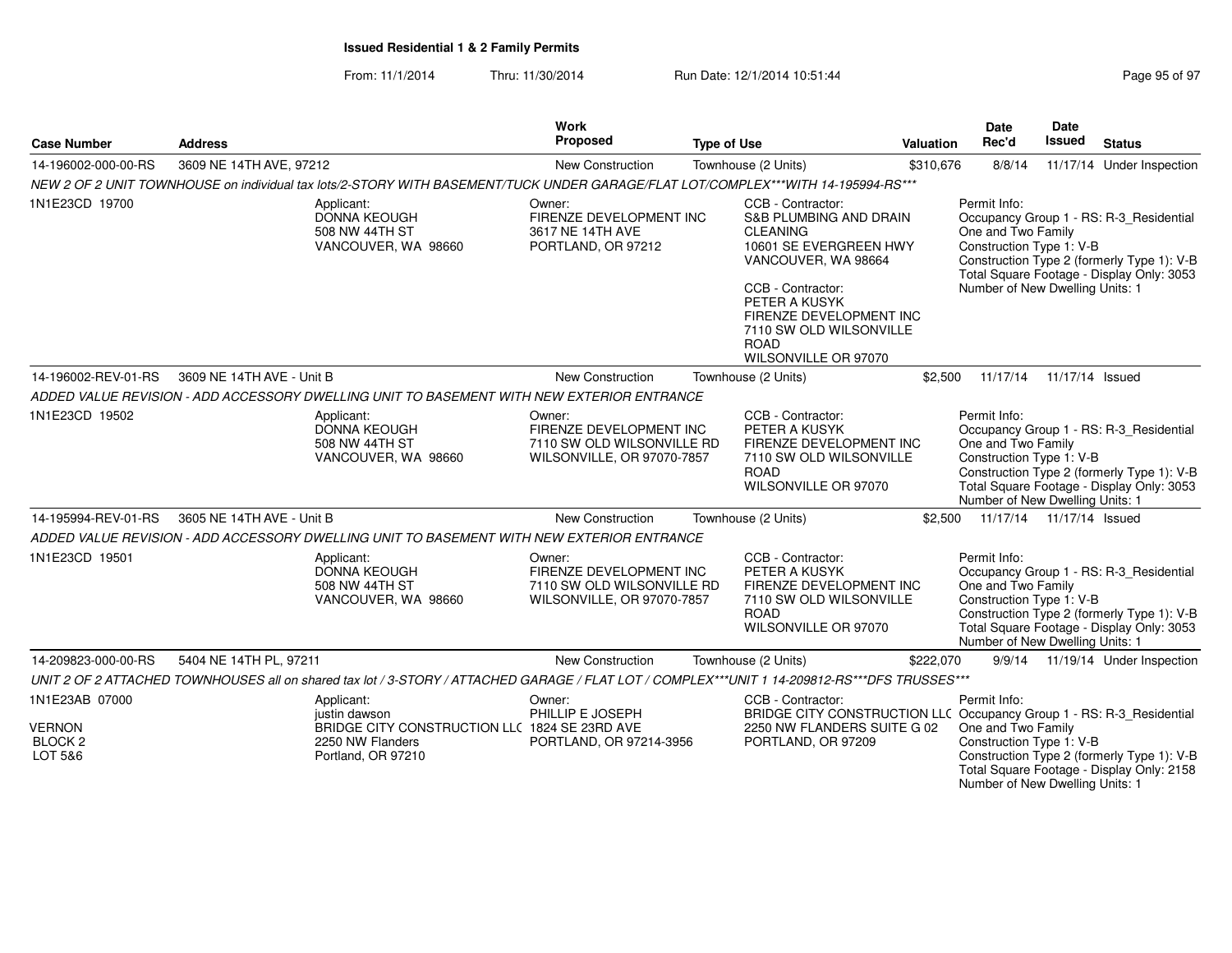**Issued Residential 1 & 2 Family Permits**

From: 11/1/2014 Thru: 11/30/2014 Run Date: 12/1/2014 10:51:44

| Case Number | Address | Work Proposed | Type of Use | Valuation | Date Rec'd | Date Issued | Status |
|---|---|---|---|---|---|---|---|
| 14-196002-000-00-RS | 3609 NE 14TH AVE, 97212 | New Construction | Townhouse (2 Units) | $310,676 | 8/8/14 | 11/17/14 | Under Inspection |

*NEW 2 OF 2 UNIT TOWNHOUSE on individual tax lots/2-STORY WITH BASEMENT/TUCK UNDER GARAGE/FLAT LOT/COMPLEX***WITH 14-195994-RS****

1N1E23CD 19700

Applicant: DONNA KEOUGH, 508 NW 44TH ST, VANCOUVER, WA 98660

Owner: FIRENZE DEVELOPMENT INC, 3617 NE 14TH AVE, PORTLAND, OR 97212

CCB - Contractor: S&B PLUMBING AND DRAIN CLEANING, 10601 SE EVERGREEN HWY, VANCOUVER, WA 98664

CCB - Contractor: PETER A KUSYK, FIRENZE DEVELOPMENT INC, 7110 SW OLD WILSONVILLE ROAD, WILSONVILLE OR 97070

Permit Info: Occupancy Group 1 - RS: R-3_Residential One and Two Family; Construction Type 1: V-B; Construction Type 2 (formerly Type 1): V-B; Total Square Footage - Display Only: 3053; Number of New Dwelling Units: 1

| Case Number | Address | Work Proposed | Type of Use | Valuation | Date Rec'd | Date Issued | Status |
|---|---|---|---|---|---|---|---|
| 14-196002-REV-01-RS | 3609 NE 14TH AVE - Unit B | New Construction | Townhouse (2 Units) | $2,500 | 11/17/14 | 11/17/14 | Issued |

*ADDED VALUE REVISION - ADD ACCESSORY DWELLING UNIT TO BASEMENT WITH NEW EXTERIOR ENTRANCE*

1N1E23CD 19502

Applicant: DONNA KEOUGH, 508 NW 44TH ST, VANCOUVER, WA 98660

Owner: FIRENZE DEVELOPMENT INC, 7110 SW OLD WILSONVILLE RD, WILSONVILLE, OR 97070-7857

CCB - Contractor: PETER A KUSYK, FIRENZE DEVELOPMENT INC, 7110 SW OLD WILSONVILLE ROAD, WILSONVILLE OR 97070

Permit Info: Occupancy Group 1 - RS: R-3_Residential One and Two Family; Construction Type 1: V-B; Construction Type 2 (formerly Type 1): V-B; Total Square Footage - Display Only: 3053; Number of New Dwelling Units: 1

| Case Number | Address | Work Proposed | Type of Use | Valuation | Date Rec'd | Date Issued | Status |
|---|---|---|---|---|---|---|---|
| 14-195994-REV-01-RS | 3605 NE 14TH AVE - Unit B | New Construction | Townhouse (2 Units) | $2,500 | 11/17/14 | 11/17/14 | Issued |

*ADDED VALUE REVISION - ADD ACCESSORY DWELLING UNIT TO BASEMENT WITH NEW EXTERIOR ENTRANCE*

1N1E23CD 19501

Applicant: DONNA KEOUGH, 508 NW 44TH ST, VANCOUVER, WA 98660

Owner: FIRENZE DEVELOPMENT INC, 7110 SW OLD WILSONVILLE RD, WILSONVILLE, OR 97070-7857

CCB - Contractor: PETER A KUSYK, FIRENZE DEVELOPMENT INC, 7110 SW OLD WILSONVILLE ROAD, WILSONVILLE OR 97070

Permit Info: Occupancy Group 1 - RS: R-3_Residential One and Two Family; Construction Type 1: V-B; Construction Type 2 (formerly Type 1): V-B; Total Square Footage - Display Only: 3053; Number of New Dwelling Units: 1

| Case Number | Address | Work Proposed | Type of Use | Valuation | Date Rec'd | Date Issued | Status |
|---|---|---|---|---|---|---|---|
| 14-209823-000-00-RS | 5404 NE 14TH PL, 97211 | New Construction | Townhouse (2 Units) | $222,070 | 9/9/14 | 11/19/14 | Under Inspection |

*UNIT 2 OF 2 ATTACHED TOWNHOUSES all on shared tax lot / 3-STORY / ATTACHED GARAGE / FLAT LOT / COMPLEX***UNIT 1 14-209812-RS***DFS TRUSSES****

1N1E23AB 07000

VERNON
BLOCK 2
LOT 5&6

Applicant: justin dawson, BRIDGE CITY CONSTRUCTION LLC, 2250 NW Flanders, Portland, OR 97210

Owner: PHILLIP E JOSEPH, 1824 SE 23RD AVE, PORTLAND, OR 97214-3956

CCB - Contractor: BRIDGE CITY CONSTRUCTION LLC, 2250 NW FLANDERS SUITE G 02, PORTLAND, OR 97209

Permit Info: Occupancy Group 1 - RS: R-3_Residential One and Two Family; Construction Type 1: V-B; Construction Type 2 (formerly Type 1): V-B; Total Square Footage - Display Only: 2158; Number of New Dwelling Units: 1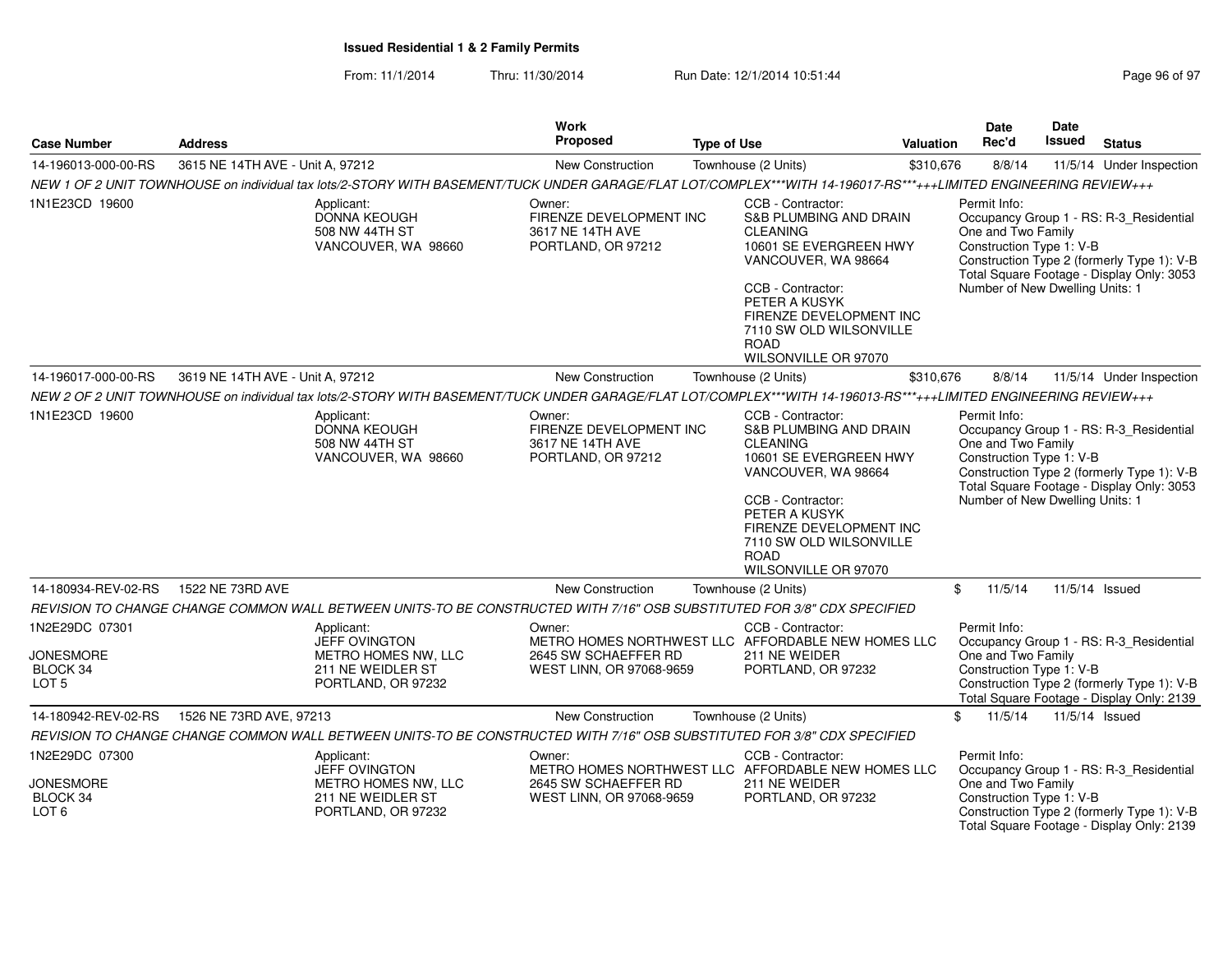**Issued Residential 1 & 2 Family Permits**

From: 11/1/2014 Thru: 11/30/2014 Run Date: 12/1/2014 10:51:44

| Case Number | Address | Work Proposed | Type of Use | Valuation | Date Rec'd | Date Issued | Status |
|---|---|---|---|---|---|---|---|
| 14-196013-000-00-RS | 3615 NE 14TH AVE - Unit A, 97212 | New Construction | Townhouse (2 Units) | $310,676 | 8/8/14 | 11/5/14 | Under Inspection |

NEW 1 OF 2 UNIT TOWNHOUSE on individual tax lots/2-STORY WITH BASEMENT/TUCK UNDER GARAGE/FLAT LOT/COMPLEX***WITH 14-196017-RS***+++LIMITED ENGINEERING REVIEW+++

1N1E23CD 19600

Applicant:
DONNA KEOUGH
508 NW 44TH ST
VANCOUVER, WA 98660

Owner:
FIRENZE DEVELOPMENT INC
3617 NE 14TH AVE
PORTLAND, OR 97212

CCB - Contractor:
S&B PLUMBING AND DRAIN CLEANING
10601 SE EVERGREEN HWY
VANCOUVER, WA 98664

CCB - Contractor:
PETER A KUSYK
FIRENZE DEVELOPMENT INC
7110 SW OLD WILSONVILLE ROAD
WILSONVILLE OR 97070

Permit Info:
Occupancy Group 1 - RS: R-3_Residential One and Two Family
Construction Type 1: V-B
Construction Type 2 (formerly Type 1): V-B
Total Square Footage - Display Only: 3053
Number of New Dwelling Units: 1

| Case Number | Address | Work Proposed | Type of Use | Valuation | Date Rec'd | Date Issued | Status |
|---|---|---|---|---|---|---|---|
| 14-196017-000-00-RS | 3619 NE 14TH AVE - Unit A, 97212 | New Construction | Townhouse (2 Units) | $310,676 | 8/8/14 | 11/5/14 | Under Inspection |

NEW 2 OF 2 UNIT TOWNHOUSE on individual tax lots/2-STORY WITH BASEMENT/TUCK UNDER GARAGE/FLAT LOT/COMPLEX***WITH 14-196013-RS***+++LIMITED ENGINEERING REVIEW+++

1N1E23CD 19600

Applicant:
DONNA KEOUGH
508 NW 44TH ST
VANCOUVER, WA 98660

Owner:
FIRENZE DEVELOPMENT INC
3617 NE 14TH AVE
PORTLAND, OR 97212

CCB - Contractor:
S&B PLUMBING AND DRAIN CLEANING
10601 SE EVERGREEN HWY
VANCOUVER, WA 98664

CCB - Contractor:
PETER A KUSYK
FIRENZE DEVELOPMENT INC
7110 SW OLD WILSONVILLE ROAD
WILSONVILLE OR 97070

Permit Info:
Occupancy Group 1 - RS: R-3_Residential One and Two Family
Construction Type 1: V-B
Construction Type 2 (formerly Type 1): V-B
Total Square Footage - Display Only: 3053
Number of New Dwelling Units: 1

| Case Number | Address | Work Proposed | Type of Use | Valuation | Date Rec'd | Date Issued | Status |
|---|---|---|---|---|---|---|---|
| 14-180934-REV-02-RS | 1522 NE 73RD AVE | New Construction | Townhouse (2 Units) | $ | 11/5/14 | 11/5/14 | Issued |

REVISION TO CHANGE CHANGE COMMON WALL BETWEEN UNITS-TO BE CONSTRUCTED WITH 7/16" OSB SUBSTITUTED FOR 3/8" CDX SPECIFIED

1N2E29DC 07301
JONESMORE
BLOCK 34
LOT 5

Applicant:
JEFF OVINGTON
METRO HOMES NW, LLC
211 NE WEIDLER ST
PORTLAND, OR 97232

Owner:
METRO HOMES NORTHWEST LLC
2645 SW SCHAEFFER RD
WEST LINN, OR 97068-9659

CCB - Contractor:
AFFORDABLE NEW HOMES LLC
211 NE WEIDER
PORTLAND, OR 97232

Permit Info:
Occupancy Group 1 - RS: R-3_Residential One and Two Family
Construction Type 1: V-B
Construction Type 2 (formerly Type 1): V-B
Total Square Footage - Display Only: 2139

| Case Number | Address | Work Proposed | Type of Use | Valuation | Date Rec'd | Date Issued | Status |
|---|---|---|---|---|---|---|---|
| 14-180942-REV-02-RS | 1526 NE 73RD AVE, 97213 | New Construction | Townhouse (2 Units) | $ | 11/5/14 | 11/5/14 | Issued |

REVISION TO CHANGE CHANGE COMMON WALL BETWEEN UNITS-TO BE CONSTRUCTED WITH 7/16" OSB SUBSTITUTED FOR 3/8" CDX SPECIFIED

1N2E29DC 07300
JONESMORE
BLOCK 34
LOT 6

Applicant:
JEFF OVINGTON
METRO HOMES NW, LLC
211 NE WEIDLER ST
PORTLAND, OR 97232

Owner:
METRO HOMES NORTHWEST LLC
2645 SW SCHAEFFER RD
WEST LINN, OR 97068-9659

CCB - Contractor:
AFFORDABLE NEW HOMES LLC
211 NE WEIDER
PORTLAND, OR 97232

Permit Info:
Occupancy Group 1 - RS: R-3_Residential One and Two Family
Construction Type 1: V-B
Construction Type 2 (formerly Type 1): V-B
Total Square Footage - Display Only: 2139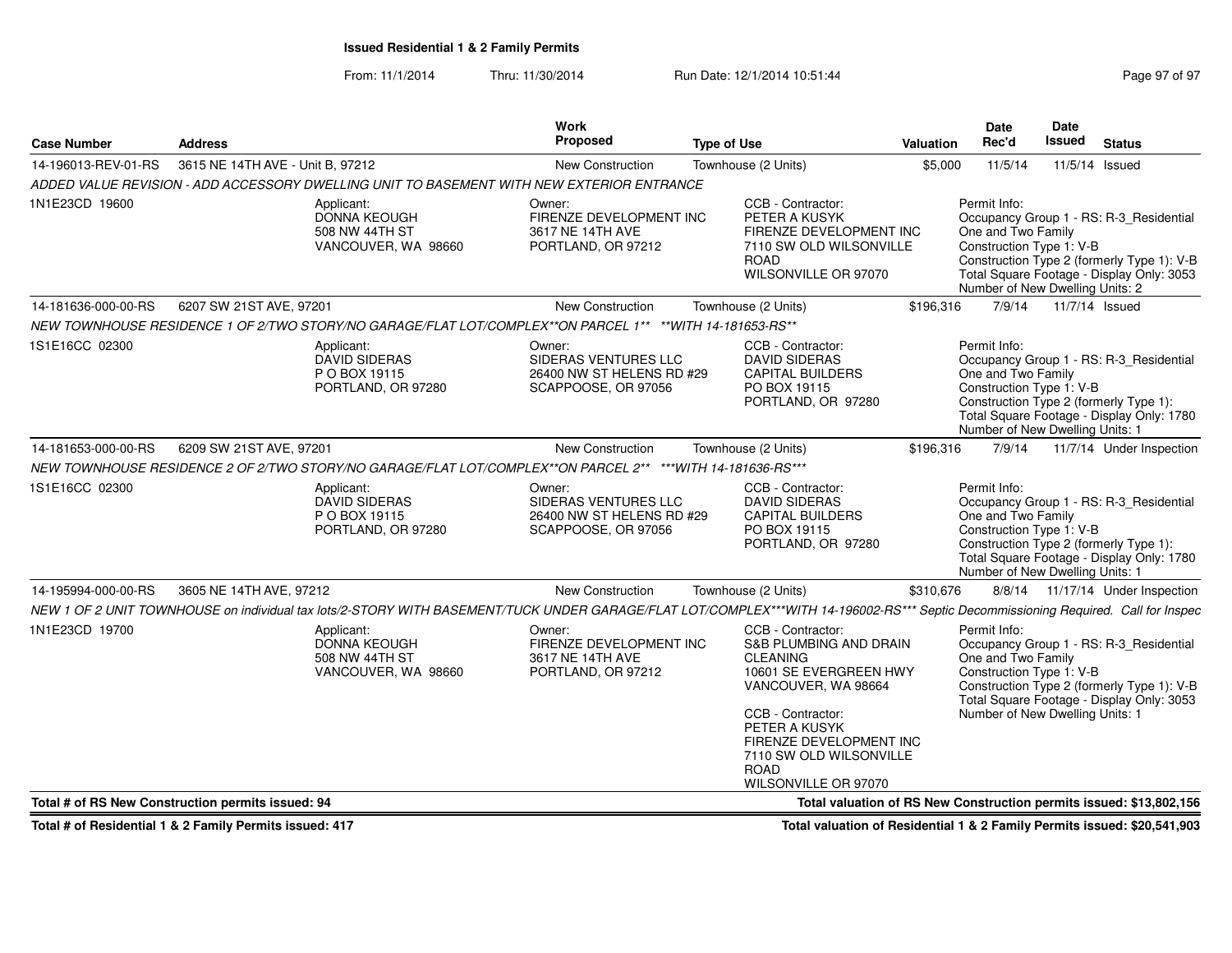**Issued Residential 1 & 2 Family Permits**

From: 11/1/2014 Thru: 11/30/2014 Run Date: 12/1/2014 10:51:44

| Case Number | Address | Work Proposed | Type of Use | Valuation | Date Rec'd | Date Issued | Status |
|---|---|---|---|---|---|---|---|
| 14-196013-REV-01-RS | 3615 NE 14TH AVE - Unit B, 97212 | New Construction | Townhouse (2 Units) | $5,000 | 11/5/14 | 11/5/14 | Issued |

ADDED VALUE REVISION - ADD ACCESSORY DWELLING UNIT TO BASEMENT WITH NEW EXTERIOR ENTRANCE

1N1E23CD 19600

Applicant: DONNA KEOUGH, 508 NW 44TH ST, VANCOUVER, WA 98660

Owner: FIRENZE DEVELOPMENT INC, 3617 NE 14TH AVE, PORTLAND, OR 97212

CCB - Contractor: PETER A KUSYK, FIRENZE DEVELOPMENT INC, 7110 SW OLD WILSONVILLE ROAD, WILSONVILLE OR 97070

Permit Info: Occupancy Group 1 - RS: R-3_Residential One and Two Family; Construction Type 1: V-B; Construction Type 2 (formerly Type 1): V-B; Total Square Footage - Display Only: 3053; Number of New Dwelling Units: 2

| Case Number | Address | Work Proposed | Type of Use | Valuation | Date Rec'd | Date Issued | Status |
|---|---|---|---|---|---|---|---|
| 14-181636-000-00-RS | 6207 SW 21ST AVE, 97201 | New Construction | Townhouse (2 Units) | $196,316 | 7/9/14 | 11/7/14 | Issued |

NEW TOWNHOUSE RESIDENCE 1 OF 2/TWO STORY/NO GARAGE/FLAT LOT/COMPLEX**ON PARCEL 1** **WITH 14-181653-RS**

1S1E16CC 02300

Applicant: DAVID SIDERAS, P O BOX 19115, PORTLAND, OR 97280

Owner: SIDERAS VENTURES LLC, 26400 NW ST HELENS RD #29, SCAPPOOSE, OR 97056

CCB - Contractor: DAVID SIDERAS, CAPITAL BUILDERS, PO BOX 19115, PORTLAND, OR 97280

Permit Info: Occupancy Group 1 - RS: R-3_Residential One and Two Family; Construction Type 1: V-B; Construction Type 2 (formerly Type 1):; Total Square Footage - Display Only: 1780; Number of New Dwelling Units: 1

| Case Number | Address | Work Proposed | Type of Use | Valuation | Date Rec'd | Date Issued | Status |
|---|---|---|---|---|---|---|---|
| 14-181653-000-00-RS | 6209 SW 21ST AVE, 97201 | New Construction | Townhouse (2 Units) | $196,316 | 7/9/14 | 11/7/14 | Under Inspection |

NEW TOWNHOUSE RESIDENCE 2 OF 2/TWO STORY/NO GARAGE/FLAT LOT/COMPLEX**ON PARCEL 2** ***WITH 14-181636-RS***

1S1E16CC 02300

Applicant: DAVID SIDERAS, P O BOX 19115, PORTLAND, OR 97280

Owner: SIDERAS VENTURES LLC, 26400 NW ST HELENS RD #29, SCAPPOOSE, OR 97056

CCB - Contractor: DAVID SIDERAS, CAPITAL BUILDERS, PO BOX 19115, PORTLAND, OR 97280

Permit Info: Occupancy Group 1 - RS: R-3_Residential One and Two Family; Construction Type 1: V-B; Construction Type 2 (formerly Type 1):; Total Square Footage - Display Only: 1780; Number of New Dwelling Units: 1

| Case Number | Address | Work Proposed | Type of Use | Valuation | Date Rec'd | Date Issued | Status |
|---|---|---|---|---|---|---|---|
| 14-195994-000-00-RS | 3605 NE 14TH AVE, 97212 | New Construction | Townhouse (2 Units) | $310,676 | 8/8/14 | 11/17/14 | Under Inspection |

NEW 1 OF 2 UNIT TOWNHOUSE on individual tax lots/2-STORY WITH BASEMENT/TUCK UNDER GARAGE/FLAT LOT/COMPLEX***WITH 14-196002-RS*** Septic Decommissioning Required. Call for Inspec

1N1E23CD 19700

Applicant: DONNA KEOUGH, 508 NW 44TH ST, VANCOUVER, WA 98660

Owner: FIRENZE DEVELOPMENT INC, 3617 NE 14TH AVE, PORTLAND, OR 97212

CCB - Contractor: S&B PLUMBING AND DRAIN CLEANING, 10601 SE EVERGREEN HWY, VANCOUVER, WA 98664

CCB - Contractor: PETER A KUSYK, FIRENZE DEVELOPMENT INC, 7110 SW OLD WILSONVILLE ROAD, WILSONVILLE OR 97070

Permit Info: Occupancy Group 1 - RS: R-3_Residential One and Two Family; Construction Type 1: V-B; Construction Type 2 (formerly Type 1): V-B; Total Square Footage - Display Only: 3053; Number of New Dwelling Units: 1

**Total # of RS New Construction permits issued: 94**

**Total valuation of RS New Construction permits issued: $13,802,156**

**Total # of Residential 1 & 2 Family Permits issued: 417**

**Total valuation of Residential 1 & 2 Family Permits issued: $20,541,903**